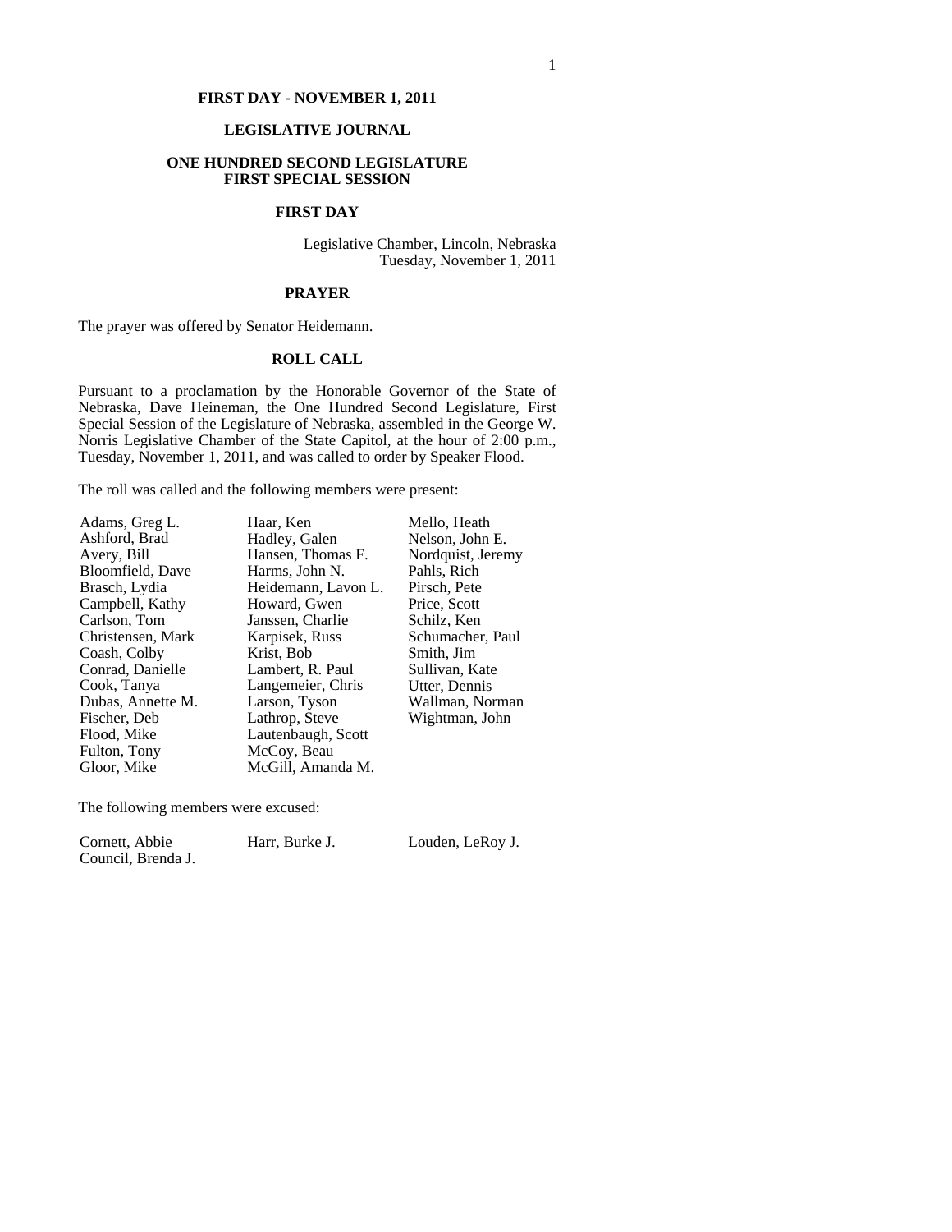**FIRST DAY - NOVEMBER 1, 2011**

**LEGISLATIVE JOURNAL**

**ONE HUNDRED SECOND LEGISLATURE**
**FIRST SPECIAL SESSION**

**FIRST DAY**

Legislative Chamber, Lincoln, Nebraska
Tuesday, November 1, 2011

**PRAYER**

The prayer was offered by Senator Heidemann.

**ROLL CALL**

Pursuant to a proclamation by the Honorable Governor of the State of Nebraska, Dave Heineman, the One Hundred Second Legislature, First Special Session of the Legislature of Nebraska, assembled in the George W. Norris Legislative Chamber of the State Capitol, at the hour of 2:00 p.m., Tuesday, November 1, 2011, and was called to order by Speaker Flood.

The roll was called and the following members were present:

| | | |
|---|---|---|
| Adams, Greg L. | Haar, Ken | Mello, Heath |
| Ashford, Brad | Hadley, Galen | Nelson, John E. |
| Avery, Bill | Hansen, Thomas F. | Nordquist, Jeremy |
| Bloomfield, Dave | Harms, John N. | Pahls, Rich |
| Brasch, Lydia | Heidemann, Lavon L. | Pirsch, Pete |
| Campbell, Kathy | Howard, Gwen | Price, Scott |
| Carlson, Tom | Janssen, Charlie | Schilz, Ken |
| Christensen, Mark | Karpisek, Russ | Schumacher, Paul |
| Coash, Colby | Krist, Bob | Smith, Jim |
| Conrad, Danielle | Lambert, R. Paul | Sullivan, Kate |
| Cook, Tanya | Langemeier, Chris | Utter, Dennis |
| Dubas, Annette M. | Larson, Tyson | Wallman, Norman |
| Fischer, Deb | Lathrop, Steve | Wightman, John |
| Flood, Mike | Lautenbaugh, Scott | |
| Fulton, Tony | McCoy, Beau | |
| Gloor, Mike | McGill, Amanda M. | |

The following members were excused:

| | | |
|---|---|---|
| Cornett, Abbie | Harr, Burke J. | Louden, LeRoy J. |
| Council, Brenda J. | | |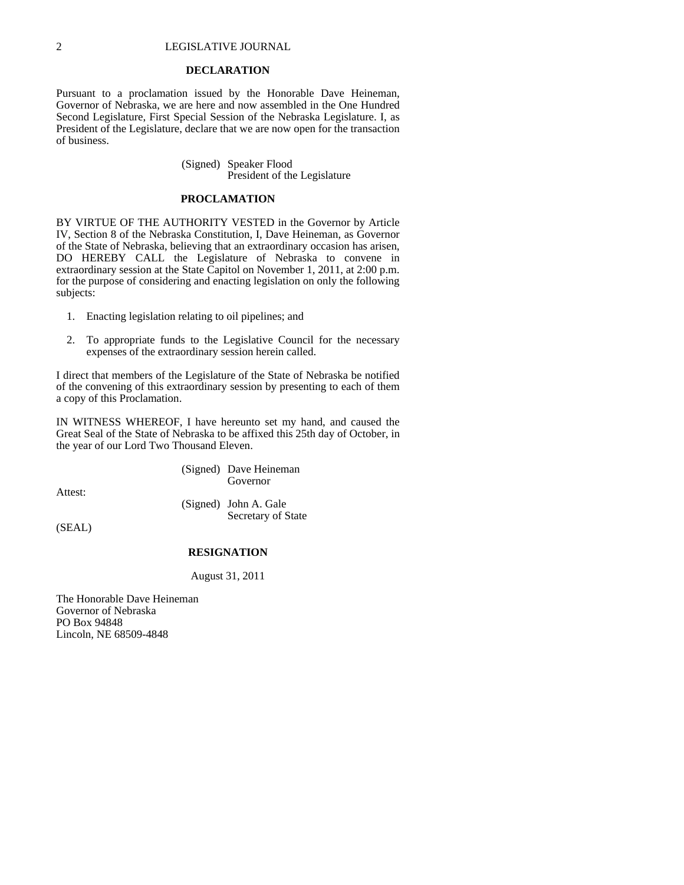## DECLARATION

Pursuant to a proclamation issued by the Honorable Dave Heineman, Governor of Nebraska, we are here and now assembled in the One Hundred Second Legislature, First Special Session of the Nebraska Legislature. I, as President of the Legislature, declare that we are now open for the transaction of business.

(Signed) Speaker Flood
President of the Legislature

## PROCLAMATION

BY VIRTUE OF THE AUTHORITY VESTED in the Governor by Article IV, Section 8 of the Nebraska Constitution, I, Dave Heineman, as Governor of the State of Nebraska, believing that an extraordinary occasion has arisen, DO HEREBY CALL the Legislature of Nebraska to convene in extraordinary session at the State Capitol on November 1, 2011, at 2:00 p.m. for the purpose of considering and enacting legislation on only the following subjects:

1. Enacting legislation relating to oil pipelines; and

2. To appropriate funds to the Legislative Council for the necessary expenses of the extraordinary session herein called.

I direct that members of the Legislature of the State of Nebraska be notified of the convening of this extraordinary session by presenting to each of them a copy of this Proclamation.

IN WITNESS WHEREOF, I have hereunto set my hand, and caused the Great Seal of the State of Nebraska to be affixed this 25th day of October, in the year of our Lord Two Thousand Eleven.

(Signed) Dave Heineman
Governor

Attest:

(Signed) John A. Gale
Secretary of State

(SEAL)

## RESIGNATION

August 31, 2011

The Honorable Dave Heineman
Governor of Nebraska
PO Box 94848
Lincoln, NE 68509-4848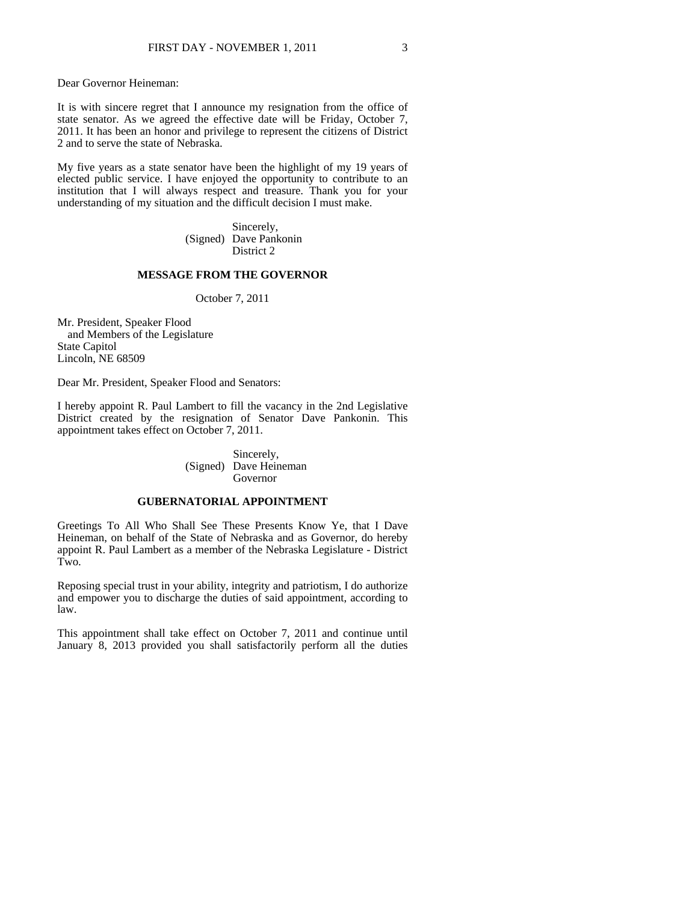Dear Governor Heineman:

It is with sincere regret that I announce my resignation from the office of state senator. As we agreed the effective date will be Friday, October 7, 2011. It has been an honor and privilege to represent the citizens of District 2 and to serve the state of Nebraska.

My five years as a state senator have been the highlight of my 19 years of elected public service. I have enjoyed the opportunity to contribute to an institution that I will always respect and treasure. Thank you for your understanding of my situation and the difficult decision I must make.

Sincerely,
(Signed) Dave Pankonin
District 2

**MESSAGE FROM THE GOVERNOR**

October 7, 2011

Mr. President, Speaker Flood
and Members of the Legislature
State Capitol
Lincoln, NE 68509

Dear Mr. President, Speaker Flood and Senators:

I hereby appoint R. Paul Lambert to fill the vacancy in the 2nd Legislative District created by the resignation of Senator Dave Pankonin. This appointment takes effect on October 7, 2011.

Sincerely,
(Signed) Dave Heineman
Governor

**GUBERNATORIAL APPOINTMENT**

Greetings To All Who Shall See These Presents Know Ye, that I Dave Heineman, on behalf of the State of Nebraska and as Governor, do hereby appoint R. Paul Lambert as a member of the Nebraska Legislature - District Two.

Reposing special trust in your ability, integrity and patriotism, I do authorize and empower you to discharge the duties of said appointment, according to law.

This appointment shall take effect on October 7, 2011 and continue until January 8, 2013 provided you shall satisfactorily perform all the duties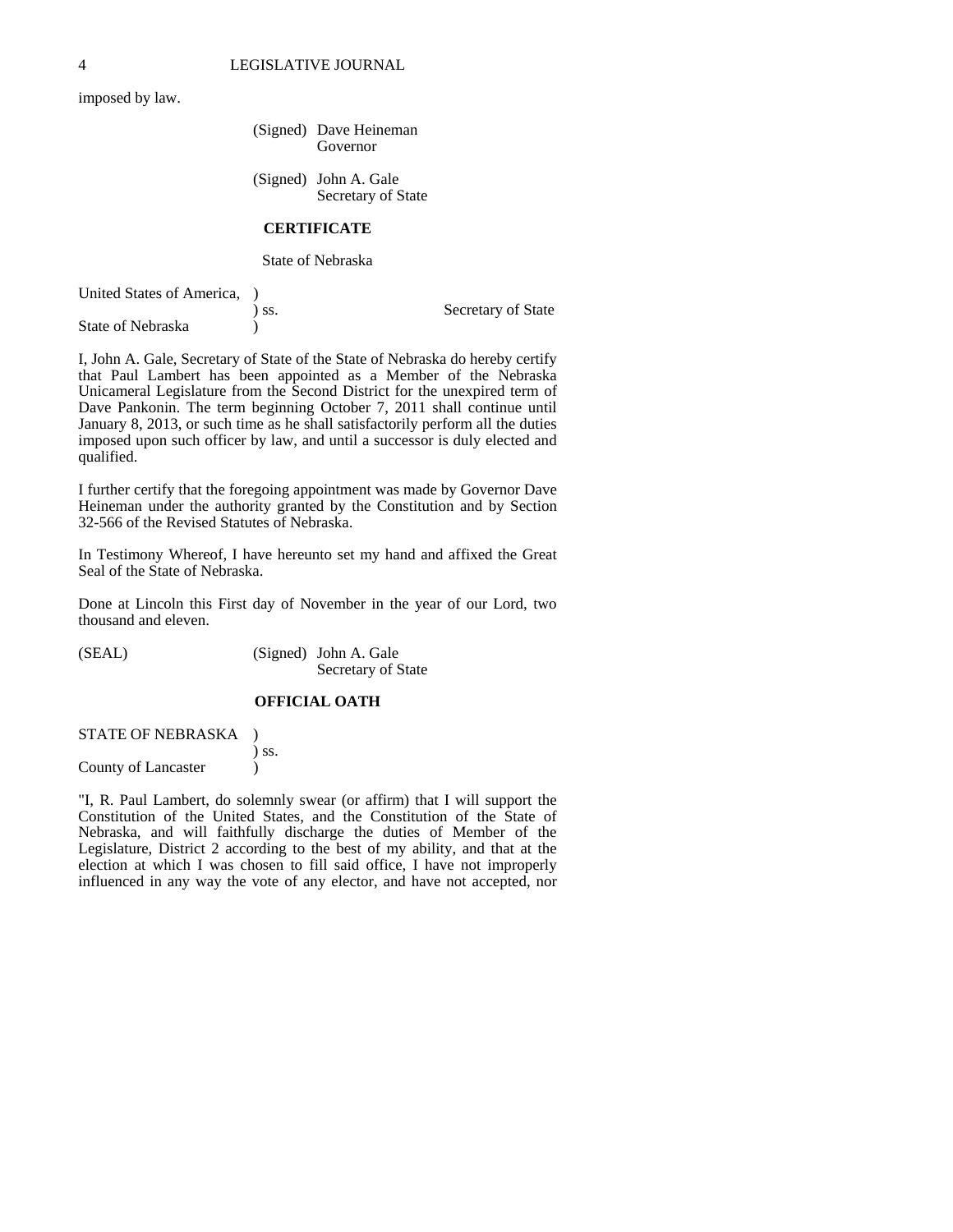imposed by law.

(Signed) Dave Heineman
Governor

(Signed) John A. Gale
Secretary of State

**CERTIFICATE**

State of Nebraska

United States of America, )
) ss. Secretary of State
State of Nebraska )

I, John A. Gale, Secretary of State of the State of Nebraska do hereby certify that Paul Lambert has been appointed as a Member of the Nebraska Unicameral Legislature from the Second District for the unexpired term of Dave Pankonin. The term beginning October 7, 2011 shall continue until January 8, 2013, or such time as he shall satisfactorily perform all the duties imposed upon such officer by law, and until a successor is duly elected and qualified.

I further certify that the foregoing appointment was made by Governor Dave Heineman under the authority granted by the Constitution and by Section 32-566 of the Revised Statutes of Nebraska.

In Testimony Whereof, I have hereunto set my hand and affixed the Great Seal of the State of Nebraska.

Done at Lincoln this First day of November in the year of our Lord, two thousand and eleven.

(SEAL) (Signed) John A. Gale
Secretary of State

**OFFICIAL OATH**

STATE OF NEBRASKA )
) ss.
County of Lancaster )

"I, R. Paul Lambert, do solemnly swear (or affirm) that I will support the Constitution of the United States, and the Constitution of the State of Nebraska, and will faithfully discharge the duties of Member of the Legislature, District 2 according to the best of my ability, and that at the election at which I was chosen to fill said office, I have not improperly influenced in any way the vote of any elector, and have not accepted, nor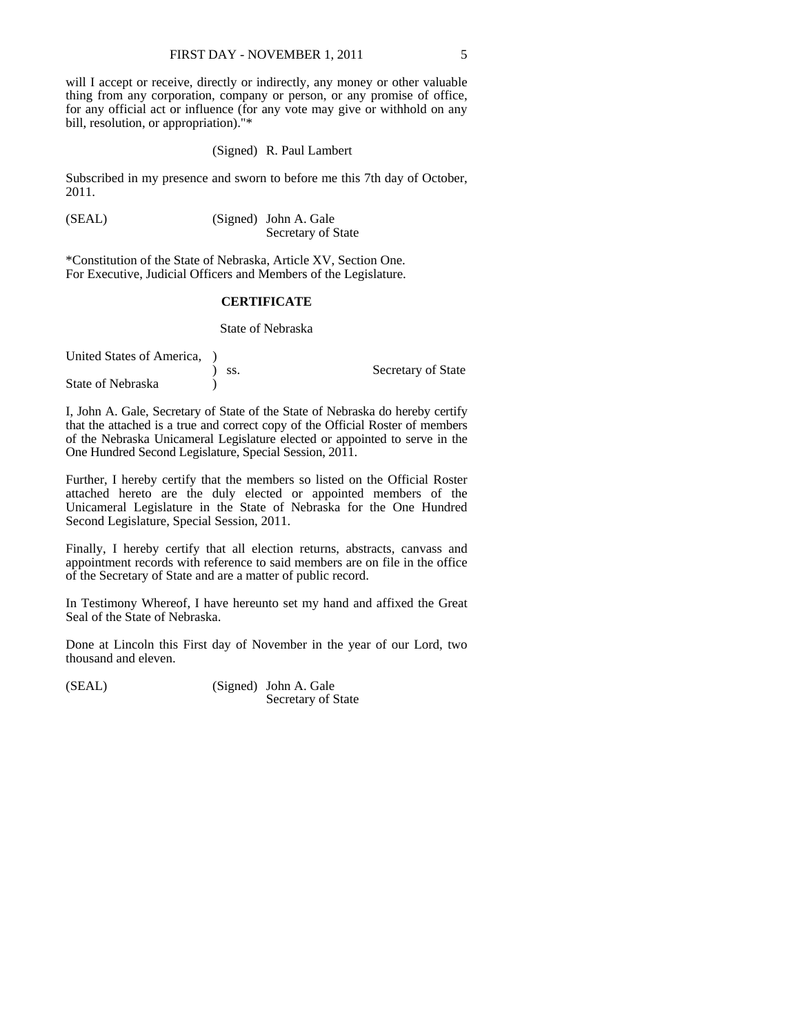will I accept or receive, directly or indirectly, any money or other valuable thing from any corporation, company or person, or any promise of office, for any official act or influence (for any vote may give or withhold on any bill, resolution, or appropriation)."*

(Signed) R. Paul Lambert

Subscribed in my presence and sworn to before me this 7th day of October, 2011.

(SEAL) (Signed) John A. Gale
Secretary of State

*Constitution of the State of Nebraska, Article XV, Section One.
For Executive, Judicial Officers and Members of the Legislature.

**CERTIFICATE**

State of Nebraska

United States of America, )
) ss. Secretary of State
State of Nebraska )

I, John A. Gale, Secretary of State of the State of Nebraska do hereby certify that the attached is a true and correct copy of the Official Roster of members of the Nebraska Unicameral Legislature elected or appointed to serve in the One Hundred Second Legislature, Special Session, 2011.

Further, I hereby certify that the members so listed on the Official Roster attached hereto are the duly elected or appointed members of the Unicameral Legislature in the State of Nebraska for the One Hundred Second Legislature, Special Session, 2011.

Finally, I hereby certify that all election returns, abstracts, canvass and appointment records with reference to said members are on file in the office of the Secretary of State and are a matter of public record.

In Testimony Whereof, I have hereunto set my hand and affixed the Great Seal of the State of Nebraska.

Done at Lincoln this First day of November in the year of our Lord, two thousand and eleven.

(SEAL) (Signed) John A. Gale
Secretary of State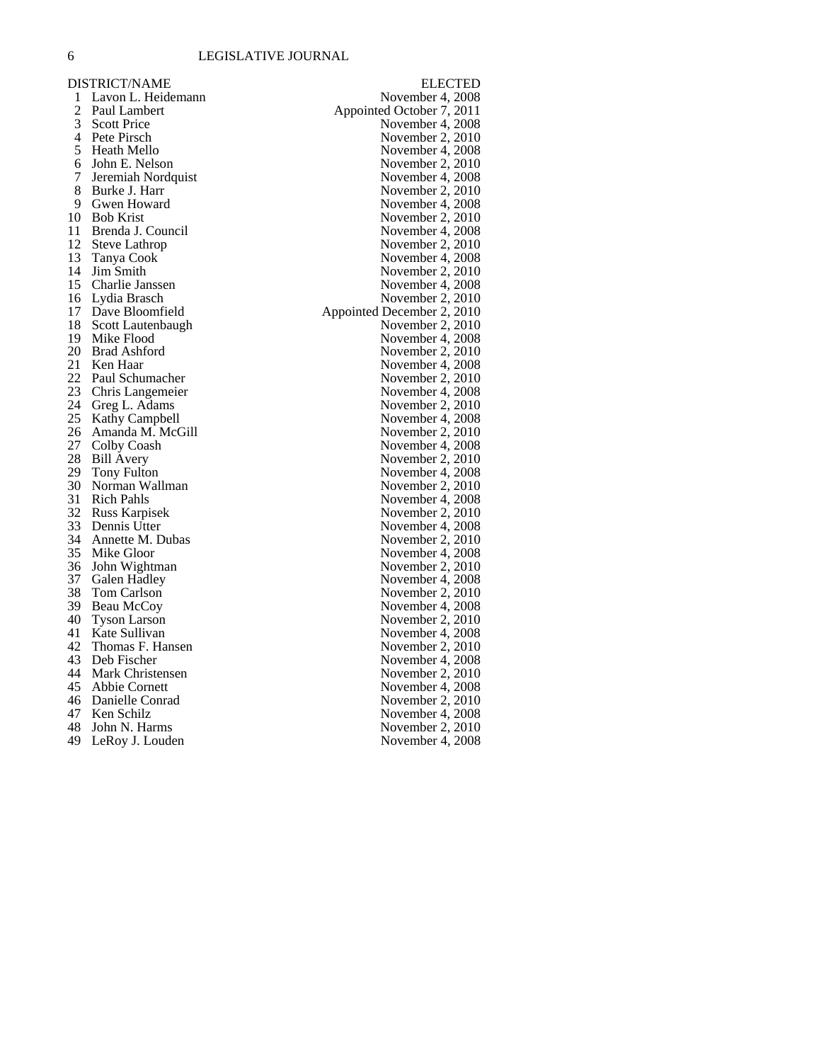| DISTRICT/NAME | | ELECTED |
|---|---|---|
| 1 | Lavon L. Heidemann | November 4, 2008 |
| 2 | Paul Lambert | Appointed October 7, 2011 |
| 3 | Scott Price | November 4, 2008 |
| 4 | Pete Pirsch | November 2, 2010 |
| 5 | Heath Mello | November 4, 2008 |
| 6 | John E. Nelson | November 2, 2010 |
| 7 | Jeremiah Nordquist | November 4, 2008 |
| 8 | Burke J. Harr | November 2, 2010 |
| 9 | Gwen Howard | November 4, 2008 |
| 10 | Bob Krist | November 2, 2010 |
| 11 | Brenda J. Council | November 4, 2008 |
| 12 | Steve Lathrop | November 2, 2010 |
| 13 | Tanya Cook | November 4, 2008 |
| 14 | Jim Smith | November 2, 2010 |
| 15 | Charlie Janssen | November 4, 2008 |
| 16 | Lydia Brasch | November 2, 2010 |
| 17 | Dave Bloomfield | Appointed December 2, 2010 |
| 18 | Scott Lautenbaugh | November 2, 2010 |
| 19 | Mike Flood | November 4, 2008 |
| 20 | Brad Ashford | November 2, 2010 |
| 21 | Ken Haar | November 4, 2008 |
| 22 | Paul Schumacher | November 2, 2010 |
| 23 | Chris Langemeier | November 4, 2008 |
| 24 | Greg L. Adams | November 2, 2010 |
| 25 | Kathy Campbell | November 4, 2008 |
| 26 | Amanda M. McGill | November 2, 2010 |
| 27 | Colby Coash | November 4, 2008 |
| 28 | Bill Avery | November 2, 2010 |
| 29 | Tony Fulton | November 4, 2008 |
| 30 | Norman Wallman | November 2, 2010 |
| 31 | Rich Pahls | November 4, 2008 |
| 32 | Russ Karpisek | November 2, 2010 |
| 33 | Dennis Utter | November 4, 2008 |
| 34 | Annette M. Dubas | November 2, 2010 |
| 35 | Mike Gloor | November 4, 2008 |
| 36 | John Wightman | November 2, 2010 |
| 37 | Galen Hadley | November 4, 2008 |
| 38 | Tom Carlson | November 2, 2010 |
| 39 | Beau McCoy | November 4, 2008 |
| 40 | Tyson Larson | November 2, 2010 |
| 41 | Kate Sullivan | November 4, 2008 |
| 42 | Thomas F. Hansen | November 2, 2010 |
| 43 | Deb Fischer | November 4, 2008 |
| 44 | Mark Christensen | November 2, 2010 |
| 45 | Abbie Cornett | November 4, 2008 |
| 46 | Danielle Conrad | November 2, 2010 |
| 47 | Ken Schilz | November 4, 2008 |
| 48 | John N. Harms | November 2, 2010 |
| 49 | LeRoy J. Louden | November 4, 2008 |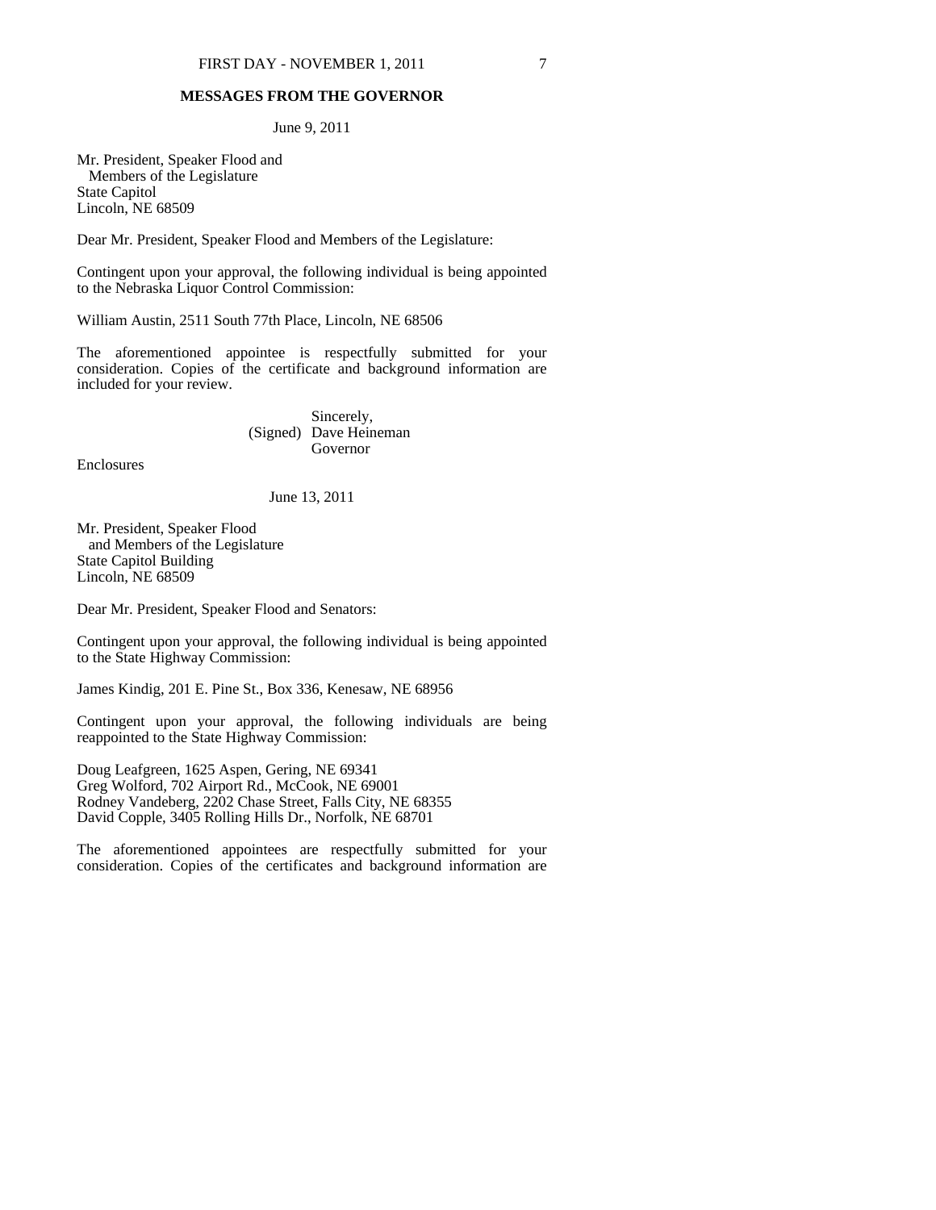## MESSAGES FROM THE GOVERNOR

June 9, 2011

Mr. President, Speaker Flood and
Members of the Legislature
State Capitol
Lincoln, NE 68509

Dear Mr. President, Speaker Flood and Members of the Legislature:

Contingent upon your approval, the following individual is being appointed to the Nebraska Liquor Control Commission:

William Austin, 2511 South 77th Place, Lincoln, NE 68506

The aforementioned appointee is respectfully submitted for your consideration. Copies of the certificate and background information are included for your review.

Sincerely,
(Signed) Dave Heineman
Governor

Enclosures

June 13, 2011

Mr. President, Speaker Flood
and Members of the Legislature
State Capitol Building
Lincoln, NE 68509

Dear Mr. President, Speaker Flood and Senators:

Contingent upon your approval, the following individual is being appointed to the State Highway Commission:

James Kindig, 201 E. Pine St., Box 336, Kenesaw, NE 68956

Contingent upon your approval, the following individuals are being reappointed to the State Highway Commission:

Doug Leafgreen, 1625 Aspen, Gering, NE 69341
Greg Wolford, 702 Airport Rd., McCook, NE 69001
Rodney Vandeberg, 2202 Chase Street, Falls City, NE 68355
David Copple, 3405 Rolling Hills Dr., Norfolk, NE 68701

The aforementioned appointees are respectfully submitted for your consideration. Copies of the certificates and background information are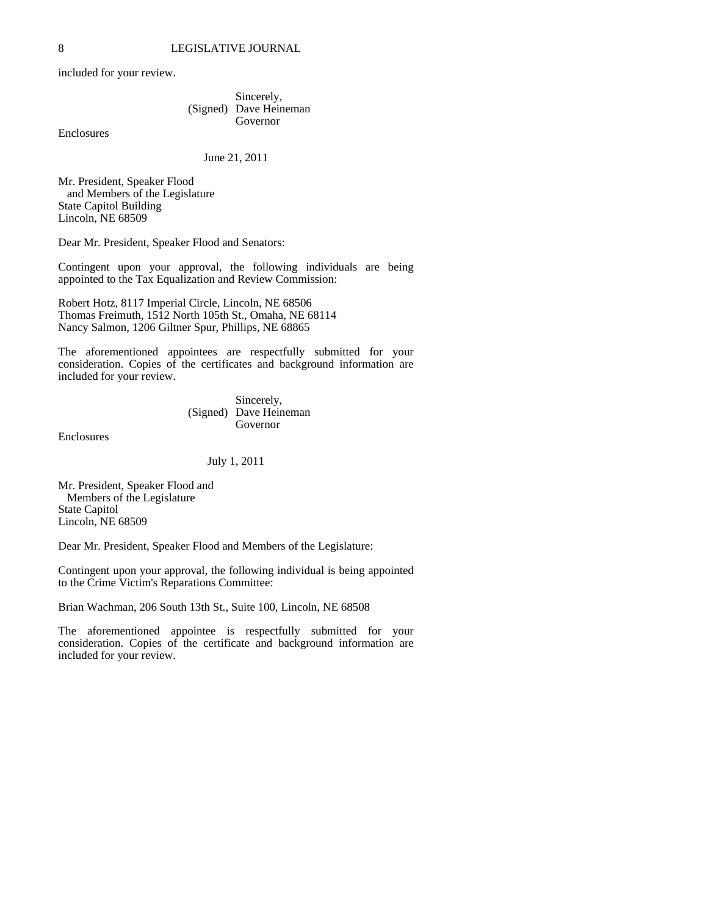included for your review.

Sincerely,
(Signed) Dave Heineman
Governor

Enclosures

June 21, 2011

Mr. President, Speaker Flood
and Members of the Legislature
State Capitol Building
Lincoln, NE 68509

Dear Mr. President, Speaker Flood and Senators:

Contingent upon your approval, the following individuals are being appointed to the Tax Equalization and Review Commission:

Robert Hotz, 8117 Imperial Circle, Lincoln, NE 68506
Thomas Freimuth, 1512 North 105th St., Omaha, NE 68114
Nancy Salmon, 1206 Giltner Spur, Phillips, NE 68865

The aforementioned appointees are respectfully submitted for your consideration. Copies of the certificates and background information are included for your review.

Sincerely,
(Signed) Dave Heineman
Governor

Enclosures

July 1, 2011

Mr. President, Speaker Flood and
Members of the Legislature
State Capitol
Lincoln, NE 68509

Dear Mr. President, Speaker Flood and Members of the Legislature:

Contingent upon your approval, the following individual is being appointed to the Crime Victim's Reparations Committee:

Brian Wachman, 206 South 13th St., Suite 100, Lincoln, NE 68508

The aforementioned appointee is respectfully submitted for your consideration. Copies of the certificate and background information are included for your review.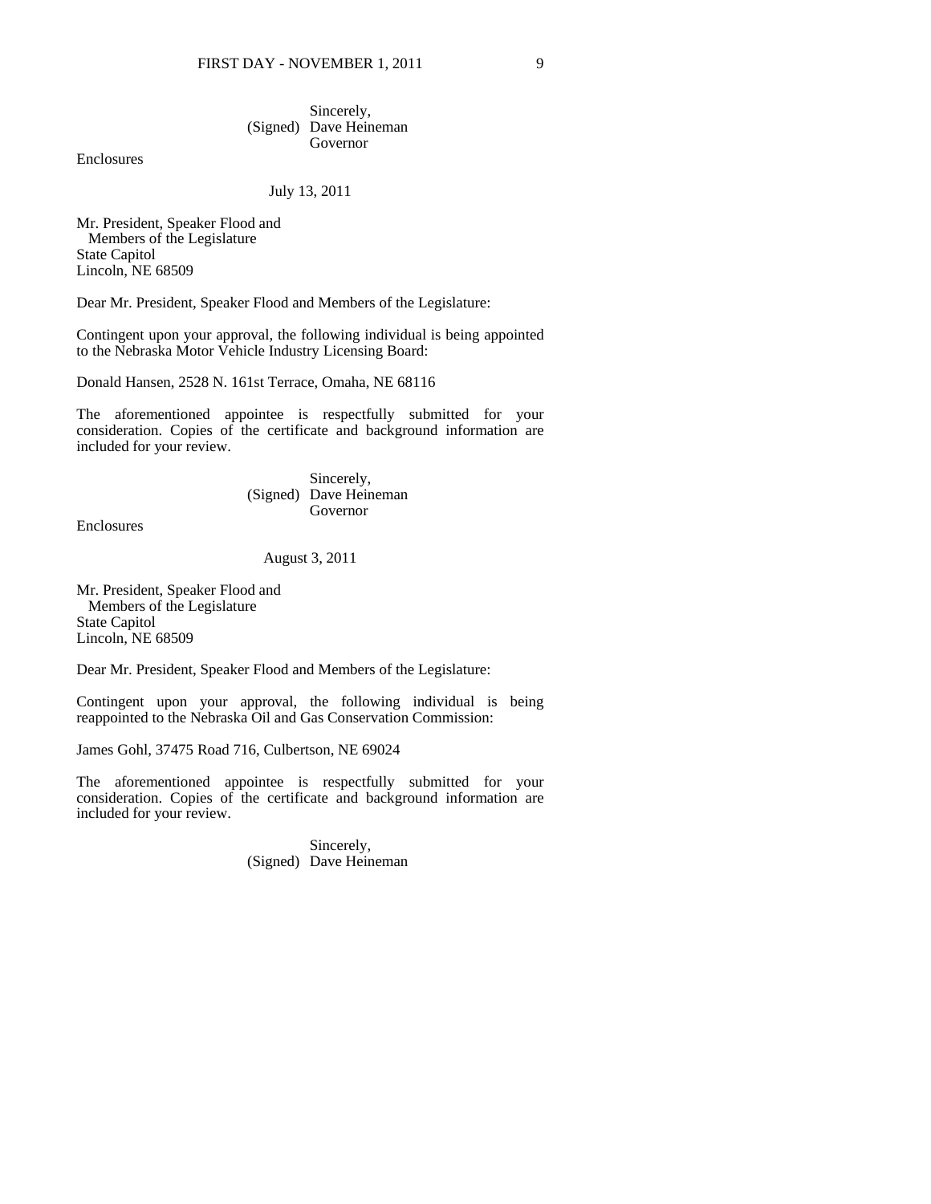Sincerely,
(Signed) Dave Heineman
Governor

Enclosures

July 13, 2011

Mr. President, Speaker Flood and
Members of the Legislature
State Capitol
Lincoln, NE 68509

Dear Mr. President, Speaker Flood and Members of the Legislature:

Contingent upon your approval, the following individual is being appointed to the Nebraska Motor Vehicle Industry Licensing Board:

Donald Hansen, 2528 N. 161st Terrace, Omaha, NE 68116

The aforementioned appointee is respectfully submitted for your consideration. Copies of the certificate and background information are included for your review.

Sincerely,
(Signed) Dave Heineman
Governor

Enclosures

August 3, 2011

Mr. President, Speaker Flood and
Members of the Legislature
State Capitol
Lincoln, NE 68509

Dear Mr. President, Speaker Flood and Members of the Legislature:

Contingent upon your approval, the following individual is being reappointed to the Nebraska Oil and Gas Conservation Commission:

James Gohl, 37475 Road 716, Culbertson, NE 69024

The aforementioned appointee is respectfully submitted for your consideration. Copies of the certificate and background information are included for your review.

Sincerely,
(Signed) Dave Heineman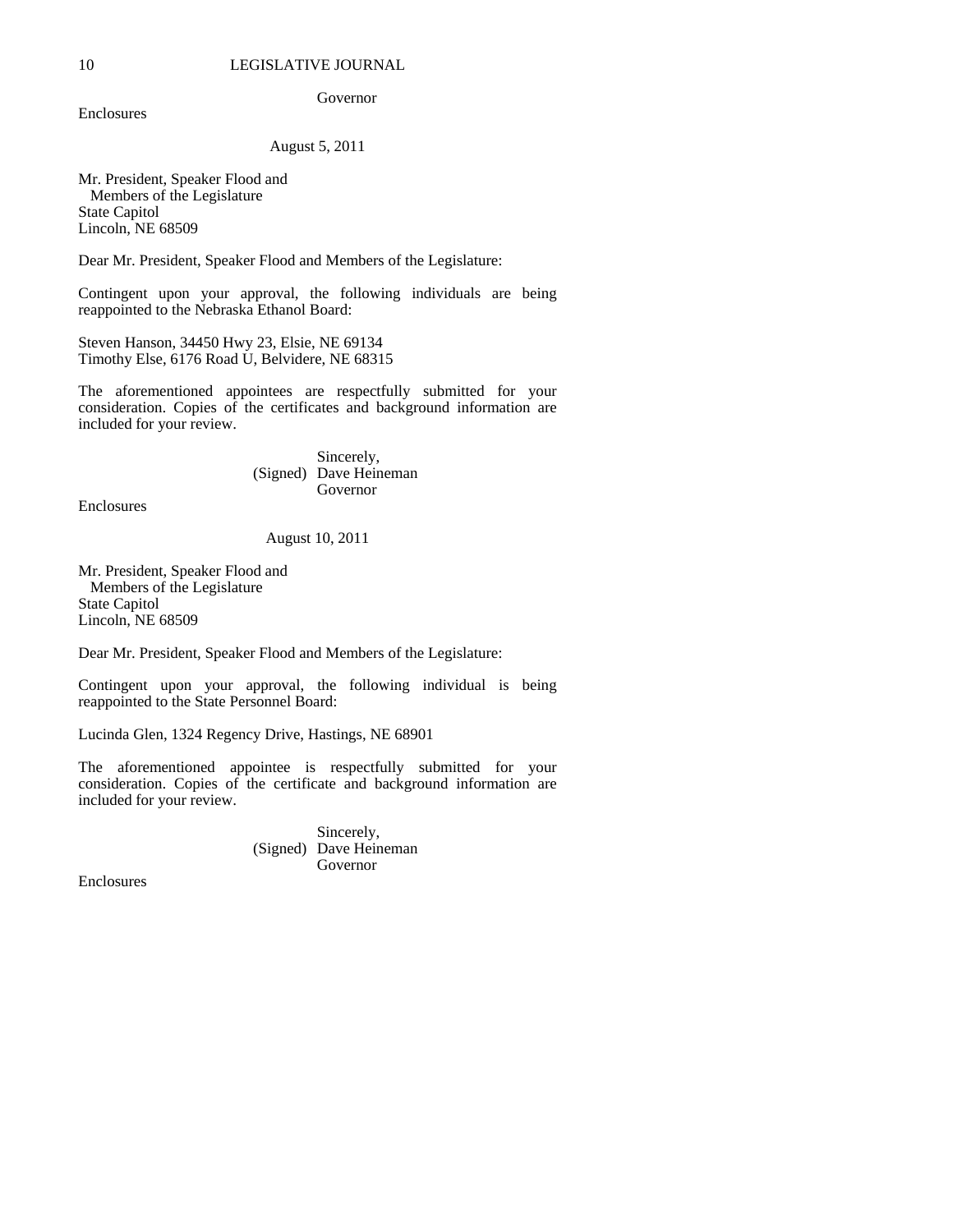Governor

Enclosures

August 5, 2011

Mr. President, Speaker Flood and
Members of the Legislature
State Capitol
Lincoln, NE 68509

Dear Mr. President, Speaker Flood and Members of the Legislature:

Contingent upon your approval, the following individuals are being reappointed to the Nebraska Ethanol Board:

Steven Hanson, 34450 Hwy 23, Elsie, NE 69134
Timothy Else, 6176 Road U, Belvidere, NE 68315

The aforementioned appointees are respectfully submitted for your consideration. Copies of the certificates and background information are included for your review.

Sincerely,
(Signed) Dave Heineman
Governor

Enclosures

August 10, 2011

Mr. President, Speaker Flood and
Members of the Legislature
State Capitol
Lincoln, NE 68509

Dear Mr. President, Speaker Flood and Members of the Legislature:

Contingent upon your approval, the following individual is being reappointed to the State Personnel Board:

Lucinda Glen, 1324 Regency Drive, Hastings, NE 68901

The aforementioned appointee is respectfully submitted for your consideration. Copies of the certificate and background information are included for your review.

Sincerely,
(Signed) Dave Heineman
Governor

Enclosures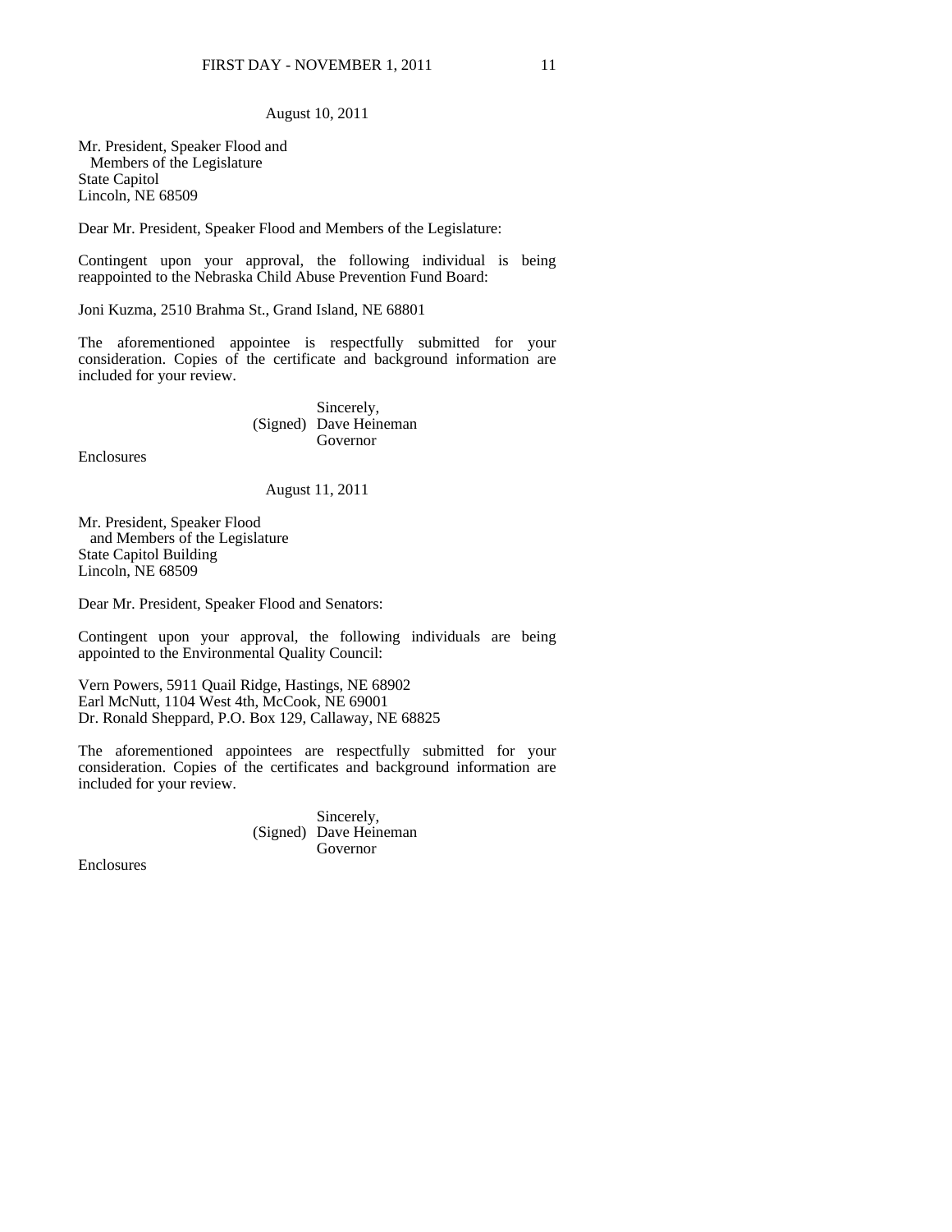August 10, 2011

Mr. President, Speaker Flood and
Members of the Legislature
State Capitol
Lincoln, NE 68509

Dear Mr. President, Speaker Flood and Members of the Legislature:

Contingent upon your approval, the following individual is being reappointed to the Nebraska Child Abuse Prevention Fund Board:

Joni Kuzma, 2510 Brahma St., Grand Island, NE 68801

The aforementioned appointee is respectfully submitted for your consideration. Copies of the certificate and background information are included for your review.

Sincerely,
(Signed) Dave Heineman
Governor

Enclosures

August 11, 2011

Mr. President, Speaker Flood
and Members of the Legislature
State Capitol Building
Lincoln, NE 68509

Dear Mr. President, Speaker Flood and Senators:

Contingent upon your approval, the following individuals are being appointed to the Environmental Quality Council:

Vern Powers, 5911 Quail Ridge, Hastings, NE 68902
Earl McNutt, 1104 West 4th, McCook, NE 69001
Dr. Ronald Sheppard, P.O. Box 129, Callaway, NE 68825

The aforementioned appointees are respectfully submitted for your consideration. Copies of the certificates and background information are included for your review.

Sincerely,
(Signed) Dave Heineman
Governor

Enclosures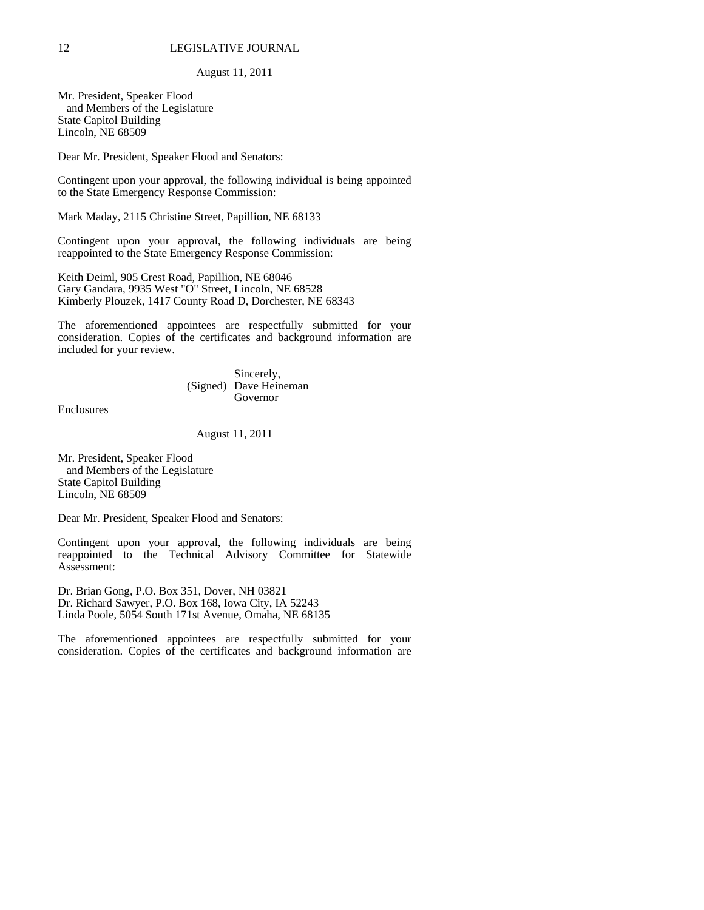August 11, 2011

Mr. President, Speaker Flood
and Members of the Legislature
State Capitol Building
Lincoln, NE 68509

Dear Mr. President, Speaker Flood and Senators:

Contingent upon your approval, the following individual is being appointed to the State Emergency Response Commission:

Mark Maday, 2115 Christine Street, Papillion, NE 68133

Contingent upon your approval, the following individuals are being reappointed to the State Emergency Response Commission:

Keith Deiml, 905 Crest Road, Papillion, NE 68046
Gary Gandara, 9935 West "O" Street, Lincoln, NE 68528
Kimberly Plouzek, 1417 County Road D, Dorchester, NE 68343

The aforementioned appointees are respectfully submitted for your consideration. Copies of the certificates and background information are included for your review.

Sincerely,
(Signed) Dave Heineman
Governor

Enclosures

August 11, 2011

Mr. President, Speaker Flood
and Members of the Legislature
State Capitol Building
Lincoln, NE 68509

Dear Mr. President, Speaker Flood and Senators:

Contingent upon your approval, the following individuals are being reappointed to the Technical Advisory Committee for Statewide Assessment:

Dr. Brian Gong, P.O. Box 351, Dover, NH 03821
Dr. Richard Sawyer, P.O. Box 168, Iowa City, IA 52243
Linda Poole, 5054 South 171st Avenue, Omaha, NE 68135

The aforementioned appointees are respectfully submitted for your consideration. Copies of the certificates and background information are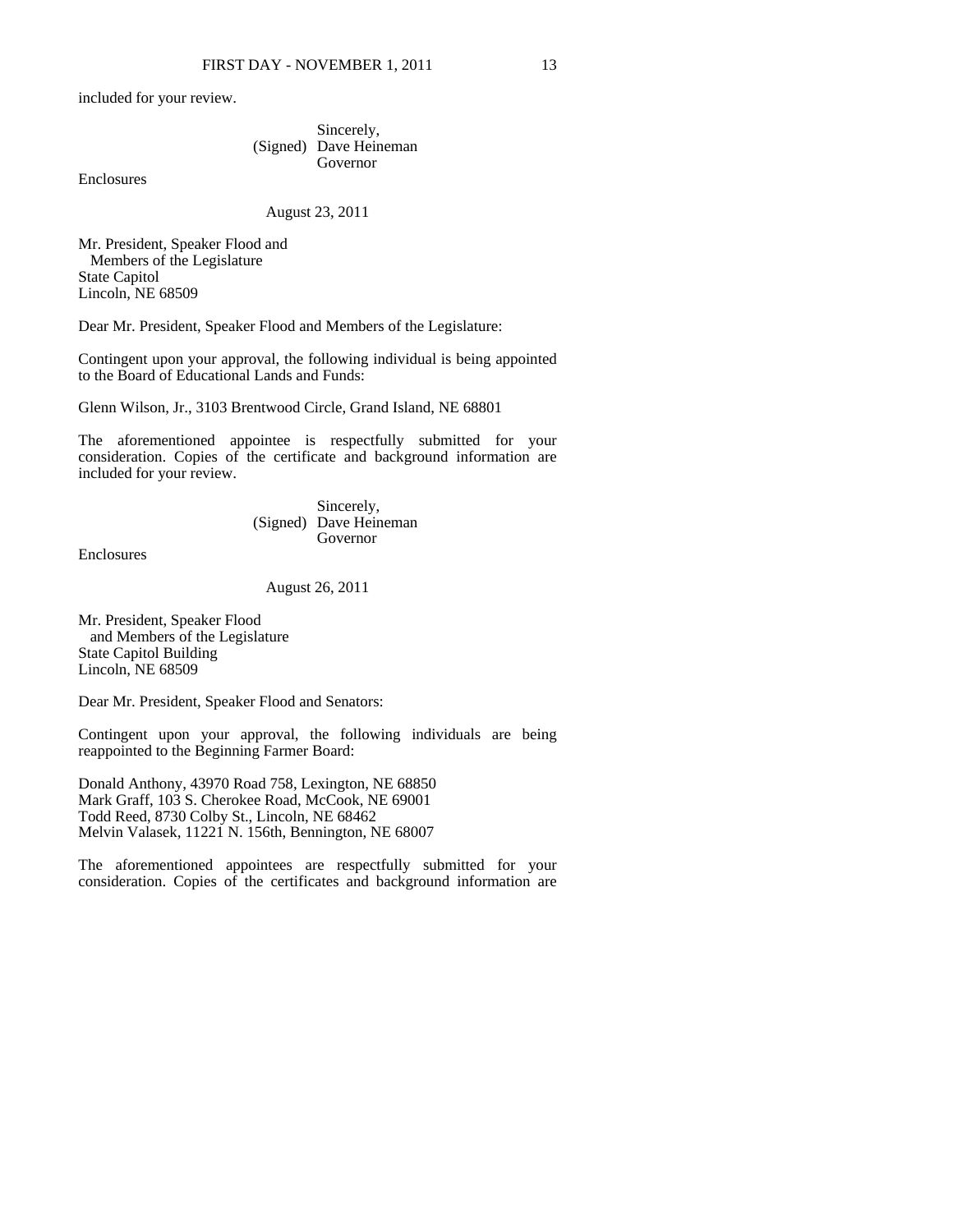included for your review.

Sincerely,
(Signed) Dave Heineman
Governor

Enclosures

August 23, 2011

Mr. President, Speaker Flood and
Members of the Legislature
State Capitol
Lincoln, NE 68509

Dear Mr. President, Speaker Flood and Members of the Legislature:

Contingent upon your approval, the following individual is being appointed to the Board of Educational Lands and Funds:

Glenn Wilson, Jr., 3103 Brentwood Circle, Grand Island, NE 68801

The aforementioned appointee is respectfully submitted for your consideration. Copies of the certificate and background information are included for your review.

Sincerely,
(Signed) Dave Heineman
Governor

Enclosures

August 26, 2011

Mr. President, Speaker Flood
and Members of the Legislature
State Capitol Building
Lincoln, NE 68509

Dear Mr. President, Speaker Flood and Senators:

Contingent upon your approval, the following individuals are being reappointed to the Beginning Farmer Board:

Donald Anthony, 43970 Road 758, Lexington, NE 68850
Mark Graff, 103 S. Cherokee Road, McCook, NE 69001
Todd Reed, 8730 Colby St., Lincoln, NE 68462
Melvin Valasek, 11221 N. 156th, Bennington, NE 68007

The aforementioned appointees are respectfully submitted for your consideration. Copies of the certificates and background information are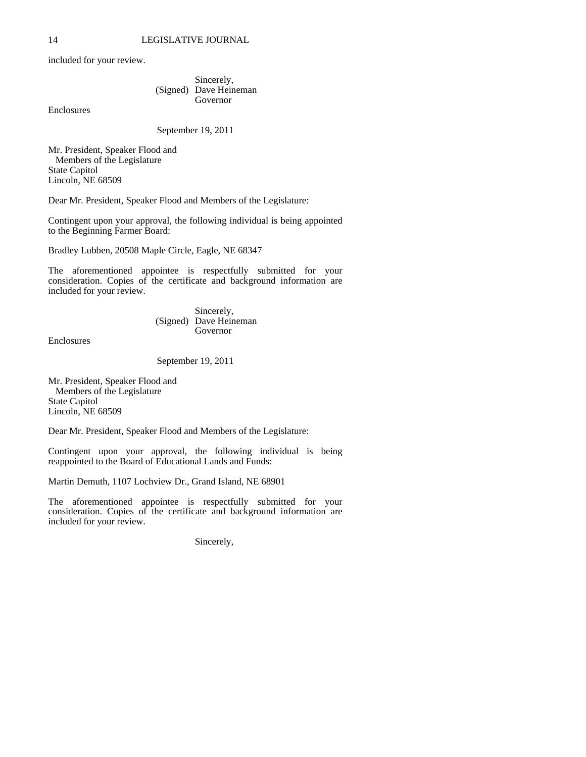included for your review.

Sincerely,
(Signed) Dave Heineman
Governor

Enclosures

September 19, 2011

Mr. President, Speaker Flood and
Members of the Legislature
State Capitol
Lincoln, NE 68509

Dear Mr. President, Speaker Flood and Members of the Legislature:

Contingent upon your approval, the following individual is being appointed to the Beginning Farmer Board:

Bradley Lubben, 20508 Maple Circle, Eagle, NE 68347

The aforementioned appointee is respectfully submitted for your consideration. Copies of the certificate and background information are included for your review.

Sincerely,
(Signed) Dave Heineman
Governor

Enclosures

September 19, 2011

Mr. President, Speaker Flood and
Members of the Legislature
State Capitol
Lincoln, NE 68509

Dear Mr. President, Speaker Flood and Members of the Legislature:

Contingent upon your approval, the following individual is being reappointed to the Board of Educational Lands and Funds:

Martin Demuth, 1107 Lochview Dr., Grand Island, NE 68901

The aforementioned appointee is respectfully submitted for your consideration. Copies of the certificate and background information are included for your review.

Sincerely,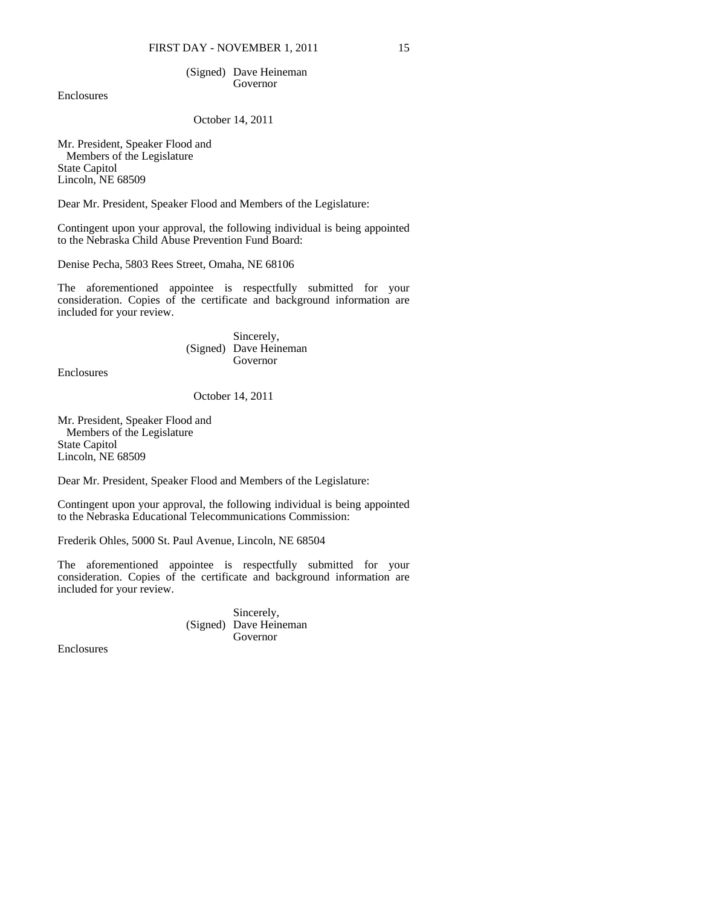(Signed) Dave Heineman
Governor

Enclosures

October 14, 2011

Mr. President, Speaker Flood and
Members of the Legislature
State Capitol
Lincoln, NE 68509

Dear Mr. President, Speaker Flood and Members of the Legislature:

Contingent upon your approval, the following individual is being appointed to the Nebraska Child Abuse Prevention Fund Board:

Denise Pecha, 5803 Rees Street, Omaha, NE 68106

The aforementioned appointee is respectfully submitted for your consideration. Copies of the certificate and background information are included for your review.

Sincerely,
(Signed) Dave Heineman
Governor

Enclosures

October 14, 2011

Mr. President, Speaker Flood and
Members of the Legislature
State Capitol
Lincoln, NE 68509

Dear Mr. President, Speaker Flood and Members of the Legislature:

Contingent upon your approval, the following individual is being appointed to the Nebraska Educational Telecommunications Commission:

Frederik Ohles, 5000 St. Paul Avenue, Lincoln, NE 68504

The aforementioned appointee is respectfully submitted for your consideration. Copies of the certificate and background information are included for your review.

Sincerely,
(Signed) Dave Heineman
Governor

Enclosures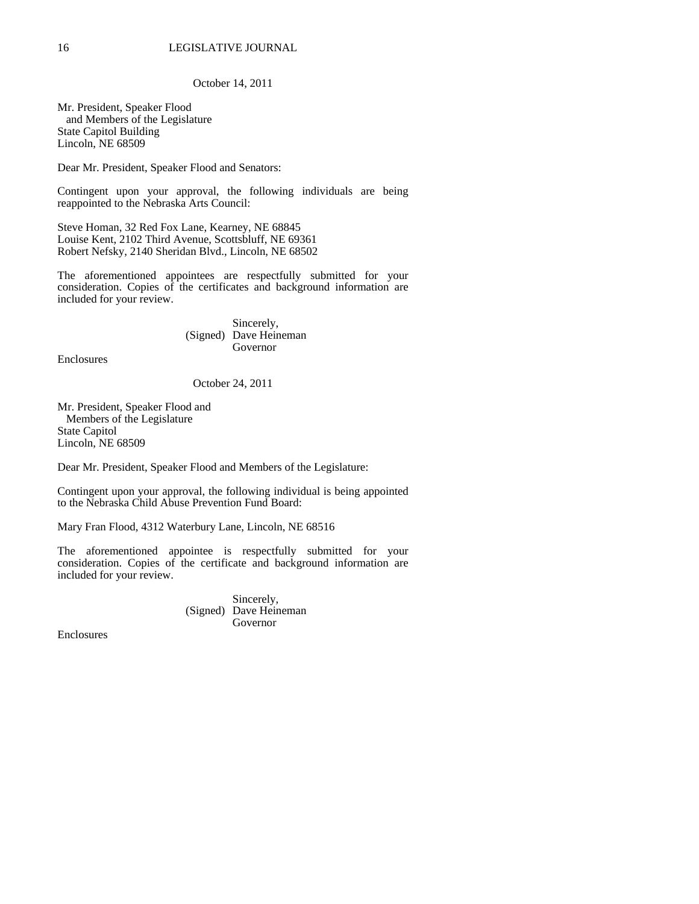October 14, 2011

Mr. President, Speaker Flood
  and Members of the Legislature
State Capitol Building
Lincoln, NE 68509

Dear Mr. President, Speaker Flood and Senators:

Contingent upon your approval, the following individuals are being reappointed to the Nebraska Arts Council:

Steve Homan, 32 Red Fox Lane, Kearney, NE 68845
Louise Kent, 2102 Third Avenue, Scottsbluff, NE 69361
Robert Nefsky, 2140 Sheridan Blvd., Lincoln, NE 68502

The aforementioned appointees are respectfully submitted for your consideration. Copies of the certificates and background information are included for your review.

Sincerely,
(Signed) Dave Heineman
Governor

Enclosures

October 24, 2011

Mr. President, Speaker Flood and
  Members of the Legislature
State Capitol
Lincoln, NE 68509

Dear Mr. President, Speaker Flood and Members of the Legislature:

Contingent upon your approval, the following individual is being appointed to the Nebraska Child Abuse Prevention Fund Board:

Mary Fran Flood, 4312 Waterbury Lane, Lincoln, NE 68516

The aforementioned appointee is respectfully submitted for your consideration. Copies of the certificate and background information are included for your review.

Sincerely,
(Signed) Dave Heineman
Governor

Enclosures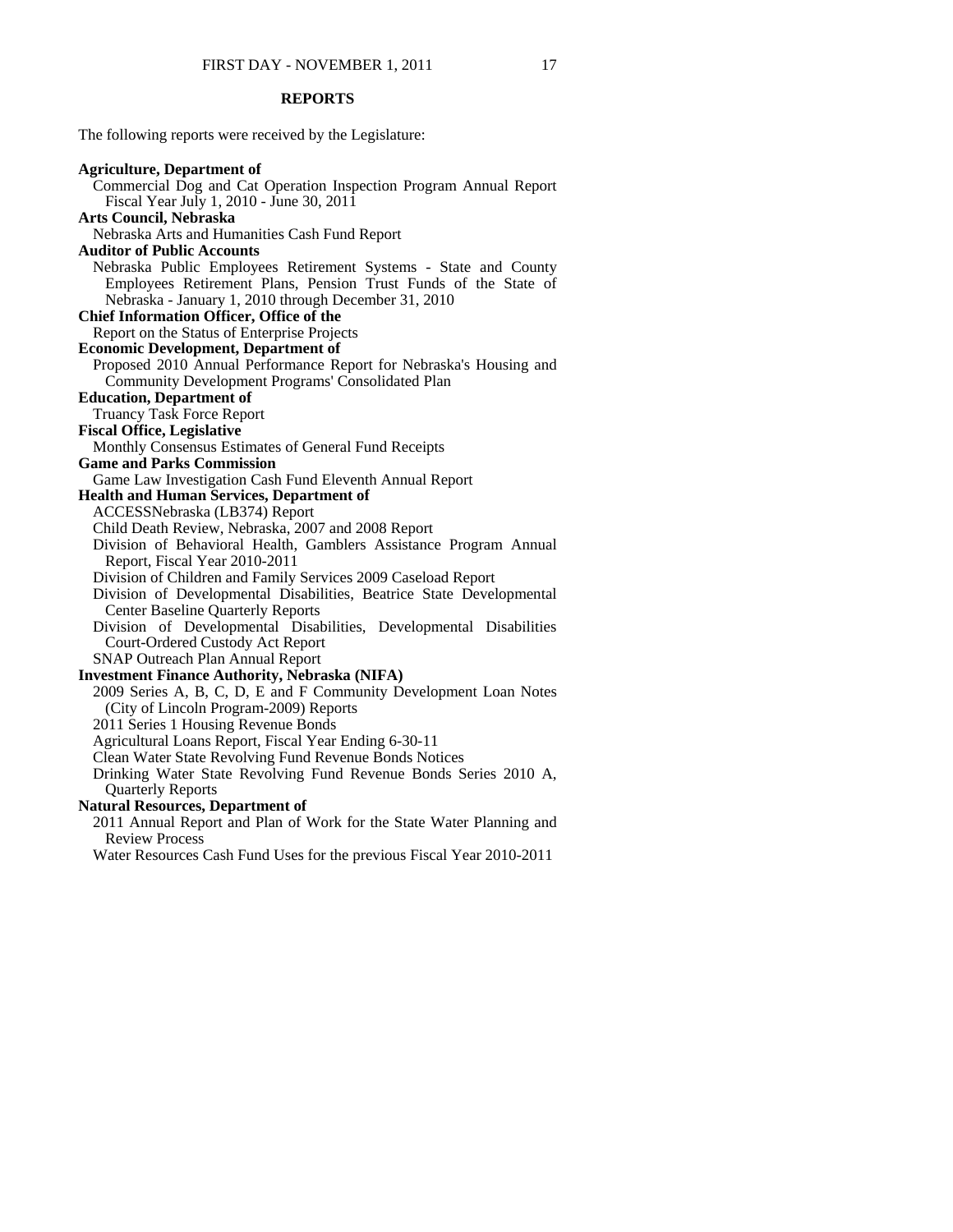## REPORTS

The following reports were received by the Legislature:

**Agriculture, Department of**
Commercial Dog and Cat Operation Inspection Program Annual Report Fiscal Year July 1, 2010 - June 30, 2011

**Arts Council, Nebraska**
Nebraska Arts and Humanities Cash Fund Report

**Auditor of Public Accounts**
Nebraska Public Employees Retirement Systems - State and County Employees Retirement Plans, Pension Trust Funds of the State of Nebraska - January 1, 2010 through December 31, 2010

**Chief Information Officer, Office of the**
Report on the Status of Enterprise Projects

**Economic Development, Department of**
Proposed 2010 Annual Performance Report for Nebraska's Housing and Community Development Programs' Consolidated Plan

**Education, Department of**
Truancy Task Force Report

**Fiscal Office, Legislative**
Monthly Consensus Estimates of General Fund Receipts

**Game and Parks Commission**
Game Law Investigation Cash Fund Eleventh Annual Report

**Health and Human Services, Department of**
ACCESSNebraska (LB374) Report
Child Death Review, Nebraska, 2007 and 2008 Report
Division of Behavioral Health, Gamblers Assistance Program Annual Report, Fiscal Year 2010-2011
Division of Children and Family Services 2009 Caseload Report
Division of Developmental Disabilities, Beatrice State Developmental Center Baseline Quarterly Reports
Division of Developmental Disabilities, Developmental Disabilities Court-Ordered Custody Act Report
SNAP Outreach Plan Annual Report

**Investment Finance Authority, Nebraska (NIFA)**
2009 Series A, B, C, D, E and F Community Development Loan Notes (City of Lincoln Program-2009) Reports
2011 Series 1 Housing Revenue Bonds
Agricultural Loans Report, Fiscal Year Ending 6-30-11
Clean Water State Revolving Fund Revenue Bonds Notices
Drinking Water State Revolving Fund Revenue Bonds Series 2010 A, Quarterly Reports

**Natural Resources, Department of**
2011 Annual Report and Plan of Work for the State Water Planning and Review Process
Water Resources Cash Fund Uses for the previous Fiscal Year 2010-2011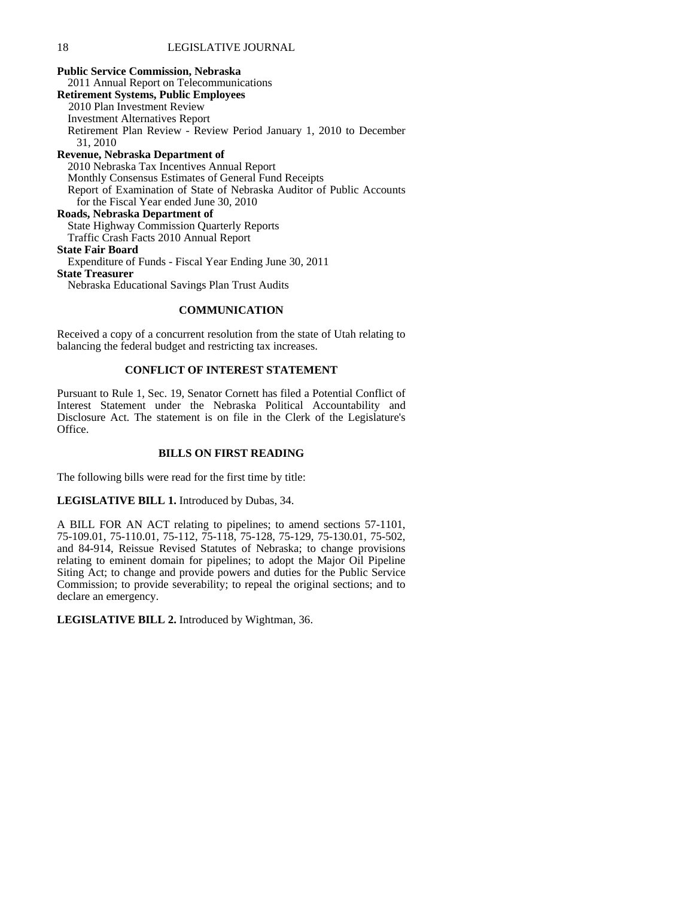**Public Service Commission, Nebraska**
2011 Annual Report on Telecommunications

**Retirement Systems, Public Employees**
2010 Plan Investment Review
Investment Alternatives Report
Retirement Plan Review - Review Period January 1, 2010 to December 31, 2010

**Revenue, Nebraska Department of**
2010 Nebraska Tax Incentives Annual Report
Monthly Consensus Estimates of General Fund Receipts
Report of Examination of State of Nebraska Auditor of Public Accounts for the Fiscal Year ended June 30, 2010

**Roads, Nebraska Department of**
State Highway Commission Quarterly Reports
Traffic Crash Facts 2010 Annual Report

**State Fair Board**
Expenditure of Funds - Fiscal Year Ending June 30, 2011

**State Treasurer**
Nebraska Educational Savings Plan Trust Audits

## COMMUNICATION

Received a copy of a concurrent resolution from the state of Utah relating to balancing the federal budget and restricting tax increases.

## CONFLICT OF INTEREST STATEMENT

Pursuant to Rule 1, Sec. 19, Senator Cornett has filed a Potential Conflict of Interest Statement under the Nebraska Political Accountability and Disclosure Act. The statement is on file in the Clerk of the Legislature's Office.

## BILLS ON FIRST READING

The following bills were read for the first time by title:

**LEGISLATIVE BILL 1.** Introduced by Dubas, 34.

A BILL FOR AN ACT relating to pipelines; to amend sections 57-1101, 75-109.01, 75-110.01, 75-112, 75-118, 75-128, 75-129, 75-130.01, 75-502, and 84-914, Reissue Revised Statutes of Nebraska; to change provisions relating to eminent domain for pipelines; to adopt the Major Oil Pipeline Siting Act; to change and provide powers and duties for the Public Service Commission; to provide severability; to repeal the original sections; and to declare an emergency.

**LEGISLATIVE BILL 2.** Introduced by Wightman, 36.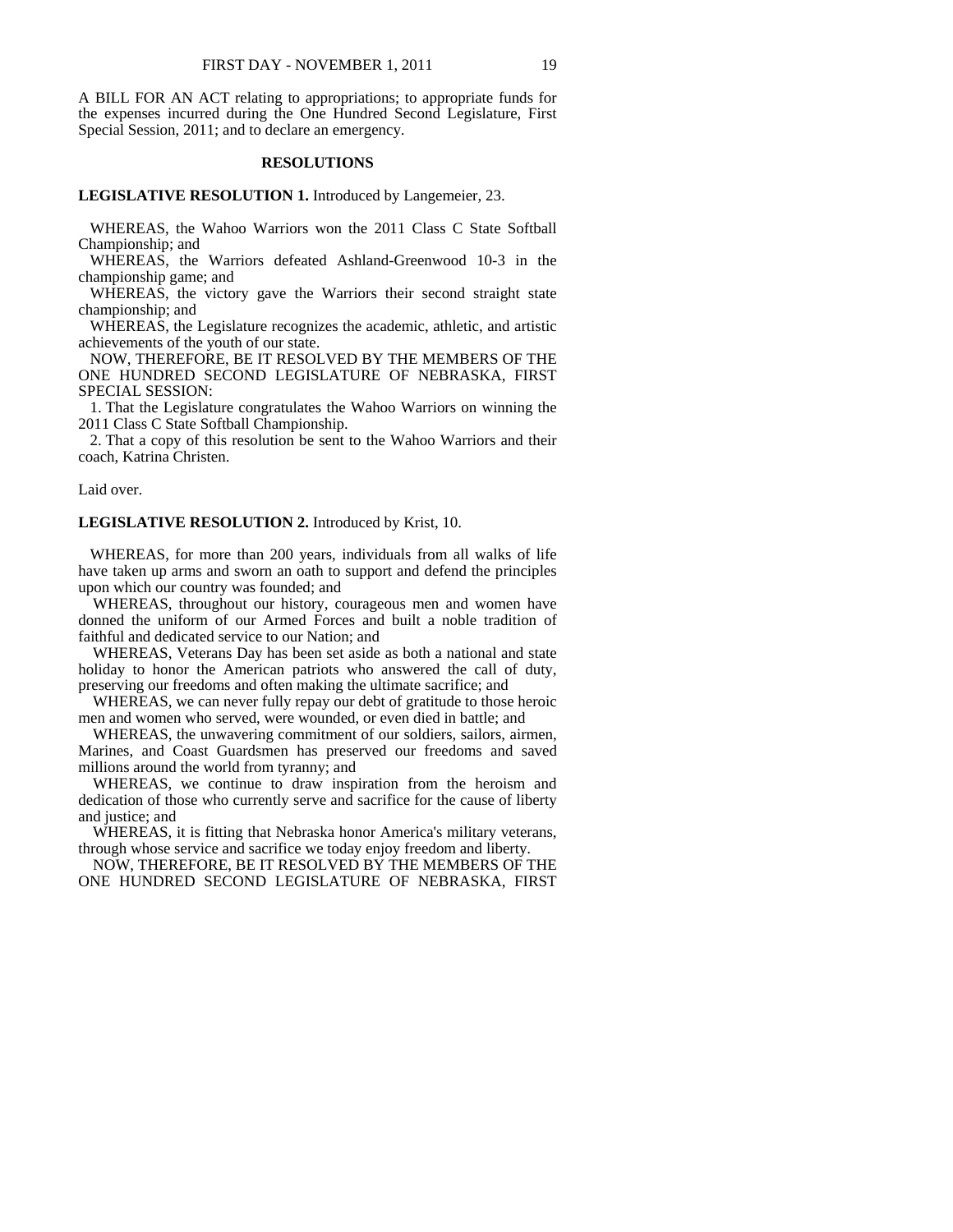A BILL FOR AN ACT relating to appropriations; to appropriate funds for the expenses incurred during the One Hundred Second Legislature, First Special Session, 2011; and to declare an emergency.

## RESOLUTIONS

**LEGISLATIVE RESOLUTION 1.** Introduced by Langemeier, 23.

WHEREAS, the Wahoo Warriors won the 2011 Class C State Softball Championship; and

WHEREAS, the Warriors defeated Ashland-Greenwood 10-3 in the championship game; and

WHEREAS, the victory gave the Warriors their second straight state championship; and

WHEREAS, the Legislature recognizes the academic, athletic, and artistic achievements of the youth of our state.

NOW, THEREFORE, BE IT RESOLVED BY THE MEMBERS OF THE ONE HUNDRED SECOND LEGISLATURE OF NEBRASKA, FIRST SPECIAL SESSION:

1. That the Legislature congratulates the Wahoo Warriors on winning the 2011 Class C State Softball Championship.
2. That a copy of this resolution be sent to the Wahoo Warriors and their coach, Katrina Christen.

Laid over.

**LEGISLATIVE RESOLUTION 2.** Introduced by Krist, 10.

WHEREAS, for more than 200 years, individuals from all walks of life have taken up arms and sworn an oath to support and defend the principles upon which our country was founded; and

WHEREAS, throughout our history, courageous men and women have donned the uniform of our Armed Forces and built a noble tradition of faithful and dedicated service to our Nation; and

WHEREAS, Veterans Day has been set aside as both a national and state holiday to honor the American patriots who answered the call of duty, preserving our freedoms and often making the ultimate sacrifice; and

WHEREAS, we can never fully repay our debt of gratitude to those heroic men and women who served, were wounded, or even died in battle; and

WHEREAS, the unwavering commitment of our soldiers, sailors, airmen, Marines, and Coast Guardsmen has preserved our freedoms and saved millions around the world from tyranny; and

WHEREAS, we continue to draw inspiration from the heroism and dedication of those who currently serve and sacrifice for the cause of liberty and justice; and

WHEREAS, it is fitting that Nebraska honor America's military veterans, through whose service and sacrifice we today enjoy freedom and liberty.

NOW, THEREFORE, BE IT RESOLVED BY THE MEMBERS OF THE ONE HUNDRED SECOND LEGISLATURE OF NEBRASKA, FIRST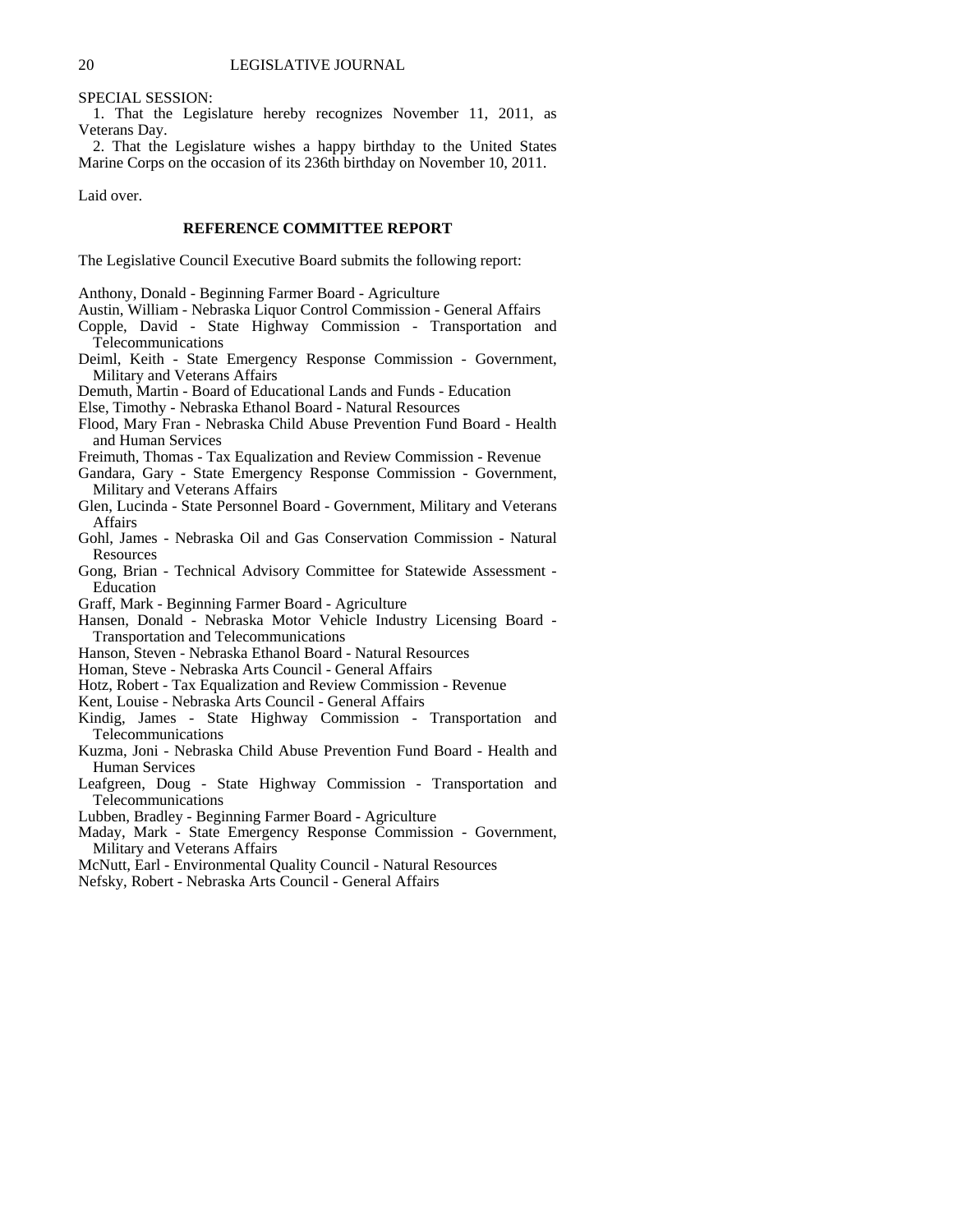SPECIAL SESSION:

1. That the Legislature hereby recognizes November 11, 2011, as Veterans Day.

2. That the Legislature wishes a happy birthday to the United States Marine Corps on the occasion of its 236th birthday on November 10, 2011.

Laid over.

## REFERENCE COMMITTEE REPORT

The Legislative Council Executive Board submits the following report:

Anthony, Donald - Beginning Farmer Board - Agriculture
Austin, William - Nebraska Liquor Control Commission - General Affairs
Copple, David - State Highway Commission - Transportation and Telecommunications
Deiml, Keith - State Emergency Response Commission - Government, Military and Veterans Affairs
Demuth, Martin - Board of Educational Lands and Funds - Education
Else, Timothy - Nebraska Ethanol Board - Natural Resources
Flood, Mary Fran - Nebraska Child Abuse Prevention Fund Board - Health and Human Services
Freimuth, Thomas - Tax Equalization and Review Commission - Revenue
Gandara, Gary - State Emergency Response Commission - Government, Military and Veterans Affairs
Glen, Lucinda - State Personnel Board - Government, Military and Veterans Affairs
Gohl, James - Nebraska Oil and Gas Conservation Commission - Natural Resources
Gong, Brian - Technical Advisory Committee for Statewide Assessment - Education
Graff, Mark - Beginning Farmer Board - Agriculture
Hansen, Donald - Nebraska Motor Vehicle Industry Licensing Board - Transportation and Telecommunications
Hanson, Steven - Nebraska Ethanol Board - Natural Resources
Homan, Steve - Nebraska Arts Council - General Affairs
Hotz, Robert - Tax Equalization and Review Commission - Revenue
Kent, Louise - Nebraska Arts Council - General Affairs
Kindig, James - State Highway Commission - Transportation and Telecommunications
Kuzma, Joni - Nebraska Child Abuse Prevention Fund Board - Health and Human Services
Leafgreen, Doug - State Highway Commission - Transportation and Telecommunications
Lubben, Bradley - Beginning Farmer Board - Agriculture
Maday, Mark - State Emergency Response Commission - Government, Military and Veterans Affairs
McNutt, Earl - Environmental Quality Council - Natural Resources
Nefsky, Robert - Nebraska Arts Council - General Affairs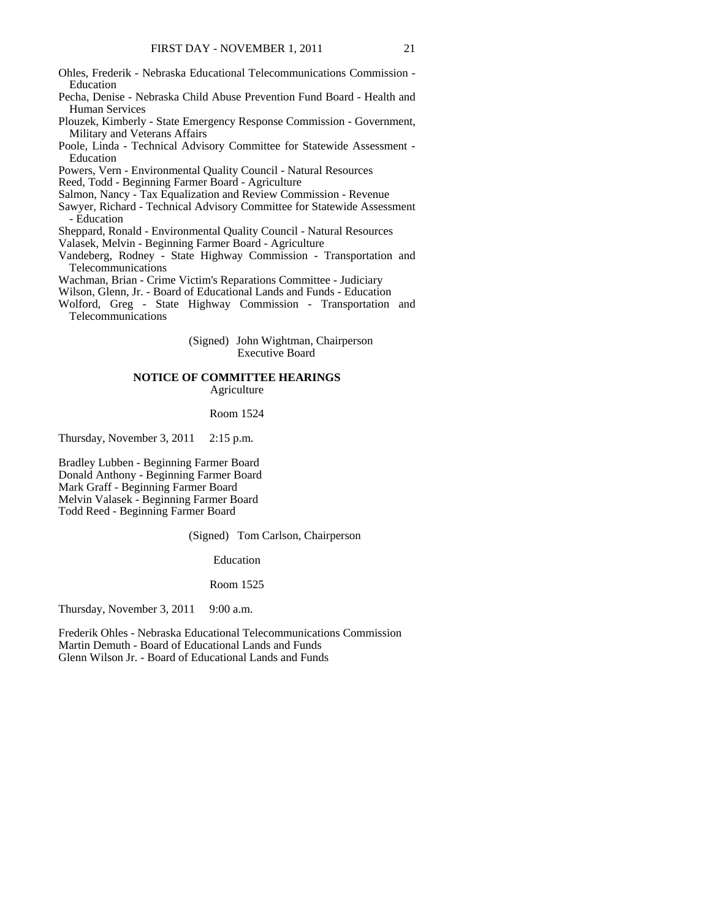Ohles, Frederik - Nebraska Educational Telecommunications Commission - Education
Pecha, Denise - Nebraska Child Abuse Prevention Fund Board - Health and Human Services
Plouzek, Kimberly - State Emergency Response Commission - Government, Military and Veterans Affairs
Poole, Linda - Technical Advisory Committee for Statewide Assessment - Education
Powers, Vern - Environmental Quality Council - Natural Resources
Reed, Todd - Beginning Farmer Board - Agriculture
Salmon, Nancy - Tax Equalization and Review Commission - Revenue
Sawyer, Richard - Technical Advisory Committee for Statewide Assessment - Education
Sheppard, Ronald - Environmental Quality Council - Natural Resources
Valasek, Melvin - Beginning Farmer Board - Agriculture
Vandeberg, Rodney - State Highway Commission - Transportation and Telecommunications
Wachman, Brian - Crime Victim's Reparations Committee - Judiciary
Wilson, Glenn, Jr. - Board of Educational Lands and Funds - Education
Wolford, Greg - State Highway Commission - Transportation and Telecommunications

(Signed) John Wightman, Chairperson
Executive Board

## NOTICE OF COMMITTEE HEARINGS

Agriculture

Room 1524

Thursday, November 3, 2011 2:15 p.m.

Bradley Lubben - Beginning Farmer Board
Donald Anthony - Beginning Farmer Board
Mark Graff - Beginning Farmer Board
Melvin Valasek - Beginning Farmer Board
Todd Reed - Beginning Farmer Board

(Signed) Tom Carlson, Chairperson

Education

Room 1525

Thursday, November 3, 2011 9:00 a.m.

Frederik Ohles - Nebraska Educational Telecommunications Commission
Martin Demuth - Board of Educational Lands and Funds
Glenn Wilson Jr. - Board of Educational Lands and Funds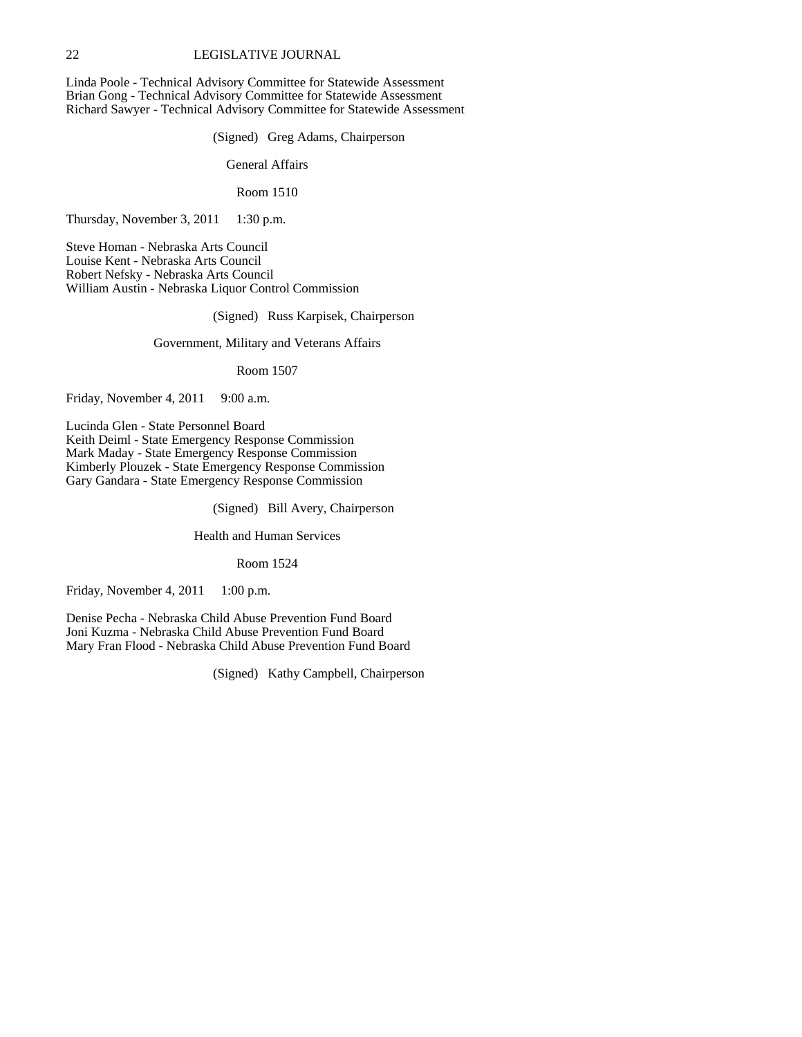Linda Poole - Technical Advisory Committee for Statewide Assessment
Brian Gong - Technical Advisory Committee for Statewide Assessment
Richard Sawyer - Technical Advisory Committee for Statewide Assessment

(Signed) Greg Adams, Chairperson

General Affairs

Room 1510

Thursday, November 3, 2011 1:30 p.m.

Steve Homan - Nebraska Arts Council
Louise Kent - Nebraska Arts Council
Robert Nefsky - Nebraska Arts Council
William Austin - Nebraska Liquor Control Commission

(Signed) Russ Karpisek, Chairperson

Government, Military and Veterans Affairs

Room 1507

Friday, November 4, 2011 9:00 a.m.

Lucinda Glen - State Personnel Board
Keith Deiml - State Emergency Response Commission
Mark Maday - State Emergency Response Commission
Kimberly Plouzek - State Emergency Response Commission
Gary Gandara - State Emergency Response Commission

(Signed) Bill Avery, Chairperson

Health and Human Services

Room 1524

Friday, November 4, 2011 1:00 p.m.

Denise Pecha - Nebraska Child Abuse Prevention Fund Board
Joni Kuzma - Nebraska Child Abuse Prevention Fund Board
Mary Fran Flood - Nebraska Child Abuse Prevention Fund Board

(Signed) Kathy Campbell, Chairperson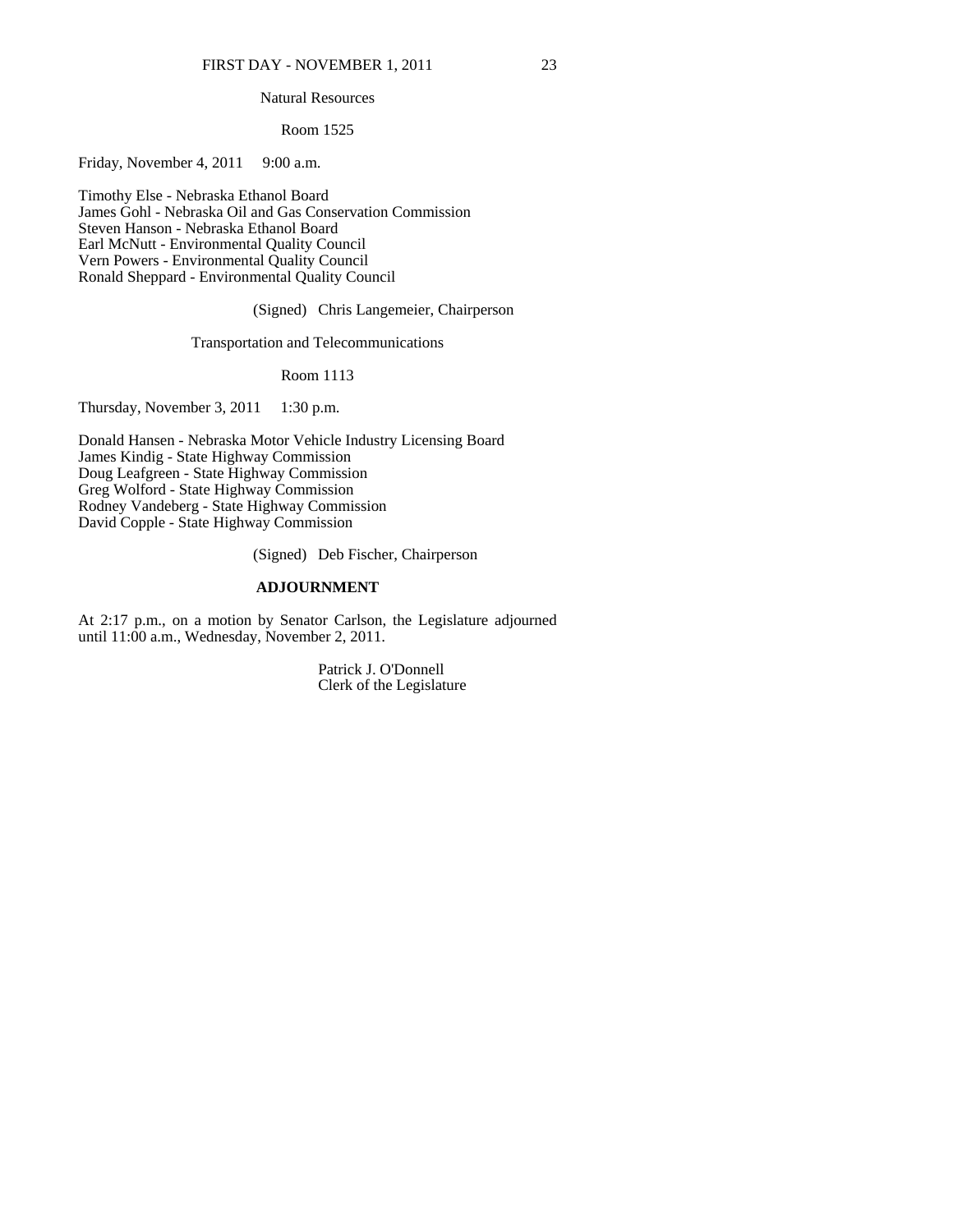Natural Resources

Room 1525

Friday, November 4, 2011 9:00 a.m.

Timothy Else - Nebraska Ethanol Board
James Gohl - Nebraska Oil and Gas Conservation Commission
Steven Hanson - Nebraska Ethanol Board
Earl McNutt - Environmental Quality Council
Vern Powers - Environmental Quality Council
Ronald Sheppard - Environmental Quality Council

(Signed) Chris Langemeier, Chairperson

Transportation and Telecommunications

Room 1113

Thursday, November 3, 2011 1:30 p.m.

Donald Hansen - Nebraska Motor Vehicle Industry Licensing Board
James Kindig - State Highway Commission
Doug Leafgreen - State Highway Commission
Greg Wolford - State Highway Commission
Rodney Vandeberg - State Highway Commission
David Copple - State Highway Commission

(Signed) Deb Fischer, Chairperson

## ADJOURNMENT

At 2:17 p.m., on a motion by Senator Carlson, the Legislature adjourned until 11:00 a.m., Wednesday, November 2, 2011.

Patrick J. O'Donnell
Clerk of the Legislature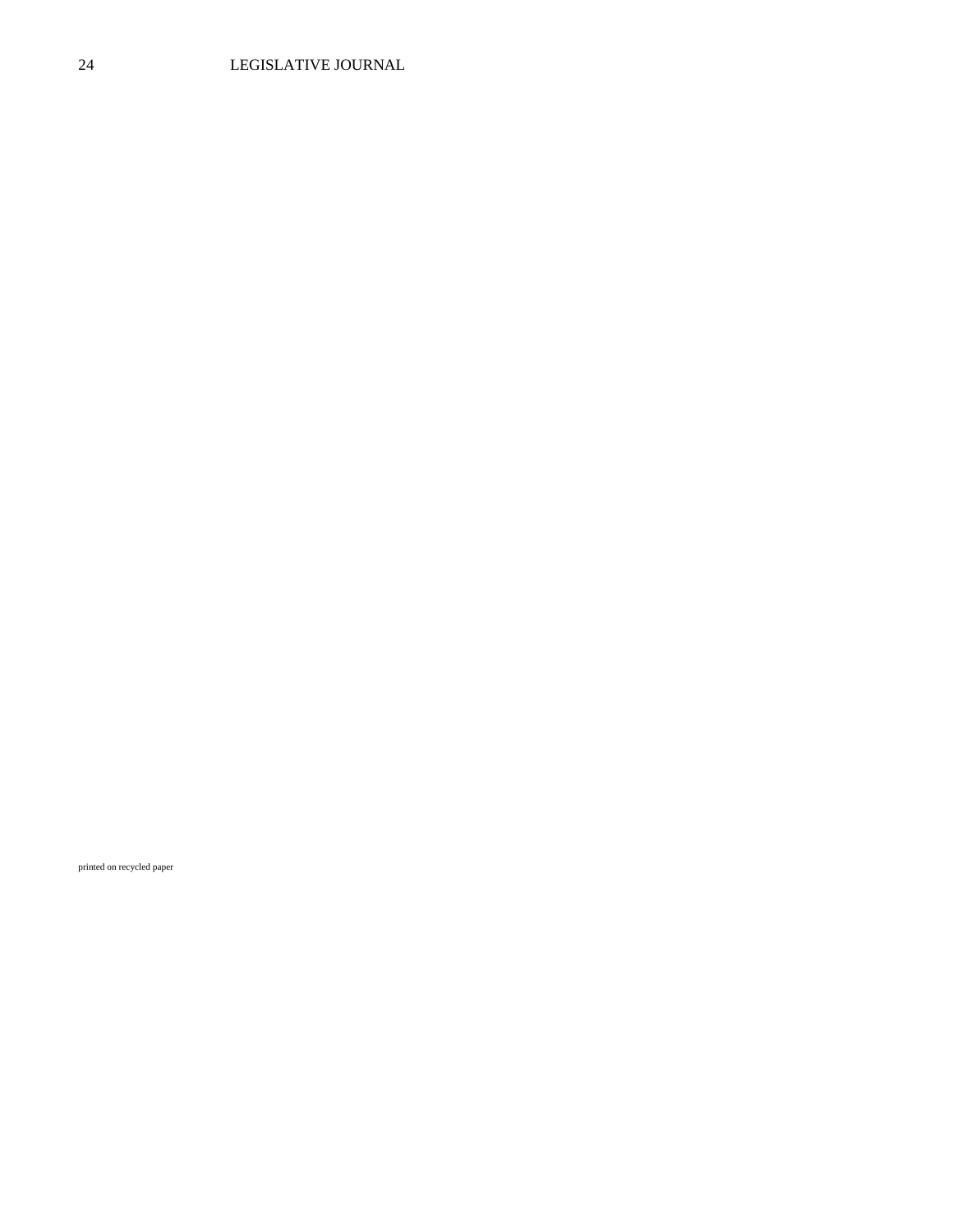printed on recycled paper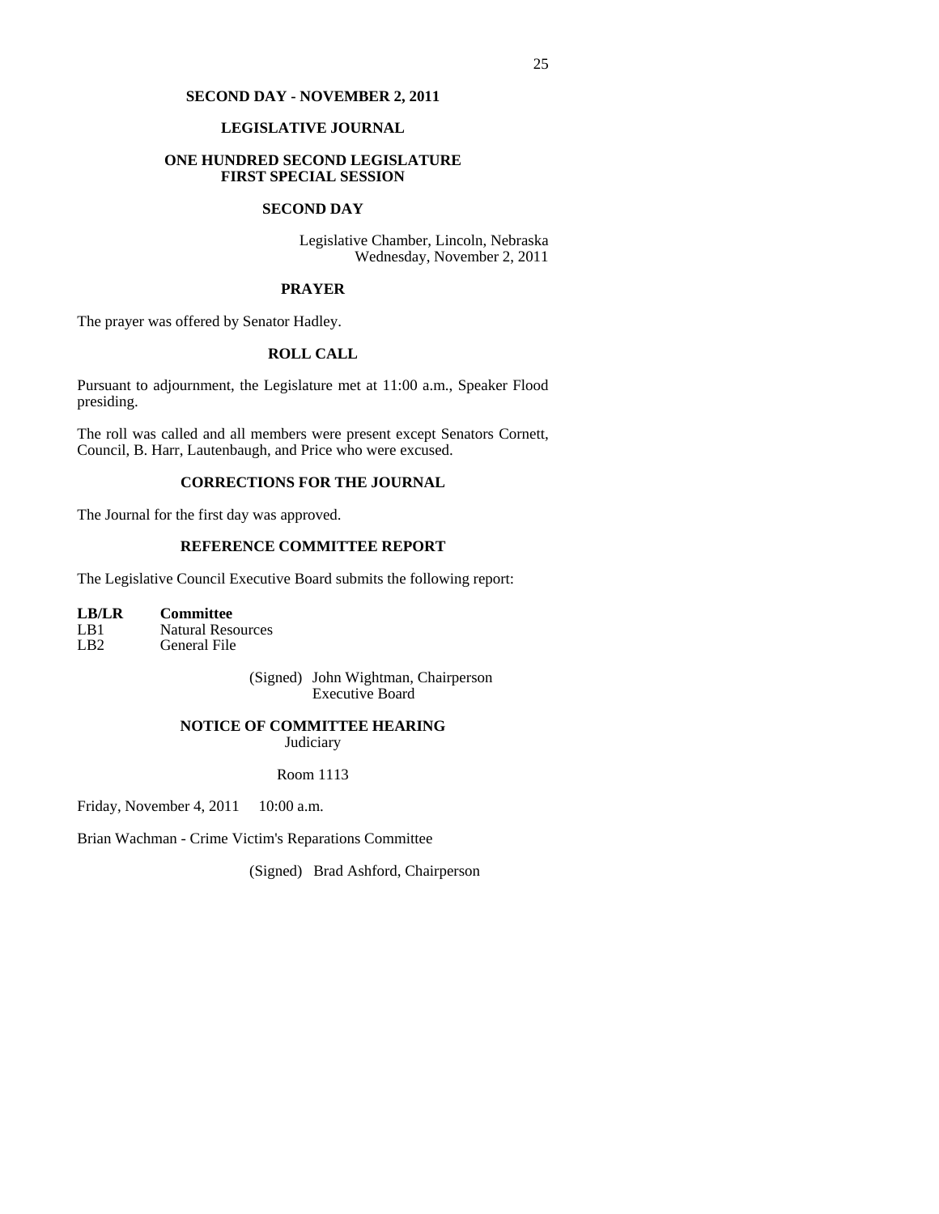# SECOND DAY - NOVEMBER 2, 2011

## LEGISLATIVE JOURNAL

## ONE HUNDRED SECOND LEGISLATURE
## FIRST SPECIAL SESSION

## SECOND DAY

Legislative Chamber, Lincoln, Nebraska
Wednesday, November 2, 2011

## PRAYER

The prayer was offered by Senator Hadley.

## ROLL CALL

Pursuant to adjournment, the Legislature met at 11:00 a.m., Speaker Flood presiding.

The roll was called and all members were present except Senators Cornett, Council, B. Harr, Lautenbaugh, and Price who were excused.

## CORRECTIONS FOR THE JOURNAL

The Journal for the first day was approved.

## REFERENCE COMMITTEE REPORT

The Legislative Council Executive Board submits the following report:

| LB/LR | Committee |
|---|---|
| LB1 | Natural Resources |
| LB2 | General File |

(Signed) John Wightman, Chairperson
Executive Board

## NOTICE OF COMMITTEE HEARING
Judiciary

Room 1113

Friday, November 4, 2011 10:00 a.m.

Brian Wachman - Crime Victim's Reparations Committee

(Signed) Brad Ashford, Chairperson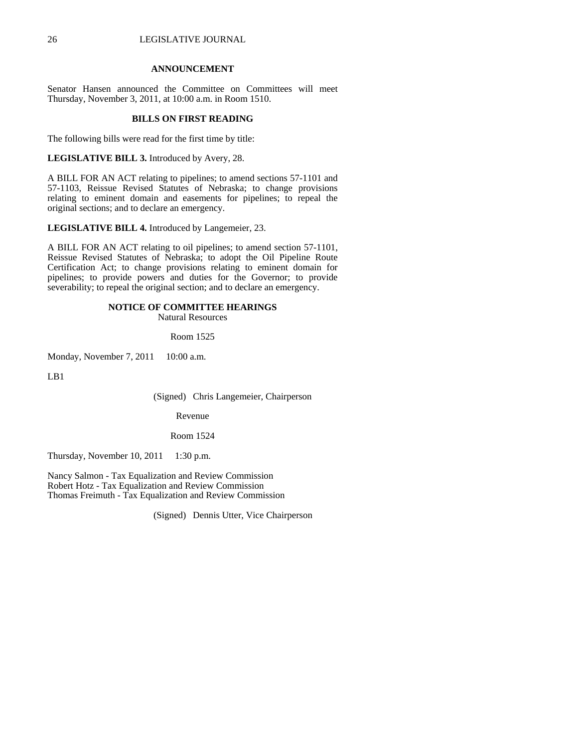## ANNOUNCEMENT

Senator Hansen announced the Committee on Committees will meet Thursday, November 3, 2011, at 10:00 a.m. in Room 1510.

## BILLS ON FIRST READING

The following bills were read for the first time by title:

**LEGISLATIVE BILL 3.** Introduced by Avery, 28.

A BILL FOR AN ACT relating to pipelines; to amend sections 57-1101 and 57-1103, Reissue Revised Statutes of Nebraska; to change provisions relating to eminent domain and easements for pipelines; to repeal the original sections; and to declare an emergency.

**LEGISLATIVE BILL 4.** Introduced by Langemeier, 23.

A BILL FOR AN ACT relating to oil pipelines; to amend section 57-1101, Reissue Revised Statutes of Nebraska; to adopt the Oil Pipeline Route Certification Act; to change provisions relating to eminent domain for pipelines; to provide powers and duties for the Governor; to provide severability; to repeal the original section; and to declare an emergency.

## NOTICE OF COMMITTEE HEARINGS

Natural Resources

Room 1525

Monday, November 7, 2011 10:00 a.m.

LB1

(Signed) Chris Langemeier, Chairperson

Revenue

Room 1524

Thursday, November 10, 2011 1:30 p.m.

Nancy Salmon - Tax Equalization and Review Commission
Robert Hotz - Tax Equalization and Review Commission
Thomas Freimuth - Tax Equalization and Review Commission

(Signed) Dennis Utter, Vice Chairperson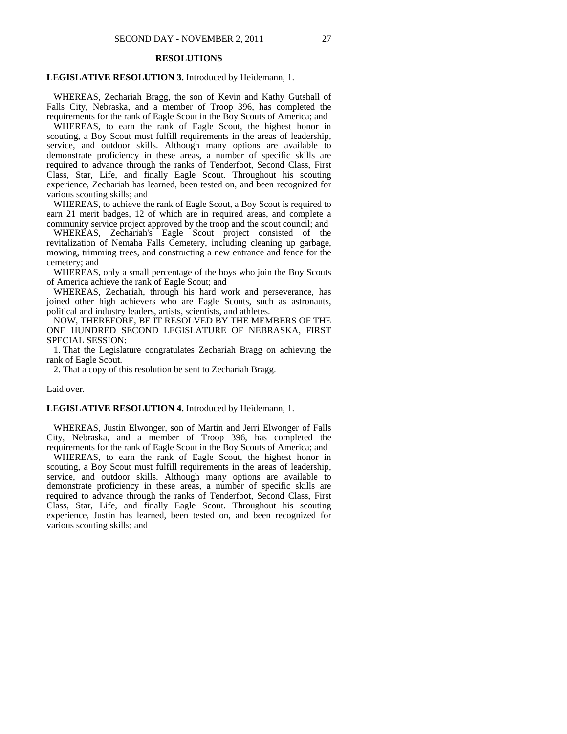## RESOLUTIONS

**LEGISLATIVE RESOLUTION 3.** Introduced by Heidemann, 1.

WHEREAS, Zechariah Bragg, the son of Kevin and Kathy Gutshall of Falls City, Nebraska, and a member of Troop 396, has completed the requirements for the rank of Eagle Scout in the Boy Scouts of America; and

WHEREAS, to earn the rank of Eagle Scout, the highest honor in scouting, a Boy Scout must fulfill requirements in the areas of leadership, service, and outdoor skills. Although many options are available to demonstrate proficiency in these areas, a number of specific skills are required to advance through the ranks of Tenderfoot, Second Class, First Class, Star, Life, and finally Eagle Scout. Throughout his scouting experience, Zechariah has learned, been tested on, and been recognized for various scouting skills; and

WHEREAS, to achieve the rank of Eagle Scout, a Boy Scout is required to earn 21 merit badges, 12 of which are in required areas, and complete a community service project approved by the troop and the scout council; and

WHEREAS, Zechariah's Eagle Scout project consisted of the revitalization of Nemaha Falls Cemetery, including cleaning up garbage, mowing, trimming trees, and constructing a new entrance and fence for the cemetery; and

WHEREAS, only a small percentage of the boys who join the Boy Scouts of America achieve the rank of Eagle Scout; and

WHEREAS, Zechariah, through his hard work and perseverance, has joined other high achievers who are Eagle Scouts, such as astronauts, political and industry leaders, artists, scientists, and athletes.

NOW, THEREFORE, BE IT RESOLVED BY THE MEMBERS OF THE ONE HUNDRED SECOND LEGISLATURE OF NEBRASKA, FIRST SPECIAL SESSION:

1. That the Legislature congratulates Zechariah Bragg on achieving the rank of Eagle Scout.

2. That a copy of this resolution be sent to Zechariah Bragg.

Laid over.

**LEGISLATIVE RESOLUTION 4.** Introduced by Heidemann, 1.

WHEREAS, Justin Elwonger, son of Martin and Jerri Elwonger of Falls City, Nebraska, and a member of Troop 396, has completed the requirements for the rank of Eagle Scout in the Boy Scouts of America; and

WHEREAS, to earn the rank of Eagle Scout, the highest honor in scouting, a Boy Scout must fulfill requirements in the areas of leadership, service, and outdoor skills. Although many options are available to demonstrate proficiency in these areas, a number of specific skills are required to advance through the ranks of Tenderfoot, Second Class, First Class, Star, Life, and finally Eagle Scout. Throughout his scouting experience, Justin has learned, been tested on, and been recognized for various scouting skills; and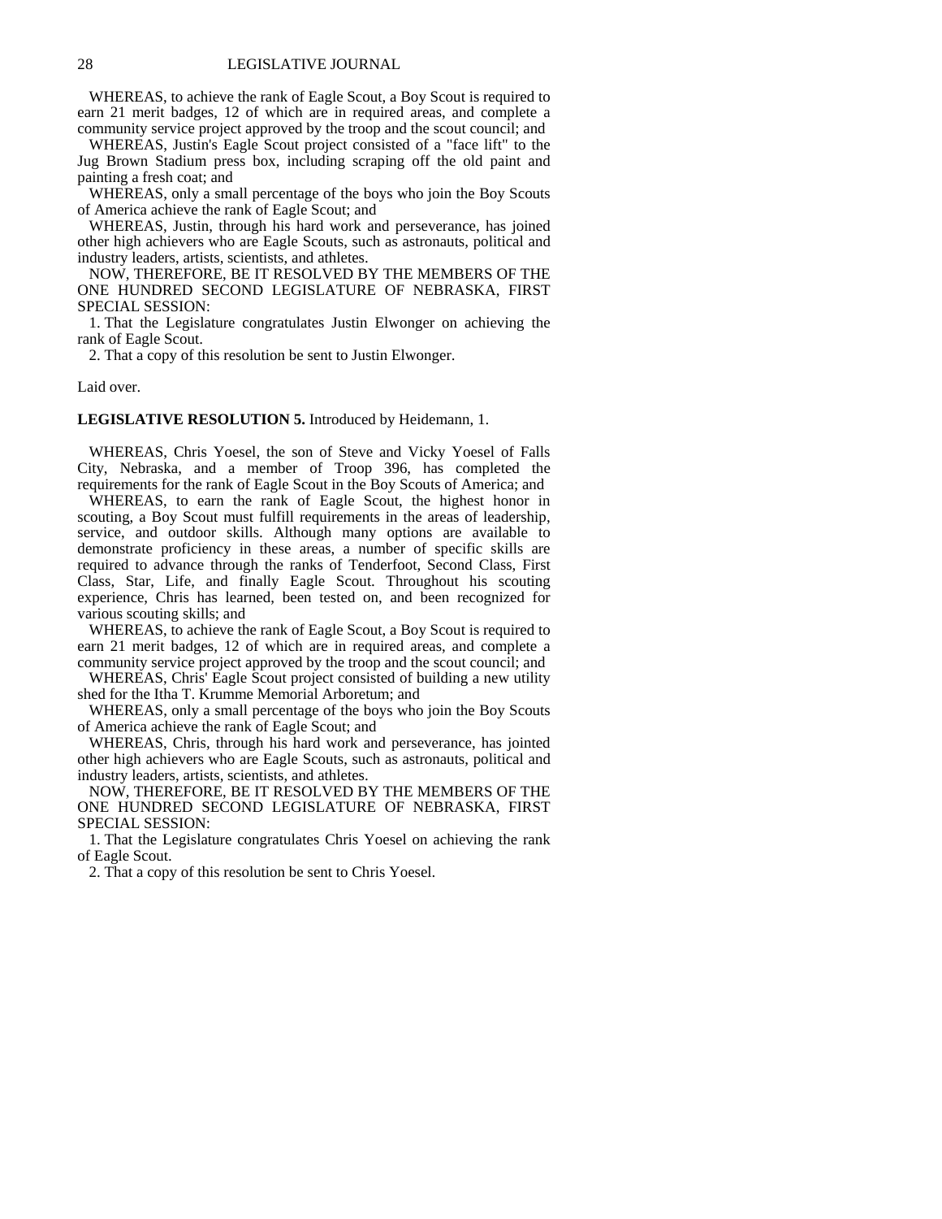WHEREAS, to achieve the rank of Eagle Scout, a Boy Scout is required to earn 21 merit badges, 12 of which are in required areas, and complete a community service project approved by the troop and the scout council; and

WHEREAS, Justin's Eagle Scout project consisted of a "face lift" to the Jug Brown Stadium press box, including scraping off the old paint and painting a fresh coat; and

WHEREAS, only a small percentage of the boys who join the Boy Scouts of America achieve the rank of Eagle Scout; and

WHEREAS, Justin, through his hard work and perseverance, has joined other high achievers who are Eagle Scouts, such as astronauts, political and industry leaders, artists, scientists, and athletes.

NOW, THEREFORE, BE IT RESOLVED BY THE MEMBERS OF THE ONE HUNDRED SECOND LEGISLATURE OF NEBRASKA, FIRST SPECIAL SESSION:

1. That the Legislature congratulates Justin Elwonger on achieving the rank of Eagle Scout.

2. That a copy of this resolution be sent to Justin Elwonger.

Laid over.

**LEGISLATIVE RESOLUTION 5.** Introduced by Heidemann, 1.

WHEREAS, Chris Yoesel, the son of Steve and Vicky Yoesel of Falls City, Nebraska, and a member of Troop 396, has completed the requirements for the rank of Eagle Scout in the Boy Scouts of America; and

WHEREAS, to earn the rank of Eagle Scout, the highest honor in scouting, a Boy Scout must fulfill requirements in the areas of leadership, service, and outdoor skills. Although many options are available to demonstrate proficiency in these areas, a number of specific skills are required to advance through the ranks of Tenderfoot, Second Class, First Class, Star, Life, and finally Eagle Scout. Throughout his scouting experience, Chris has learned, been tested on, and been recognized for various scouting skills; and

WHEREAS, to achieve the rank of Eagle Scout, a Boy Scout is required to earn 21 merit badges, 12 of which are in required areas, and complete a community service project approved by the troop and the scout council; and

WHEREAS, Chris' Eagle Scout project consisted of building a new utility shed for the Itha T. Krumme Memorial Arboretum; and

WHEREAS, only a small percentage of the boys who join the Boy Scouts of America achieve the rank of Eagle Scout; and

WHEREAS, Chris, through his hard work and perseverance, has jointed other high achievers who are Eagle Scouts, such as astronauts, political and industry leaders, artists, scientists, and athletes.

NOW, THEREFORE, BE IT RESOLVED BY THE MEMBERS OF THE ONE HUNDRED SECOND LEGISLATURE OF NEBRASKA, FIRST SPECIAL SESSION:

1. That the Legislature congratulates Chris Yoesel on achieving the rank of Eagle Scout.

2. That a copy of this resolution be sent to Chris Yoesel.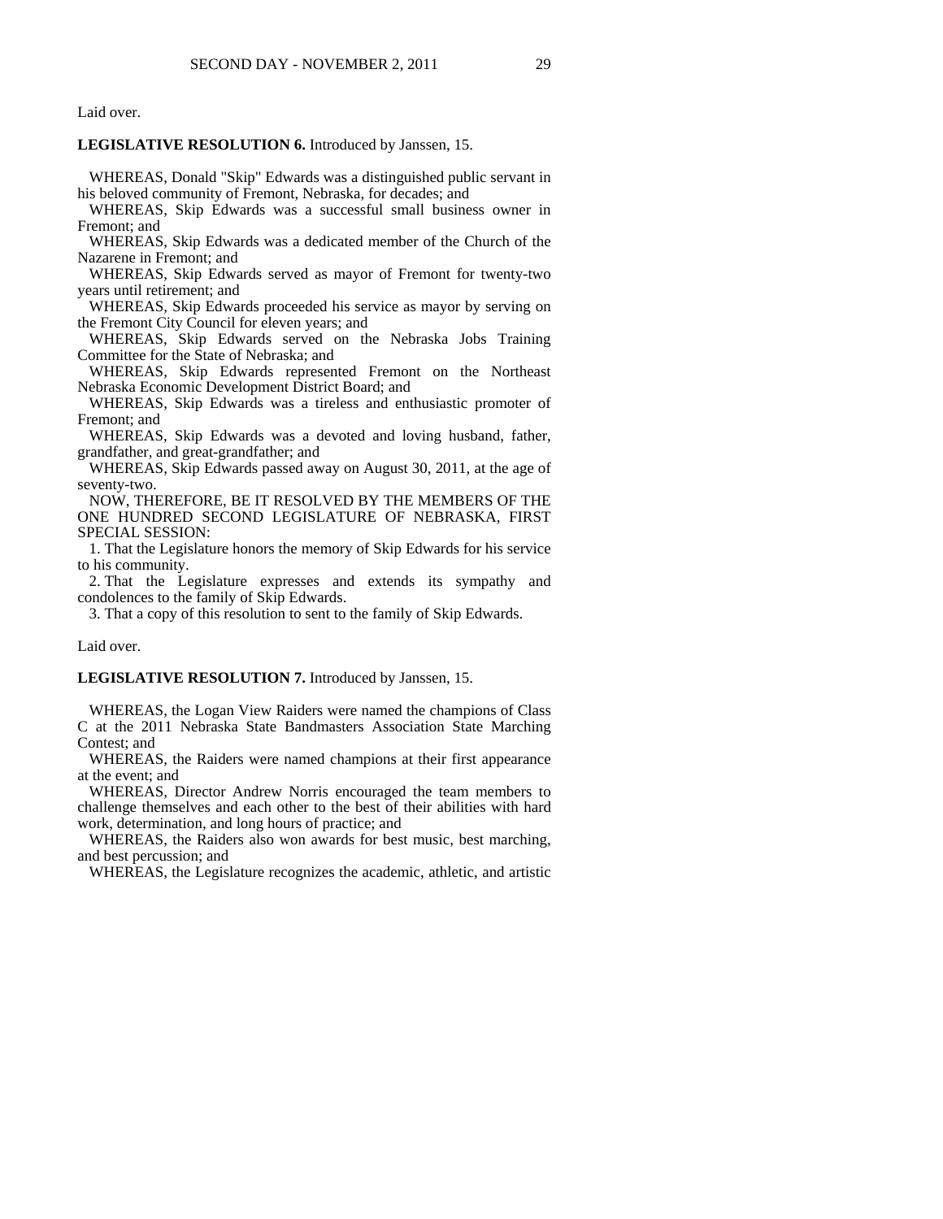Laid over.

**LEGISLATIVE RESOLUTION 6.** Introduced by Janssen, 15.

WHEREAS, Donald "Skip" Edwards was a distinguished public servant in his beloved community of Fremont, Nebraska, for decades; and

WHEREAS, Skip Edwards was a successful small business owner in Fremont; and

WHEREAS, Skip Edwards was a dedicated member of the Church of the Nazarene in Fremont; and

WHEREAS, Skip Edwards served as mayor of Fremont for twenty-two years until retirement; and

WHEREAS, Skip Edwards proceeded his service as mayor by serving on the Fremont City Council for eleven years; and

WHEREAS, Skip Edwards served on the Nebraska Jobs Training Committee for the State of Nebraska; and

WHEREAS, Skip Edwards represented Fremont on the Northeast Nebraska Economic Development District Board; and

WHEREAS, Skip Edwards was a tireless and enthusiastic promoter of Fremont; and

WHEREAS, Skip Edwards was a devoted and loving husband, father, grandfather, and great-grandfather; and

WHEREAS, Skip Edwards passed away on August 30, 2011, at the age of seventy-two.

NOW, THEREFORE, BE IT RESOLVED BY THE MEMBERS OF THE ONE HUNDRED SECOND LEGISLATURE OF NEBRASKA, FIRST SPECIAL SESSION:

1. That the Legislature honors the memory of Skip Edwards for his service to his community.

2. That the Legislature expresses and extends its sympathy and condolences to the family of Skip Edwards.

3. That a copy of this resolution to sent to the family of Skip Edwards.

Laid over.

**LEGISLATIVE RESOLUTION 7.** Introduced by Janssen, 15.

WHEREAS, the Logan View Raiders were named the champions of Class C at the 2011 Nebraska State Bandmasters Association State Marching Contest; and

WHEREAS, the Raiders were named champions at their first appearance at the event; and

WHEREAS, Director Andrew Norris encouraged the team members to challenge themselves and each other to the best of their abilities with hard work, determination, and long hours of practice; and

WHEREAS, the Raiders also won awards for best music, best marching, and best percussion; and

WHEREAS, the Legislature recognizes the academic, athletic, and artistic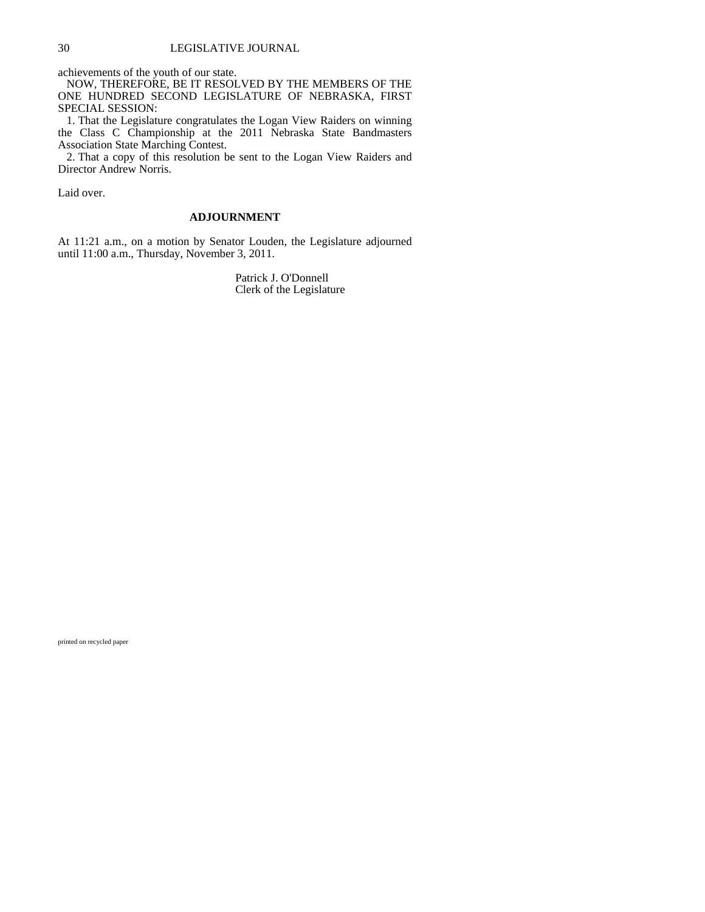achievements of the youth of our state.

NOW, THEREFORE, BE IT RESOLVED BY THE MEMBERS OF THE ONE HUNDRED SECOND LEGISLATURE OF NEBRASKA, FIRST SPECIAL SESSION:

1. That the Legislature congratulates the Logan View Raiders on winning the Class C Championship at the 2011 Nebraska State Bandmasters Association State Marching Contest.

2. That a copy of this resolution be sent to the Logan View Raiders and Director Andrew Norris.

Laid over.

**ADJOURNMENT**

At 11:21 a.m., on a motion by Senator Louden, the Legislature adjourned until 11:00 a.m., Thursday, November 3, 2011.

Patrick J. O'Donnell
Clerk of the Legislature

printed on recycled paper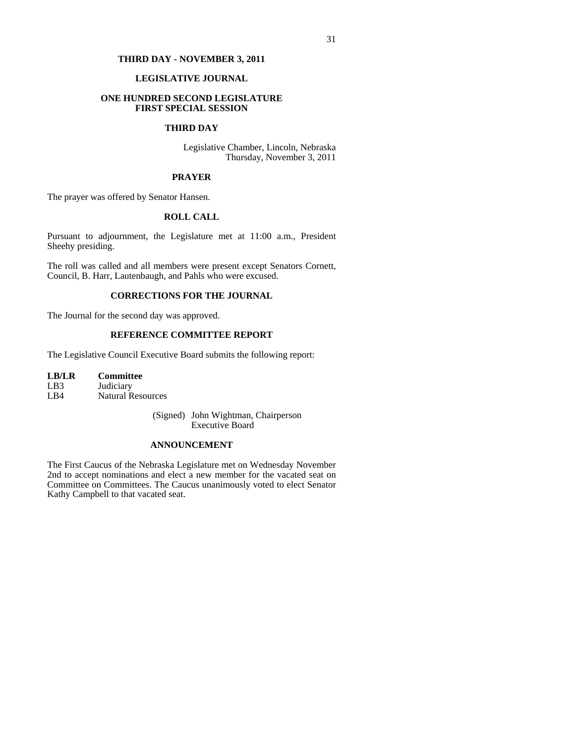# THIRD DAY - NOVEMBER 3, 2011

## LEGISLATIVE JOURNAL

## ONE HUNDRED SECOND LEGISLATURE
## FIRST SPECIAL SESSION

## THIRD DAY

Legislative Chamber, Lincoln, Nebraska
Thursday, November 3, 2011

### PRAYER

The prayer was offered by Senator Hansen.

### ROLL CALL

Pursuant to adjournment, the Legislature met at 11:00 a.m., President Sheehy presiding.

The roll was called and all members were present except Senators Cornett, Council, B. Harr, Lautenbaugh, and Pahls who were excused.

### CORRECTIONS FOR THE JOURNAL

The Journal for the second day was approved.

### REFERENCE COMMITTEE REPORT

The Legislative Council Executive Board submits the following report:

| LB/LR | Committee |
|---|---|
| LB3 | Judiciary |
| LB4 | Natural Resources |

(Signed) John Wightman, Chairperson
Executive Board

### ANNOUNCEMENT

The First Caucus of the Nebraska Legislature met on Wednesday November 2nd to accept nominations and elect a new member for the vacated seat on Committee on Committees. The Caucus unanimously voted to elect Senator Kathy Campbell to that vacated seat.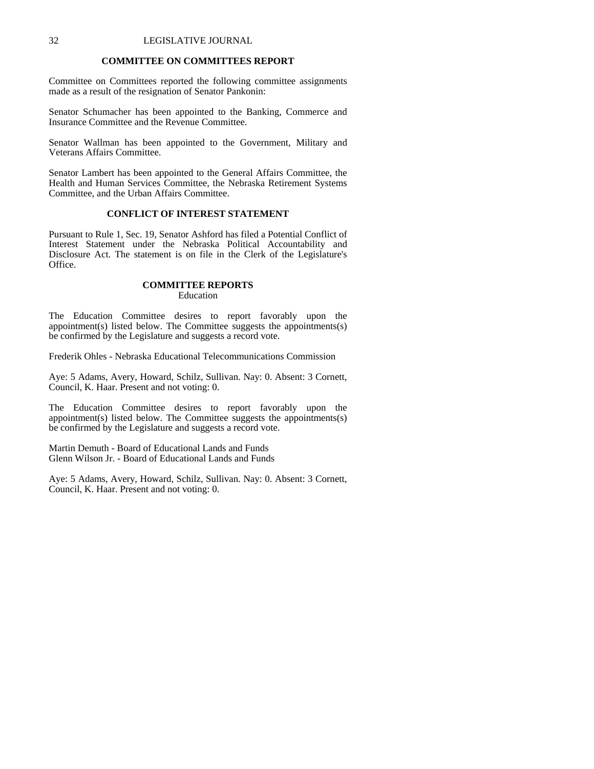## COMMITTEE ON COMMITTEES REPORT

Committee on Committees reported the following committee assignments made as a result of the resignation of Senator Pankonin:

Senator Schumacher has been appointed to the Banking, Commerce and Insurance Committee and the Revenue Committee.

Senator Wallman has been appointed to the Government, Military and Veterans Affairs Committee.

Senator Lambert has been appointed to the General Affairs Committee, the Health and Human Services Committee, the Nebraska Retirement Systems Committee, and the Urban Affairs Committee.

## CONFLICT OF INTEREST STATEMENT

Pursuant to Rule 1, Sec. 19, Senator Ashford has filed a Potential Conflict of Interest Statement under the Nebraska Political Accountability and Disclosure Act. The statement is on file in the Clerk of the Legislature's Office.

## COMMITTEE REPORTS

Education

The Education Committee desires to report favorably upon the appointment(s) listed below. The Committee suggests the appointments(s) be confirmed by the Legislature and suggests a record vote.

Frederik Ohles - Nebraska Educational Telecommunications Commission

Aye: 5 Adams, Avery, Howard, Schilz, Sullivan. Nay: 0. Absent: 3 Cornett, Council, K. Haar. Present and not voting: 0.

The Education Committee desires to report favorably upon the appointment(s) listed below. The Committee suggests the appointments(s) be confirmed by the Legislature and suggests a record vote.

Martin Demuth - Board of Educational Lands and Funds
Glenn Wilson Jr. - Board of Educational Lands and Funds

Aye: 5 Adams, Avery, Howard, Schilz, Sullivan. Nay: 0. Absent: 3 Cornett, Council, K. Haar. Present and not voting: 0.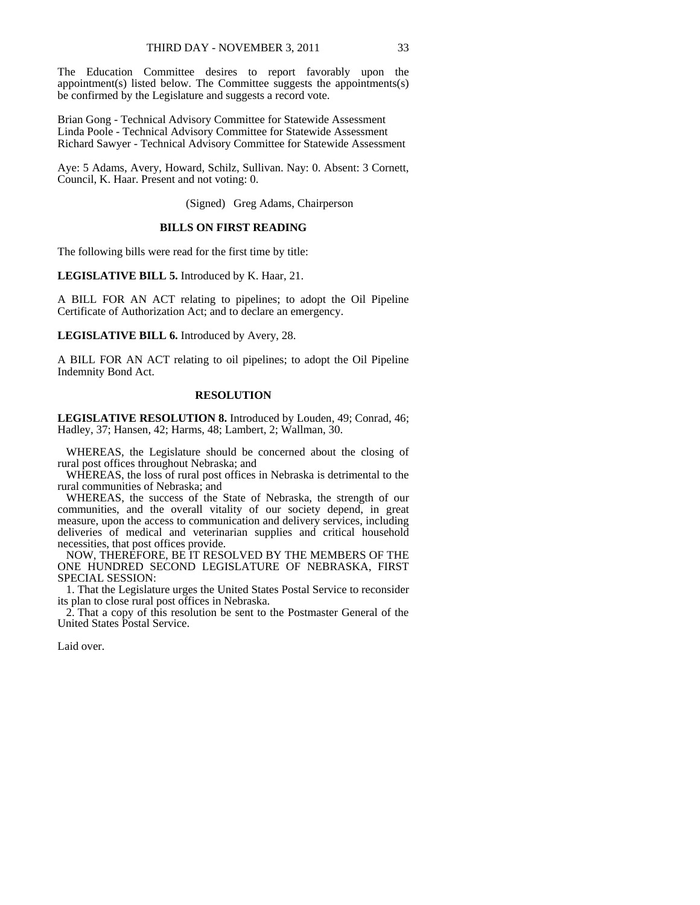The Education Committee desires to report favorably upon the appointment(s) listed below. The Committee suggests the appointments(s) be confirmed by the Legislature and suggests a record vote.

Brian Gong - Technical Advisory Committee for Statewide Assessment
Linda Poole - Technical Advisory Committee for Statewide Assessment
Richard Sawyer - Technical Advisory Committee for Statewide Assessment

Aye: 5 Adams, Avery, Howard, Schilz, Sullivan. Nay: 0. Absent: 3 Cornett, Council, K. Haar. Present and not voting: 0.

(Signed) Greg Adams, Chairperson

## BILLS ON FIRST READING

The following bills were read for the first time by title:

**LEGISLATIVE BILL 5.** Introduced by K. Haar, 21.

A BILL FOR AN ACT relating to pipelines; to adopt the Oil Pipeline Certificate of Authorization Act; and to declare an emergency.

**LEGISLATIVE BILL 6.** Introduced by Avery, 28.

A BILL FOR AN ACT relating to oil pipelines; to adopt the Oil Pipeline Indemnity Bond Act.

## RESOLUTION

**LEGISLATIVE RESOLUTION 8.** Introduced by Louden, 49; Conrad, 46; Hadley, 37; Hansen, 42; Harms, 48; Lambert, 2; Wallman, 30.

WHEREAS, the Legislature should be concerned about the closing of rural post offices throughout Nebraska; and

WHEREAS, the loss of rural post offices in Nebraska is detrimental to the rural communities of Nebraska; and

WHEREAS, the success of the State of Nebraska, the strength of our communities, and the overall vitality of our society depend, in great measure, upon the access to communication and delivery services, including deliveries of medical and veterinarian supplies and critical household necessities, that post offices provide.

NOW, THEREFORE, BE IT RESOLVED BY THE MEMBERS OF THE ONE HUNDRED SECOND LEGISLATURE OF NEBRASKA, FIRST SPECIAL SESSION:

1. That the Legislature urges the United States Postal Service to reconsider its plan to close rural post offices in Nebraska.
2. That a copy of this resolution be sent to the Postmaster General of the United States Postal Service.

Laid over.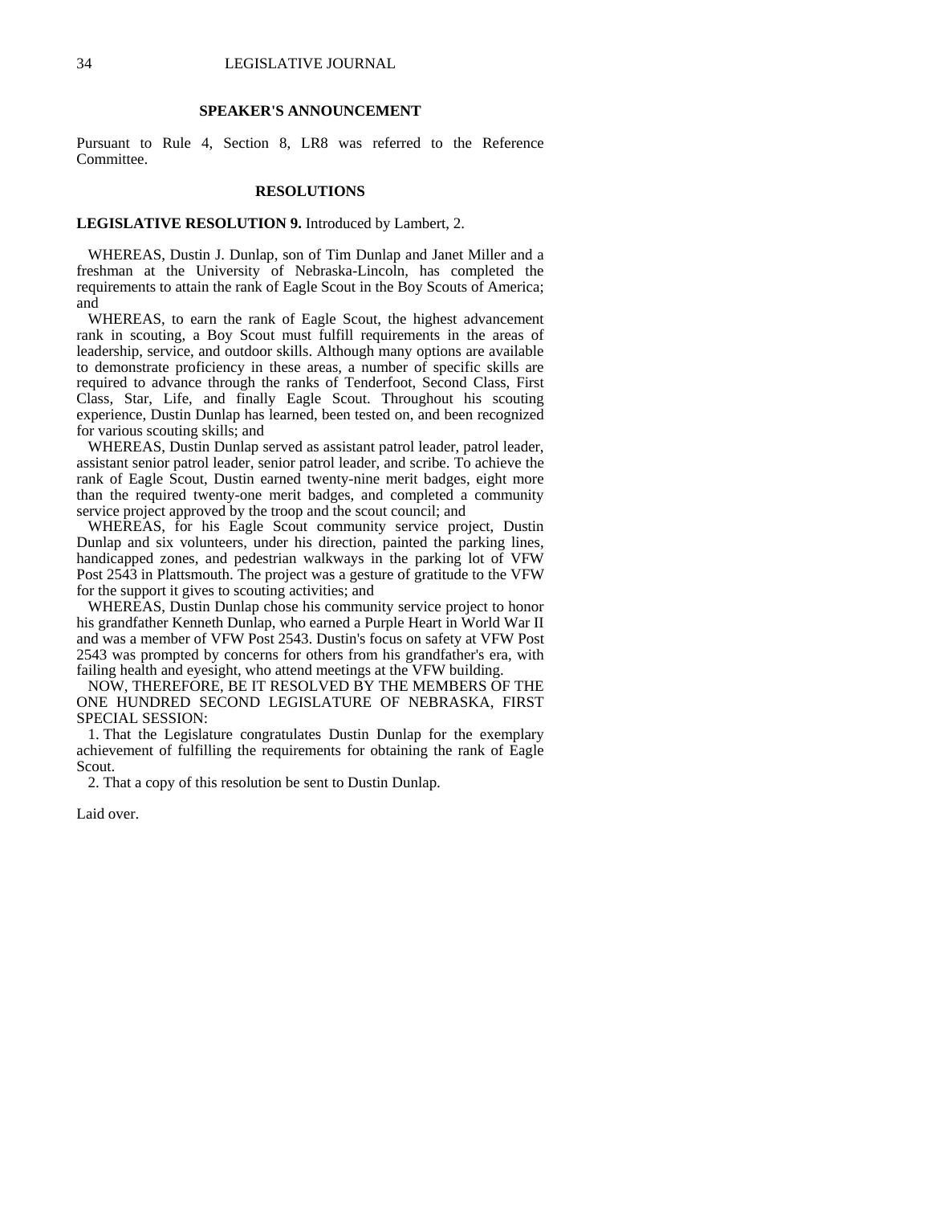## SPEAKER'S ANNOUNCEMENT

Pursuant to Rule 4, Section 8, LR8 was referred to the Reference Committee.

## RESOLUTIONS

**LEGISLATIVE RESOLUTION 9.** Introduced by Lambert, 2.

WHEREAS, Dustin J. Dunlap, son of Tim Dunlap and Janet Miller and a freshman at the University of Nebraska-Lincoln, has completed the requirements to attain the rank of Eagle Scout in the Boy Scouts of America; and

WHEREAS, to earn the rank of Eagle Scout, the highest advancement rank in scouting, a Boy Scout must fulfill requirements in the areas of leadership, service, and outdoor skills. Although many options are available to demonstrate proficiency in these areas, a number of specific skills are required to advance through the ranks of Tenderfoot, Second Class, First Class, Star, Life, and finally Eagle Scout. Throughout his scouting experience, Dustin Dunlap has learned, been tested on, and been recognized for various scouting skills; and

WHEREAS, Dustin Dunlap served as assistant patrol leader, patrol leader, assistant senior patrol leader, senior patrol leader, and scribe. To achieve the rank of Eagle Scout, Dustin earned twenty-nine merit badges, eight more than the required twenty-one merit badges, and completed a community service project approved by the troop and the scout council; and

WHEREAS, for his Eagle Scout community service project, Dustin Dunlap and six volunteers, under his direction, painted the parking lines, handicapped zones, and pedestrian walkways in the parking lot of VFW Post 2543 in Plattsmouth. The project was a gesture of gratitude to the VFW for the support it gives to scouting activities; and

WHEREAS, Dustin Dunlap chose his community service project to honor his grandfather Kenneth Dunlap, who earned a Purple Heart in World War II and was a member of VFW Post 2543. Dustin's focus on safety at VFW Post 2543 was prompted by concerns for others from his grandfather's era, with failing health and eyesight, who attend meetings at the VFW building.

NOW, THEREFORE, BE IT RESOLVED BY THE MEMBERS OF THE ONE HUNDRED SECOND LEGISLATURE OF NEBRASKA, FIRST SPECIAL SESSION:

1. That the Legislature congratulates Dustin Dunlap for the exemplary achievement of fulfilling the requirements for obtaining the rank of Eagle Scout.

2. That a copy of this resolution be sent to Dustin Dunlap.

Laid over.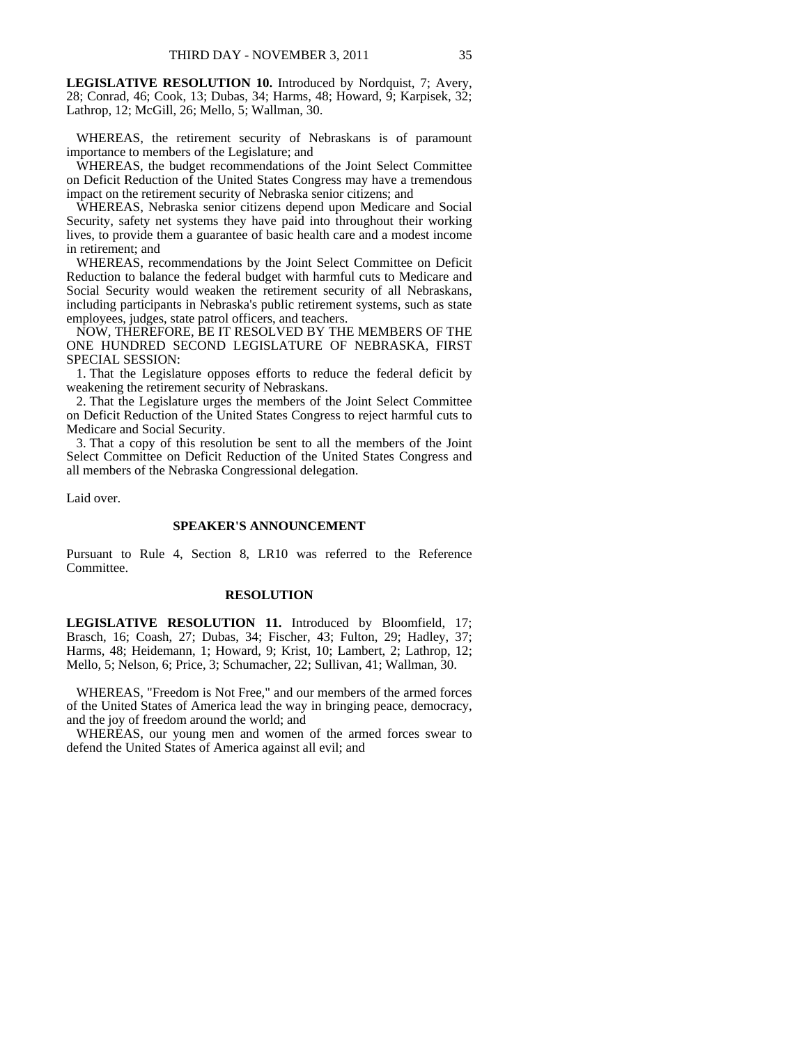**LEGISLATIVE RESOLUTION 10.** Introduced by Nordquist, 7; Avery, 28; Conrad, 46; Cook, 13; Dubas, 34; Harms, 48; Howard, 9; Karpisek, 32; Lathrop, 12; McGill, 26; Mello, 5; Wallman, 30.

WHEREAS, the retirement security of Nebraskans is of paramount importance to members of the Legislature; and

WHEREAS, the budget recommendations of the Joint Select Committee on Deficit Reduction of the United States Congress may have a tremendous impact on the retirement security of Nebraska senior citizens; and

WHEREAS, Nebraska senior citizens depend upon Medicare and Social Security, safety net systems they have paid into throughout their working lives, to provide them a guarantee of basic health care and a modest income in retirement; and

WHEREAS, recommendations by the Joint Select Committee on Deficit Reduction to balance the federal budget with harmful cuts to Medicare and Social Security would weaken the retirement security of all Nebraskans, including participants in Nebraska's public retirement systems, such as state employees, judges, state patrol officers, and teachers.

NOW, THEREFORE, BE IT RESOLVED BY THE MEMBERS OF THE ONE HUNDRED SECOND LEGISLATURE OF NEBRASKA, FIRST SPECIAL SESSION:

1. That the Legislature opposes efforts to reduce the federal deficit by weakening the retirement security of Nebraskans.

2. That the Legislature urges the members of the Joint Select Committee on Deficit Reduction of the United States Congress to reject harmful cuts to Medicare and Social Security.

3. That a copy of this resolution be sent to all the members of the Joint Select Committee on Deficit Reduction of the United States Congress and all members of the Nebraska Congressional delegation.

Laid over.

## SPEAKER'S ANNOUNCEMENT

Pursuant to Rule 4, Section 8, LR10 was referred to the Reference Committee.

## RESOLUTION

**LEGISLATIVE RESOLUTION 11.** Introduced by Bloomfield, 17; Brasch, 16; Coash, 27; Dubas, 34; Fischer, 43; Fulton, 29; Hadley, 37; Harms, 48; Heidemann, 1; Howard, 9; Krist, 10; Lambert, 2; Lathrop, 12; Mello, 5; Nelson, 6; Price, 3; Schumacher, 22; Sullivan, 41; Wallman, 30.

WHEREAS, "Freedom is Not Free," and our members of the armed forces of the United States of America lead the way in bringing peace, democracy, and the joy of freedom around the world; and

WHEREAS, our young men and women of the armed forces swear to defend the United States of America against all evil; and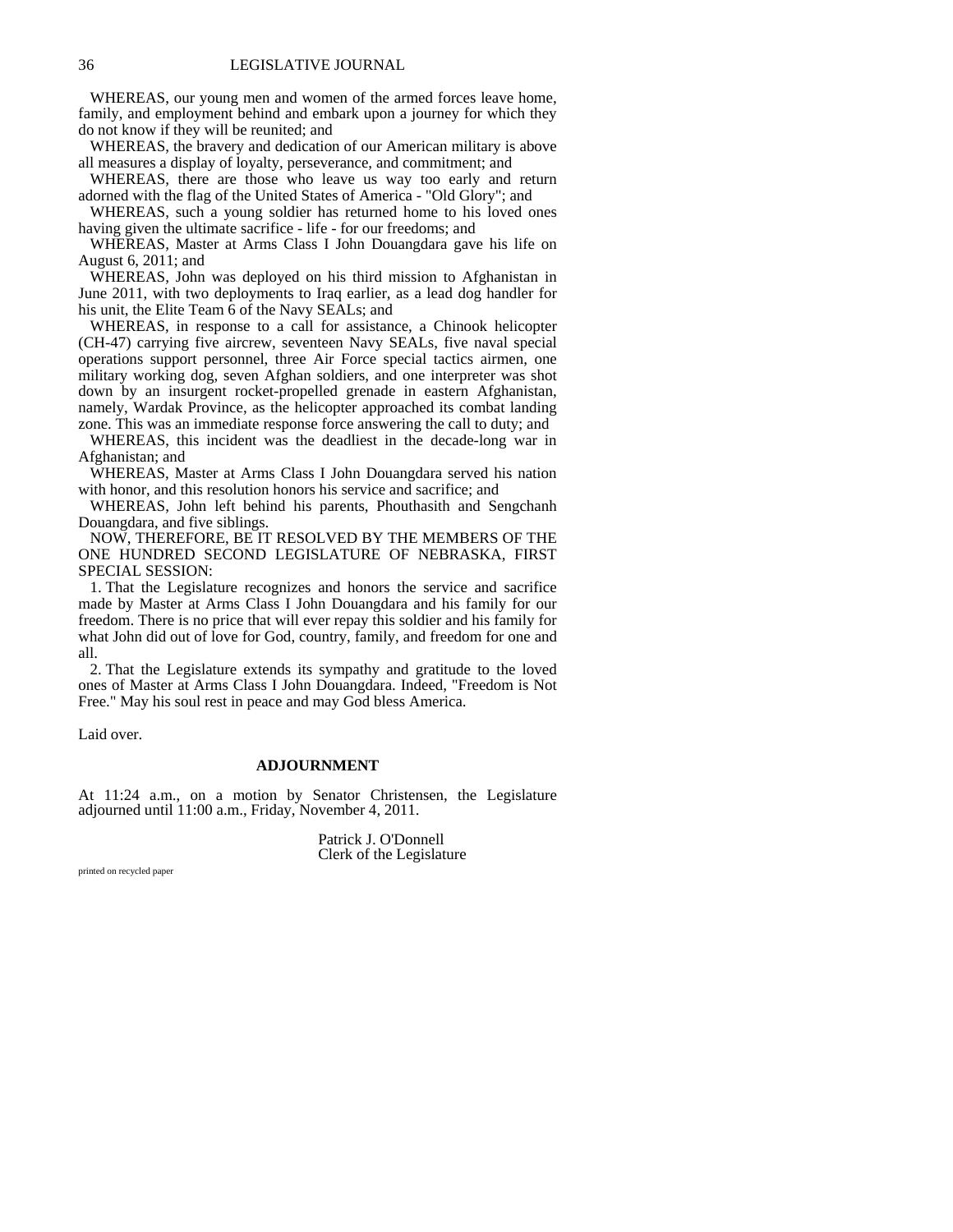WHEREAS, our young men and women of the armed forces leave home, family, and employment behind and embark upon a journey for which they do not know if they will be reunited; and

WHEREAS, the bravery and dedication of our American military is above all measures a display of loyalty, perseverance, and commitment; and

WHEREAS, there are those who leave us way too early and return adorned with the flag of the United States of America - "Old Glory"; and

WHEREAS, such a young soldier has returned home to his loved ones having given the ultimate sacrifice - life - for our freedoms; and

WHEREAS, Master at Arms Class I John Douangdara gave his life on August 6, 2011; and

WHEREAS, John was deployed on his third mission to Afghanistan in June 2011, with two deployments to Iraq earlier, as a lead dog handler for his unit, the Elite Team 6 of the Navy SEALs; and

WHEREAS, in response to a call for assistance, a Chinook helicopter (CH-47) carrying five aircrew, seventeen Navy SEALs, five naval special operations support personnel, three Air Force special tactics airmen, one military working dog, seven Afghan soldiers, and one interpreter was shot down by an insurgent rocket-propelled grenade in eastern Afghanistan, namely, Wardak Province, as the helicopter approached its combat landing zone. This was an immediate response force answering the call to duty; and

WHEREAS, this incident was the deadliest in the decade-long war in Afghanistan; and

WHEREAS, Master at Arms Class I John Douangdara served his nation with honor, and this resolution honors his service and sacrifice; and

WHEREAS, John left behind his parents, Phouthasith and Sengchanh Douangdara, and five siblings.

NOW, THEREFORE, BE IT RESOLVED BY THE MEMBERS OF THE ONE HUNDRED SECOND LEGISLATURE OF NEBRASKA, FIRST SPECIAL SESSION:

1. That the Legislature recognizes and honors the service and sacrifice made by Master at Arms Class I John Douangdara and his family for our freedom. There is no price that will ever repay this soldier and his family for what John did out of love for God, country, family, and freedom for one and all.

2. That the Legislature extends its sympathy and gratitude to the loved ones of Master at Arms Class I John Douangdara. Indeed, "Freedom is Not Free." May his soul rest in peace and may God bless America.

Laid over.

## ADJOURNMENT

At 11:24 a.m., on a motion by Senator Christensen, the Legislature adjourned until 11:00 a.m., Friday, November 4, 2011.

Patrick J. O'Donnell
Clerk of the Legislature

printed on recycled paper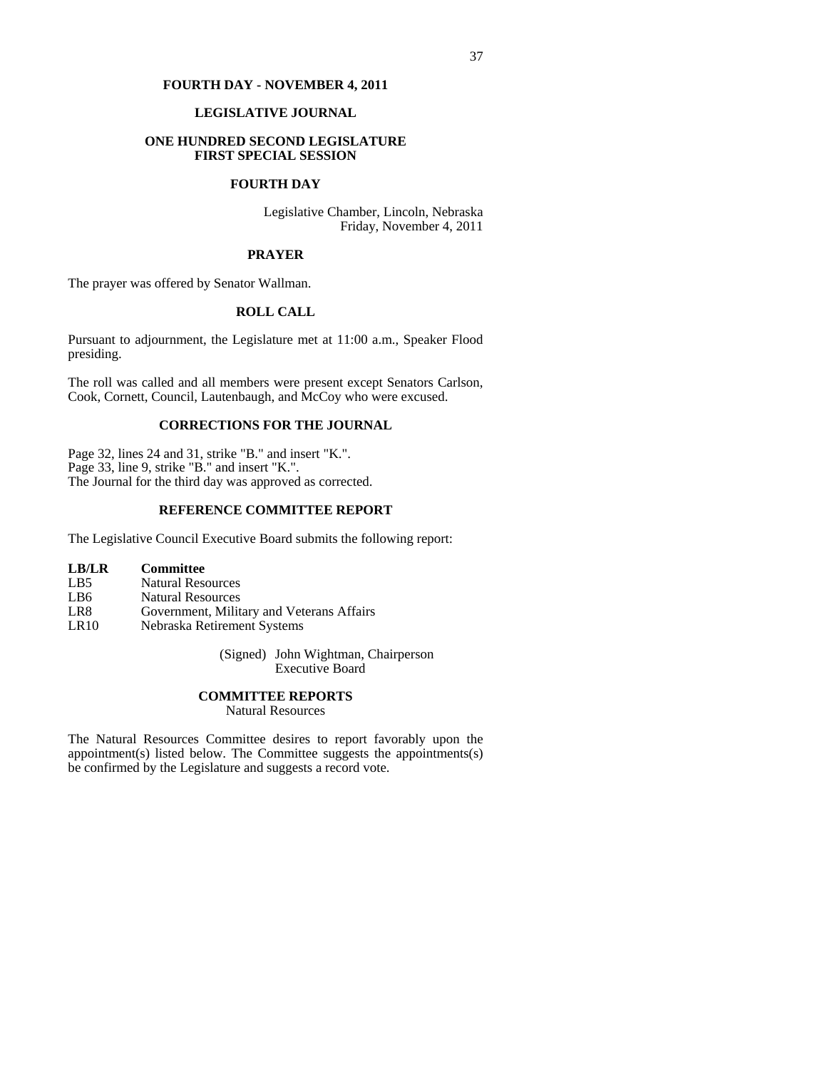**FOURTH DAY - NOVEMBER 4, 2011**

# LEGISLATIVE JOURNAL

## ONE HUNDRED SECOND LEGISLATURE
## FIRST SPECIAL SESSION

## FOURTH DAY

Legislative Chamber, Lincoln, Nebraska
Friday, November 4, 2011

### PRAYER

The prayer was offered by Senator Wallman.

### ROLL CALL

Pursuant to adjournment, the Legislature met at 11:00 a.m., Speaker Flood presiding.

The roll was called and all members were present except Senators Carlson, Cook, Cornett, Council, Lautenbaugh, and McCoy who were excused.

### CORRECTIONS FOR THE JOURNAL

Page 32, lines 24 and 31, strike "B." and insert "K.".
Page 33, line 9, strike "B." and insert "K.".
The Journal for the third day was approved as corrected.

### REFERENCE COMMITTEE REPORT

The Legislative Council Executive Board submits the following report:

| LB/LR | Committee |
|---|---|
| LB5 | Natural Resources |
| LB6 | Natural Resources |
| LR8 | Government, Military and Veterans Affairs |
| LR10 | Nebraska Retirement Systems |

(Signed) John Wightman, Chairperson
Executive Board

### COMMITTEE REPORTS
Natural Resources

The Natural Resources Committee desires to report favorably upon the appointment(s) listed below. The Committee suggests the appointments(s) be confirmed by the Legislature and suggests a record vote.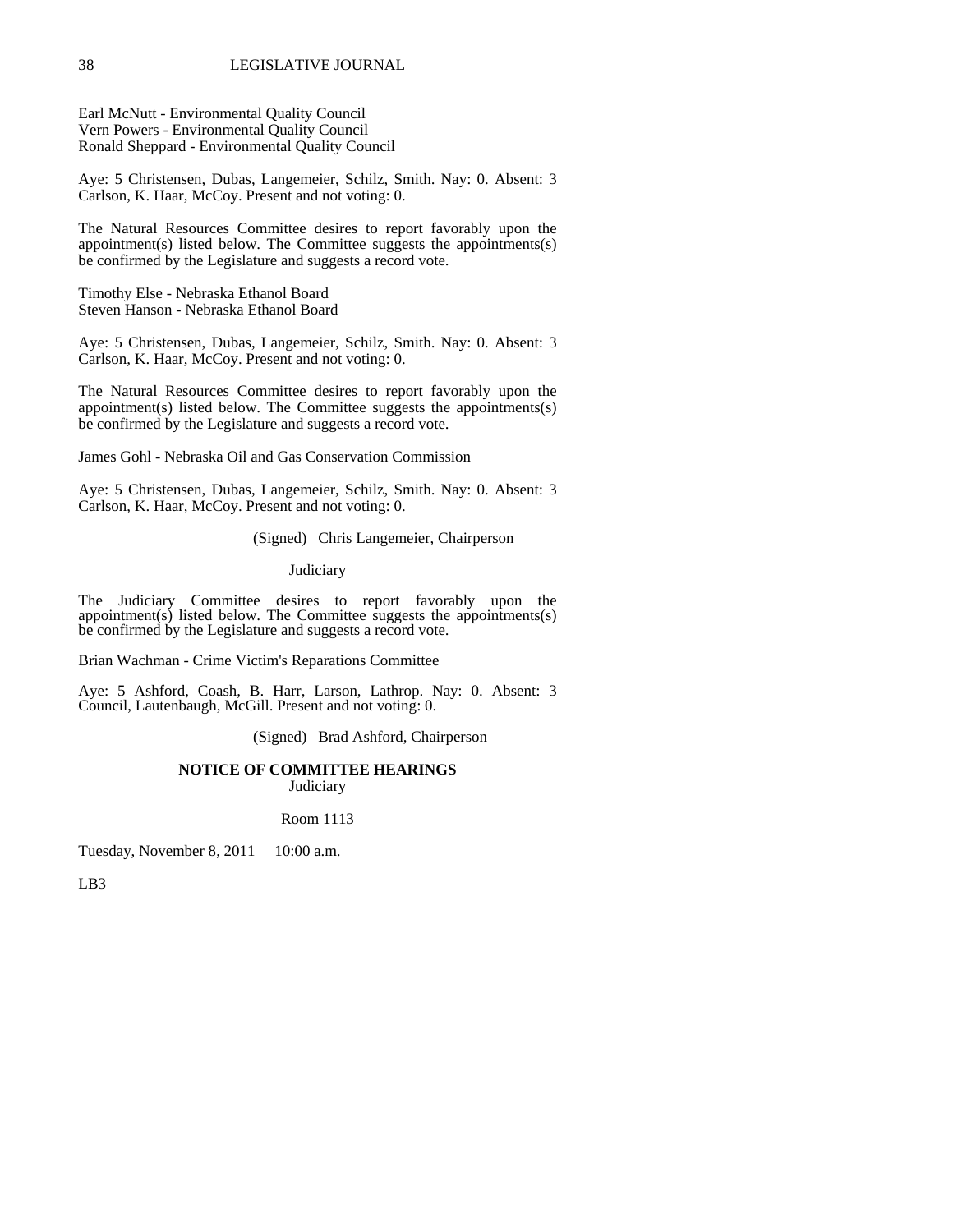Earl McNutt - Environmental Quality Council
Vern Powers - Environmental Quality Council
Ronald Sheppard - Environmental Quality Council

Aye: 5 Christensen, Dubas, Langemeier, Schilz, Smith. Nay: 0. Absent: 3 Carlson, K. Haar, McCoy. Present and not voting: 0.

The Natural Resources Committee desires to report favorably upon the appointment(s) listed below. The Committee suggests the appointments(s) be confirmed by the Legislature and suggests a record vote.

Timothy Else - Nebraska Ethanol Board
Steven Hanson - Nebraska Ethanol Board

Aye: 5 Christensen, Dubas, Langemeier, Schilz, Smith. Nay: 0. Absent: 3 Carlson, K. Haar, McCoy. Present and not voting: 0.

The Natural Resources Committee desires to report favorably upon the appointment(s) listed below. The Committee suggests the appointments(s) be confirmed by the Legislature and suggests a record vote.

James Gohl - Nebraska Oil and Gas Conservation Commission

Aye: 5 Christensen, Dubas, Langemeier, Schilz, Smith. Nay: 0. Absent: 3 Carlson, K. Haar, McCoy. Present and not voting: 0.

(Signed) Chris Langemeier, Chairperson

Judiciary

The Judiciary Committee desires to report favorably upon the appointment(s) listed below. The Committee suggests the appointments(s) be confirmed by the Legislature and suggests a record vote.

Brian Wachman - Crime Victim's Reparations Committee

Aye: 5 Ashford, Coash, B. Harr, Larson, Lathrop. Nay: 0. Absent: 3 Council, Lautenbaugh, McGill. Present and not voting: 0.

(Signed) Brad Ashford, Chairperson

**NOTICE OF COMMITTEE HEARINGS**
Judiciary

Room 1113

Tuesday, November 8, 2011 10:00 a.m.

LB3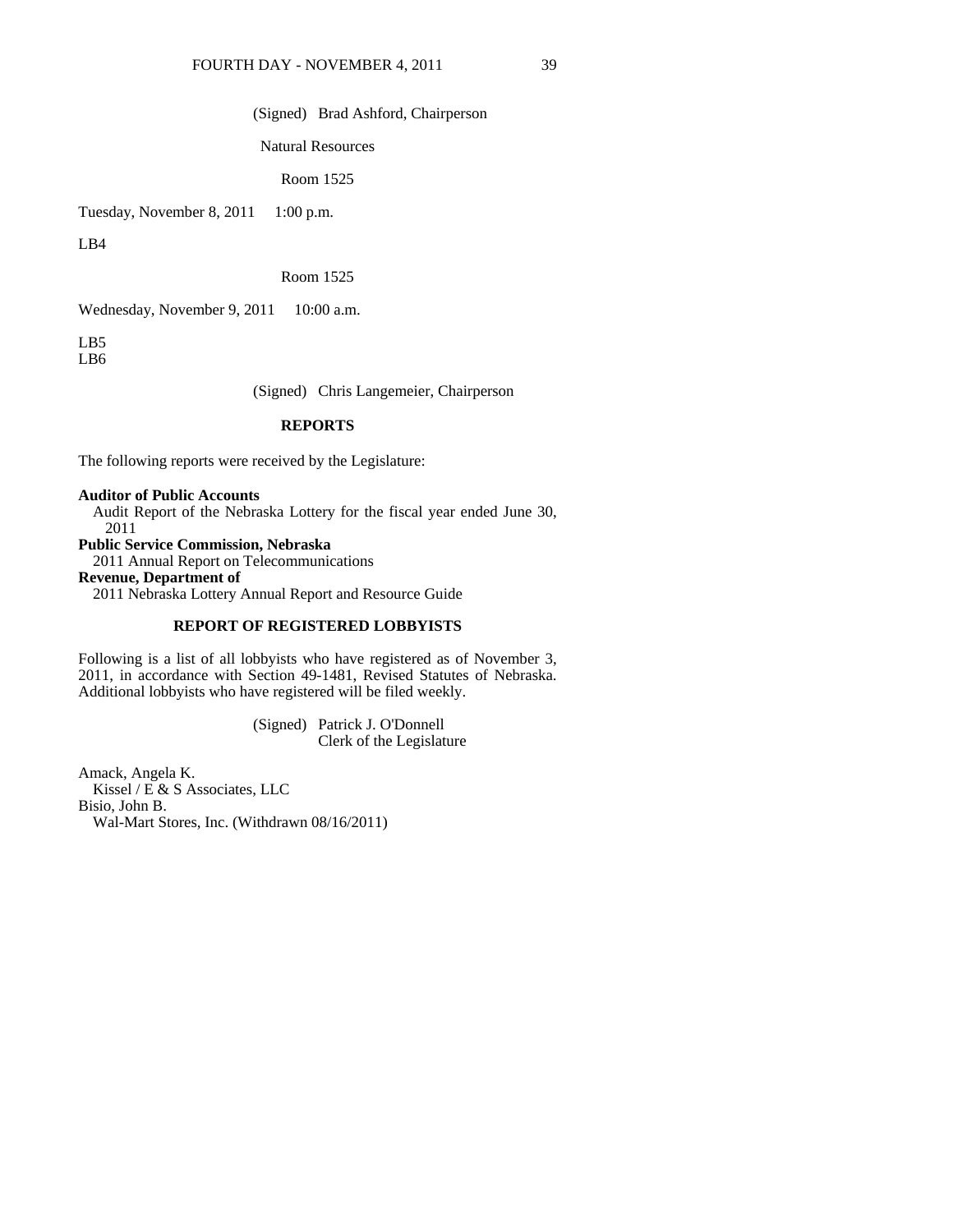(Signed) Brad Ashford, Chairperson

Natural Resources

Room 1525

Tuesday, November 8, 2011 1:00 p.m.

LB4

Room 1525

Wednesday, November 9, 2011 10:00 a.m.

LB5
LB6

(Signed) Chris Langemeier, Chairperson

## REPORTS

The following reports were received by the Legislature:

**Auditor of Public Accounts**
Audit Report of the Nebraska Lottery for the fiscal year ended June 30, 2011

**Public Service Commission, Nebraska**
2011 Annual Report on Telecommunications

**Revenue, Department of**
2011 Nebraska Lottery Annual Report and Resource Guide

## REPORT OF REGISTERED LOBBYISTS

Following is a list of all lobbyists who have registered as of November 3, 2011, in accordance with Section 49-1481, Revised Statutes of Nebraska. Additional lobbyists who have registered will be filed weekly.

(Signed) Patrick J. O'Donnell
Clerk of the Legislature

Amack, Angela K.
Kissel / E & S Associates, LLC
Bisio, John B.
Wal-Mart Stores, Inc. (Withdrawn 08/16/2011)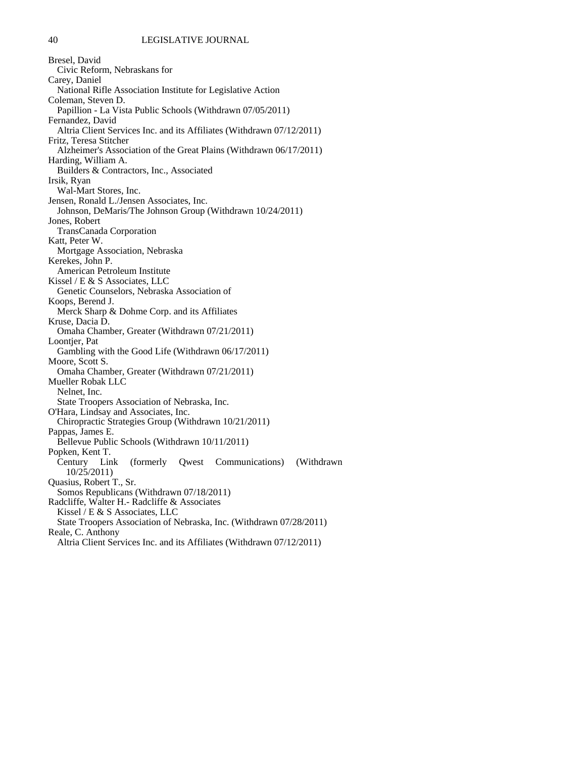Bresel, David
  Civic Reform, Nebraskans for
Carey, Daniel
  National Rifle Association Institute for Legislative Action
Coleman, Steven D.
  Papillion - La Vista Public Schools (Withdrawn 07/05/2011)
Fernandez, David
  Altria Client Services Inc. and its Affiliates (Withdrawn 07/12/2011)
Fritz, Teresa Stitcher
  Alzheimer's Association of the Great Plains (Withdrawn 06/17/2011)
Harding, William A.
  Builders & Contractors, Inc., Associated
Irsik, Ryan
  Wal-Mart Stores, Inc.
Jensen, Ronald L./Jensen Associates, Inc.
  Johnson, DeMaris/The Johnson Group (Withdrawn 10/24/2011)
Jones, Robert
  TransCanada Corporation
Katt, Peter W.
  Mortgage Association, Nebraska
Kerekes, John P.
  American Petroleum Institute
Kissel / E & S Associates, LLC
  Genetic Counselors, Nebraska Association of
Koops, Berend J.
  Merck Sharp & Dohme Corp. and its Affiliates
Kruse, Dacia D.
  Omaha Chamber, Greater (Withdrawn 07/21/2011)
Loontjer, Pat
  Gambling with the Good Life (Withdrawn 06/17/2011)
Moore, Scott S.
  Omaha Chamber, Greater (Withdrawn 07/21/2011)
Mueller Robak LLC
  Nelnet, Inc.
  State Troopers Association of Nebraska, Inc.
O'Hara, Lindsay and Associates, Inc.
  Chiropractic Strategies Group (Withdrawn 10/21/2011)
Pappas, James E.
  Bellevue Public Schools (Withdrawn 10/11/2011)
Popken, Kent T.
  Century Link (formerly Qwest Communications) (Withdrawn 10/25/2011)
Quasius, Robert T., Sr.
  Somos Republicans (Withdrawn 07/18/2011)
Radcliffe, Walter H.- Radcliffe & Associates
  Kissel / E & S Associates, LLC
  State Troopers Association of Nebraska, Inc. (Withdrawn 07/28/2011)
Reale, C. Anthony
  Altria Client Services Inc. and its Affiliates (Withdrawn 07/12/2011)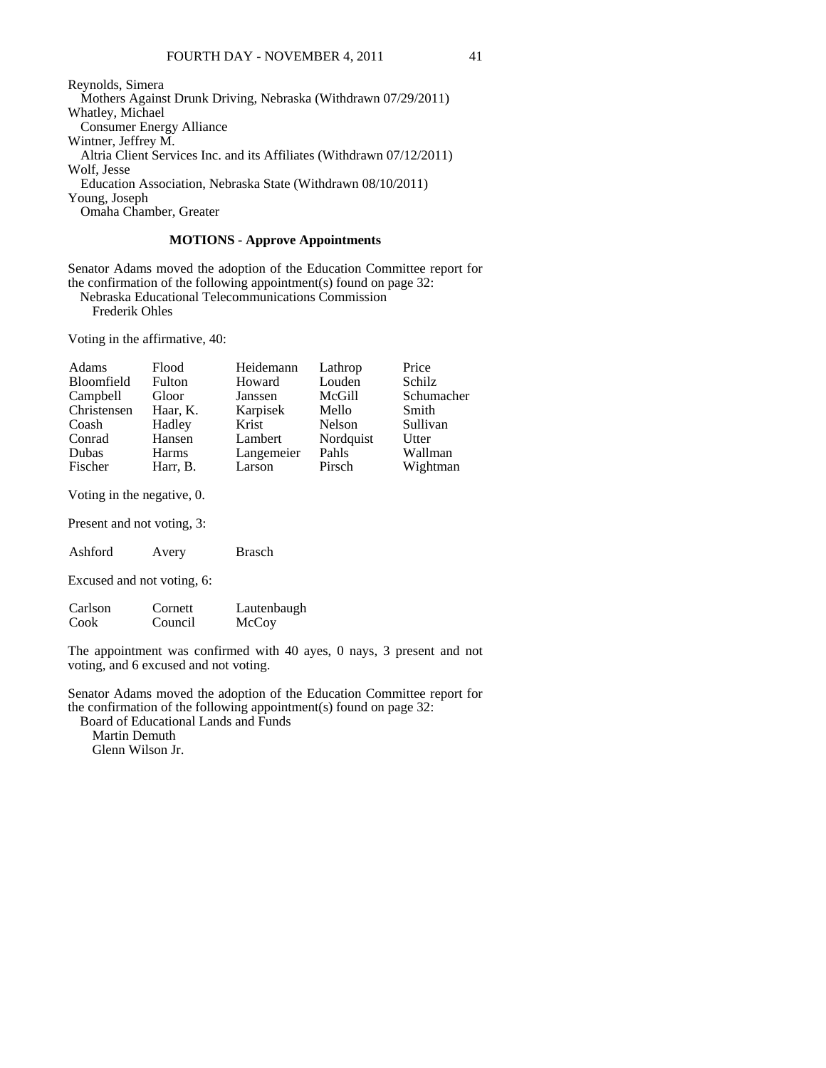Reynolds, Simera
  Mothers Against Drunk Driving, Nebraska (Withdrawn 07/29/2011)
Whatley, Michael
  Consumer Energy Alliance
Wintner, Jeffrey M.
  Altria Client Services Inc. and its Affiliates (Withdrawn 07/12/2011)
Wolf, Jesse
  Education Association, Nebraska State (Withdrawn 08/10/2011)
Young, Joseph
  Omaha Chamber, Greater

**MOTIONS - Approve Appointments**

Senator Adams moved the adoption of the Education Committee report for the confirmation of the following appointment(s) found on page 32:
  Nebraska Educational Telecommunications Commission
    Frederik Ohles

Voting in the affirmative, 40:

| | | | | |
|---|---|---|---|---|
| Adams | Flood | Heidemann | Lathrop | Price |
| Bloomfield | Fulton | Howard | Louden | Schilz |
| Campbell | Gloor | Janssen | McGill | Schumacher |
| Christensen | Haar, K. | Karpisek | Mello | Smith |
| Coash | Hadley | Krist | Nelson | Sullivan |
| Conrad | Hansen | Lambert | Nordquist | Utter |
| Dubas | Harms | Langemeier | Pahls | Wallman |
| Fischer | Harr, B. | Larson | Pirsch | Wightman |

Voting in the negative, 0.

Present and not voting, 3:

| | | |
|---|---|---|
| Ashford | Avery | Brasch |

Excused and not voting, 6:

| | | |
|---|---|---|
| Carlson | Cornett | Lautenbaugh |
| Cook | Council | McCoy |

The appointment was confirmed with 40 ayes, 0 nays, 3 present and not voting, and 6 excused and not voting.

Senator Adams moved the adoption of the Education Committee report for the confirmation of the following appointment(s) found on page 32:
  Board of Educational Lands and Funds
    Martin Demuth
    Glenn Wilson Jr.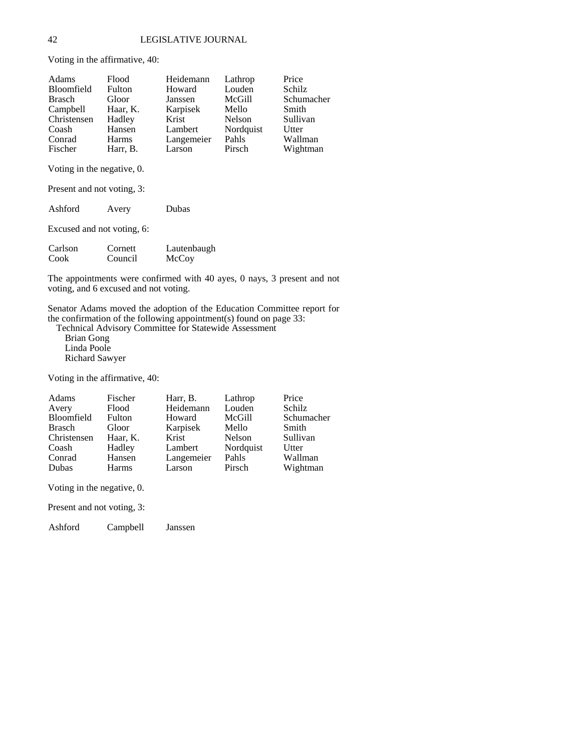Voting in the affirmative, 40:

| | | | | |
|---|---|---|---|---|
| Adams | Flood | Heidemann | Lathrop | Price |
| Bloomfield | Fulton | Howard | Louden | Schilz |
| Brasch | Gloor | Janssen | McGill | Schumacher |
| Campbell | Haar, K. | Karpisek | Mello | Smith |
| Christensen | Hadley | Krist | Nelson | Sullivan |
| Coash | Hansen | Lambert | Nordquist | Utter |
| Conrad | Harms | Langemeier | Pahls | Wallman |
| Fischer | Harr, B. | Larson | Pirsch | Wightman |

Voting in the negative, 0.

Present and not voting, 3:

| | | |
|---|---|---|
| Ashford | Avery | Dubas |

Excused and not voting, 6:

| | | |
|---|---|---|
| Carlson | Cornett | Lautenbaugh |
| Cook | Council | McCoy |

The appointments were confirmed with 40 ayes, 0 nays, 3 present and not voting, and 6 excused and not voting.

Senator Adams moved the adoption of the Education Committee report for the confirmation of the following appointment(s) found on page 33:

Technical Advisory Committee for Statewide Assessment

Brian Gong
Linda Poole
Richard Sawyer

Voting in the affirmative, 40:

| | | | | |
|---|---|---|---|---|
| Adams | Fischer | Harr, B. | Lathrop | Price |
| Avery | Flood | Heidemann | Louden | Schilz |
| Bloomfield | Fulton | Howard | McGill | Schumacher |
| Brasch | Gloor | Karpisek | Mello | Smith |
| Christensen | Haar, K. | Krist | Nelson | Sullivan |
| Coash | Hadley | Lambert | Nordquist | Utter |
| Conrad | Hansen | Langemeier | Pahls | Wallman |
| Dubas | Harms | Larson | Pirsch | Wightman |

Voting in the negative, 0.

Present and not voting, 3:

| | | |
|---|---|---|
| Ashford | Campbell | Janssen |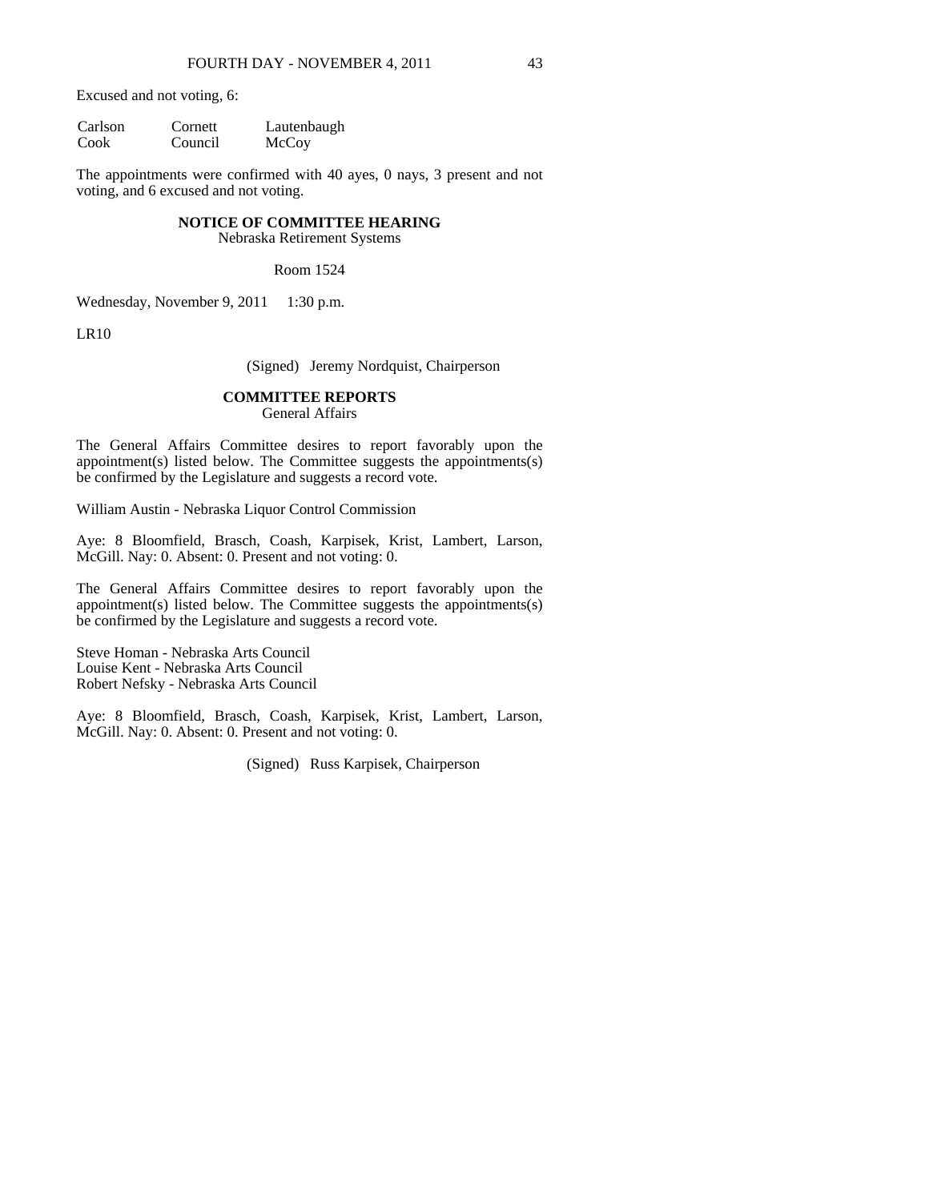Excused and not voting, 6:

| | | |
|---|---|---|
| Carlson | Cornett | Lautenbaugh |
| Cook | Council | McCoy |

The appointments were confirmed with 40 ayes, 0 nays, 3 present and not voting, and 6 excused and not voting.

## NOTICE OF COMMITTEE HEARING

Nebraska Retirement Systems

Room 1524

Wednesday, November 9, 2011 1:30 p.m.

LR10

(Signed) Jeremy Nordquist, Chairperson

## COMMITTEE REPORTS

General Affairs

The General Affairs Committee desires to report favorably upon the appointment(s) listed below. The Committee suggests the appointments(s) be confirmed by the Legislature and suggests a record vote.

William Austin - Nebraska Liquor Control Commission

Aye: 8 Bloomfield, Brasch, Coash, Karpisek, Krist, Lambert, Larson, McGill. Nay: 0. Absent: 0. Present and not voting: 0.

The General Affairs Committee desires to report favorably upon the appointment(s) listed below. The Committee suggests the appointments(s) be confirmed by the Legislature and suggests a record vote.

Steve Homan - Nebraska Arts Council
Louise Kent - Nebraska Arts Council
Robert Nefsky - Nebraska Arts Council

Aye: 8 Bloomfield, Brasch, Coash, Karpisek, Krist, Lambert, Larson, McGill. Nay: 0. Absent: 0. Present and not voting: 0.

(Signed) Russ Karpisek, Chairperson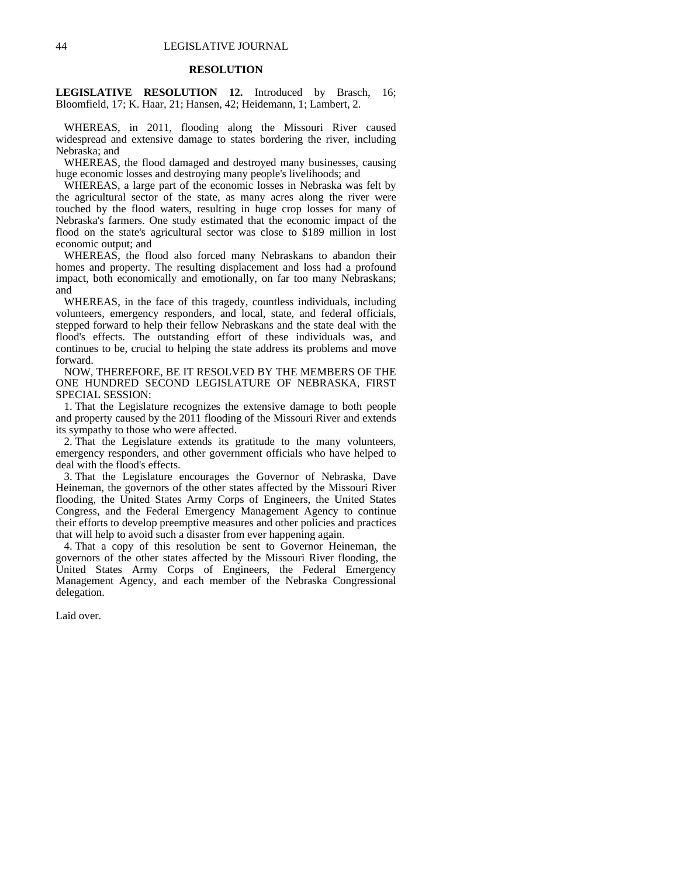## RESOLUTION

**LEGISLATIVE RESOLUTION 12.** Introduced by Brasch, 16; Bloomfield, 17; K. Haar, 21; Hansen, 42; Heidemann, 1; Lambert, 2.

WHEREAS, in 2011, flooding along the Missouri River caused widespread and extensive damage to states bordering the river, including Nebraska; and

WHEREAS, the flood damaged and destroyed many businesses, causing huge economic losses and destroying many people's livelihoods; and

WHEREAS, a large part of the economic losses in Nebraska was felt by the agricultural sector of the state, as many acres along the river were touched by the flood waters, resulting in huge crop losses for many of Nebraska's farmers. One study estimated that the economic impact of the flood on the state's agricultural sector was close to $189 million in lost economic output; and

WHEREAS, the flood also forced many Nebraskans to abandon their homes and property. The resulting displacement and loss had a profound impact, both economically and emotionally, on far too many Nebraskans; and

WHEREAS, in the face of this tragedy, countless individuals, including volunteers, emergency responders, and local, state, and federal officials, stepped forward to help their fellow Nebraskans and the state deal with the flood's effects. The outstanding effort of these individuals was, and continues to be, crucial to helping the state address its problems and move forward.

NOW, THEREFORE, BE IT RESOLVED BY THE MEMBERS OF THE ONE HUNDRED SECOND LEGISLATURE OF NEBRASKA, FIRST SPECIAL SESSION:

1. That the Legislature recognizes the extensive damage to both people and property caused by the 2011 flooding of the Missouri River and extends its sympathy to those who were affected.

2. That the Legislature extends its gratitude to the many volunteers, emergency responders, and other government officials who have helped to deal with the flood's effects.

3. That the Legislature encourages the Governor of Nebraska, Dave Heineman, the governors of the other states affected by the Missouri River flooding, the United States Army Corps of Engineers, the United States Congress, and the Federal Emergency Management Agency to continue their efforts to develop preemptive measures and other policies and practices that will help to avoid such a disaster from ever happening again.

4. That a copy of this resolution be sent to Governor Heineman, the governors of the other states affected by the Missouri River flooding, the United States Army Corps of Engineers, the Federal Emergency Management Agency, and each member of the Nebraska Congressional delegation.

Laid over.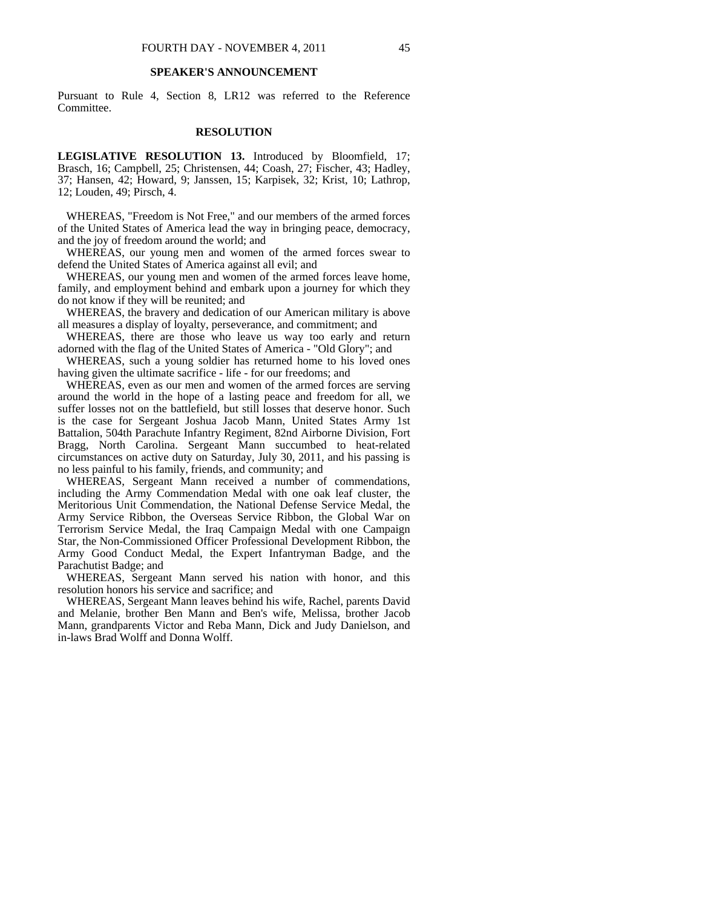## SPEAKER'S ANNOUNCEMENT

Pursuant to Rule 4, Section 8, LR12 was referred to the Reference Committee.

## RESOLUTION

**LEGISLATIVE RESOLUTION 13.** Introduced by Bloomfield, 17; Brasch, 16; Campbell, 25; Christensen, 44; Coash, 27; Fischer, 43; Hadley, 37; Hansen, 42; Howard, 9; Janssen, 15; Karpisek, 32; Krist, 10; Lathrop, 12; Louden, 49; Pirsch, 4.

WHEREAS, "Freedom is Not Free," and our members of the armed forces of the United States of America lead the way in bringing peace, democracy, and the joy of freedom around the world; and

WHEREAS, our young men and women of the armed forces swear to defend the United States of America against all evil; and

WHEREAS, our young men and women of the armed forces leave home, family, and employment behind and embark upon a journey for which they do not know if they will be reunited; and

WHEREAS, the bravery and dedication of our American military is above all measures a display of loyalty, perseverance, and commitment; and

WHEREAS, there are those who leave us way too early and return adorned with the flag of the United States of America - "Old Glory"; and

WHEREAS, such a young soldier has returned home to his loved ones having given the ultimate sacrifice - life - for our freedoms; and

WHEREAS, even as our men and women of the armed forces are serving around the world in the hope of a lasting peace and freedom for all, we suffer losses not on the battlefield, but still losses that deserve honor. Such is the case for Sergeant Joshua Jacob Mann, United States Army 1st Battalion, 504th Parachute Infantry Regiment, 82nd Airborne Division, Fort Bragg, North Carolina. Sergeant Mann succumbed to heat-related circumstances on active duty on Saturday, July 30, 2011, and his passing is no less painful to his family, friends, and community; and

WHEREAS, Sergeant Mann received a number of commendations, including the Army Commendation Medal with one oak leaf cluster, the Meritorious Unit Commendation, the National Defense Service Medal, the Army Service Ribbon, the Overseas Service Ribbon, the Global War on Terrorism Service Medal, the Iraq Campaign Medal with one Campaign Star, the Non-Commissioned Officer Professional Development Ribbon, the Army Good Conduct Medal, the Expert Infantryman Badge, and the Parachutist Badge; and

WHEREAS, Sergeant Mann served his nation with honor, and this resolution honors his service and sacrifice; and

WHEREAS, Sergeant Mann leaves behind his wife, Rachel, parents David and Melanie, brother Ben Mann and Ben's wife, Melissa, brother Jacob Mann, grandparents Victor and Reba Mann, Dick and Judy Danielson, and in-laws Brad Wolff and Donna Wolff.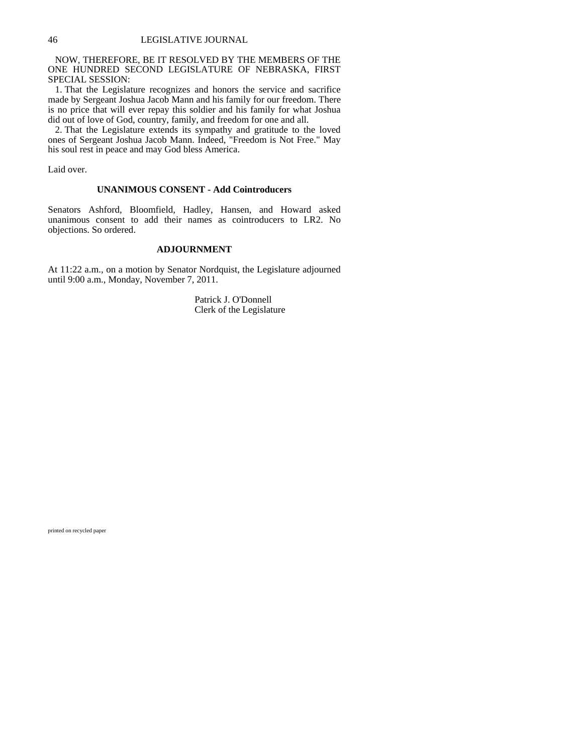NOW, THEREFORE, BE IT RESOLVED BY THE MEMBERS OF THE ONE HUNDRED SECOND LEGISLATURE OF NEBRASKA, FIRST SPECIAL SESSION:

1. That the Legislature recognizes and honors the service and sacrifice made by Sergeant Joshua Jacob Mann and his family for our freedom. There is no price that will ever repay this soldier and his family for what Joshua did out of love of God, country, family, and freedom for one and all.

2. That the Legislature extends its sympathy and gratitude to the loved ones of Sergeant Joshua Jacob Mann. Indeed, "Freedom is Not Free." May his soul rest in peace and may God bless America.

Laid over.

### UNANIMOUS CONSENT - Add Cointroducers

Senators Ashford, Bloomfield, Hadley, Hansen, and Howard asked unanimous consent to add their names as cointroducers to LR2. No objections. So ordered.

### ADJOURNMENT

At 11:22 a.m., on a motion by Senator Nordquist, the Legislature adjourned until 9:00 a.m., Monday, November 7, 2011.

Patrick J. O'Donnell
Clerk of the Legislature

printed on recycled paper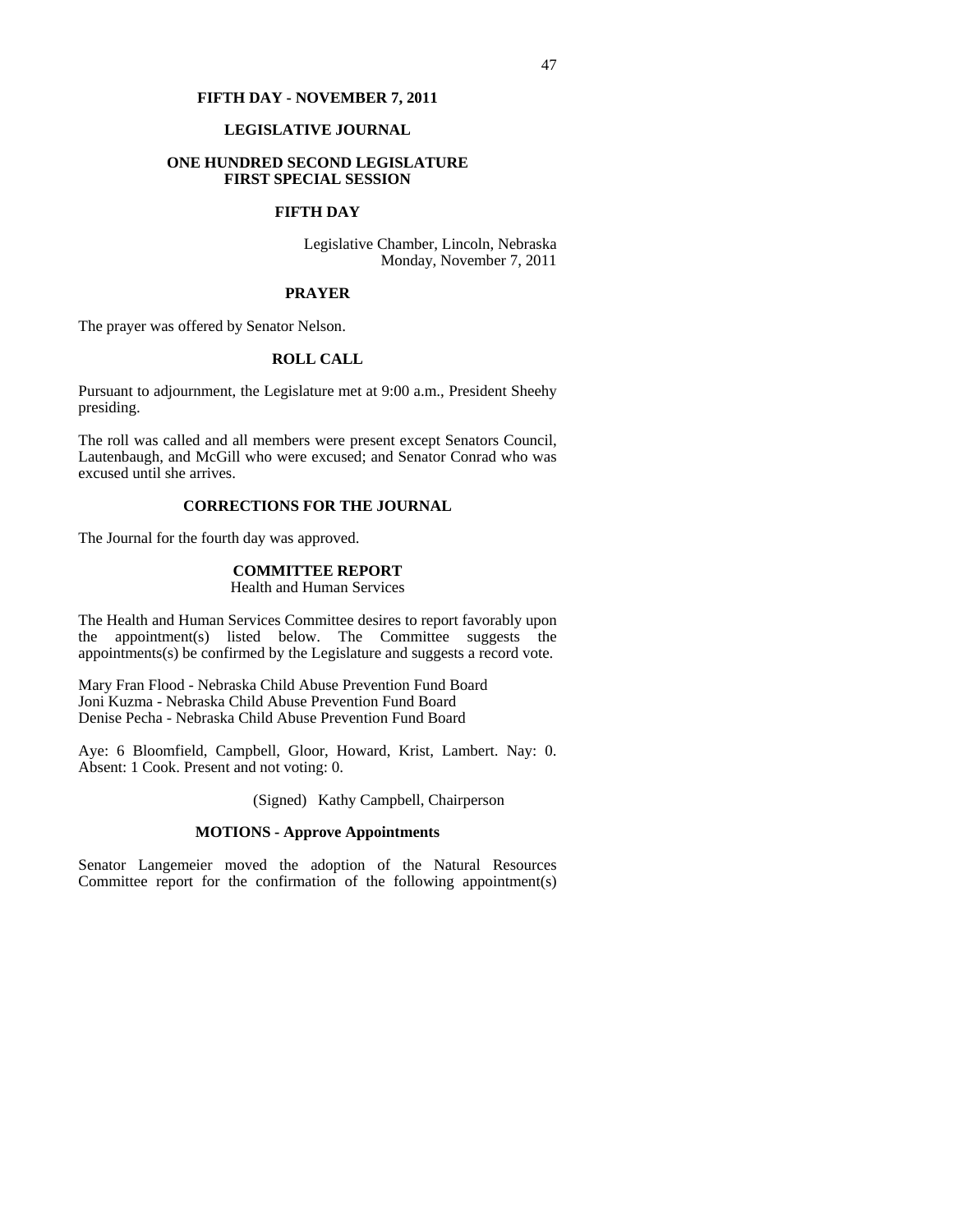# FIFTH DAY - NOVEMBER 7, 2011

## LEGISLATIVE JOURNAL

## ONE HUNDRED SECOND LEGISLATURE
## FIRST SPECIAL SESSION

## FIFTH DAY

Legislative Chamber, Lincoln, Nebraska
Monday, November 7, 2011

## PRAYER

The prayer was offered by Senator Nelson.

## ROLL CALL

Pursuant to adjournment, the Legislature met at 9:00 a.m., President Sheehy presiding.

The roll was called and all members were present except Senators Council, Lautenbaugh, and McGill who were excused; and Senator Conrad who was excused until she arrives.

## CORRECTIONS FOR THE JOURNAL

The Journal for the fourth day was approved.

## COMMITTEE REPORT
Health and Human Services

The Health and Human Services Committee desires to report favorably upon the appointment(s) listed below. The Committee suggests the appointments(s) be confirmed by the Legislature and suggests a record vote.

Mary Fran Flood - Nebraska Child Abuse Prevention Fund Board
Joni Kuzma - Nebraska Child Abuse Prevention Fund Board
Denise Pecha - Nebraska Child Abuse Prevention Fund Board

Aye: 6 Bloomfield, Campbell, Gloor, Howard, Krist, Lambert. Nay: 0. Absent: 1 Cook. Present and not voting: 0.

(Signed) Kathy Campbell, Chairperson

## MOTIONS - Approve Appointments

Senator Langemeier moved the adoption of the Natural Resources Committee report for the confirmation of the following appointment(s)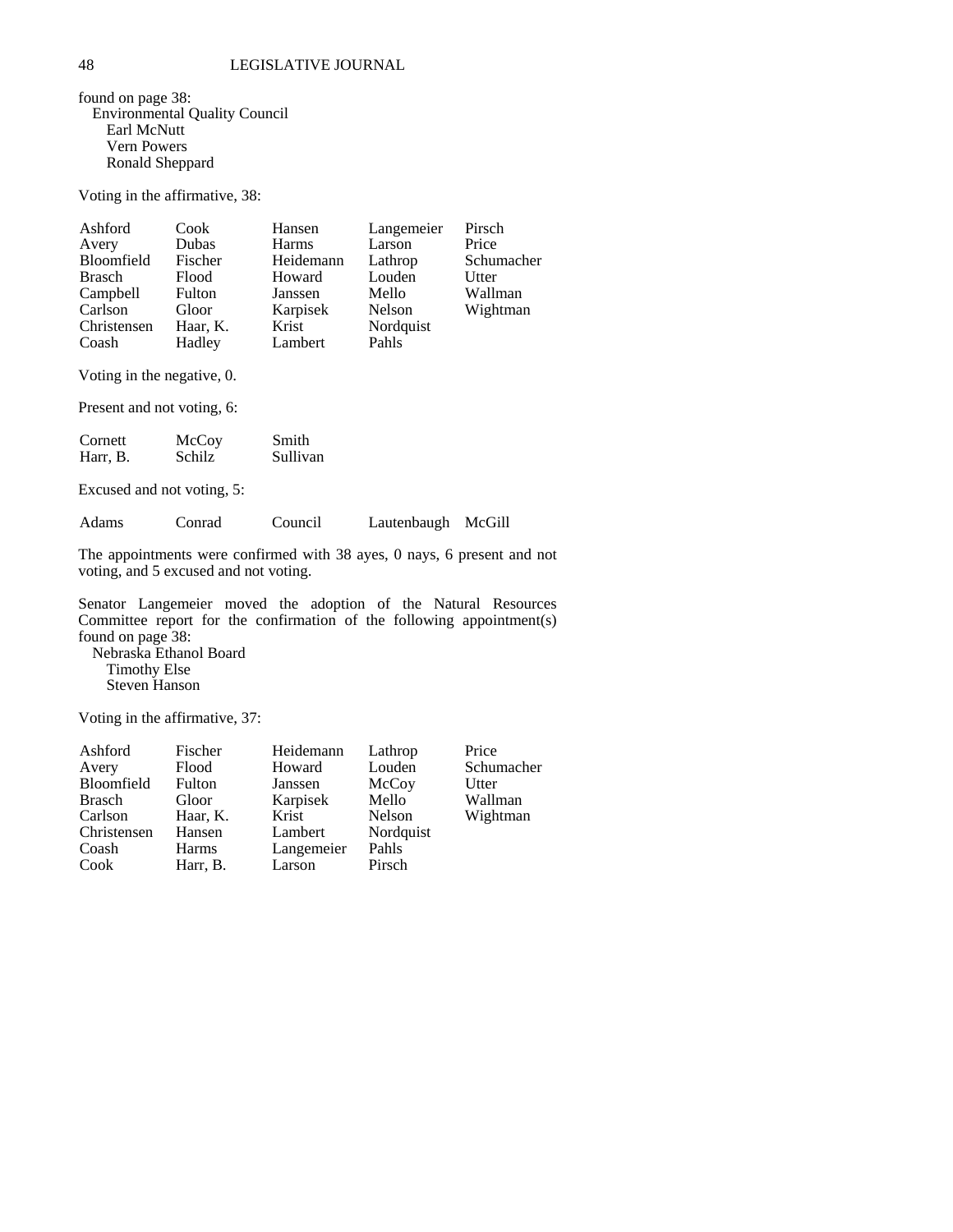found on page 38:

Environmental Quality Council
- Earl McNutt
- Vern Powers
- Ronald Sheppard

Voting in the affirmative, 38:

| | | | | |
|---|---|---|---|---|
| Ashford | Cook | Hansen | Langemeier | Pirsch |
| Avery | Dubas | Harms | Larson | Price |
| Bloomfield | Fischer | Heidemann | Lathrop | Schumacher |
| Brasch | Flood | Howard | Louden | Utter |
| Campbell | Fulton | Janssen | Mello | Wallman |
| Carlson | Gloor | Karpisek | Nelson | Wightman |
| Christensen | Haar, K. | Krist | Nordquist | |
| Coash | Hadley | Lambert | Pahls | |

Voting in the negative, 0.

Present and not voting, 6:

| | | |
|---|---|---|
| Cornett | McCoy | Smith |
| Harr, B. | Schilz | Sullivan |

Excused and not voting, 5:

| | | | | |
|---|---|---|---|---|
| Adams | Conrad | Council | Lautenbaugh | McGill |

The appointments were confirmed with 38 ayes, 0 nays, 6 present and not voting, and 5 excused and not voting.

Senator Langemeier moved the adoption of the Natural Resources Committee report for the confirmation of the following appointment(s) found on page 38:

Nebraska Ethanol Board
- Timothy Else
- Steven Hanson

Voting in the affirmative, 37:

| | | | | |
|---|---|---|---|---|
| Ashford | Fischer | Heidemann | Lathrop | Price |
| Avery | Flood | Howard | Louden | Schumacher |
| Bloomfield | Fulton | Janssen | McCoy | Utter |
| Brasch | Gloor | Karpisek | Mello | Wallman |
| Carlson | Haar, K. | Krist | Nelson | Wightman |
| Christensen | Hansen | Lambert | Nordquist | |
| Coash | Harms | Langemeier | Pahls | |
| Cook | Harr, B. | Larson | Pirsch | |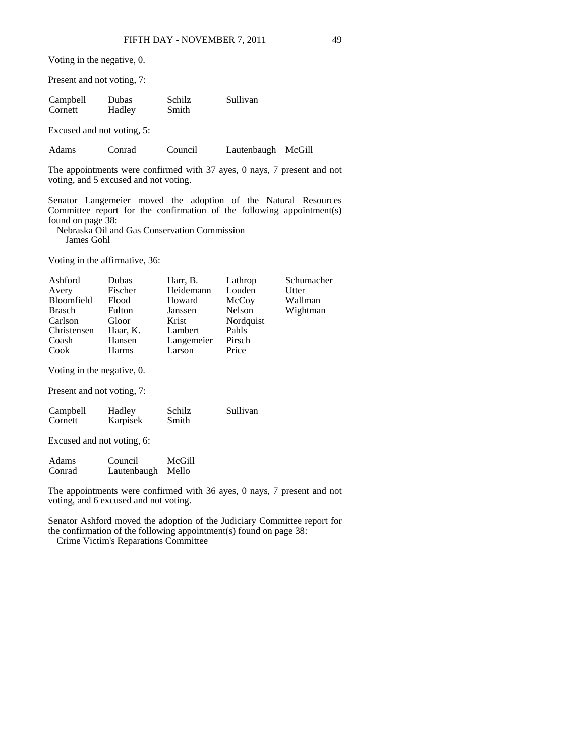Voting in the negative, 0.

Present and not voting, 7:

| | | | |
|---|---|---|---|
| Campbell | Dubas | Schilz | Sullivan |
| Cornett | Hadley | Smith | |

Excused and not voting, 5:

| | | | | |
|---|---|---|---|---|
| Adams | Conrad | Council | Lautenbaugh | McGill |

The appointments were confirmed with 37 ayes, 0 nays, 7 present and not voting, and 5 excused and not voting.

Senator Langemeier moved the adoption of the Natural Resources Committee report for the confirmation of the following appointment(s) found on page 38:

Nebraska Oil and Gas Conservation Commission
James Gohl

Voting in the affirmative, 36:

| | | | | |
|---|---|---|---|---|
| Ashford | Dubas | Harr, B. | Lathrop | Schumacher |
| Avery | Fischer | Heidemann | Louden | Utter |
| Bloomfield | Flood | Howard | McCoy | Wallman |
| Brasch | Fulton | Janssen | Nelson | Wightman |
| Carlson | Gloor | Krist | Nordquist | |
| Christensen | Haar, K. | Lambert | Pahls | |
| Coash | Hansen | Langemeier | Pirsch | |
| Cook | Harms | Larson | Price | |

Voting in the negative, 0.

Present and not voting, 7:

| | | | |
|---|---|---|---|
| Campbell | Hadley | Schilz | Sullivan |
| Cornett | Karpisek | Smith | |

Excused and not voting, 6:

| | | |
|---|---|---|
| Adams | Council | McGill |
| Conrad | Lautenbaugh | Mello |

The appointments were confirmed with 36 ayes, 0 nays, 7 present and not voting, and 6 excused and not voting.

Senator Ashford moved the adoption of the Judiciary Committee report for the confirmation of the following appointment(s) found on page 38:

Crime Victim's Reparations Committee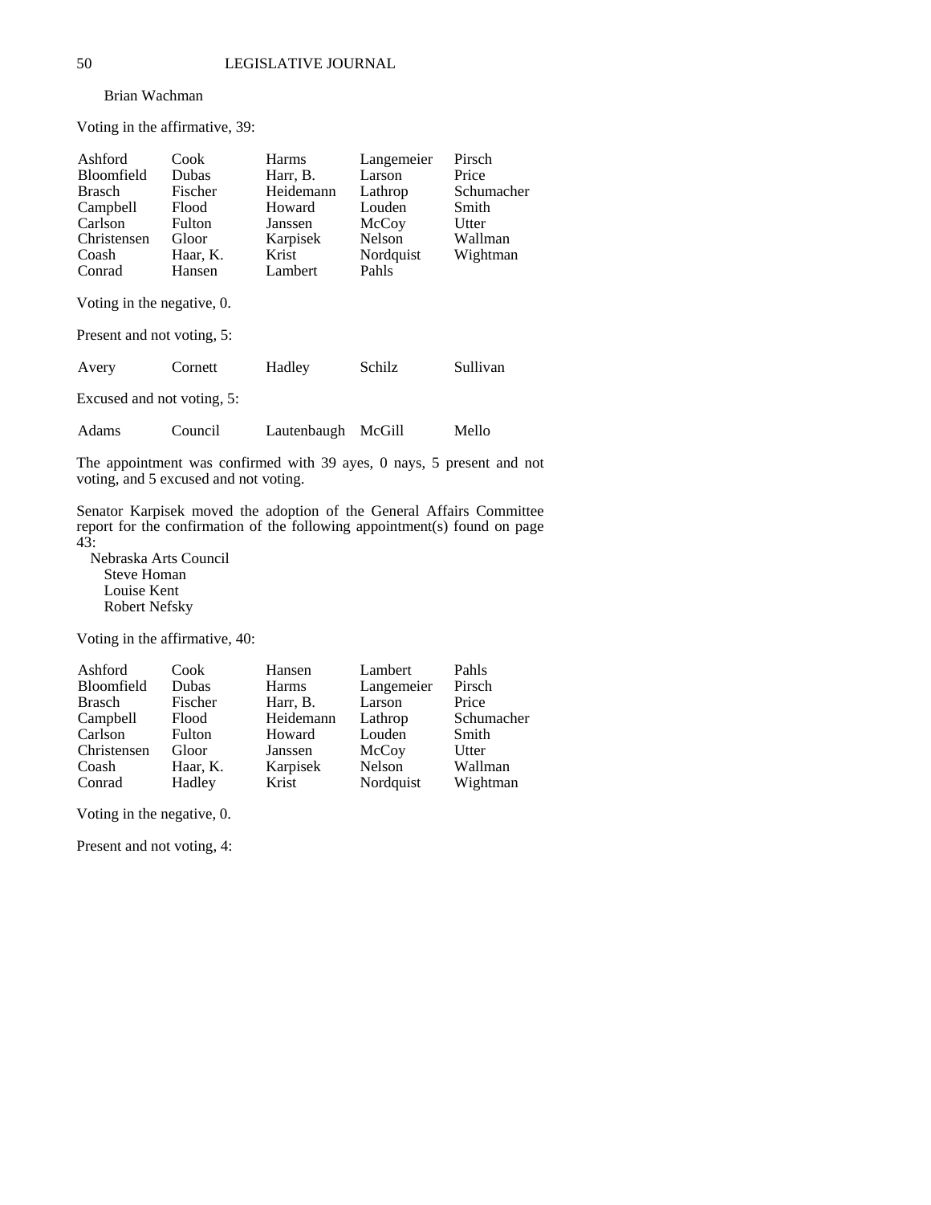Brian Wachman

Voting in the affirmative, 39:

| | | | | |
|---|---|---|---|---|
| Ashford | Cook | Harms | Langemeier | Pirsch |
| Bloomfield | Dubas | Harr, B. | Larson | Price |
| Brasch | Fischer | Heidemann | Lathrop | Schumacher |
| Campbell | Flood | Howard | Louden | Smith |
| Carlson | Fulton | Janssen | McCoy | Utter |
| Christensen | Gloor | Karpisek | Nelson | Wallman |
| Coash | Haar, K. | Krist | Nordquist | Wightman |
| Conrad | Hansen | Lambert | Pahls | |

Voting in the negative, 0.

Present and not voting, 5:

| | | | | |
|---|---|---|---|---|
| Avery | Cornett | Hadley | Schilz | Sullivan |

Excused and not voting, 5:

| | | | | |
|---|---|---|---|---|
| Adams | Council | Lautenbaugh | McGill | Mello |

The appointment was confirmed with 39 ayes, 0 nays, 5 present and not voting, and 5 excused and not voting.

Senator Karpisek moved the adoption of the General Affairs Committee report for the confirmation of the following appointment(s) found on page 43:

Nebraska Arts Council
- Steve Homan
- Louise Kent
- Robert Nefsky

Voting in the affirmative, 40:

| | | | | |
|---|---|---|---|---|
| Ashford | Cook | Hansen | Lambert | Pahls |
| Bloomfield | Dubas | Harms | Langemeier | Pirsch |
| Brasch | Fischer | Harr, B. | Larson | Price |
| Campbell | Flood | Heidemann | Lathrop | Schumacher |
| Carlson | Fulton | Howard | Louden | Smith |
| Christensen | Gloor | Janssen | McCoy | Utter |
| Coash | Haar, K. | Karpisek | Nelson | Wallman |
| Conrad | Hadley | Krist | Nordquist | Wightman |

Voting in the negative, 0.

Present and not voting, 4: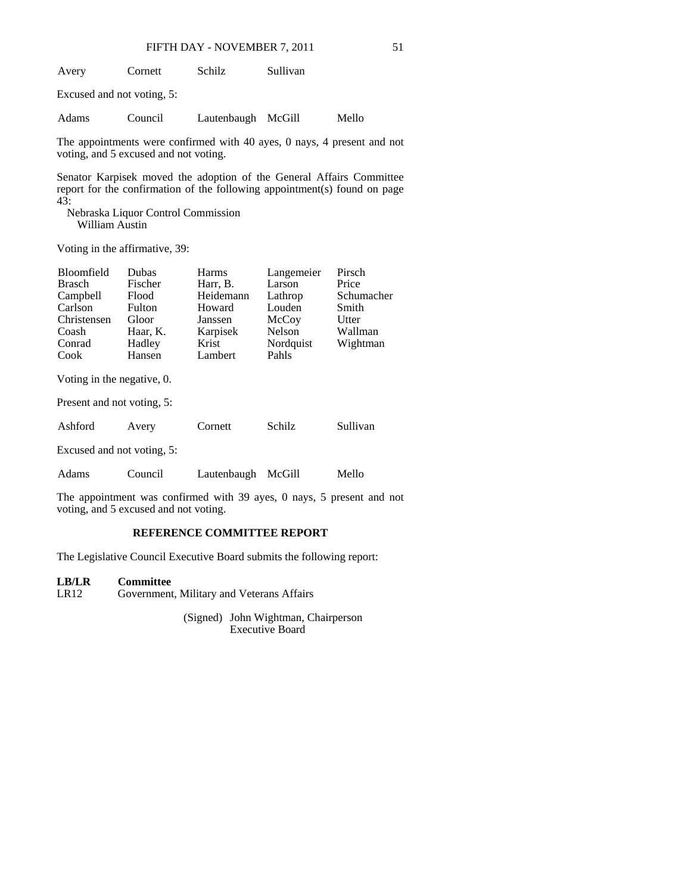| | | | |
|---|---|---|---|
| Avery | Cornett | Schilz | Sullivan |

Excused and not voting, 5:

| | | | | |
|---|---|---|---|---|
| Adams | Council | Lautenbaugh | McGill | Mello |

The appointments were confirmed with 40 ayes, 0 nays, 4 present and not voting, and 5 excused and not voting.

Senator Karpisek moved the adoption of the General Affairs Committee report for the confirmation of the following appointment(s) found on page 43:

Nebraska Liquor Control Commission
William Austin

Voting in the affirmative, 39:

| | | | | |
|---|---|---|---|---|
| Bloomfield | Dubas | Harms | Langemeier | Pirsch |
| Brasch | Fischer | Harr, B. | Larson | Price |
| Campbell | Flood | Heidemann | Lathrop | Schumacher |
| Carlson | Fulton | Howard | Louden | Smith |
| Christensen | Gloor | Janssen | McCoy | Utter |
| Coash | Haar, K. | Karpisek | Nelson | Wallman |
| Conrad | Hadley | Krist | Nordquist | Wightman |
| Cook | Hansen | Lambert | Pahls | |

Voting in the negative, 0.

Present and not voting, 5:

| | | | | |
|---|---|---|---|---|
| Ashford | Avery | Cornett | Schilz | Sullivan |

Excused and not voting, 5:

| | | | | |
|---|---|---|---|---|
| Adams | Council | Lautenbaugh | McGill | Mello |

The appointment was confirmed with 39 ayes, 0 nays, 5 present and not voting, and 5 excused and not voting.

## REFERENCE COMMITTEE REPORT

The Legislative Council Executive Board submits the following report:

| **LB/LR** | **Committee** |
|---|---|
| LR12 | Government, Military and Veterans Affairs |

(Signed) John Wightman, Chairperson
Executive Board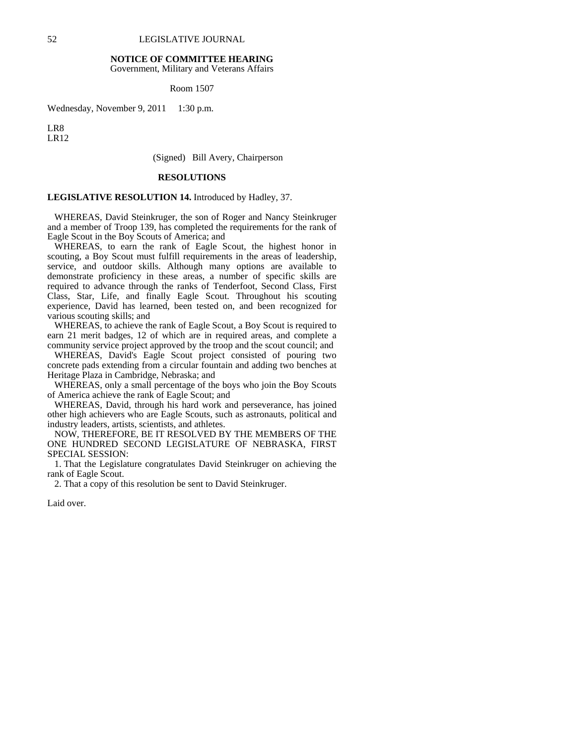**NOTICE OF COMMITTEE HEARING**
Government, Military and Veterans Affairs

Room 1507

Wednesday, November 9, 2011 1:30 p.m.

LR8
LR12

(Signed) Bill Avery, Chairperson

**RESOLUTIONS**

**LEGISLATIVE RESOLUTION 14.** Introduced by Hadley, 37.

WHEREAS, David Steinkruger, the son of Roger and Nancy Steinkruger and a member of Troop 139, has completed the requirements for the rank of Eagle Scout in the Boy Scouts of America; and

WHEREAS, to earn the rank of Eagle Scout, the highest honor in scouting, a Boy Scout must fulfill requirements in the areas of leadership, service, and outdoor skills. Although many options are available to demonstrate proficiency in these areas, a number of specific skills are required to advance through the ranks of Tenderfoot, Second Class, First Class, Star, Life, and finally Eagle Scout. Throughout his scouting experience, David has learned, been tested on, and been recognized for various scouting skills; and

WHEREAS, to achieve the rank of Eagle Scout, a Boy Scout is required to earn 21 merit badges, 12 of which are in required areas, and complete a community service project approved by the troop and the scout council; and

WHEREAS, David's Eagle Scout project consisted of pouring two concrete pads extending from a circular fountain and adding two benches at Heritage Plaza in Cambridge, Nebraska; and

WHEREAS, only a small percentage of the boys who join the Boy Scouts of America achieve the rank of Eagle Scout; and

WHEREAS, David, through his hard work and perseverance, has joined other high achievers who are Eagle Scouts, such as astronauts, political and industry leaders, artists, scientists, and athletes.

NOW, THEREFORE, BE IT RESOLVED BY THE MEMBERS OF THE ONE HUNDRED SECOND LEGISLATURE OF NEBRASKA, FIRST SPECIAL SESSION:

1. That the Legislature congratulates David Steinkruger on achieving the rank of Eagle Scout.

2. That a copy of this resolution be sent to David Steinkruger.

Laid over.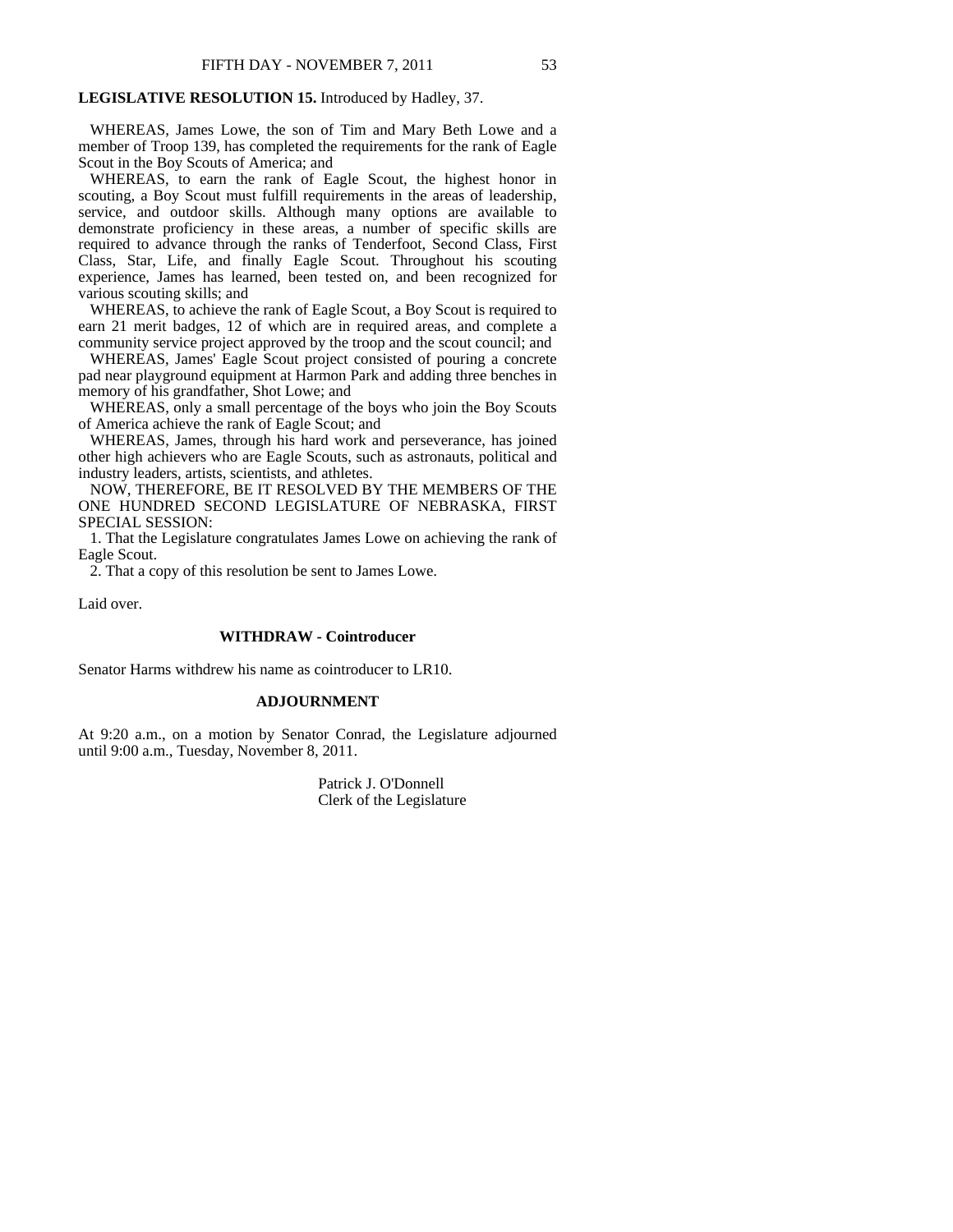**LEGISLATIVE RESOLUTION 15.** Introduced by Hadley, 37.

WHEREAS, James Lowe, the son of Tim and Mary Beth Lowe and a member of Troop 139, has completed the requirements for the rank of Eagle Scout in the Boy Scouts of America; and

WHEREAS, to earn the rank of Eagle Scout, the highest honor in scouting, a Boy Scout must fulfill requirements in the areas of leadership, service, and outdoor skills. Although many options are available to demonstrate proficiency in these areas, a number of specific skills are required to advance through the ranks of Tenderfoot, Second Class, First Class, Star, Life, and finally Eagle Scout. Throughout his scouting experience, James has learned, been tested on, and been recognized for various scouting skills; and

WHEREAS, to achieve the rank of Eagle Scout, a Boy Scout is required to earn 21 merit badges, 12 of which are in required areas, and complete a community service project approved by the troop and the scout council; and

WHEREAS, James' Eagle Scout project consisted of pouring a concrete pad near playground equipment at Harmon Park and adding three benches in memory of his grandfather, Shot Lowe; and

WHEREAS, only a small percentage of the boys who join the Boy Scouts of America achieve the rank of Eagle Scout; and

WHEREAS, James, through his hard work and perseverance, has joined other high achievers who are Eagle Scouts, such as astronauts, political and industry leaders, artists, scientists, and athletes.

NOW, THEREFORE, BE IT RESOLVED BY THE MEMBERS OF THE ONE HUNDRED SECOND LEGISLATURE OF NEBRASKA, FIRST SPECIAL SESSION:

1. That the Legislature congratulates James Lowe on achieving the rank of Eagle Scout.
2. That a copy of this resolution be sent to James Lowe.

Laid over.

## WITHDRAW - Cointroducer

Senator Harms withdrew his name as cointroducer to LR10.

## ADJOURNMENT

At 9:20 a.m., on a motion by Senator Conrad, the Legislature adjourned until 9:00 a.m., Tuesday, November 8, 2011.

Patrick J. O'Donnell
Clerk of the Legislature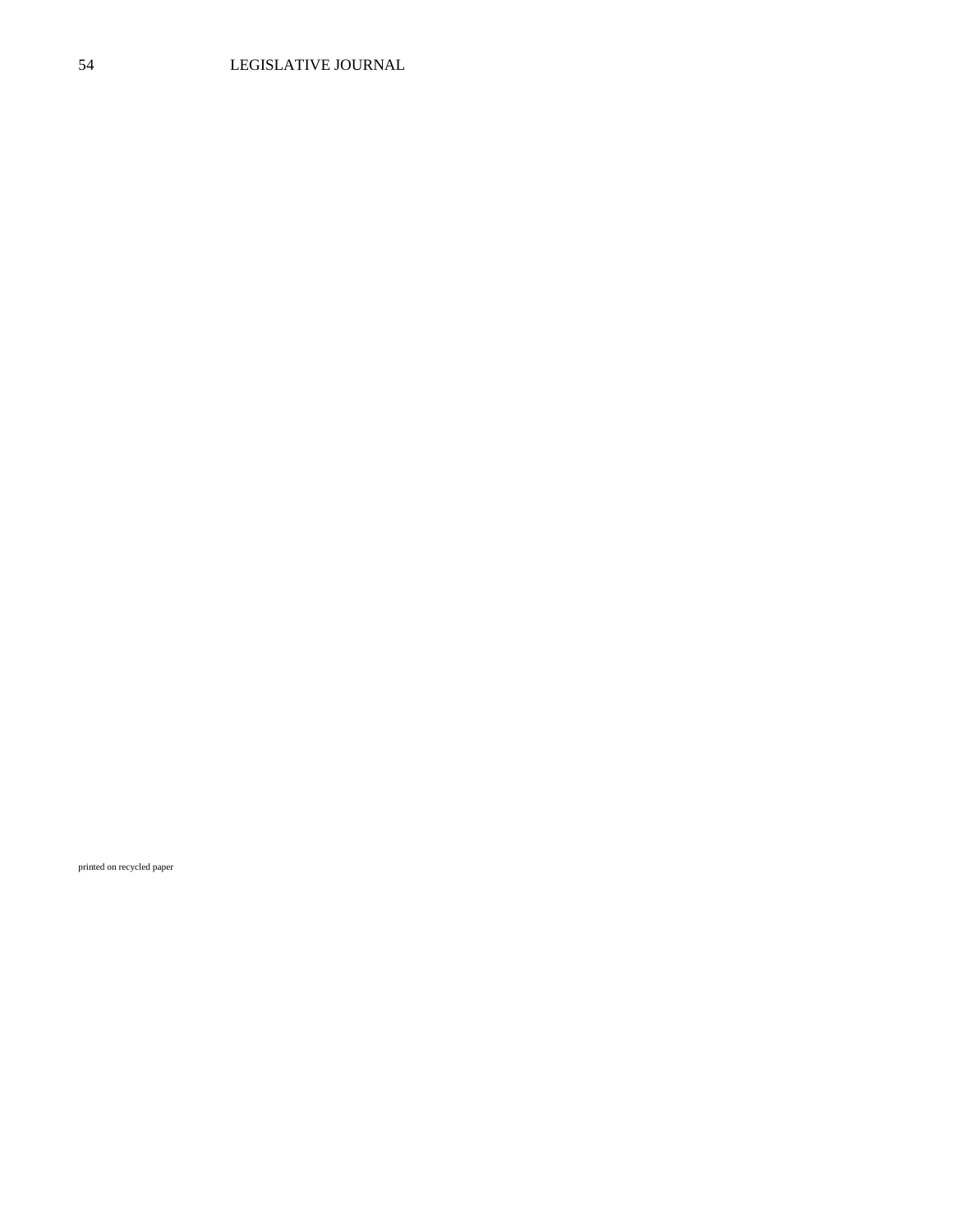printed on recycled paper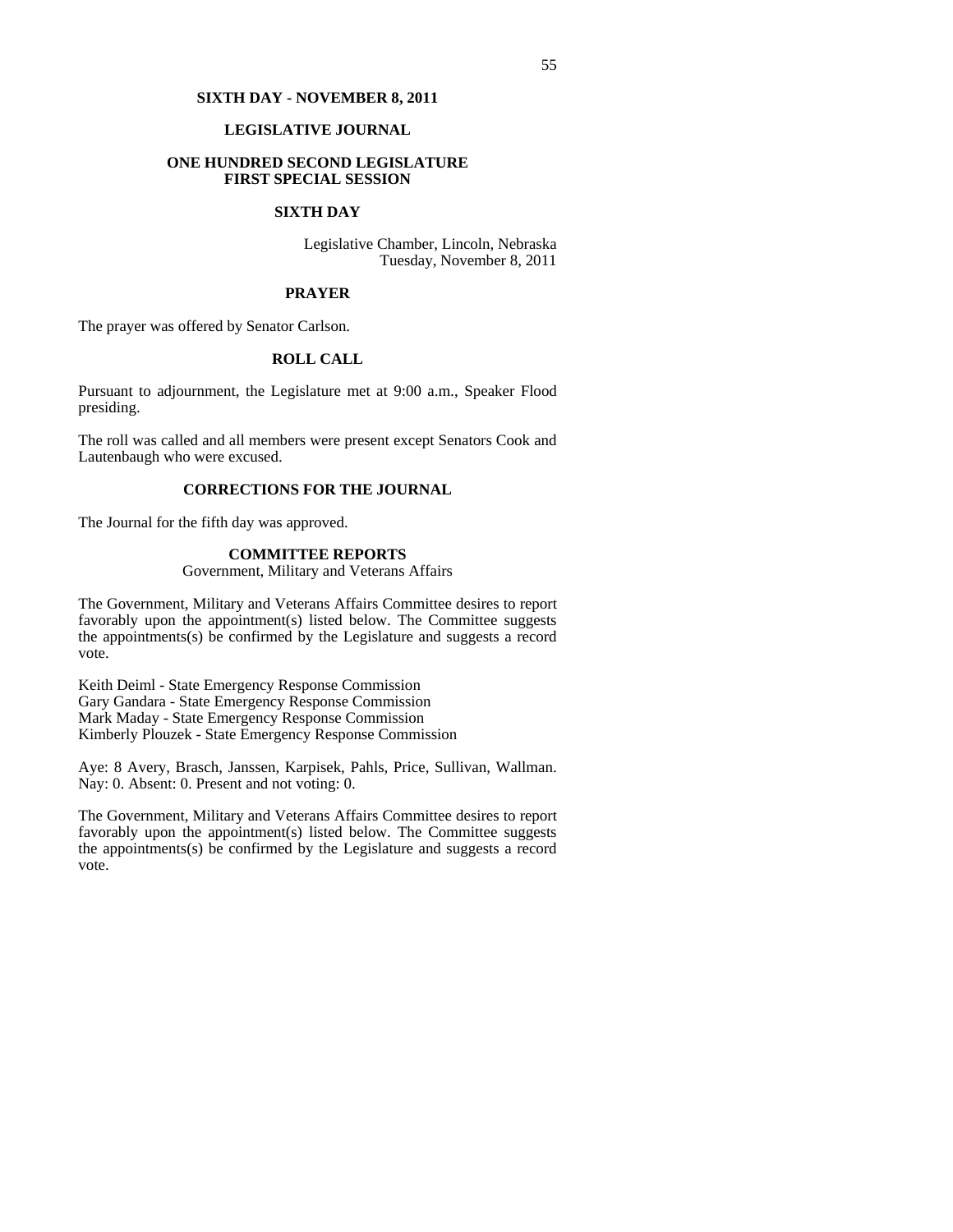**SIXTH DAY - NOVEMBER 8, 2011**

**LEGISLATIVE JOURNAL**

**ONE HUNDRED SECOND LEGISLATURE**
**FIRST SPECIAL SESSION**

**SIXTH DAY**

Legislative Chamber, Lincoln, Nebraska
Tuesday, November 8, 2011

## PRAYER

The prayer was offered by Senator Carlson.

## ROLL CALL

Pursuant to adjournment, the Legislature met at 9:00 a.m., Speaker Flood presiding.

The roll was called and all members were present except Senators Cook and Lautenbaugh who were excused.

## CORRECTIONS FOR THE JOURNAL

The Journal for the fifth day was approved.

## COMMITTEE REPORTS

Government, Military and Veterans Affairs

The Government, Military and Veterans Affairs Committee desires to report favorably upon the appointment(s) listed below. The Committee suggests the appointments(s) be confirmed by the Legislature and suggests a record vote.

Keith Deiml - State Emergency Response Commission
Gary Gandara - State Emergency Response Commission
Mark Maday - State Emergency Response Commission
Kimberly Plouzek - State Emergency Response Commission

Aye: 8 Avery, Brasch, Janssen, Karpisek, Pahls, Price, Sullivan, Wallman. Nay: 0. Absent: 0. Present and not voting: 0.

The Government, Military and Veterans Affairs Committee desires to report favorably upon the appointment(s) listed below. The Committee suggests the appointments(s) be confirmed by the Legislature and suggests a record vote.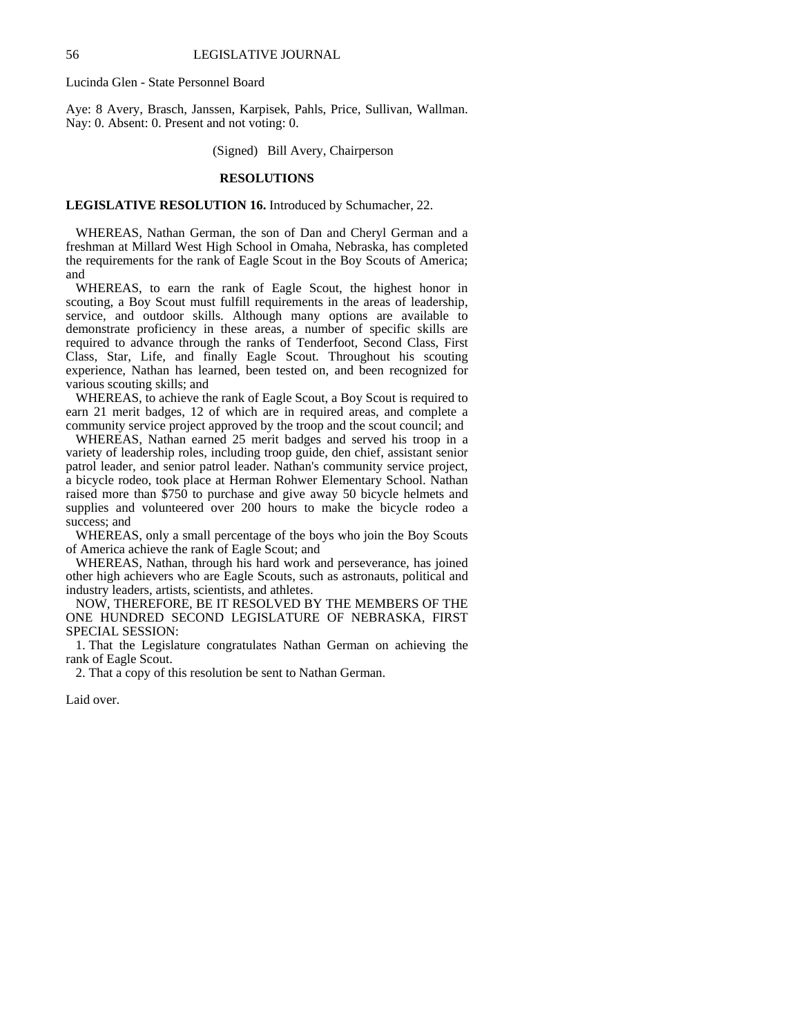Lucinda Glen - State Personnel Board

Aye: 8 Avery, Brasch, Janssen, Karpisek, Pahls, Price, Sullivan, Wallman. Nay: 0. Absent: 0. Present and not voting: 0.

(Signed) Bill Avery, Chairperson

## RESOLUTIONS

**LEGISLATIVE RESOLUTION 16.** Introduced by Schumacher, 22.

WHEREAS, Nathan German, the son of Dan and Cheryl German and a freshman at Millard West High School in Omaha, Nebraska, has completed the requirements for the rank of Eagle Scout in the Boy Scouts of America; and

WHEREAS, to earn the rank of Eagle Scout, the highest honor in scouting, a Boy Scout must fulfill requirements in the areas of leadership, service, and outdoor skills. Although many options are available to demonstrate proficiency in these areas, a number of specific skills are required to advance through the ranks of Tenderfoot, Second Class, First Class, Star, Life, and finally Eagle Scout. Throughout his scouting experience, Nathan has learned, been tested on, and been recognized for various scouting skills; and

WHEREAS, to achieve the rank of Eagle Scout, a Boy Scout is required to earn 21 merit badges, 12 of which are in required areas, and complete a community service project approved by the troop and the scout council; and

WHEREAS, Nathan earned 25 merit badges and served his troop in a variety of leadership roles, including troop guide, den chief, assistant senior patrol leader, and senior patrol leader. Nathan's community service project, a bicycle rodeo, took place at Herman Rohwer Elementary School. Nathan raised more than $750 to purchase and give away 50 bicycle helmets and supplies and volunteered over 200 hours to make the bicycle rodeo a success; and

WHEREAS, only a small percentage of the boys who join the Boy Scouts of America achieve the rank of Eagle Scout; and

WHEREAS, Nathan, through his hard work and perseverance, has joined other high achievers who are Eagle Scouts, such as astronauts, political and industry leaders, artists, scientists, and athletes.

NOW, THEREFORE, BE IT RESOLVED BY THE MEMBERS OF THE ONE HUNDRED SECOND LEGISLATURE OF NEBRASKA, FIRST SPECIAL SESSION:

1. That the Legislature congratulates Nathan German on achieving the rank of Eagle Scout.
2. That a copy of this resolution be sent to Nathan German.

Laid over.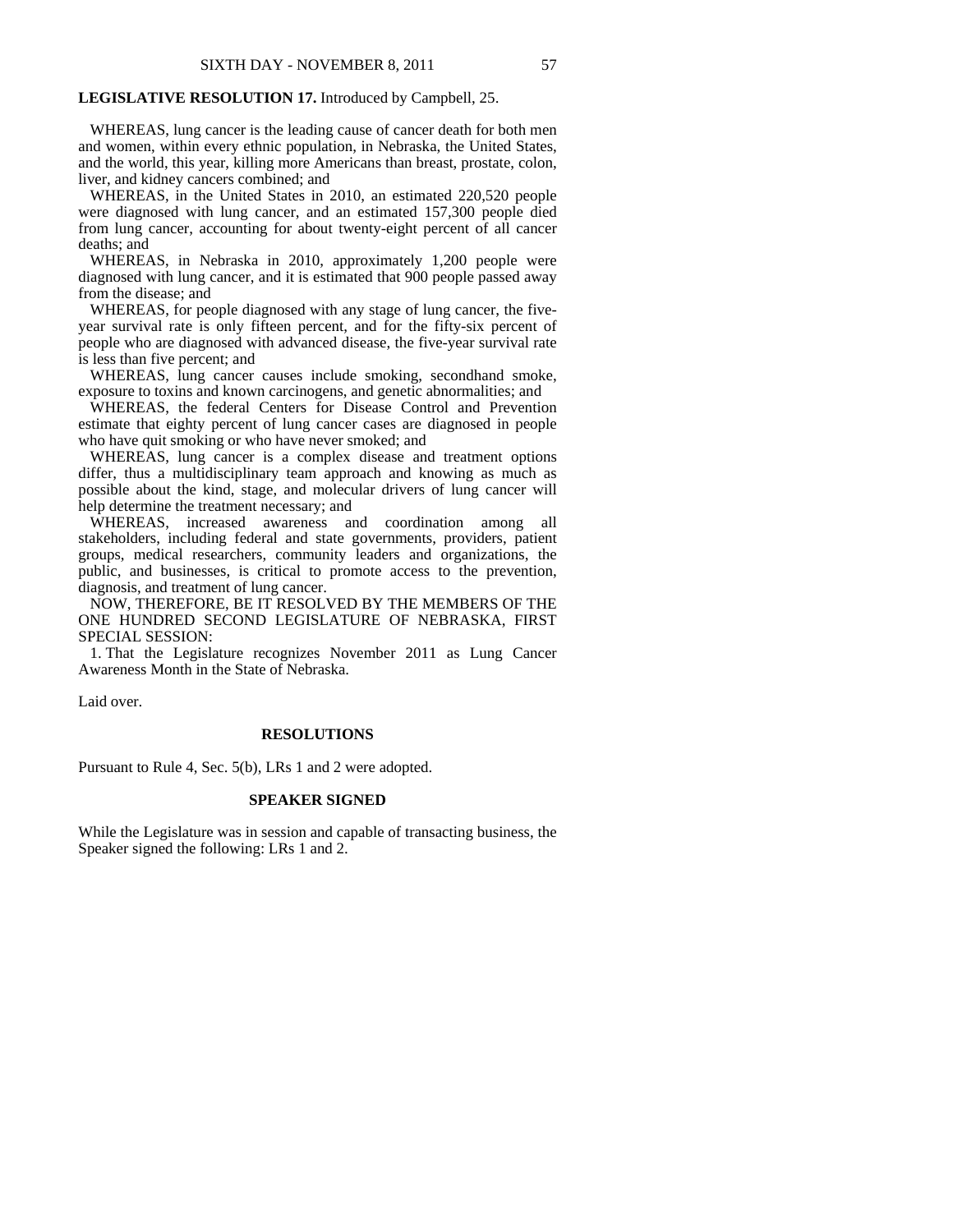**LEGISLATIVE RESOLUTION 17.** Introduced by Campbell, 25.

WHEREAS, lung cancer is the leading cause of cancer death for both men and women, within every ethnic population, in Nebraska, the United States, and the world, this year, killing more Americans than breast, prostate, colon, liver, and kidney cancers combined; and

WHEREAS, in the United States in 2010, an estimated 220,520 people were diagnosed with lung cancer, and an estimated 157,300 people died from lung cancer, accounting for about twenty-eight percent of all cancer deaths; and

WHEREAS, in Nebraska in 2010, approximately 1,200 people were diagnosed with lung cancer, and it is estimated that 900 people passed away from the disease; and

WHEREAS, for people diagnosed with any stage of lung cancer, the five-year survival rate is only fifteen percent, and for the fifty-six percent of people who are diagnosed with advanced disease, the five-year survival rate is less than five percent; and

WHEREAS, lung cancer causes include smoking, secondhand smoke, exposure to toxins and known carcinogens, and genetic abnormalities; and

WHEREAS, the federal Centers for Disease Control and Prevention estimate that eighty percent of lung cancer cases are diagnosed in people who have quit smoking or who have never smoked; and

WHEREAS, lung cancer is a complex disease and treatment options differ, thus a multidisciplinary team approach and knowing as much as possible about the kind, stage, and molecular drivers of lung cancer will help determine the treatment necessary; and

WHEREAS, increased awareness and coordination among all stakeholders, including federal and state governments, providers, patient groups, medical researchers, community leaders and organizations, the public, and businesses, is critical to promote access to the prevention, diagnosis, and treatment of lung cancer.

NOW, THEREFORE, BE IT RESOLVED BY THE MEMBERS OF THE ONE HUNDRED SECOND LEGISLATURE OF NEBRASKA, FIRST SPECIAL SESSION:

1. That the Legislature recognizes November 2011 as Lung Cancer Awareness Month in the State of Nebraska.

Laid over.

## RESOLUTIONS

Pursuant to Rule 4, Sec. 5(b), LRs 1 and 2 were adopted.

## SPEAKER SIGNED

While the Legislature was in session and capable of transacting business, the Speaker signed the following: LRs 1 and 2.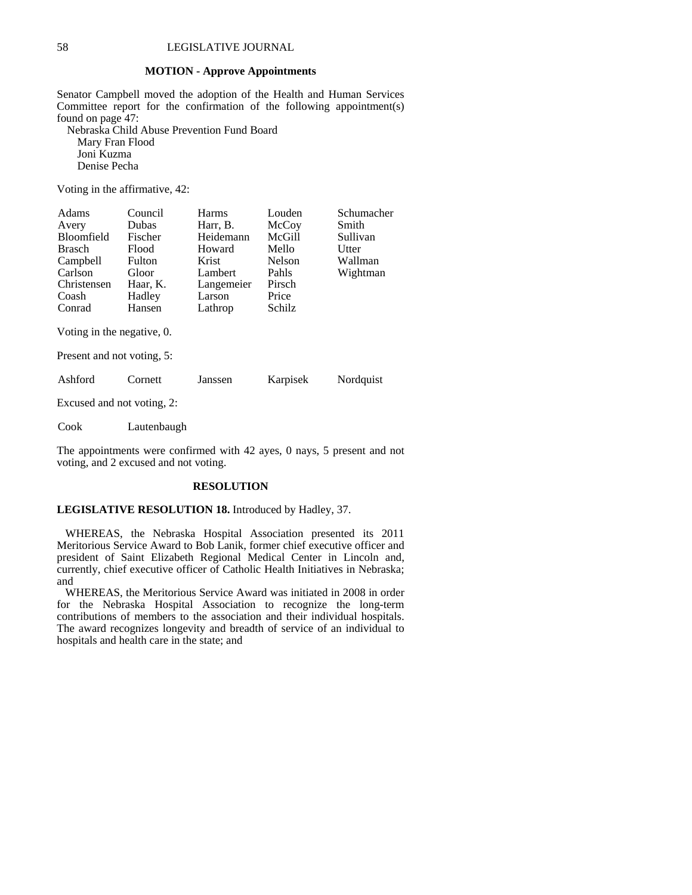### MOTION - Approve Appointments

Senator Campbell moved the adoption of the Health and Human Services Committee report for the confirmation of the following appointment(s) found on page 47:

Nebraska Child Abuse Prevention Fund Board
- Mary Fran Flood
- Joni Kuzma
- Denise Pecha

Voting in the affirmative, 42:

| | | | | |
|---|---|---|---|---|
| Adams | Council | Harms | Louden | Schumacher |
| Avery | Dubas | Harr, B. | McCoy | Smith |
| Bloomfield | Fischer | Heidemann | McGill | Sullivan |
| Brasch | Flood | Howard | Mello | Utter |
| Campbell | Fulton | Krist | Nelson | Wallman |
| Carlson | Gloor | Lambert | Pahls | Wightman |
| Christensen | Haar, K. | Langemeier | Pirsch | |
| Coash | Hadley | Larson | Price | |
| Conrad | Hansen | Lathrop | Schilz | |

Voting in the negative, 0.

Present and not voting, 5:

| | | | | |
|---|---|---|---|---|
| Ashford | Cornett | Janssen | Karpisek | Nordquist |

Excused and not voting, 2:

| | |
|---|---|
| Cook | Lautenbaugh |

The appointments were confirmed with 42 ayes, 0 nays, 5 present and not voting, and 2 excused and not voting.

### RESOLUTION

**LEGISLATIVE RESOLUTION 18.** Introduced by Hadley, 37.

WHEREAS, the Nebraska Hospital Association presented its 2011 Meritorious Service Award to Bob Lanik, former chief executive officer and president of Saint Elizabeth Regional Medical Center in Lincoln and, currently, chief executive officer of Catholic Health Initiatives in Nebraska; and

WHEREAS, the Meritorious Service Award was initiated in 2008 in order for the Nebraska Hospital Association to recognize the long-term contributions of members to the association and their individual hospitals. The award recognizes longevity and breadth of service of an individual to hospitals and health care in the state; and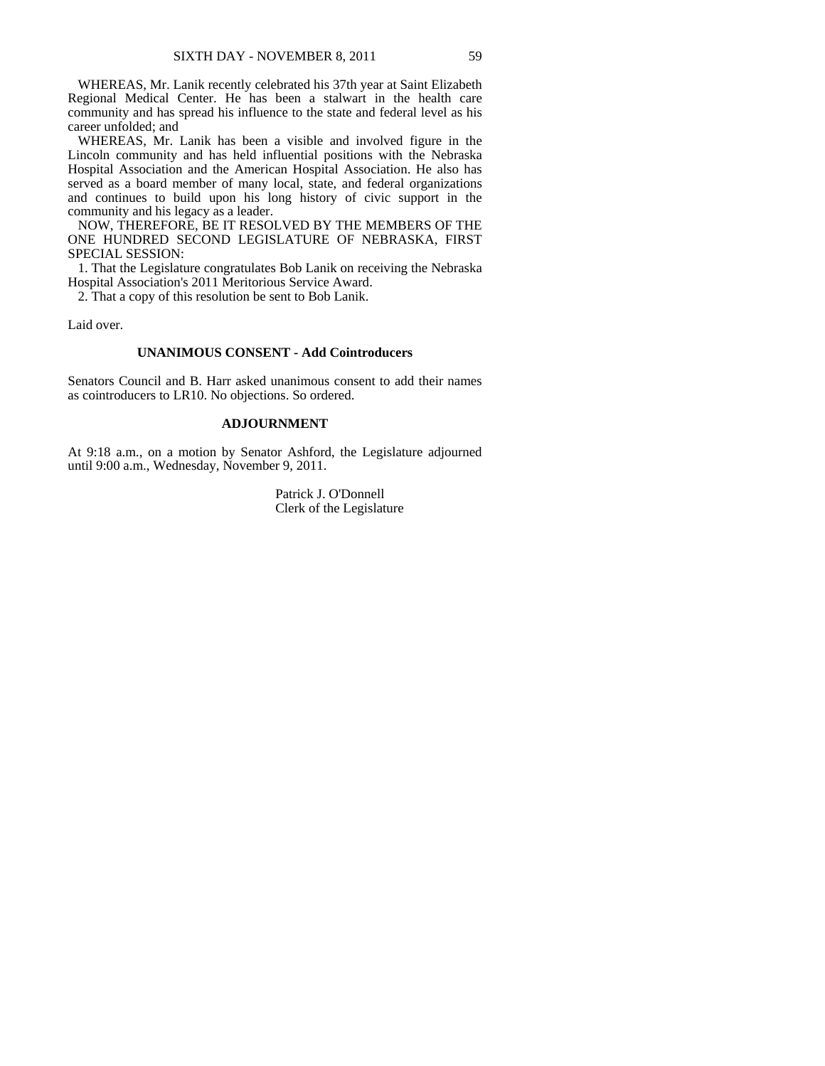WHEREAS, Mr. Lanik recently celebrated his 37th year at Saint Elizabeth Regional Medical Center. He has been a stalwart in the health care community and has spread his influence to the state and federal level as his career unfolded; and

WHEREAS, Mr. Lanik has been a visible and involved figure in the Lincoln community and has held influential positions with the Nebraska Hospital Association and the American Hospital Association. He also has served as a board member of many local, state, and federal organizations and continues to build upon his long history of civic support in the community and his legacy as a leader.

NOW, THEREFORE, BE IT RESOLVED BY THE MEMBERS OF THE ONE HUNDRED SECOND LEGISLATURE OF NEBRASKA, FIRST SPECIAL SESSION:

1. That the Legislature congratulates Bob Lanik on receiving the Nebraska Hospital Association's 2011 Meritorious Service Award.

2. That a copy of this resolution be sent to Bob Lanik.

Laid over.

### UNANIMOUS CONSENT - Add Cointroducers

Senators Council and B. Harr asked unanimous consent to add their names as cointroducers to LR10. No objections. So ordered.

### ADJOURNMENT

At 9:18 a.m., on a motion by Senator Ashford, the Legislature adjourned until 9:00 a.m., Wednesday, November 9, 2011.

Patrick J. O'Donnell
Clerk of the Legislature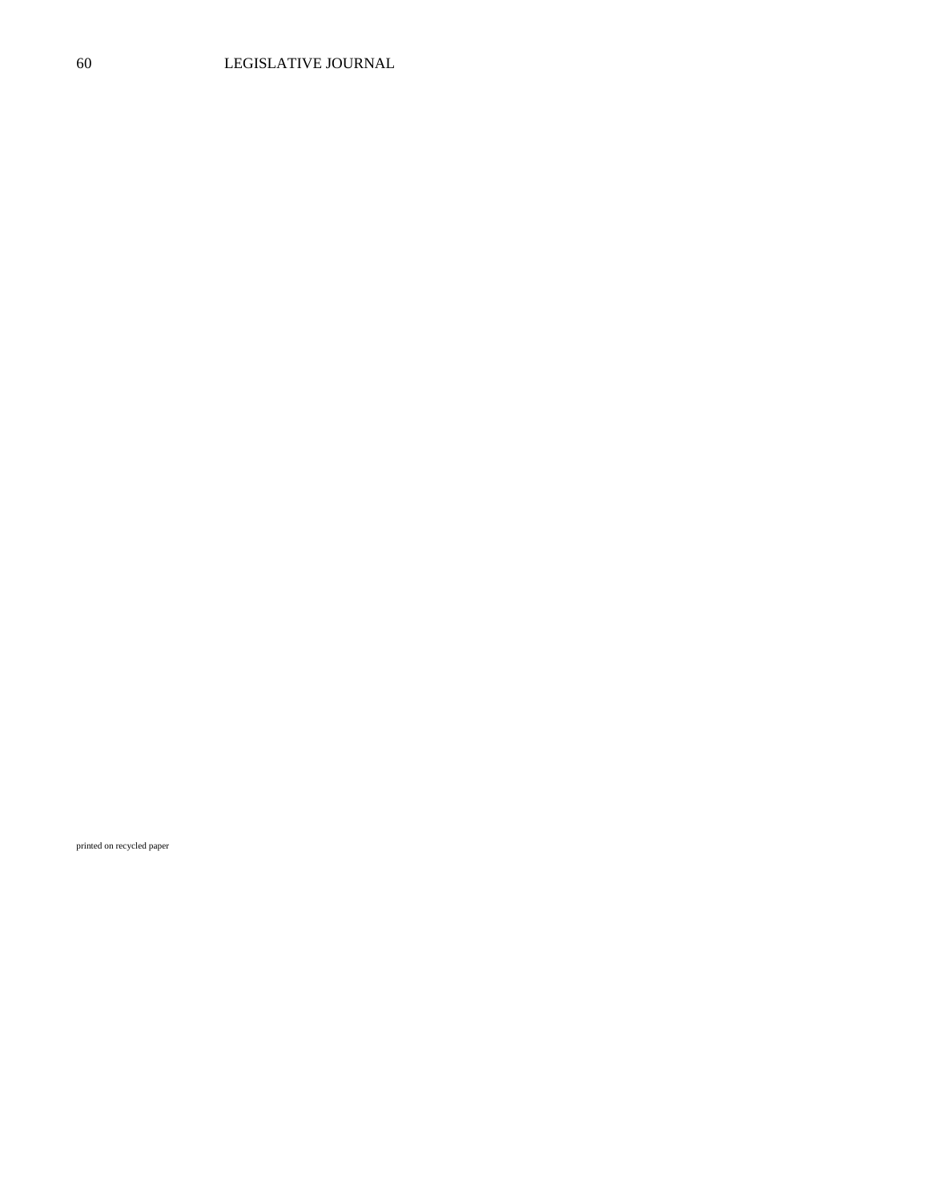printed on recycled paper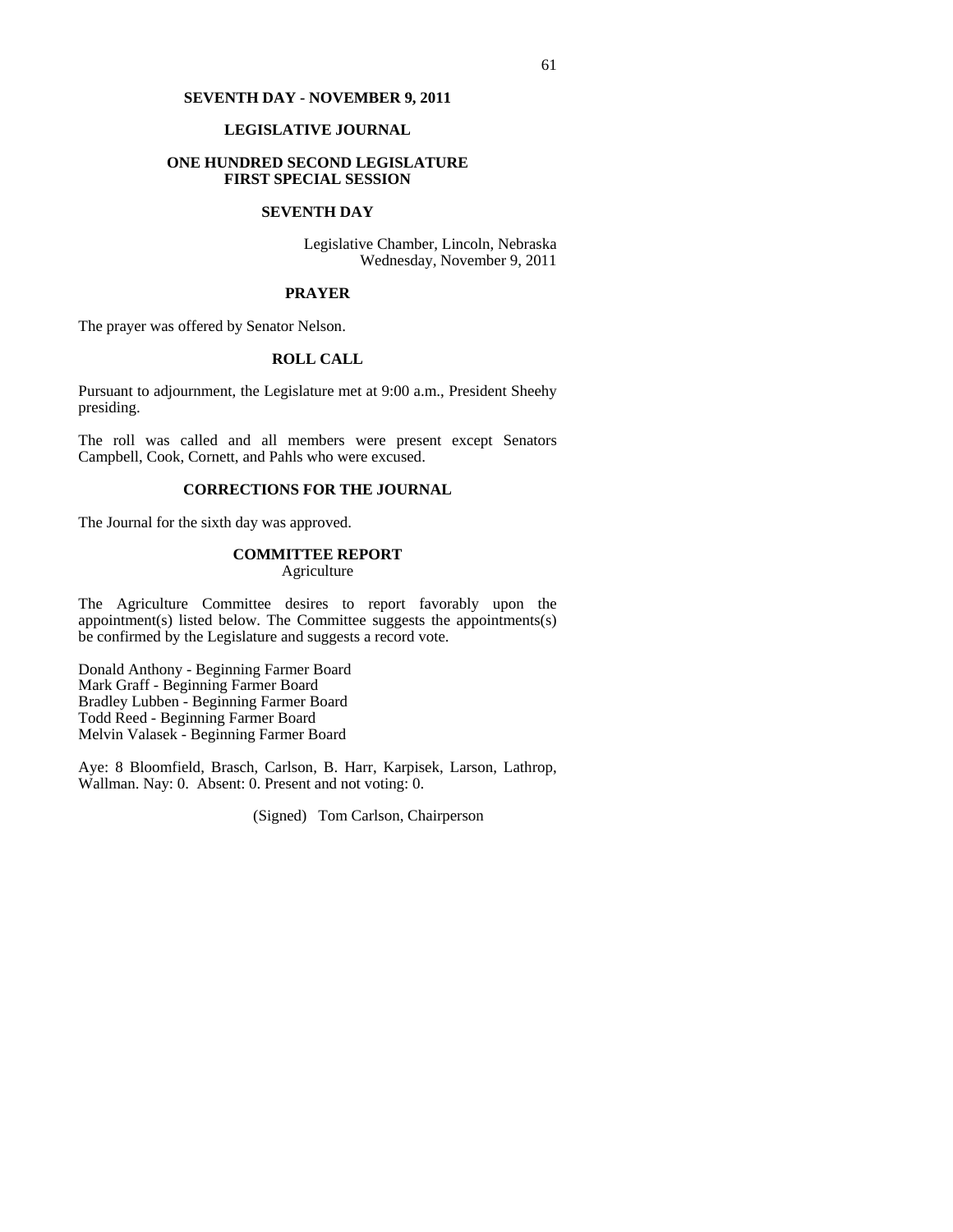**SEVENTH DAY - NOVEMBER 9, 2011**

**LEGISLATIVE JOURNAL**

**ONE HUNDRED SECOND LEGISLATURE**
**FIRST SPECIAL SESSION**

**SEVENTH DAY**

Legislative Chamber, Lincoln, Nebraska
Wednesday, November 9, 2011

**PRAYER**

The prayer was offered by Senator Nelson.

**ROLL CALL**

Pursuant to adjournment, the Legislature met at 9:00 a.m., President Sheehy presiding.

The roll was called and all members were present except Senators Campbell, Cook, Cornett, and Pahls who were excused.

**CORRECTIONS FOR THE JOURNAL**

The Journal for the sixth day was approved.

**COMMITTEE REPORT**
Agriculture

The Agriculture Committee desires to report favorably upon the appointment(s) listed below. The Committee suggests the appointments(s) be confirmed by the Legislature and suggests a record vote.

Donald Anthony - Beginning Farmer Board
Mark Graff - Beginning Farmer Board
Bradley Lubben - Beginning Farmer Board
Todd Reed - Beginning Farmer Board
Melvin Valasek - Beginning Farmer Board

Aye: 8 Bloomfield, Brasch, Carlson, B. Harr, Karpisek, Larson, Lathrop, Wallman. Nay: 0. Absent: 0. Present and not voting: 0.

(Signed) Tom Carlson, Chairperson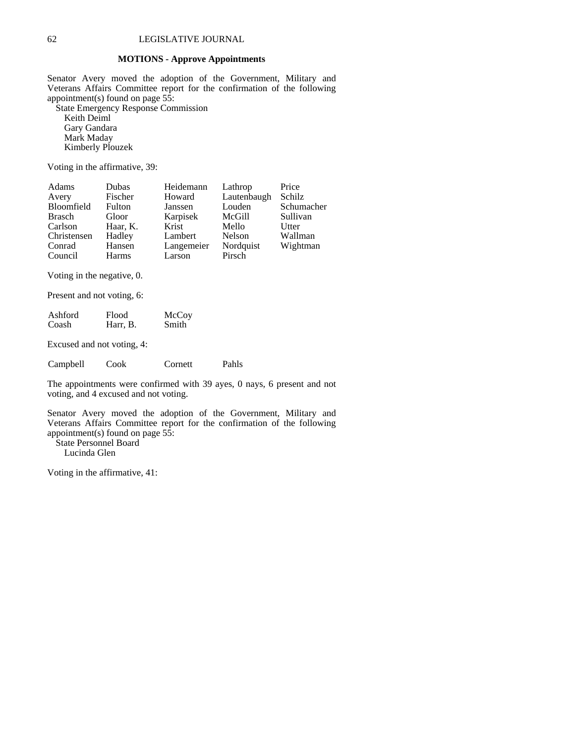**MOTIONS - Approve Appointments**

Senator Avery moved the adoption of the Government, Military and Veterans Affairs Committee report for the confirmation of the following appointment(s) found on page 55:

State Emergency Response Commission
Keith Deiml
Gary Gandara
Mark Maday
Kimberly Plouzek

Voting in the affirmative, 39:

| | | | | |
|---|---|---|---|---|
| Adams | Dubas | Heidemann | Lathrop | Price |
| Avery | Fischer | Howard | Lautenbaugh | Schilz |
| Bloomfield | Fulton | Janssen | Louden | Schumacher |
| Brasch | Gloor | Karpisek | McGill | Sullivan |
| Carlson | Haar, K. | Krist | Mello | Utter |
| Christensen | Hadley | Lambert | Nelson | Wallman |
| Conrad | Hansen | Langemeier | Nordquist | Wightman |
| Council | Harms | Larson | Pirsch | |

Voting in the negative, 0.

Present and not voting, 6:

| | | |
|---|---|---|
| Ashford | Flood | McCoy |
| Coash | Harr, B. | Smith |

Excused and not voting, 4:

| | | | |
|---|---|---|---|
| Campbell | Cook | Cornett | Pahls |

The appointments were confirmed with 39 ayes, 0 nays, 6 present and not voting, and 4 excused and not voting.

Senator Avery moved the adoption of the Government, Military and Veterans Affairs Committee report for the confirmation of the following appointment(s) found on page 55:

State Personnel Board
Lucinda Glen

Voting in the affirmative, 41: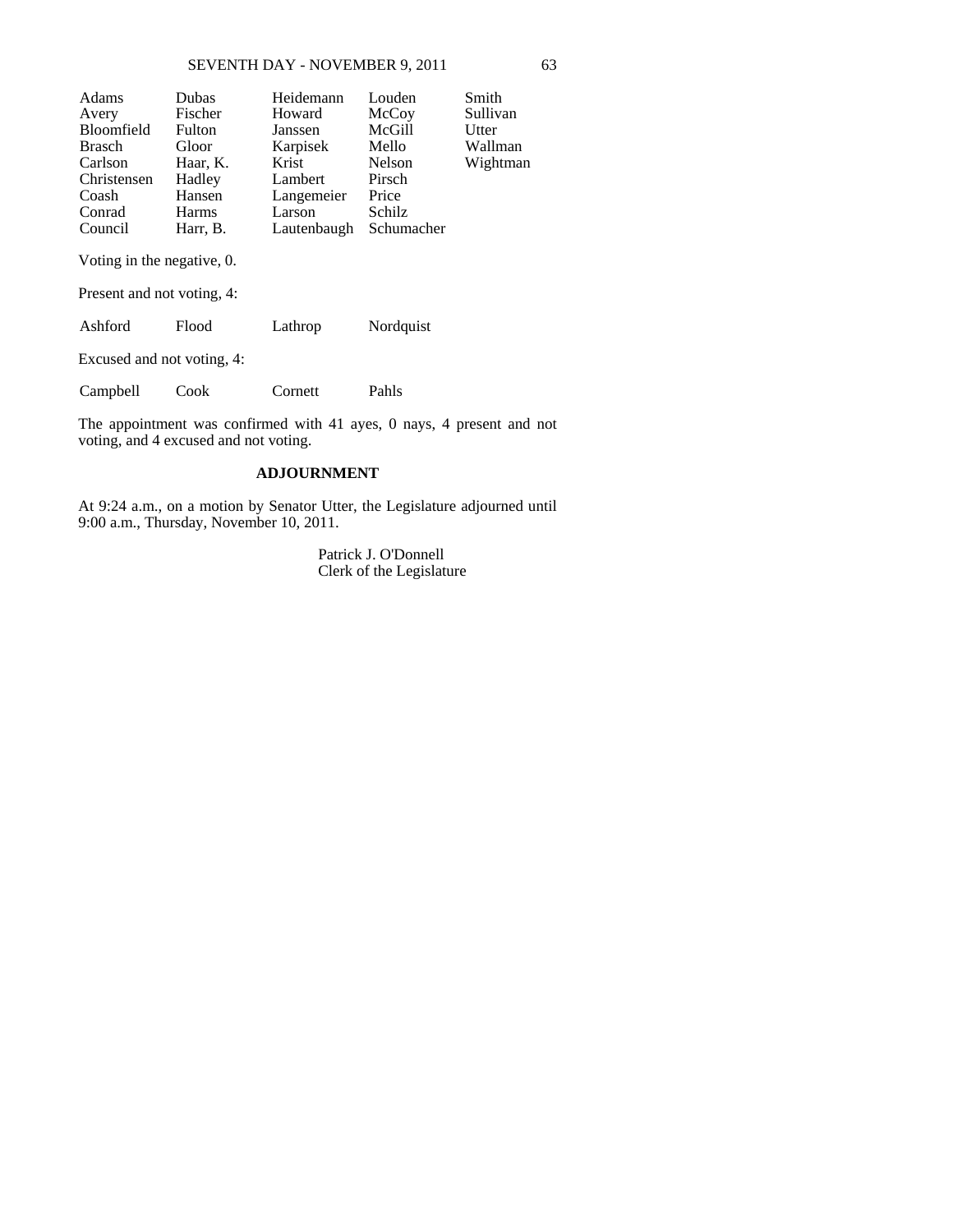| | | | | |
|---|---|---|---|---|
| Adams | Dubas | Heidemann | Louden | Smith |
| Avery | Fischer | Howard | McCoy | Sullivan |
| Bloomfield | Fulton | Janssen | McGill | Utter |
| Brasch | Gloor | Karpisek | Mello | Wallman |
| Carlson | Haar, K. | Krist | Nelson | Wightman |
| Christensen | Hadley | Lambert | Pirsch | |
| Coash | Hansen | Langemeier | Price | |
| Conrad | Harms | Larson | Schilz | |
| Council | Harr, B. | Lautenbaugh | Schumacher | |

Voting in the negative, 0.

Present and not voting, 4:

| | | | |
|---|---|---|---|
| Ashford | Flood | Lathrop | Nordquist |

Excused and not voting, 4:

| | | | |
|---|---|---|---|
| Campbell | Cook | Cornett | Pahls |

The appointment was confirmed with 41 ayes, 0 nays, 4 present and not voting, and 4 excused and not voting.

## ADJOURNMENT

At 9:24 a.m., on a motion by Senator Utter, the Legislature adjourned until 9:00 a.m., Thursday, November 10, 2011.

Patrick J. O'Donnell
Clerk of the Legislature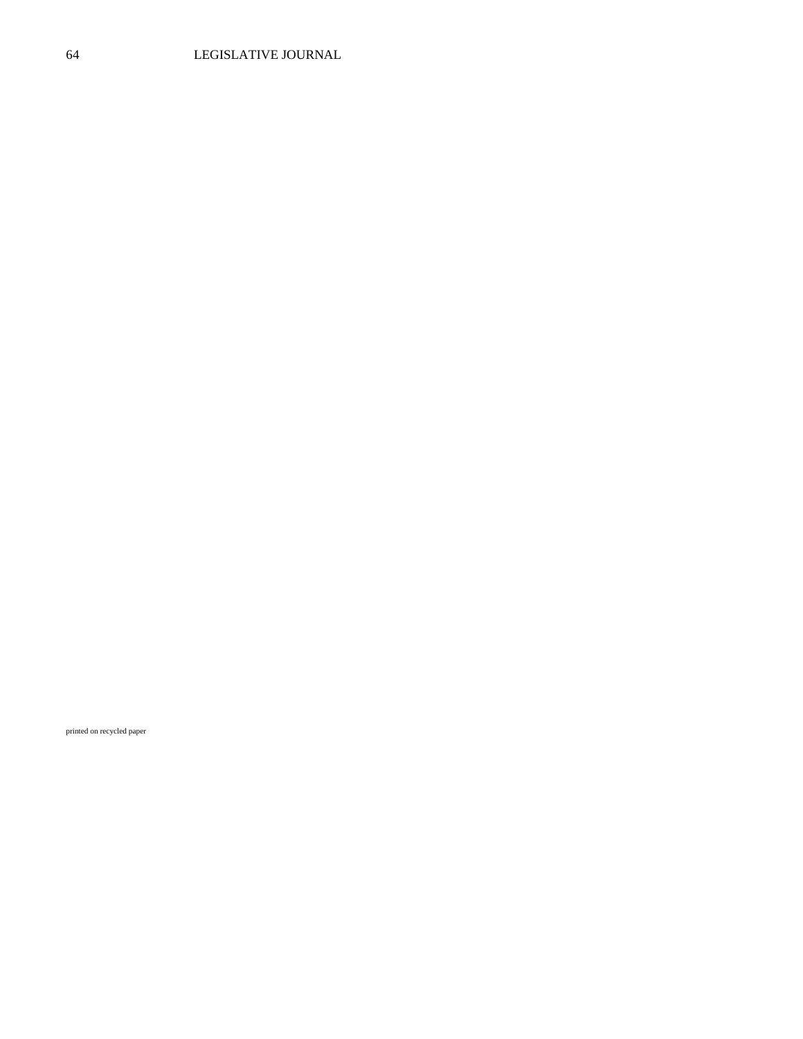printed on recycled paper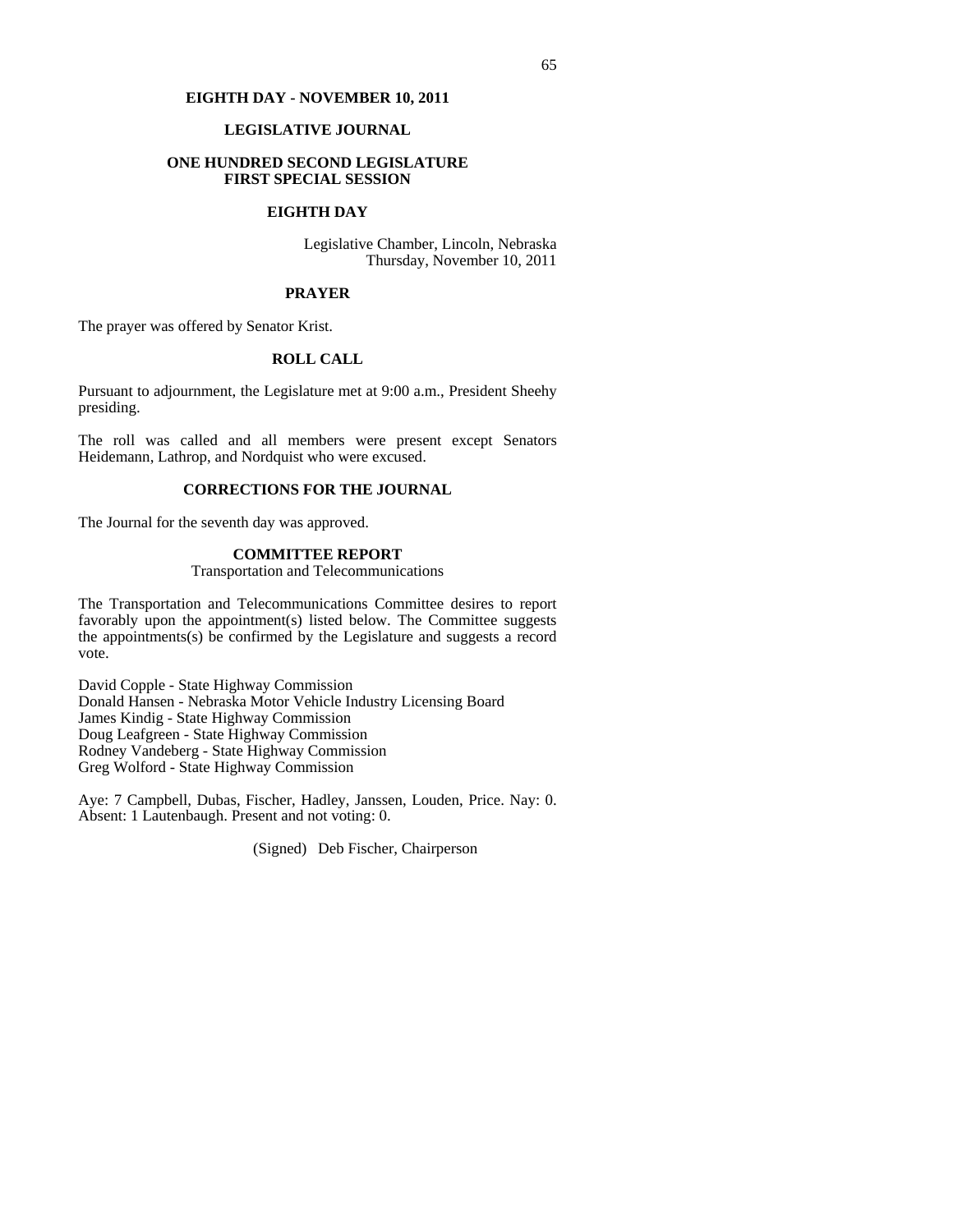# EIGHTH DAY - NOVEMBER 10, 2011

## LEGISLATIVE JOURNAL

## ONE HUNDRED SECOND LEGISLATURE
## FIRST SPECIAL SESSION

## EIGHTH DAY

Legislative Chamber, Lincoln, Nebraska
Thursday, November 10, 2011

### PRAYER

The prayer was offered by Senator Krist.

### ROLL CALL

Pursuant to adjournment, the Legislature met at 9:00 a.m., President Sheehy presiding.

The roll was called and all members were present except Senators Heidemann, Lathrop, and Nordquist who were excused.

### CORRECTIONS FOR THE JOURNAL

The Journal for the seventh day was approved.

### COMMITTEE REPORT
Transportation and Telecommunications

The Transportation and Telecommunications Committee desires to report favorably upon the appointment(s) listed below. The Committee suggests the appointments(s) be confirmed by the Legislature and suggests a record vote.

David Copple - State Highway Commission
Donald Hansen - Nebraska Motor Vehicle Industry Licensing Board
James Kindig - State Highway Commission
Doug Leafgreen - State Highway Commission
Rodney Vandeberg - State Highway Commission
Greg Wolford - State Highway Commission

Aye: 7 Campbell, Dubas, Fischer, Hadley, Janssen, Louden, Price. Nay: 0. Absent: 1 Lautenbaugh. Present and not voting: 0.

(Signed) Deb Fischer, Chairperson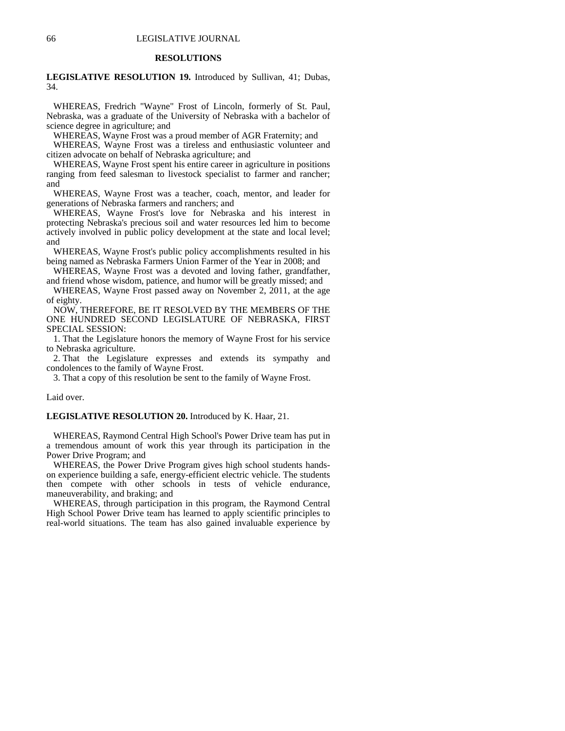## RESOLUTIONS

**LEGISLATIVE RESOLUTION 19.** Introduced by Sullivan, 41; Dubas, 34.

WHEREAS, Fredrich "Wayne" Frost of Lincoln, formerly of St. Paul, Nebraska, was a graduate of the University of Nebraska with a bachelor of science degree in agriculture; and

WHEREAS, Wayne Frost was a proud member of AGR Fraternity; and

WHEREAS, Wayne Frost was a tireless and enthusiastic volunteer and citizen advocate on behalf of Nebraska agriculture; and

WHEREAS, Wayne Frost spent his entire career in agriculture in positions ranging from feed salesman to livestock specialist to farmer and rancher; and

WHEREAS, Wayne Frost was a teacher, coach, mentor, and leader for generations of Nebraska farmers and ranchers; and

WHEREAS, Wayne Frost's love for Nebraska and his interest in protecting Nebraska's precious soil and water resources led him to become actively involved in public policy development at the state and local level; and

WHEREAS, Wayne Frost's public policy accomplishments resulted in his being named as Nebraska Farmers Union Farmer of the Year in 2008; and

WHEREAS, Wayne Frost was a devoted and loving father, grandfather, and friend whose wisdom, patience, and humor will be greatly missed; and

WHEREAS, Wayne Frost passed away on November 2, 2011, at the age of eighty.

NOW, THEREFORE, BE IT RESOLVED BY THE MEMBERS OF THE ONE HUNDRED SECOND LEGISLATURE OF NEBRASKA, FIRST SPECIAL SESSION:

1. That the Legislature honors the memory of Wayne Frost for his service to Nebraska agriculture.

2. That the Legislature expresses and extends its sympathy and condolences to the family of Wayne Frost.

3. That a copy of this resolution be sent to the family of Wayne Frost.

Laid over.

**LEGISLATIVE RESOLUTION 20.** Introduced by K. Haar, 21.

WHEREAS, Raymond Central High School's Power Drive team has put in a tremendous amount of work this year through its participation in the Power Drive Program; and

WHEREAS, the Power Drive Program gives high school students hands-on experience building a safe, energy-efficient electric vehicle. The students then compete with other schools in tests of vehicle endurance, maneuverability, and braking; and

WHEREAS, through participation in this program, the Raymond Central High School Power Drive team has learned to apply scientific principles to real-world situations. The team has also gained invaluable experience by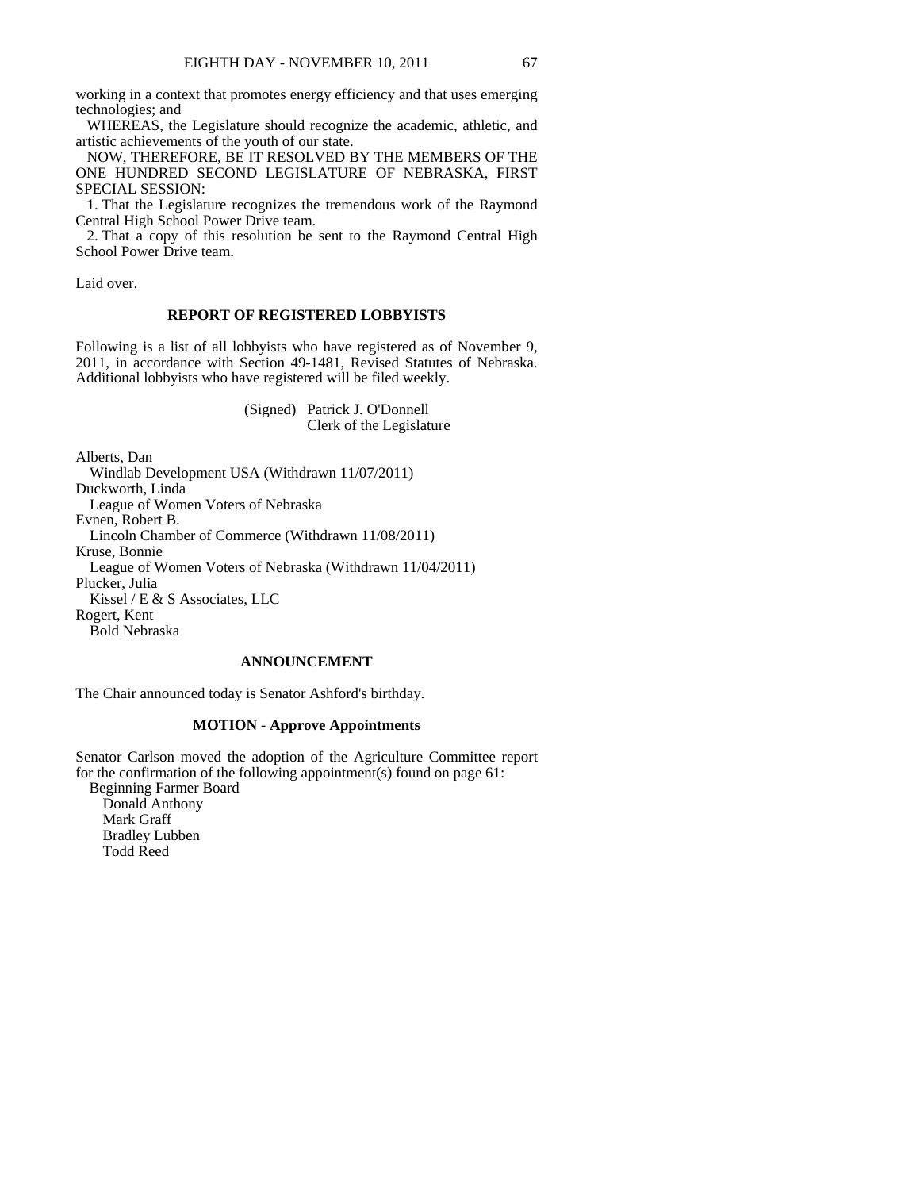working in a context that promotes energy efficiency and that uses emerging technologies; and

WHEREAS, the Legislature should recognize the academic, athletic, and artistic achievements of the youth of our state.

NOW, THEREFORE, BE IT RESOLVED BY THE MEMBERS OF THE ONE HUNDRED SECOND LEGISLATURE OF NEBRASKA, FIRST SPECIAL SESSION:

1. That the Legislature recognizes the tremendous work of the Raymond Central High School Power Drive team.

2. That a copy of this resolution be sent to the Raymond Central High School Power Drive team.

Laid over.

## REPORT OF REGISTERED LOBBYISTS

Following is a list of all lobbyists who have registered as of November 9, 2011, in accordance with Section 49-1481, Revised Statutes of Nebraska. Additional lobbyists who have registered will be filed weekly.

(Signed) Patrick J. O'Donnell
Clerk of the Legislature

Alberts, Dan
  Windlab Development USA (Withdrawn 11/07/2011)
Duckworth, Linda
  League of Women Voters of Nebraska
Evnen, Robert B.
  Lincoln Chamber of Commerce (Withdrawn 11/08/2011)
Kruse, Bonnie
  League of Women Voters of Nebraska (Withdrawn 11/04/2011)
Plucker, Julia
  Kissel / E & S Associates, LLC
Rogert, Kent
  Bold Nebraska

## ANNOUNCEMENT

The Chair announced today is Senator Ashford's birthday.

## MOTION - Approve Appointments

Senator Carlson moved the adoption of the Agriculture Committee report for the confirmation of the following appointment(s) found on page 61:

Beginning Farmer Board
  Donald Anthony
  Mark Graff
  Bradley Lubben
  Todd Reed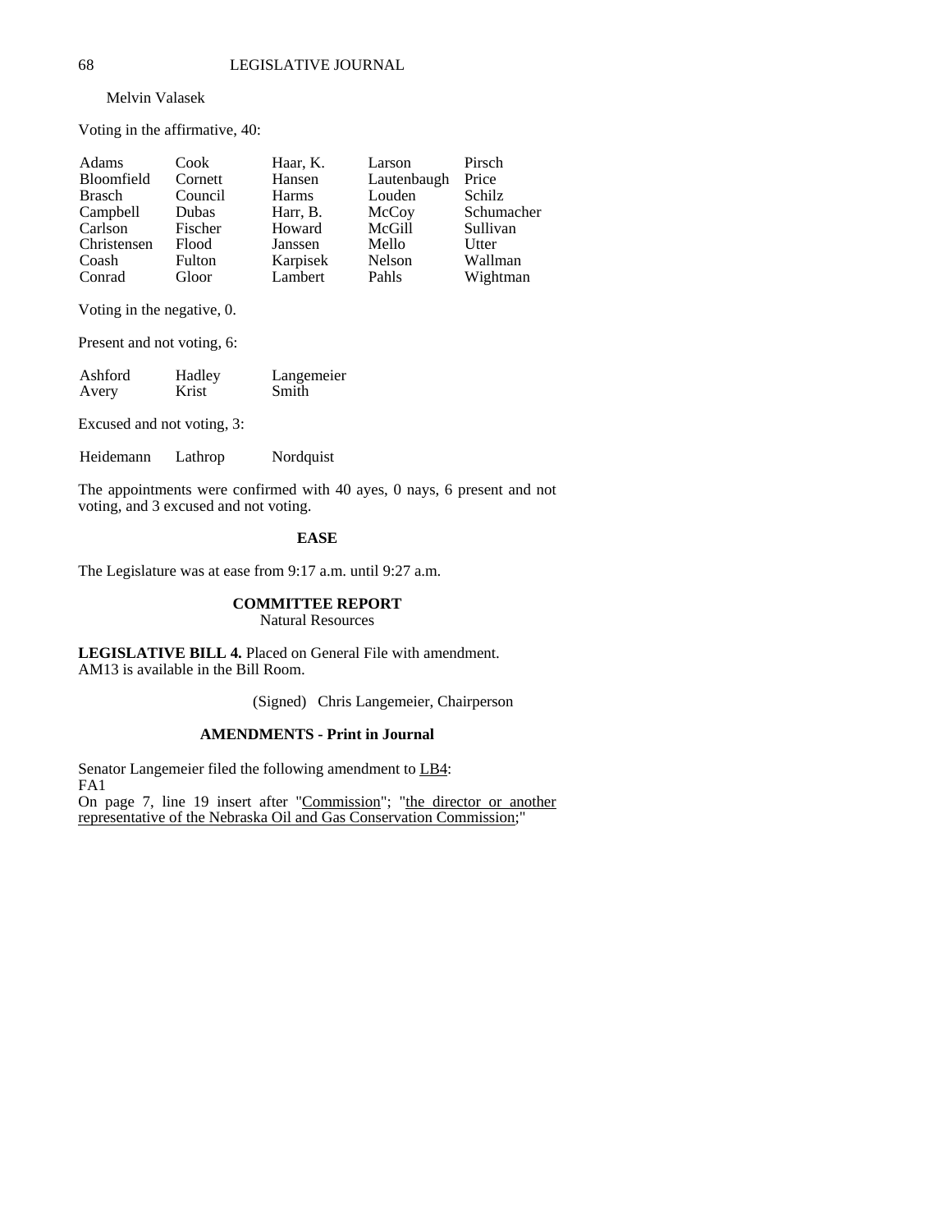Melvin Valasek

Voting in the affirmative, 40:

| | | | | |
|---|---|---|---|---|
| Adams | Cook | Haar, K. | Larson | Pirsch |
| Bloomfield | Cornett | Hansen | Lautenbaugh | Price |
| Brasch | Council | Harms | Louden | Schilz |
| Campbell | Dubas | Harr, B. | McCoy | Schumacher |
| Carlson | Fischer | Howard | McGill | Sullivan |
| Christensen | Flood | Janssen | Mello | Utter |
| Coash | Fulton | Karpisek | Nelson | Wallman |
| Conrad | Gloor | Lambert | Pahls | Wightman |

Voting in the negative, 0.

Present and not voting, 6:

| | | |
|---|---|---|
| Ashford | Hadley | Langemeier |
| Avery | Krist | Smith |

Excused and not voting, 3:

| | | |
|---|---|---|
| Heidemann | Lathrop | Nordquist |

The appointments were confirmed with 40 ayes, 0 nays, 6 present and not voting, and 3 excused and not voting.

## EASE

The Legislature was at ease from 9:17 a.m. until 9:27 a.m.

## COMMITTEE REPORT
Natural Resources

**LEGISLATIVE BILL 4.** Placed on General File with amendment.
AM13 is available in the Bill Room.

(Signed) Chris Langemeier, Chairperson

## AMENDMENTS - Print in Journal

Senator Langemeier filed the following amendment to LB4:
FA1
On page 7, line 19 insert after "Commission"; "the director or another representative of the Nebraska Oil and Gas Conservation Commission;"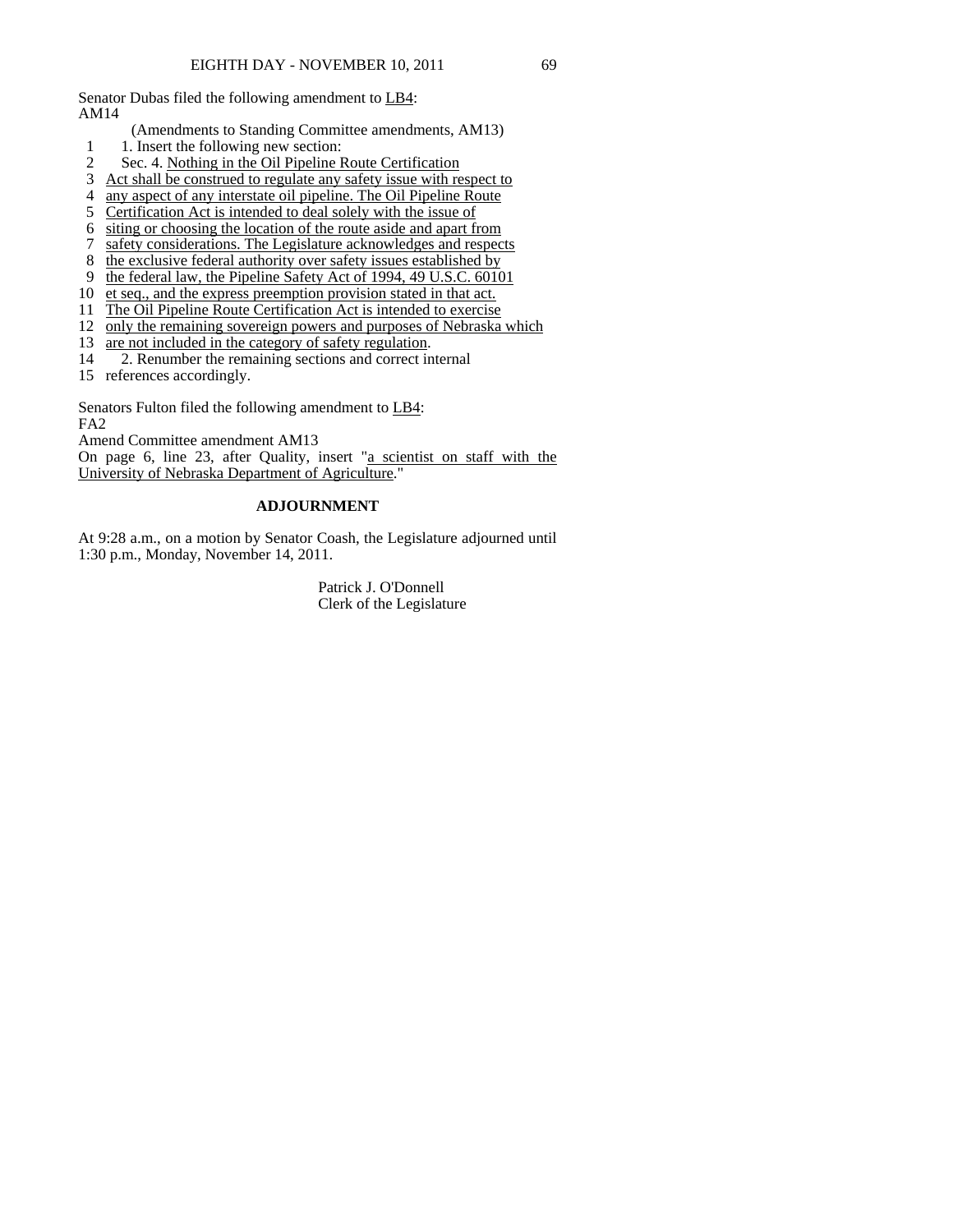Senator Dubas filed the following amendment to LB4:
AM14

(Amendments to Standing Committee amendments, AM13)

1 1. Insert the following new section:
2 Sec. 4. Nothing in the Oil Pipeline Route Certification
3 Act shall be construed to regulate any safety issue with respect to
4 any aspect of any interstate oil pipeline. The Oil Pipeline Route
5 Certification Act is intended to deal solely with the issue of
6 siting or choosing the location of the route aside and apart from
7 safety considerations. The Legislature acknowledges and respects
8 the exclusive federal authority over safety issues established by
9 the federal law, the Pipeline Safety Act of 1994, 49 U.S.C. 60101
10 et seq., and the express preemption provision stated in that act.
11 The Oil Pipeline Route Certification Act is intended to exercise
12 only the remaining sovereign powers and purposes of Nebraska which
13 are not included in the category of safety regulation.
14 2. Renumber the remaining sections and correct internal
15 references accordingly.

Senators Fulton filed the following amendment to LB4:
FA2
Amend Committee amendment AM13
On page 6, line 23, after Quality, insert "a scientist on staff with the University of Nebraska Department of Agriculture."

## ADJOURNMENT

At 9:28 a.m., on a motion by Senator Coash, the Legislature adjourned until 1:30 p.m., Monday, November 14, 2011.

Patrick J. O'Donnell
Clerk of the Legislature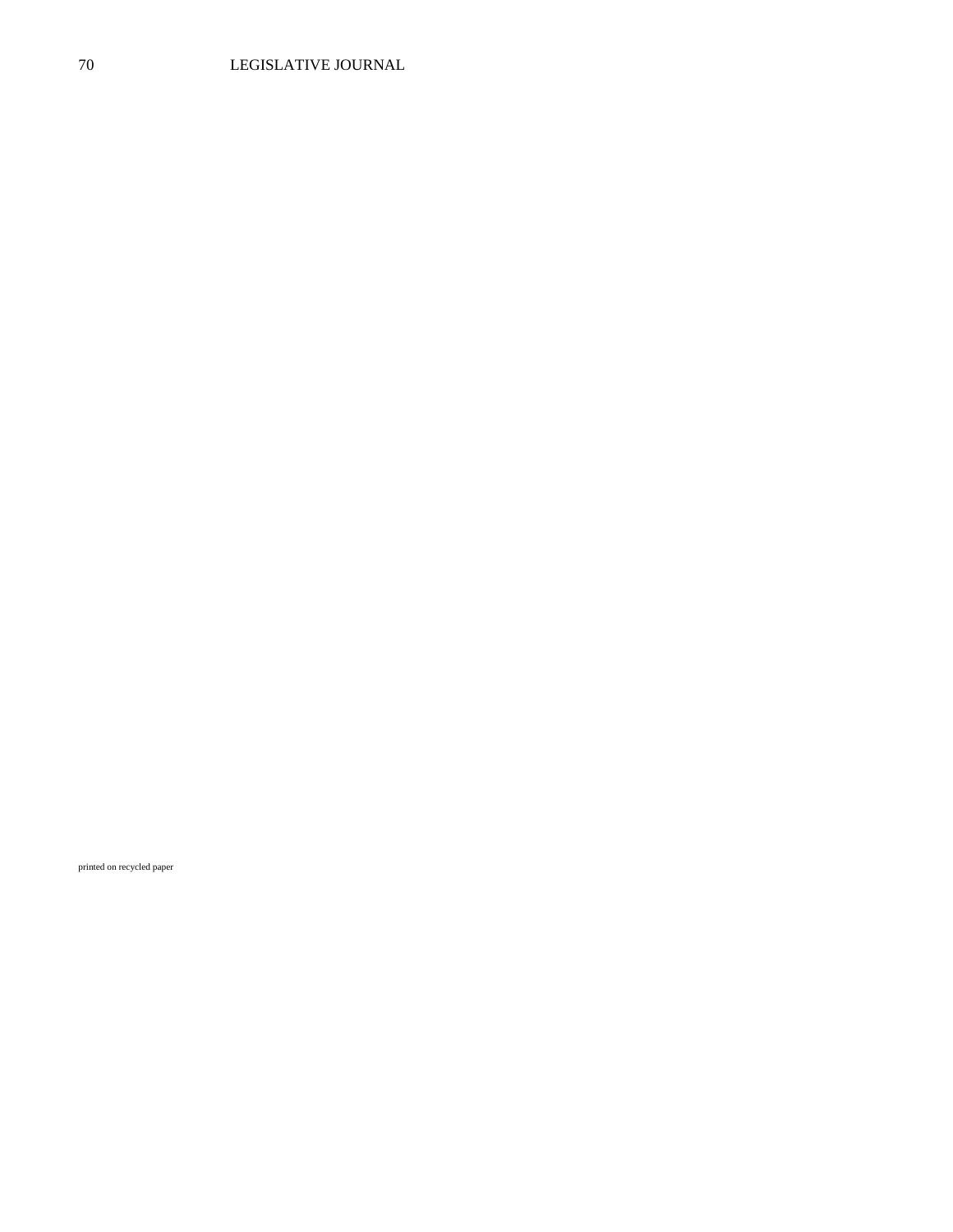printed on recycled paper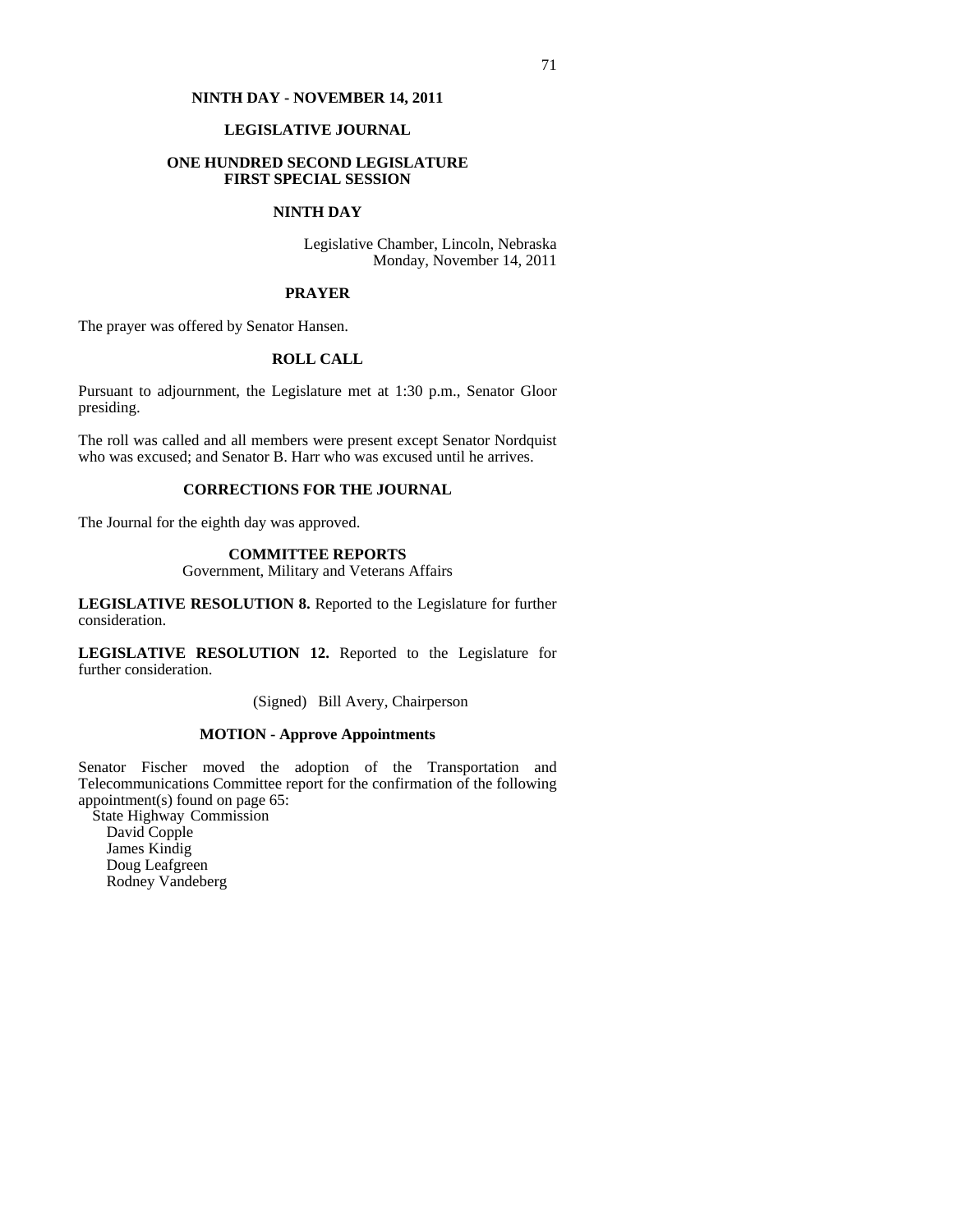## NINTH DAY - NOVEMBER 14, 2011

## LEGISLATIVE JOURNAL

## ONE HUNDRED SECOND LEGISLATURE
## FIRST SPECIAL SESSION

## NINTH DAY

Legislative Chamber, Lincoln, Nebraska
Monday, November 14, 2011

### PRAYER

The prayer was offered by Senator Hansen.

### ROLL CALL

Pursuant to adjournment, the Legislature met at 1:30 p.m., Senator Gloor presiding.

The roll was called and all members were present except Senator Nordquist who was excused; and Senator B. Harr who was excused until he arrives.

### CORRECTIONS FOR THE JOURNAL

The Journal for the eighth day was approved.

### COMMITTEE REPORTS
Government, Military and Veterans Affairs

**LEGISLATIVE RESOLUTION 8.** Reported to the Legislature for further consideration.

**LEGISLATIVE RESOLUTION 12.** Reported to the Legislature for further consideration.

(Signed) Bill Avery, Chairperson

### MOTION - Approve Appointments

Senator Fischer moved the adoption of the Transportation and Telecommunications Committee report for the confirmation of the following appointment(s) found on page 65:

State Highway Commission
- David Copple
- James Kindig
- Doug Leafgreen
- Rodney Vandeberg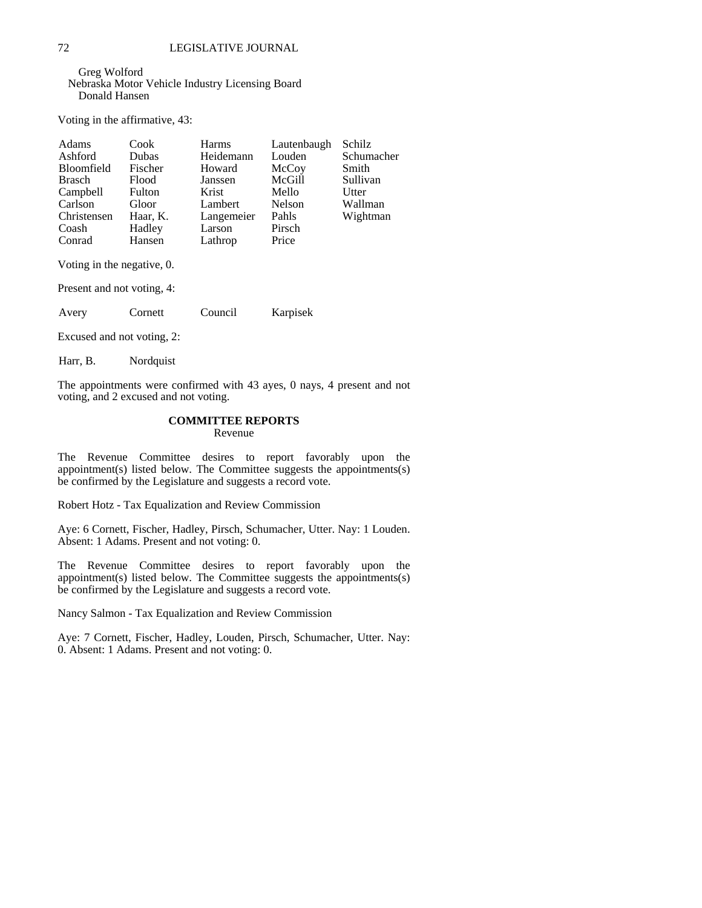Greg Wolford

Nebraska Motor Vehicle Industry Licensing Board

Donald Hansen

Voting in the affirmative, 43:

| | | | | |
|---|---|---|---|---|
| Adams | Cook | Harms | Lautenbaugh | Schilz |
| Ashford | Dubas | Heidemann | Louden | Schumacher |
| Bloomfield | Fischer | Howard | McCoy | Smith |
| Brasch | Flood | Janssen | McGill | Sullivan |
| Campbell | Fulton | Krist | Mello | Utter |
| Carlson | Gloor | Lambert | Nelson | Wallman |
| Christensen | Haar, K. | Langemeier | Pahls | Wightman |
| Coash | Hadley | Larson | Pirsch | |
| Conrad | Hansen | Lathrop | Price | |

Voting in the negative, 0.

Present and not voting, 4:

| | | | |
|---|---|---|---|
| Avery | Cornett | Council | Karpisek |

Excused and not voting, 2:

| | |
|---|---|
| Harr, B. | Nordquist |

The appointments were confirmed with 43 ayes, 0 nays, 4 present and not voting, and 2 excused and not voting.

## COMMITTEE REPORTS

Revenue

The Revenue Committee desires to report favorably upon the appointment(s) listed below. The Committee suggests the appointments(s) be confirmed by the Legislature and suggests a record vote.

Robert Hotz - Tax Equalization and Review Commission

Aye: 6 Cornett, Fischer, Hadley, Pirsch, Schumacher, Utter. Nay: 1 Louden. Absent: 1 Adams. Present and not voting: 0.

The Revenue Committee desires to report favorably upon the appointment(s) listed below. The Committee suggests the appointments(s) be confirmed by the Legislature and suggests a record vote.

Nancy Salmon - Tax Equalization and Review Commission

Aye: 7 Cornett, Fischer, Hadley, Louden, Pirsch, Schumacher, Utter. Nay: 0. Absent: 1 Adams. Present and not voting: 0.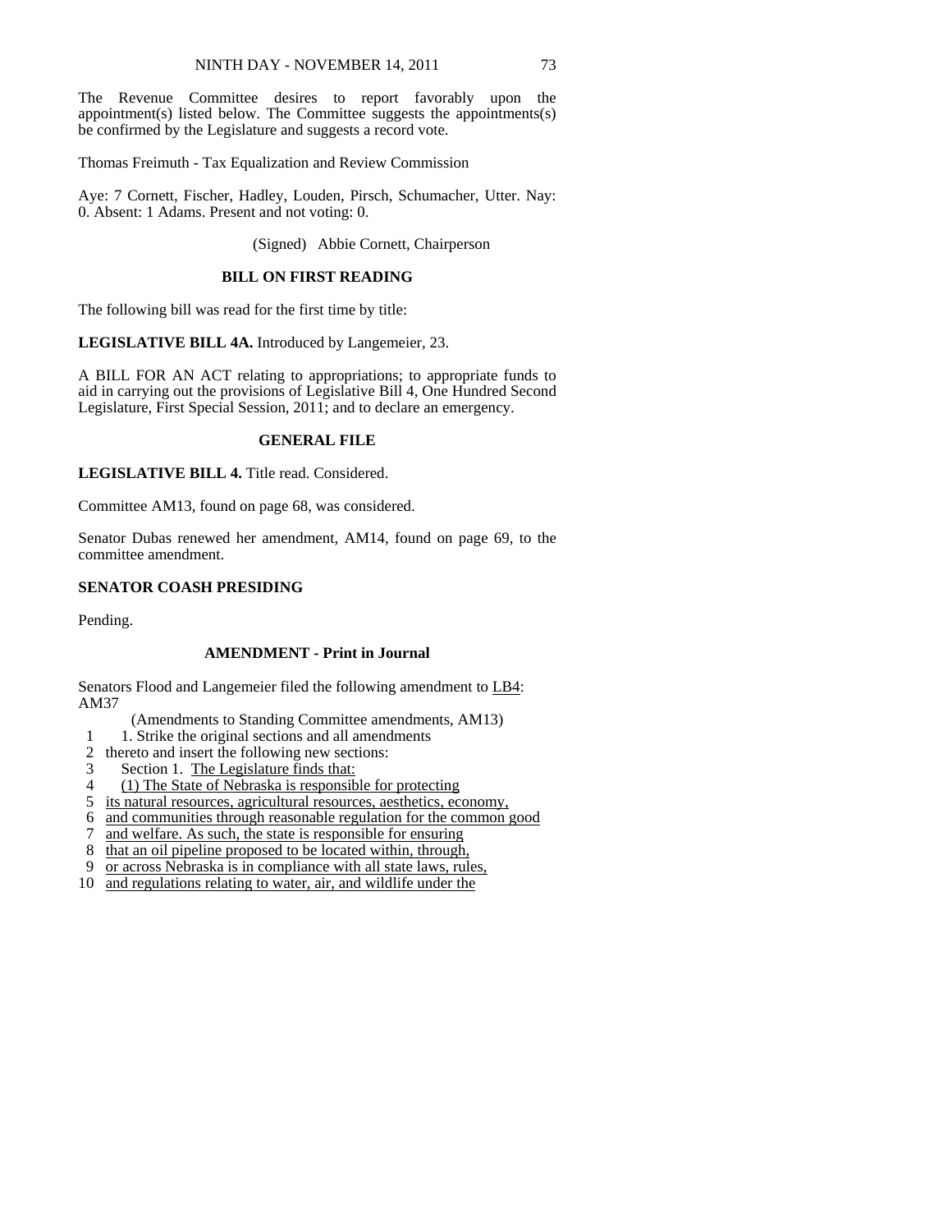The Revenue Committee desires to report favorably upon the appointment(s) listed below. The Committee suggests the appointments(s) be confirmed by the Legislature and suggests a record vote.

Thomas Freimuth - Tax Equalization and Review Commission

Aye: 7 Cornett, Fischer, Hadley, Louden, Pirsch, Schumacher, Utter. Nay: 0. Absent: 1 Adams. Present and not voting: 0.

(Signed) Abbie Cornett, Chairperson

## BILL ON FIRST READING

The following bill was read for the first time by title:

**LEGISLATIVE BILL 4A.** Introduced by Langemeier, 23.

A BILL FOR AN ACT relating to appropriations; to appropriate funds to aid in carrying out the provisions of Legislative Bill 4, One Hundred Second Legislature, First Special Session, 2011; and to declare an emergency.

## GENERAL FILE

**LEGISLATIVE BILL 4.** Title read. Considered.

Committee AM13, found on page 68, was considered.

Senator Dubas renewed her amendment, AM14, found on page 69, to the committee amendment.

## SENATOR COASH PRESIDING

Pending.

## AMENDMENT - Print in Journal

Senators Flood and Langemeier filed the following amendment to LB4:
AM37

(Amendments to Standing Committee amendments, AM13)

1 1. Strike the original sections and all amendments
2 thereto and insert the following new sections:
3 Section 1. The Legislature finds that:
4 (1) The State of Nebraska is responsible for protecting
5 its natural resources, agricultural resources, aesthetics, economy,
6 and communities through reasonable regulation for the common good
7 and welfare. As such, the state is responsible for ensuring
8 that an oil pipeline proposed to be located within, through,
9 or across Nebraska is in compliance with all state laws, rules,
10 and regulations relating to water, air, and wildlife under the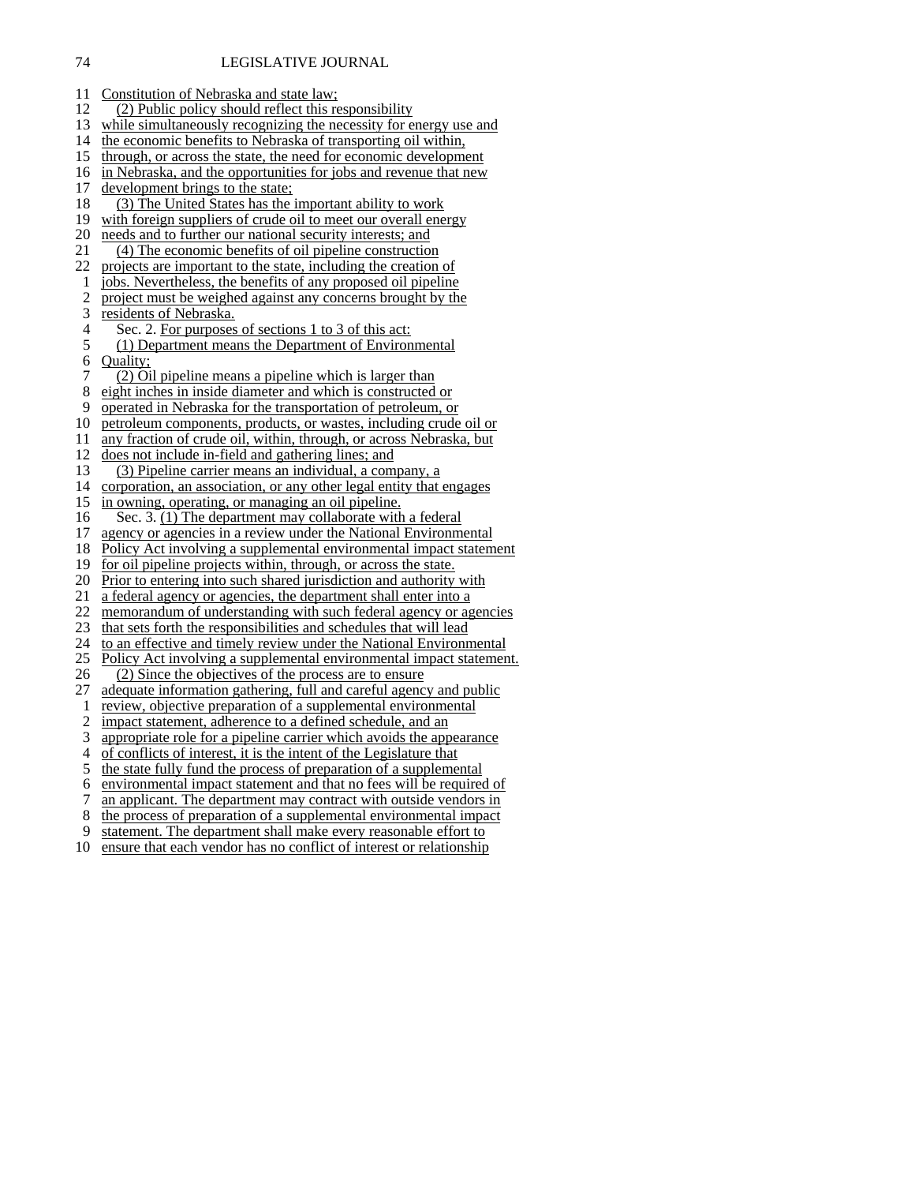Constitution of Nebraska and state law;

(2) Public policy should reflect this responsibility while simultaneously recognizing the necessity for energy use and the economic benefits to Nebraska of transporting oil within, through, or across the state, the need for economic development in Nebraska, and the opportunities for jobs and revenue that new development brings to the state;

(3) The United States has the important ability to work with foreign suppliers of crude oil to meet our overall energy needs and to further our national security interests; and

(4) The economic benefits of oil pipeline construction projects are important to the state, including the creation of jobs. Nevertheless, the benefits of any proposed oil pipeline project must be weighed against any concerns brought by the residents of Nebraska.

Sec. 2. For purposes of sections 1 to 3 of this act:

(1) Department means the Department of Environmental Quality;

(2) Oil pipeline means a pipeline which is larger than eight inches in inside diameter and which is constructed or operated in Nebraska for the transportation of petroleum, or petroleum components, products, or wastes, including crude oil or any fraction of crude oil, within, through, or across Nebraska, but does not include in-field and gathering lines; and

(3) Pipeline carrier means an individual, a company, a corporation, an association, or any other legal entity that engages in owning, operating, or managing an oil pipeline.

Sec. 3. (1) The department may collaborate with a federal agency or agencies in a review under the National Environmental Policy Act involving a supplemental environmental impact statement for oil pipeline projects within, through, or across the state. Prior to entering into such shared jurisdiction and authority with a federal agency or agencies, the department shall enter into a memorandum of understanding with such federal agency or agencies that sets forth the responsibilities and schedules that will lead to an effective and timely review under the National Environmental Policy Act involving a supplemental environmental impact statement.

(2) Since the objectives of the process are to ensure adequate information gathering, full and careful agency and public review, objective preparation of a supplemental environmental impact statement, adherence to a defined schedule, and an appropriate role for a pipeline carrier which avoids the appearance of conflicts of interest, it is the intent of the Legislature that the state fully fund the process of preparation of a supplemental environmental impact statement and that no fees will be required of an applicant. The department may contract with outside vendors in the process of preparation of a supplemental environmental impact statement. The department shall make every reasonable effort to ensure that each vendor has no conflict of interest or relationship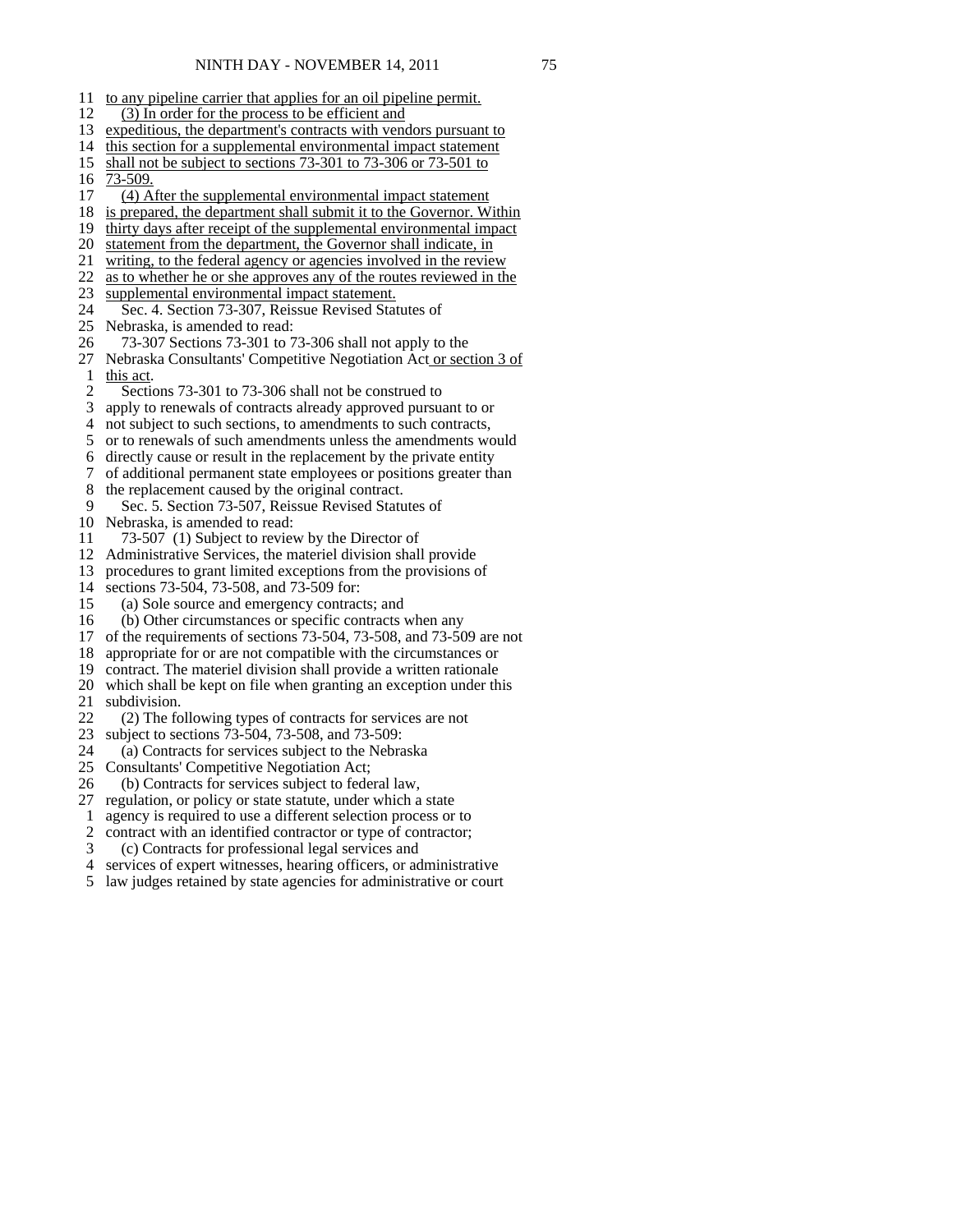to any pipeline carrier that applies for an oil pipeline permit.

(3) In order for the process to be efficient and expeditious, the department's contracts with vendors pursuant to this section for a supplemental environmental impact statement shall not be subject to sections 73-301 to 73-306 or 73-501 to 73-509.

(4) After the supplemental environmental impact statement is prepared, the department shall submit it to the Governor. Within thirty days after receipt of the supplemental environmental impact statement from the department, the Governor shall indicate, in writing, to the federal agency or agencies involved in the review as to whether he or she approves any of the routes reviewed in the supplemental environmental impact statement.

Sec. 4. Section 73-307, Reissue Revised Statutes of Nebraska, is amended to read:

73-307 Sections 73-301 to 73-306 shall not apply to the Nebraska Consultants' Competitive Negotiation Act or section 3 of this act.

Sections 73-301 to 73-306 shall not be construed to apply to renewals of contracts already approved pursuant to or not subject to such sections, to amendments to such contracts, or to renewals of such amendments unless the amendments would directly cause or result in the replacement by the private entity of additional permanent state employees or positions greater than the replacement caused by the original contract.

Sec. 5. Section 73-507, Reissue Revised Statutes of Nebraska, is amended to read:

73-507 (1) Subject to review by the Director of Administrative Services, the materiel division shall provide procedures to grant limited exceptions from the provisions of sections 73-504, 73-508, and 73-509 for:

(a) Sole source and emergency contracts; and

(b) Other circumstances or specific contracts when any of the requirements of sections 73-504, 73-508, and 73-509 are not appropriate for or are not compatible with the circumstances or contract. The materiel division shall provide a written rationale which shall be kept on file when granting an exception under this subdivision.

(2) The following types of contracts for services are not subject to sections 73-504, 73-508, and 73-509:

(a) Contracts for services subject to the Nebraska Consultants' Competitive Negotiation Act;

(b) Contracts for services subject to federal law, regulation, or policy or state statute, under which a state agency is required to use a different selection process or to contract with an identified contractor or type of contractor;

(c) Contracts for professional legal services and services of expert witnesses, hearing officers, or administrative law judges retained by state agencies for administrative or court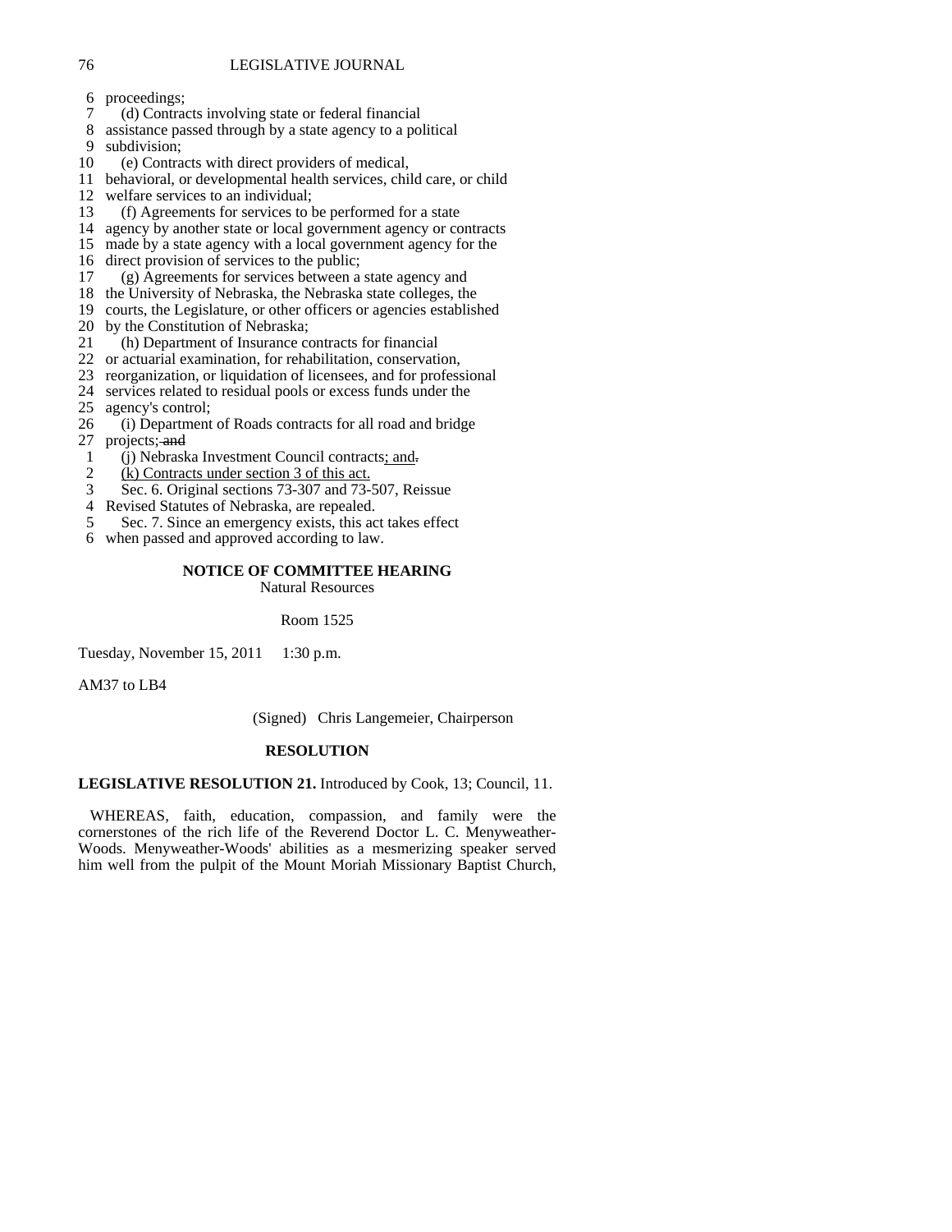6 proceedings;
7 (d) Contracts involving state or federal financial
8 assistance passed through by a state agency to a political
9 subdivision;
10 (e) Contracts with direct providers of medical,
11 behavioral, or developmental health services, child care, or child
12 welfare services to an individual;
13 (f) Agreements for services to be performed for a state
14 agency by another state or local government agency or contracts
15 made by a state agency with a local government agency for the
16 direct provision of services to the public;
17 (g) Agreements for services between a state agency and
18 the University of Nebraska, the Nebraska state colleges, the
19 courts, the Legislature, or other officers or agencies established
20 by the Constitution of Nebraska;
21 (h) Department of Insurance contracts for financial
22 or actuarial examination, for rehabilitation, conservation,
23 reorganization, or liquidation of licensees, and for professional
24 services related to residual pools or excess funds under the
25 agency's control;
26 (i) Department of Roads contracts for all road and bridge
27 projects; ~~and~~
1 (j) Nebraska Investment Council contracts<u>; and</u>~~.~~
2 <u>(k) Contracts under section 3 of this act.</u>
3 Sec. 6. Original sections 73-307 and 73-507, Reissue
4 Revised Statutes of Nebraska, are repealed.
5 Sec. 7. Since an emergency exists, this act takes effect
6 when passed and approved according to law.

**NOTICE OF COMMITTEE HEARING**
Natural Resources

Room 1525

Tuesday, November 15, 2011 1:30 p.m.

AM37 to LB4

(Signed) Chris Langemeier, Chairperson

**RESOLUTION**

**LEGISLATIVE RESOLUTION 21.** Introduced by Cook, 13; Council, 11.

WHEREAS, faith, education, compassion, and family were the cornerstones of the rich life of the Reverend Doctor L. C. Menyweather-Woods. Menyweather-Woods' abilities as a mesmerizing speaker served him well from the pulpit of the Mount Moriah Missionary Baptist Church,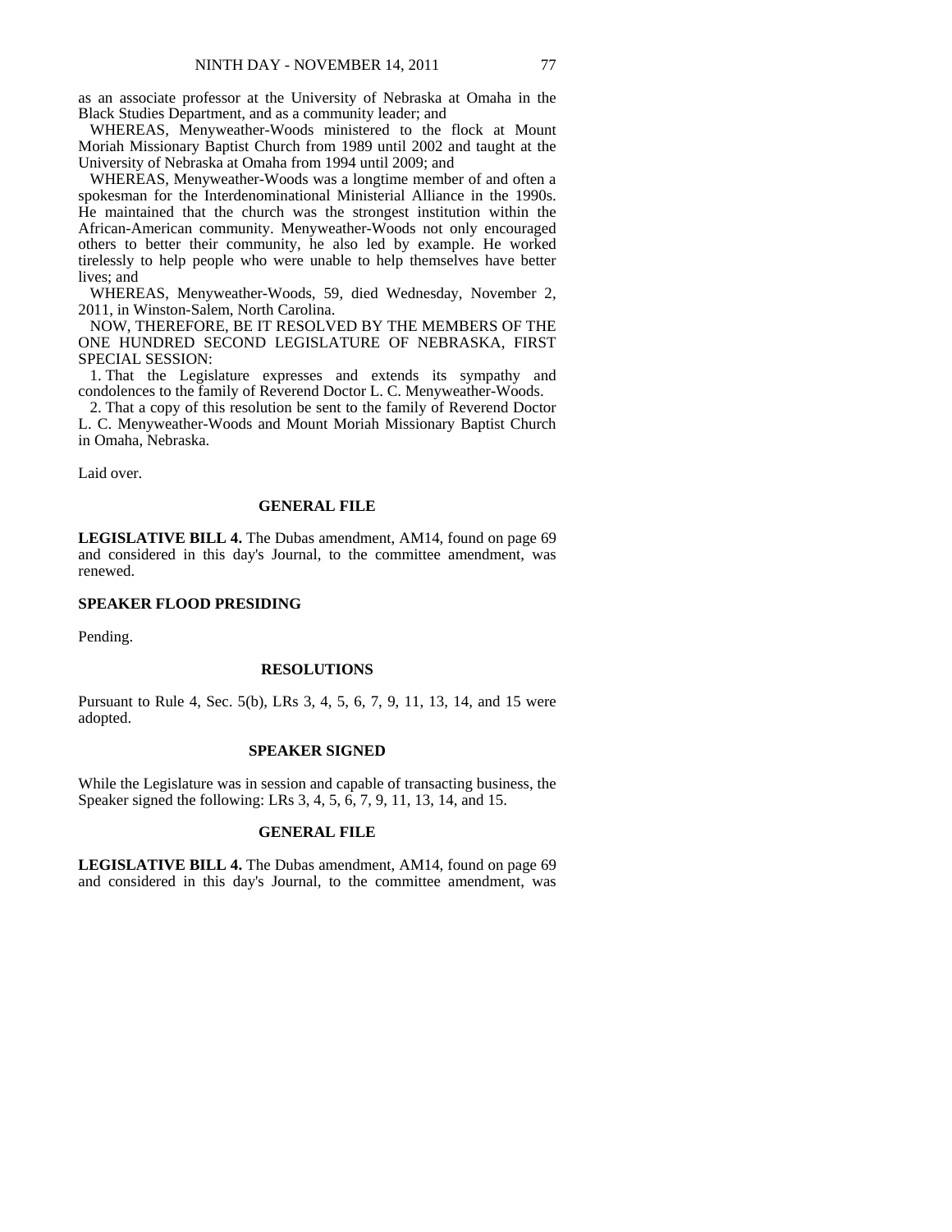as an associate professor at the University of Nebraska at Omaha in the Black Studies Department, and as a community leader; and

WHEREAS, Menyweather-Woods ministered to the flock at Mount Moriah Missionary Baptist Church from 1989 until 2002 and taught at the University of Nebraska at Omaha from 1994 until 2009; and

WHEREAS, Menyweather-Woods was a longtime member of and often a spokesman for the Interdenominational Ministerial Alliance in the 1990s. He maintained that the church was the strongest institution within the African-American community. Menyweather-Woods not only encouraged others to better their community, he also led by example. He worked tirelessly to help people who were unable to help themselves have better lives; and

WHEREAS, Menyweather-Woods, 59, died Wednesday, November 2, 2011, in Winston-Salem, North Carolina.

NOW, THEREFORE, BE IT RESOLVED BY THE MEMBERS OF THE ONE HUNDRED SECOND LEGISLATURE OF NEBRASKA, FIRST SPECIAL SESSION:

1. That the Legislature expresses and extends its sympathy and condolences to the family of Reverend Doctor L. C. Menyweather-Woods.

2. That a copy of this resolution be sent to the family of Reverend Doctor L. C. Menyweather-Woods and Mount Moriah Missionary Baptist Church in Omaha, Nebraska.

Laid over.

## GENERAL FILE

**LEGISLATIVE BILL 4.** The Dubas amendment, AM14, found on page 69 and considered in this day's Journal, to the committee amendment, was renewed.

## SPEAKER FLOOD PRESIDING

Pending.

## RESOLUTIONS

Pursuant to Rule 4, Sec. 5(b), LRs 3, 4, 5, 6, 7, 9, 11, 13, 14, and 15 were adopted.

## SPEAKER SIGNED

While the Legislature was in session and capable of transacting business, the Speaker signed the following: LRs 3, 4, 5, 6, 7, 9, 11, 13, 14, and 15.

## GENERAL FILE

**LEGISLATIVE BILL 4.** The Dubas amendment, AM14, found on page 69 and considered in this day's Journal, to the committee amendment, was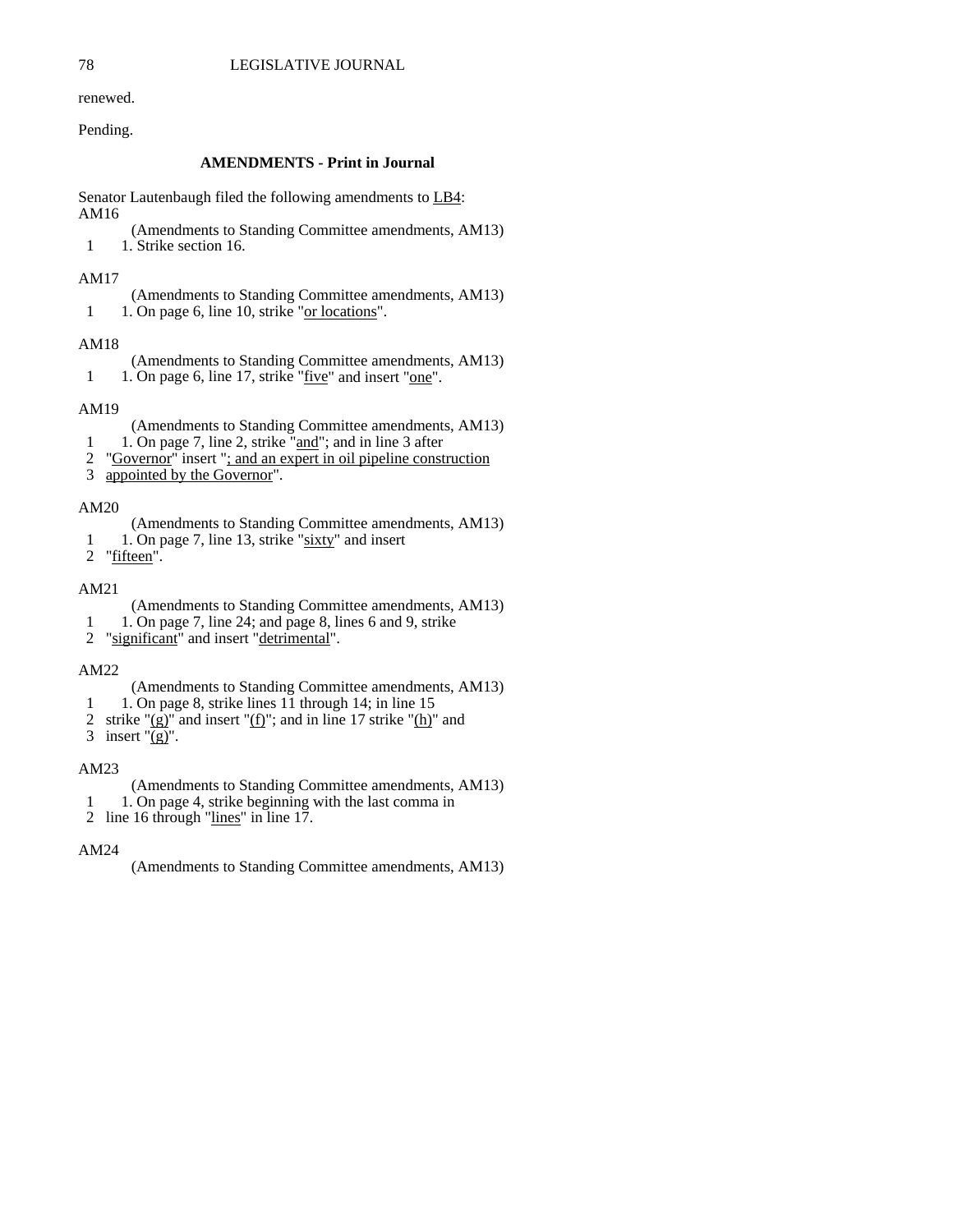renewed.

Pending.

**AMENDMENTS - Print in Journal**

Senator Lautenbaugh filed the following amendments to LB4:

AM16

(Amendments to Standing Committee amendments, AM13)

1 1. Strike section 16.

AM17

(Amendments to Standing Committee amendments, AM13)

1 1. On page 6, line 10, strike "or locations".

AM18

(Amendments to Standing Committee amendments, AM13)

1 1. On page 6, line 17, strike "five" and insert "one".

AM19

(Amendments to Standing Committee amendments, AM13)

1 1. On page 7, line 2, strike "and"; and in line 3 after
2 "Governor" insert "; and an expert in oil pipeline construction
3 appointed by the Governor".

AM20

(Amendments to Standing Committee amendments, AM13)

1 1. On page 7, line 13, strike "sixty" and insert
2 "fifteen".

AM21

(Amendments to Standing Committee amendments, AM13)

1 1. On page 7, line 24; and page 8, lines 6 and 9, strike
2 "significant" and insert "detrimental".

AM22

(Amendments to Standing Committee amendments, AM13)

1 1. On page 8, strike lines 11 through 14; in line 15
2 strike "(g)" and insert "(f)"; and in line 17 strike "(h)" and
3 insert "(g)".

AM23

(Amendments to Standing Committee amendments, AM13)

1 1. On page 4, strike beginning with the last comma in
2 line 16 through "lines" in line 17.

AM24

(Amendments to Standing Committee amendments, AM13)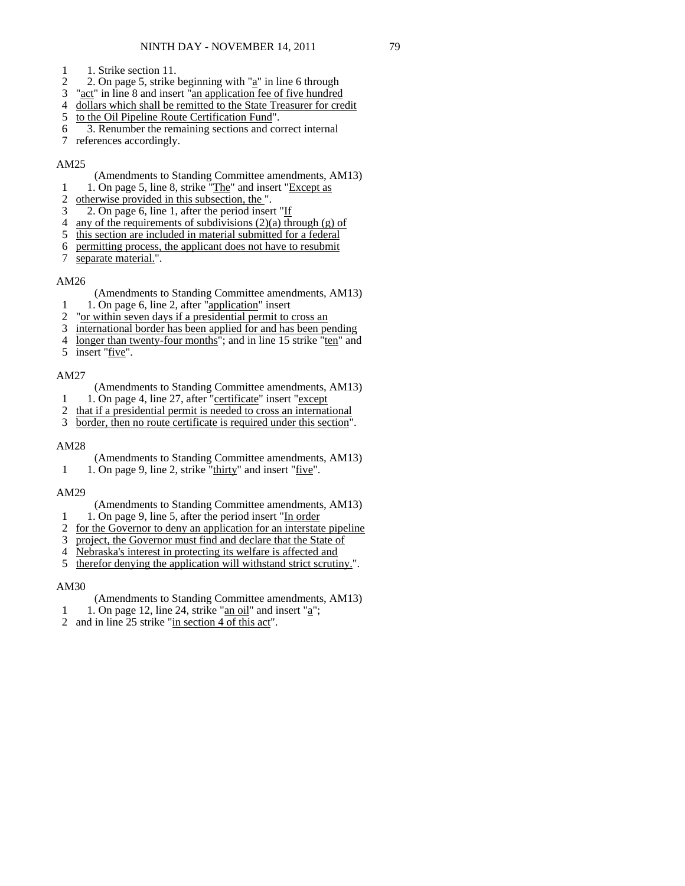1 1. Strike section 11.
2 2. On page 5, strike beginning with "<u>a</u>" in line 6 through
3 "<u>act</u>" in line 8 and insert "<u>an application fee of five hundred</u>
4 <u>dollars which shall be remitted to the State Treasurer for credit</u>
5 <u>to the Oil Pipeline Route Certification Fund</u>".
6 3. Renumber the remaining sections and correct internal
7 references accordingly.

AM25

(Amendments to Standing Committee amendments, AM13)

1 1. On page 5, line 8, strike "<u>The</u>" and insert "<u>Except as</u>
2 <u>otherwise provided in this subsection, the</u> ".
3 2. On page 6, line 1, after the period insert "<u>If</u>
4 <u>any of the requirements of subdivisions (2)(a) through (g) of</u>
5 <u>this section are included in material submitted for a federal</u>
6 <u>permitting process, the applicant does not have to resubmit</u>
7 <u>separate material.</u>".

AM26

(Amendments to Standing Committee amendments, AM13)

1 1. On page 6, line 2, after "<u>application</u>" insert
2 "<u>or within seven days if a presidential permit to cross an</u>
3 <u>international border has been applied for and has been pending</u>
4 <u>longer than twenty-four months</u>"; and in line 15 strike "<u>ten</u>" and
5 insert "<u>five</u>".

AM27

(Amendments to Standing Committee amendments, AM13)

1 1. On page 4, line 27, after "<u>certificate</u>" insert "<u>except</u>
2 <u>that if a presidential permit is needed to cross an international</u>
3 <u>border, then no route certificate is required under this section</u>".

AM28

(Amendments to Standing Committee amendments, AM13)

1 1. On page 9, line 2, strike "<u>thirty</u>" and insert "<u>five</u>".

AM29

(Amendments to Standing Committee amendments, AM13)

1 1. On page 9, line 5, after the period insert "<u>In order</u>
2 <u>for the Governor to deny an application for an interstate pipeline</u>
3 <u>project, the Governor must find and declare that the State of</u>
4 <u>Nebraska's interest in protecting its welfare is affected and</u>
5 <u>therefor denying the application will withstand strict scrutiny.</u>".

AM30

(Amendments to Standing Committee amendments, AM13)

1 1. On page 12, line 24, strike "<u>an oil</u>" and insert "<u>a</u>";
2 and in line 25 strike "<u>in section 4 of this act</u>".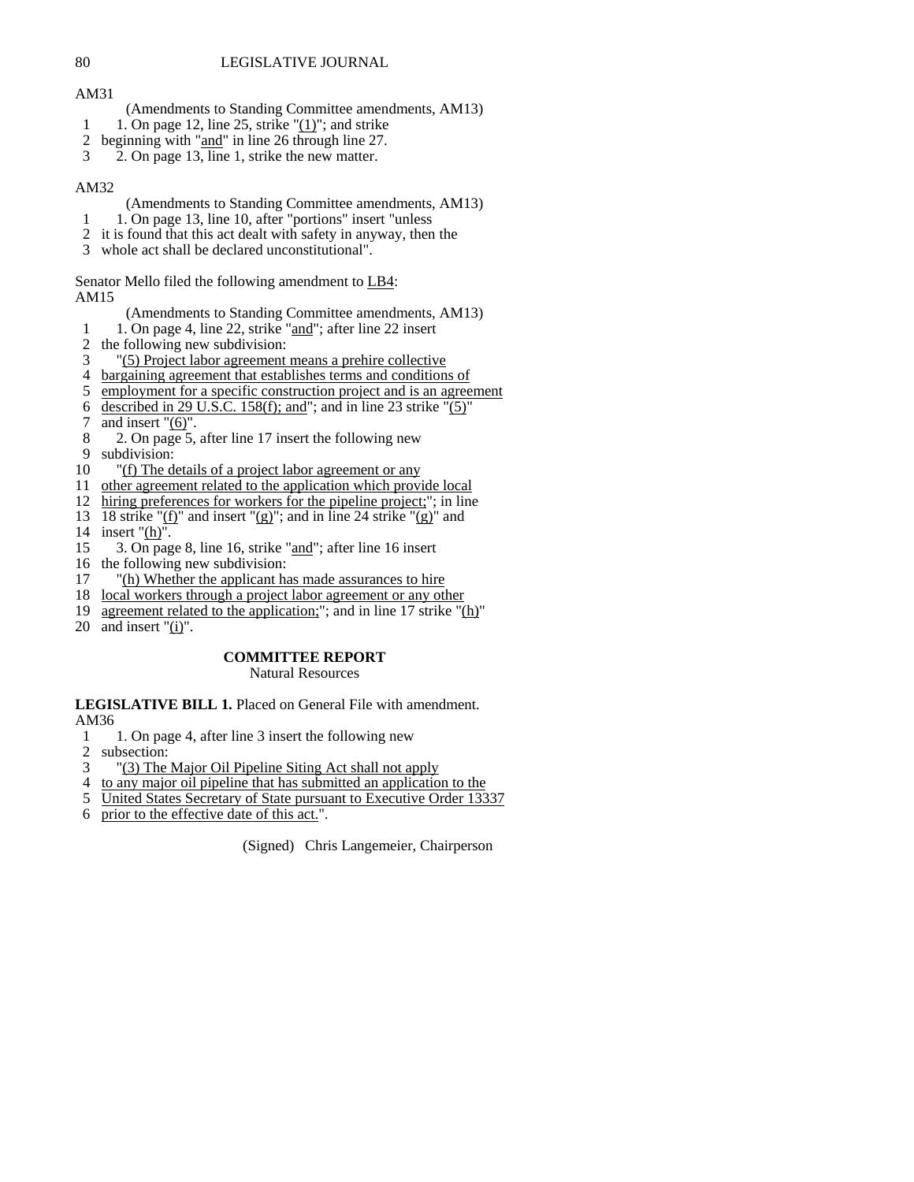AM31

(Amendments to Standing Committee amendments, AM13)

1 1. On page 12, line 25, strike "(1)"; and strike
2 beginning with "and" in line 26 through line 27.
3 2. On page 13, line 1, strike the new matter.

AM32

(Amendments to Standing Committee amendments, AM13)

1 1. On page 13, line 10, after "portions" insert "unless
2 it is found that this act dealt with safety in anyway, then the
3 whole act shall be declared unconstitutional".

Senator Mello filed the following amendment to LB4:
AM15

(Amendments to Standing Committee amendments, AM13)

1 1. On page 4, line 22, strike "and"; after line 22 insert
2 the following new subdivision:
3 "(5) Project labor agreement means a prehire collective
4 bargaining agreement that establishes terms and conditions of
5 employment for a specific construction project and is an agreement
6 described in 29 U.S.C. 158(f); and"; and in line 23 strike "(5)"
7 and insert "(6)".
8 2. On page 5, after line 17 insert the following new
9 subdivision:
10 "(f) The details of a project labor agreement or any
11 other agreement related to the application which provide local
12 hiring preferences for workers for the pipeline project;"; in line
13 18 strike "(f)" and insert "(g)"; and in line 24 strike "(g)" and
14 insert "(h)".
15 3. On page 8, line 16, strike "and"; after line 16 insert
16 the following new subdivision:
17 "(h) Whether the applicant has made assurances to hire
18 local workers through a project labor agreement or any other
19 agreement related to the application;"; and in line 17 strike "(h)"
20 and insert "(i)".

## COMMITTEE REPORT

Natural Resources

**LEGISLATIVE BILL 1.** Placed on General File with amendment.
AM36

1 1. On page 4, after line 3 insert the following new
2 subsection:
3 "(3) The Major Oil Pipeline Siting Act shall not apply
4 to any major oil pipeline that has submitted an application to the
5 United States Secretary of State pursuant to Executive Order 13337
6 prior to the effective date of this act.".

(Signed) Chris Langemeier, Chairperson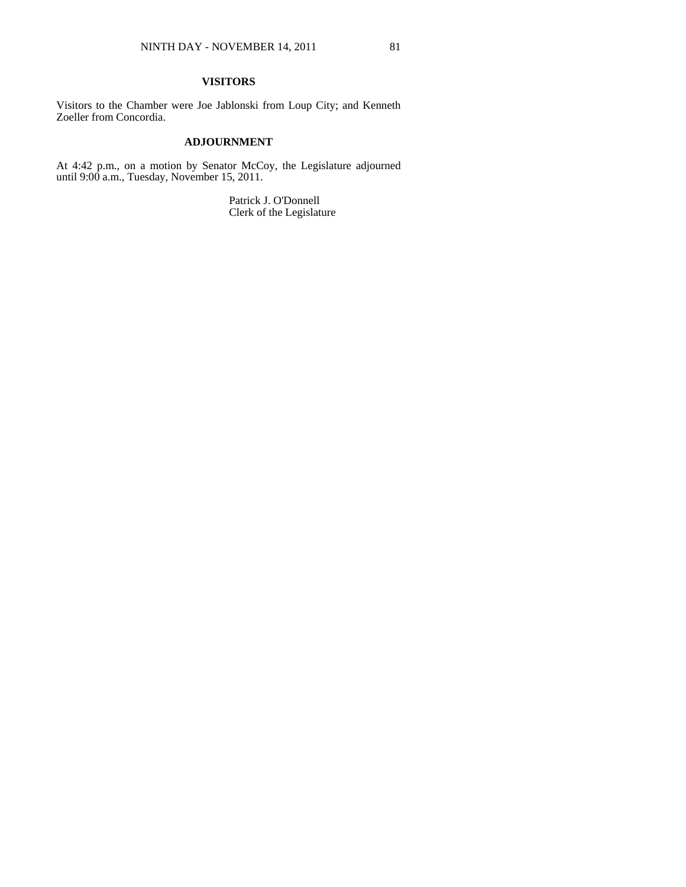## VISITORS

Visitors to the Chamber were Joe Jablonski from Loup City; and Kenneth Zoeller from Concordia.

## ADJOURNMENT

At 4:42 p.m., on a motion by Senator McCoy, the Legislature adjourned until 9:00 a.m., Tuesday, November 15, 2011.

Patrick J. O'Donnell
Clerk of the Legislature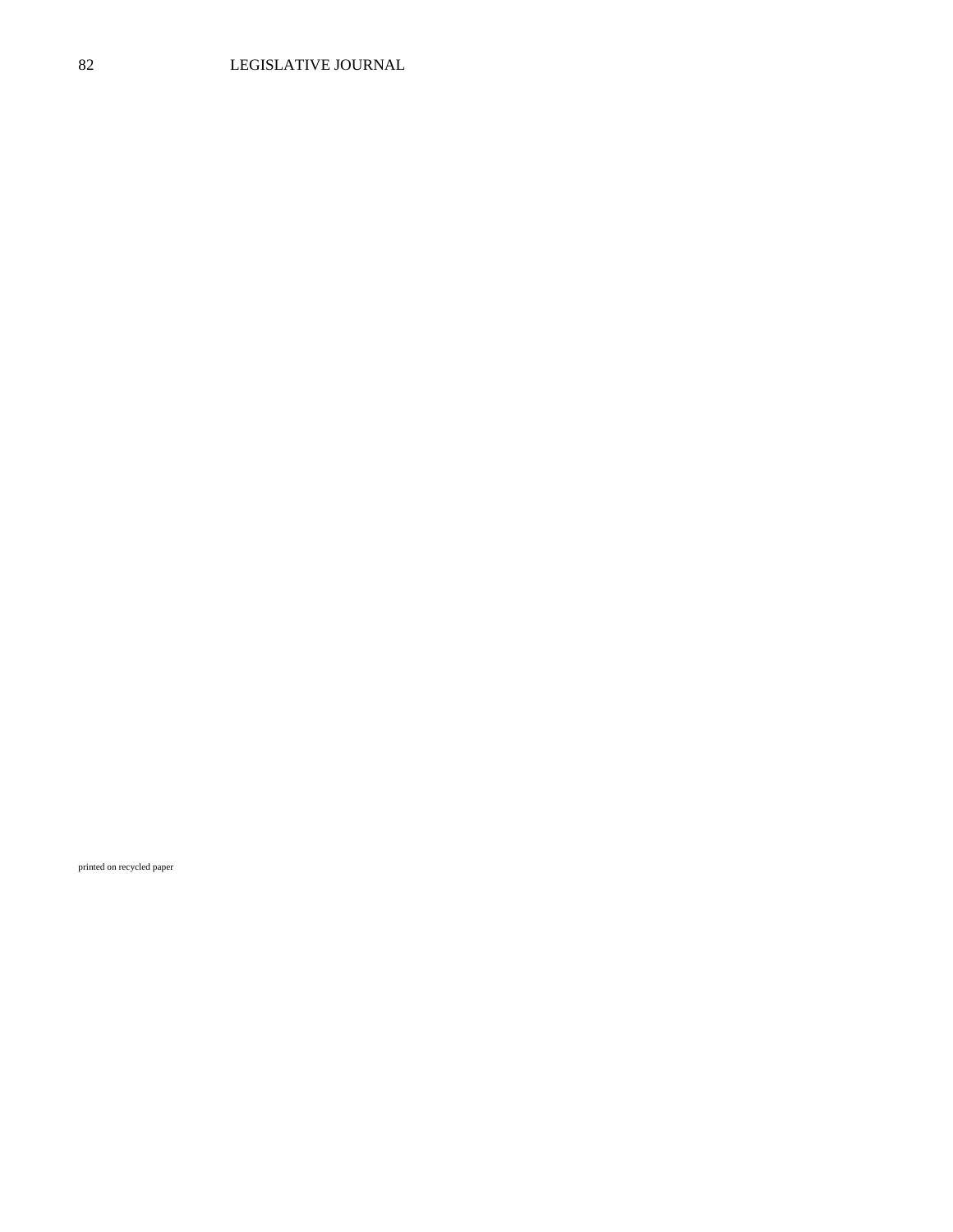printed on recycled paper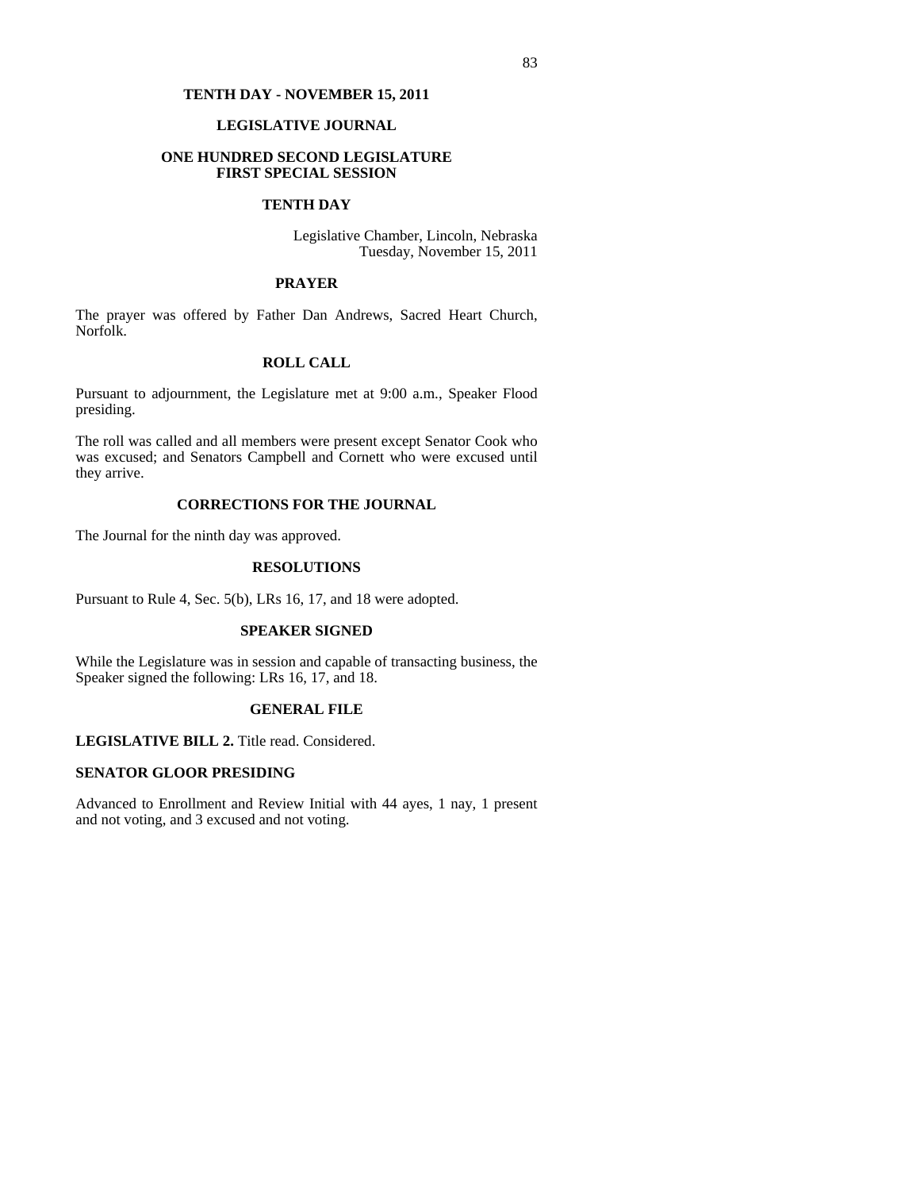# TENTH DAY - NOVEMBER 15, 2011

## LEGISLATIVE JOURNAL

## ONE HUNDRED SECOND LEGISLATURE
## FIRST SPECIAL SESSION

## TENTH DAY

Legislative Chamber, Lincoln, Nebraska
Tuesday, November 15, 2011

### PRAYER

The prayer was offered by Father Dan Andrews, Sacred Heart Church, Norfolk.

### ROLL CALL

Pursuant to adjournment, the Legislature met at 9:00 a.m., Speaker Flood presiding.

The roll was called and all members were present except Senator Cook who was excused; and Senators Campbell and Cornett who were excused until they arrive.

### CORRECTIONS FOR THE JOURNAL

The Journal for the ninth day was approved.

### RESOLUTIONS

Pursuant to Rule 4, Sec. 5(b), LRs 16, 17, and 18 were adopted.

### SPEAKER SIGNED

While the Legislature was in session and capable of transacting business, the Speaker signed the following: LRs 16, 17, and 18.

### GENERAL FILE

**LEGISLATIVE BILL 2.** Title read. Considered.

**SENATOR GLOOR PRESIDING**

Advanced to Enrollment and Review Initial with 44 ayes, 1 nay, 1 present and not voting, and 3 excused and not voting.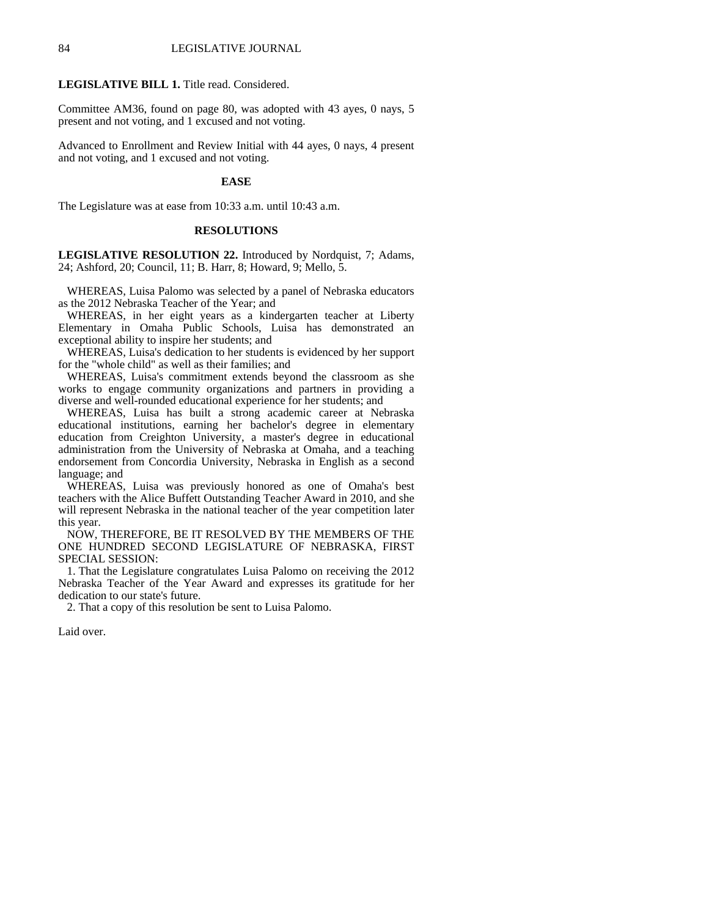**LEGISLATIVE BILL 1.** Title read. Considered.

Committee AM36, found on page 80, was adopted with 43 ayes, 0 nays, 5 present and not voting, and 1 excused and not voting.

Advanced to Enrollment and Review Initial with 44 ayes, 0 nays, 4 present and not voting, and 1 excused and not voting.

## EASE

The Legislature was at ease from 10:33 a.m. until 10:43 a.m.

## RESOLUTIONS

**LEGISLATIVE RESOLUTION 22.** Introduced by Nordquist, 7; Adams, 24; Ashford, 20; Council, 11; B. Harr, 8; Howard, 9; Mello, 5.

WHEREAS, Luisa Palomo was selected by a panel of Nebraska educators as the 2012 Nebraska Teacher of the Year; and

WHEREAS, in her eight years as a kindergarten teacher at Liberty Elementary in Omaha Public Schools, Luisa has demonstrated an exceptional ability to inspire her students; and

WHEREAS, Luisa's dedication to her students is evidenced by her support for the "whole child" as well as their families; and

WHEREAS, Luisa's commitment extends beyond the classroom as she works to engage community organizations and partners in providing a diverse and well-rounded educational experience for her students; and

WHEREAS, Luisa has built a strong academic career at Nebraska educational institutions, earning her bachelor's degree in elementary education from Creighton University, a master's degree in educational administration from the University of Nebraska at Omaha, and a teaching endorsement from Concordia University, Nebraska in English as a second language; and

WHEREAS, Luisa was previously honored as one of Omaha's best teachers with the Alice Buffett Outstanding Teacher Award in 2010, and she will represent Nebraska in the national teacher of the year competition later this year.

NOW, THEREFORE, BE IT RESOLVED BY THE MEMBERS OF THE ONE HUNDRED SECOND LEGISLATURE OF NEBRASKA, FIRST SPECIAL SESSION:

1. That the Legislature congratulates Luisa Palomo on receiving the 2012 Nebraska Teacher of the Year Award and expresses its gratitude for her dedication to our state's future.

2. That a copy of this resolution be sent to Luisa Palomo.

Laid over.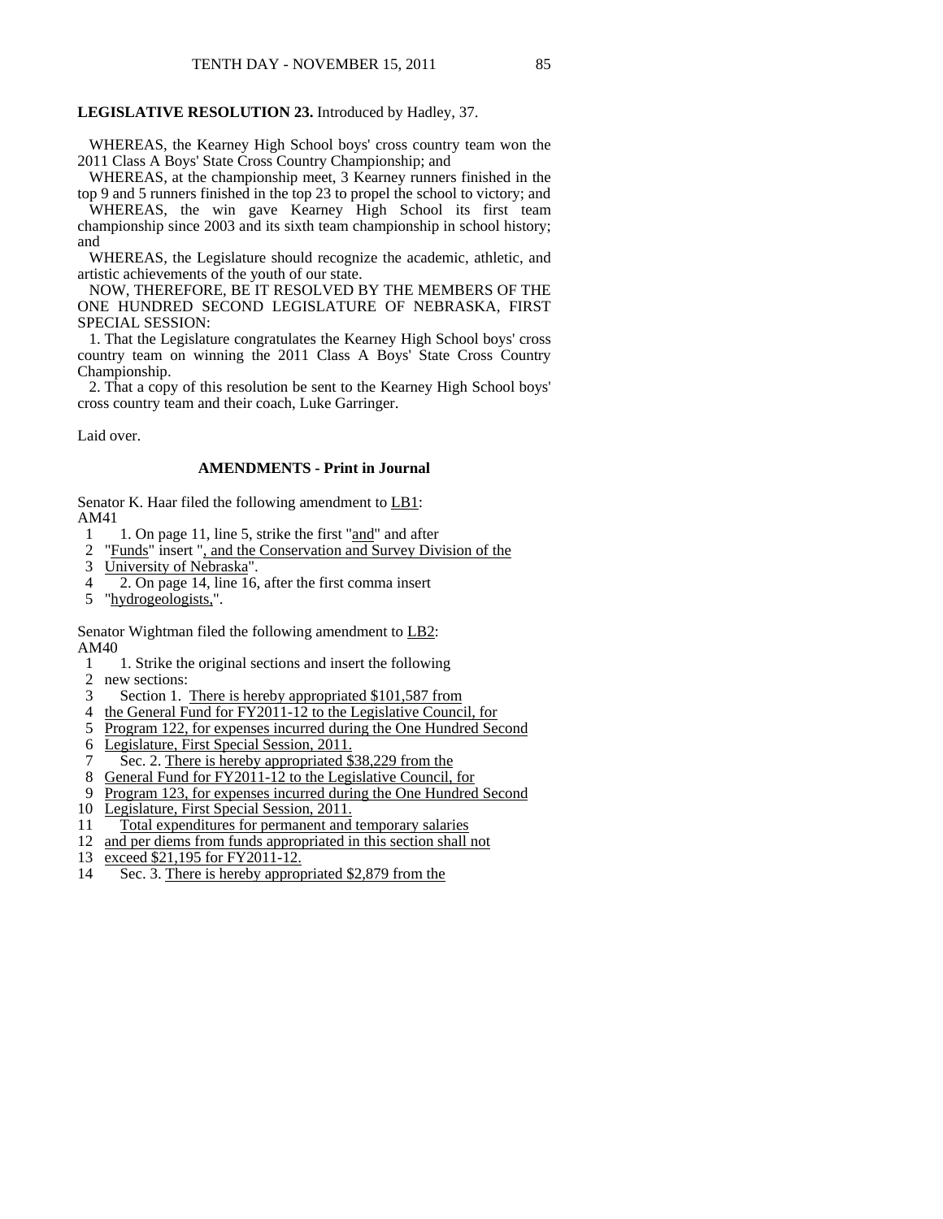**LEGISLATIVE RESOLUTION 23.** Introduced by Hadley, 37.

WHEREAS, the Kearney High School boys' cross country team won the 2011 Class A Boys' State Cross Country Championship; and

WHEREAS, at the championship meet, 3 Kearney runners finished in the top 9 and 5 runners finished in the top 23 to propel the school to victory; and

WHEREAS, the win gave Kearney High School its first team championship since 2003 and its sixth team championship in school history; and

WHEREAS, the Legislature should recognize the academic, athletic, and artistic achievements of the youth of our state.

NOW, THEREFORE, BE IT RESOLVED BY THE MEMBERS OF THE ONE HUNDRED SECOND LEGISLATURE OF NEBRASKA, FIRST SPECIAL SESSION:

1. That the Legislature congratulates the Kearney High School boys' cross country team on winning the 2011 Class A Boys' State Cross Country Championship.

2. That a copy of this resolution be sent to the Kearney High School boys' cross country team and their coach, Luke Garringer.

Laid over.

### AMENDMENTS - Print in Journal

Senator K. Haar filed the following amendment to LB1:
AM41

1 1. On page 11, line 5, strike the first "and" and after
2 "Funds" insert ", and the Conservation and Survey Division of the
3 University of Nebraska".
4 2. On page 14, line 16, after the first comma insert
5 "hydrogeologists,".

Senator Wightman filed the following amendment to LB2:
AM40

1 1. Strike the original sections and insert the following
2 new sections:
3 Section 1. There is hereby appropriated $101,587 from
4 the General Fund for FY2011-12 to the Legislative Council, for
5 Program 122, for expenses incurred during the One Hundred Second
6 Legislature, First Special Session, 2011.
7 Sec. 2. There is hereby appropriated $38,229 from the
8 General Fund for FY2011-12 to the Legislative Council, for
9 Program 123, for expenses incurred during the One Hundred Second
10 Legislature, First Special Session, 2011.
11 Total expenditures for permanent and temporary salaries
12 and per diems from funds appropriated in this section shall not
13 exceed $21,195 for FY2011-12.
14 Sec. 3. There is hereby appropriated $2,879 from the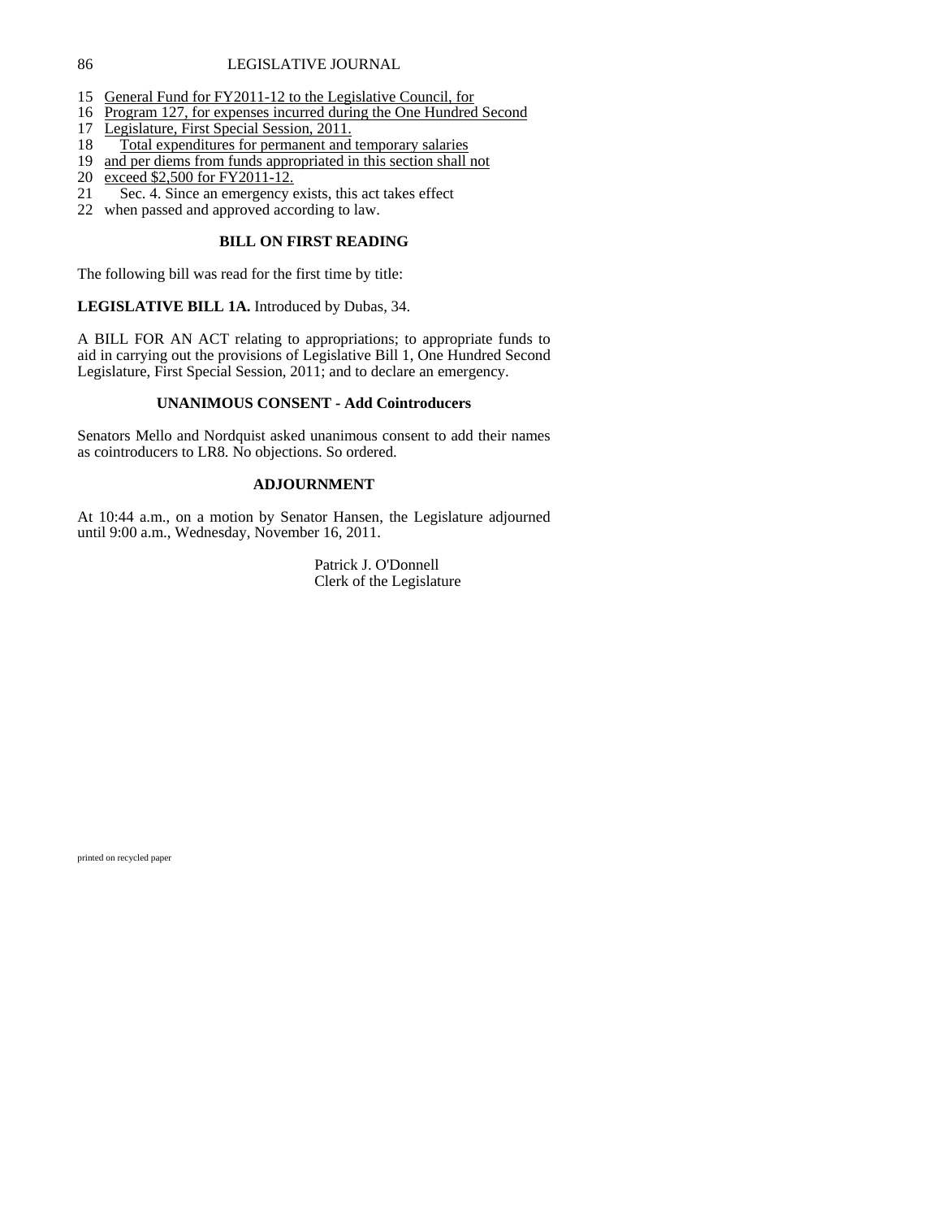15 General Fund for FY2011-12 to the Legislative Council, for
16 Program 127, for expenses incurred during the One Hundred Second
17 Legislature, First Special Session, 2011.
18 Total expenditures for permanent and temporary salaries
19 and per diems from funds appropriated in this section shall not
20 exceed $2,500 for FY2011-12.
21 Sec. 4. Since an emergency exists, this act takes effect
22 when passed and approved according to law.

**BILL ON FIRST READING**

The following bill was read for the first time by title:

**LEGISLATIVE BILL 1A.** Introduced by Dubas, 34.

A BILL FOR AN ACT relating to appropriations; to appropriate funds to aid in carrying out the provisions of Legislative Bill 1, One Hundred Second Legislature, First Special Session, 2011; and to declare an emergency.

**UNANIMOUS CONSENT - Add Cointroducers**

Senators Mello and Nordquist asked unanimous consent to add their names as cointroducers to LR8. No objections. So ordered.

**ADJOURNMENT**

At 10:44 a.m., on a motion by Senator Hansen, the Legislature adjourned until 9:00 a.m., Wednesday, November 16, 2011.

Patrick J. O'Donnell
Clerk of the Legislature

printed on recycled paper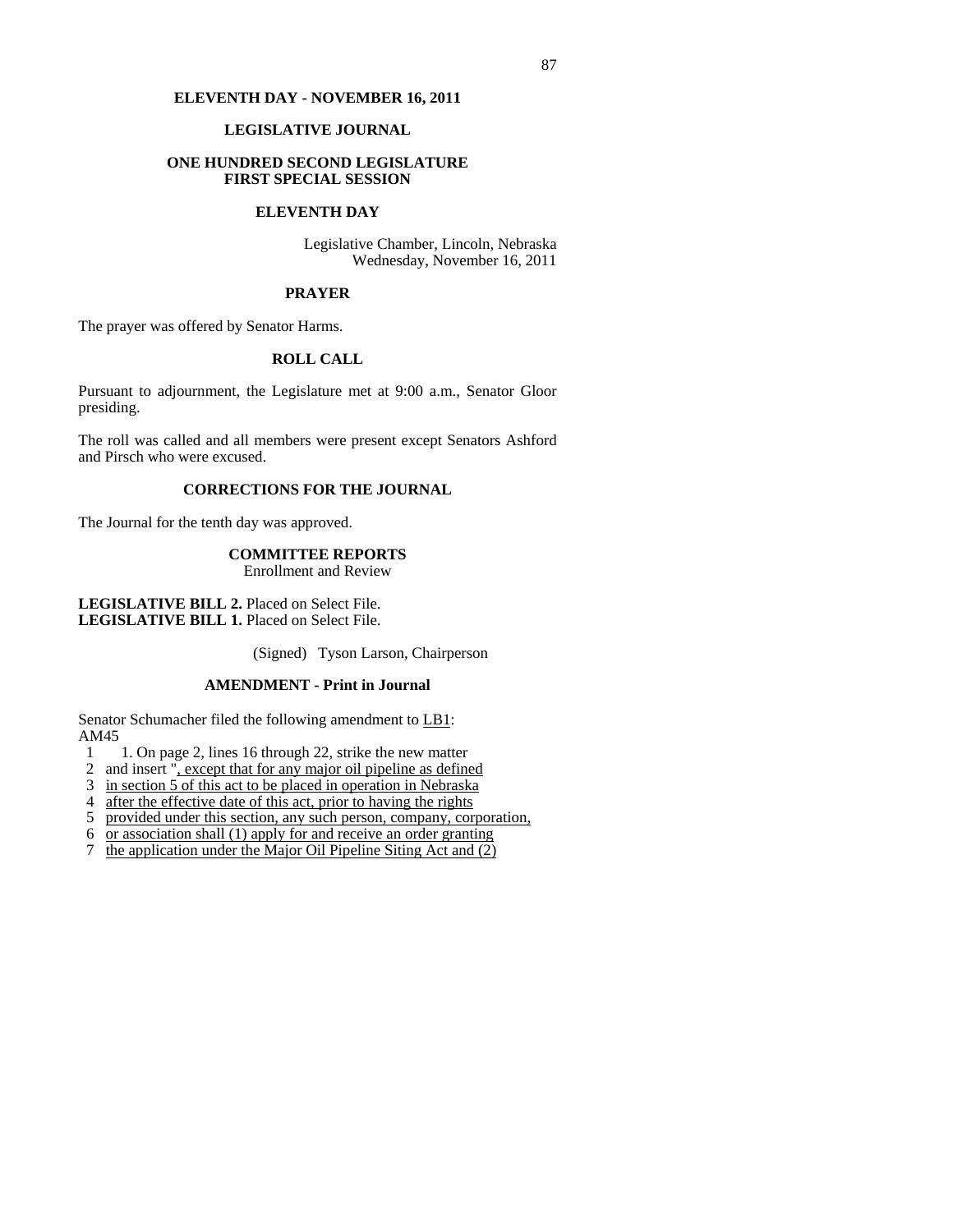# ELEVENTH DAY - NOVEMBER 16, 2011

## LEGISLATIVE JOURNAL

## ONE HUNDRED SECOND LEGISLATURE
## FIRST SPECIAL SESSION

## ELEVENTH DAY

Legislative Chamber, Lincoln, Nebraska
Wednesday, November 16, 2011

## PRAYER

The prayer was offered by Senator Harms.

## ROLL CALL

Pursuant to adjournment, the Legislature met at 9:00 a.m., Senator Gloor presiding.

The roll was called and all members were present except Senators Ashford and Pirsch who were excused.

## CORRECTIONS FOR THE JOURNAL

The Journal for the tenth day was approved.

## COMMITTEE REPORTS
Enrollment and Review

**LEGISLATIVE BILL 2.** Placed on Select File.
**LEGISLATIVE BILL 1.** Placed on Select File.

(Signed) Tyson Larson, Chairperson

## AMENDMENT - Print in Journal

Senator Schumacher filed the following amendment to LB1:
AM45

1 1. On page 2, lines 16 through 22, strike the new matter
2 and insert "<u>, except that for any major oil pipeline as defined</u>
3 <u>in section 5 of this act to be placed in operation in Nebraska</u>
4 <u>after the effective date of this act, prior to having the rights</u>
5 <u>provided under this section, any such person, company, corporation,</u>
6 <u>or association shall (1) apply for and receive an order granting</u>
7 <u>the application under the Major Oil Pipeline Siting Act and (2)</u>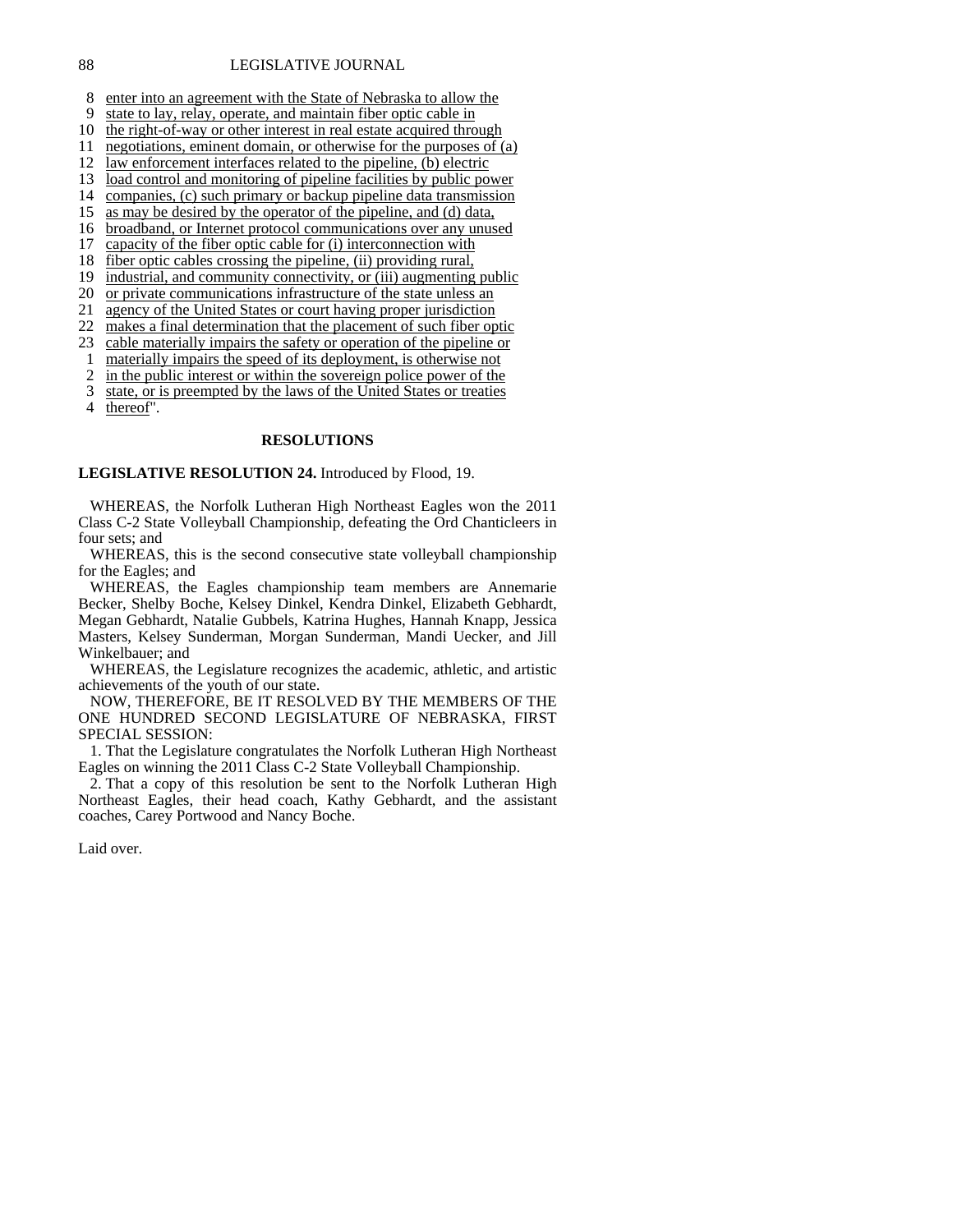8 enter into an agreement with the State of Nebraska to allow the
9 state to lay, relay, operate, and maintain fiber optic cable in
10 the right-of-way or other interest in real estate acquired through
11 negotiations, eminent domain, or otherwise for the purposes of (a)
12 law enforcement interfaces related to the pipeline, (b) electric
13 load control and monitoring of pipeline facilities by public power
14 companies, (c) such primary or backup pipeline data transmission
15 as may be desired by the operator of the pipeline, and (d) data,
16 broadband, or Internet protocol communications over any unused
17 capacity of the fiber optic cable for (i) interconnection with
18 fiber optic cables crossing the pipeline, (ii) providing rural,
19 industrial, and community connectivity, or (iii) augmenting public
20 or private communications infrastructure of the state unless an
21 agency of the United States or court having proper jurisdiction
22 makes a final determination that the placement of such fiber optic
23 cable materially impairs the safety or operation of the pipeline or
1 materially impairs the speed of its deployment, is otherwise not
2 in the public interest or within the sovereign police power of the
3 state, or is preempted by the laws of the United States or treaties
4 thereof".

## RESOLUTIONS

**LEGISLATIVE RESOLUTION 24.** Introduced by Flood, 19.

WHEREAS, the Norfolk Lutheran High Northeast Eagles won the 2011 Class C-2 State Volleyball Championship, defeating the Ord Chanticleers in four sets; and

WHEREAS, this is the second consecutive state volleyball championship for the Eagles; and

WHEREAS, the Eagles championship team members are Annemarie Becker, Shelby Boche, Kelsey Dinkel, Kendra Dinkel, Elizabeth Gebhardt, Megan Gebhardt, Natalie Gubbels, Katrina Hughes, Hannah Knapp, Jessica Masters, Kelsey Sunderman, Morgan Sunderman, Mandi Uecker, and Jill Winkelbauer; and

WHEREAS, the Legislature recognizes the academic, athletic, and artistic achievements of the youth of our state.

NOW, THEREFORE, BE IT RESOLVED BY THE MEMBERS OF THE ONE HUNDRED SECOND LEGISLATURE OF NEBRASKA, FIRST SPECIAL SESSION:

1. That the Legislature congratulates the Norfolk Lutheran High Northeast Eagles on winning the 2011 Class C-2 State Volleyball Championship.

2. That a copy of this resolution be sent to the Norfolk Lutheran High Northeast Eagles, their head coach, Kathy Gebhardt, and the assistant coaches, Carey Portwood and Nancy Boche.

Laid over.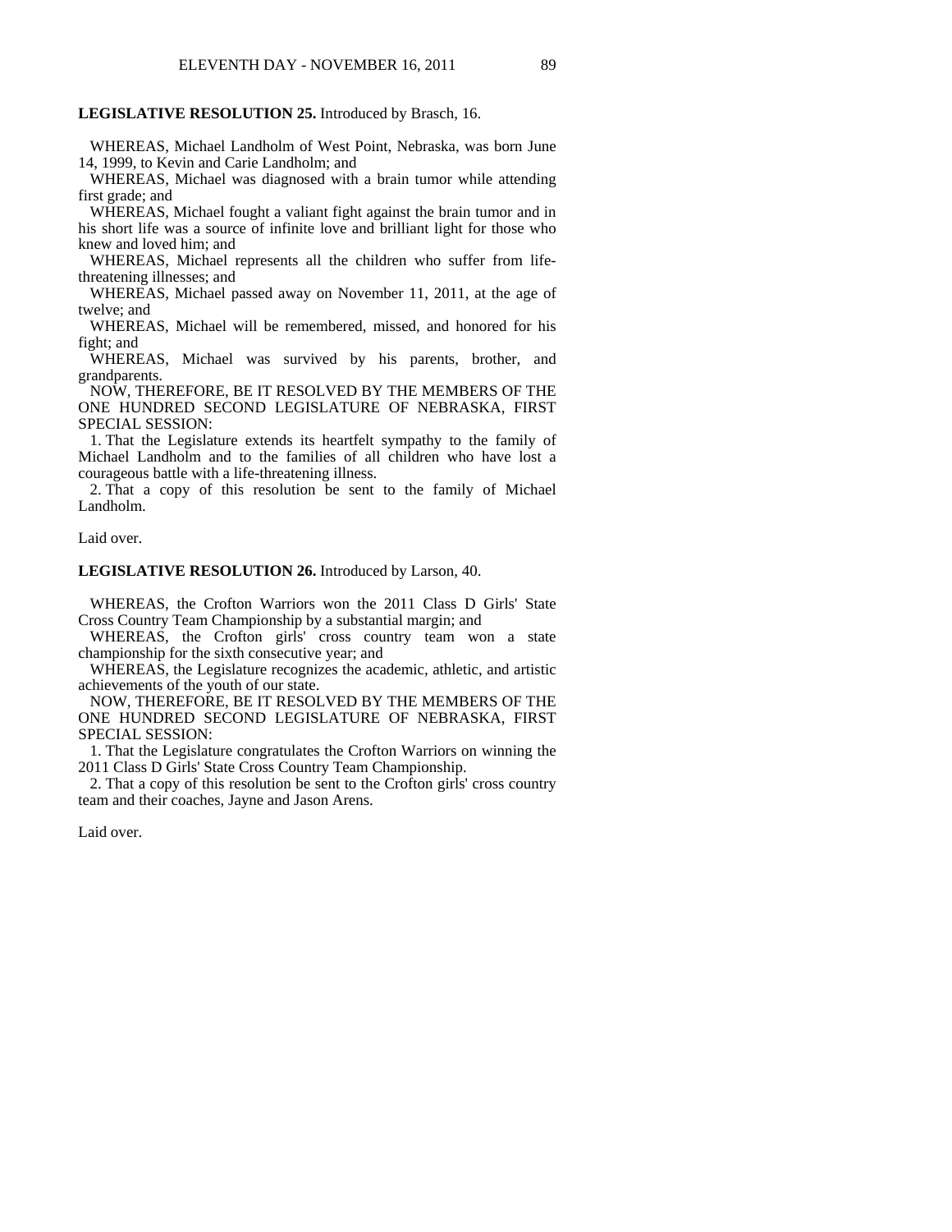**LEGISLATIVE RESOLUTION 25.** Introduced by Brasch, 16.

WHEREAS, Michael Landholm of West Point, Nebraska, was born June 14, 1999, to Kevin and Carie Landholm; and

WHEREAS, Michael was diagnosed with a brain tumor while attending first grade; and

WHEREAS, Michael fought a valiant fight against the brain tumor and in his short life was a source of infinite love and brilliant light for those who knew and loved him; and

WHEREAS, Michael represents all the children who suffer from life-threatening illnesses; and

WHEREAS, Michael passed away on November 11, 2011, at the age of twelve; and

WHEREAS, Michael will be remembered, missed, and honored for his fight; and

WHEREAS, Michael was survived by his parents, brother, and grandparents.

NOW, THEREFORE, BE IT RESOLVED BY THE MEMBERS OF THE ONE HUNDRED SECOND LEGISLATURE OF NEBRASKA, FIRST SPECIAL SESSION:

1. That the Legislature extends its heartfelt sympathy to the family of Michael Landholm and to the families of all children who have lost a courageous battle with a life-threatening illness.

2. That a copy of this resolution be sent to the family of Michael Landholm.

Laid over.

**LEGISLATIVE RESOLUTION 26.** Introduced by Larson, 40.

WHEREAS, the Crofton Warriors won the 2011 Class D Girls' State Cross Country Team Championship by a substantial margin; and

WHEREAS, the Crofton girls' cross country team won a state championship for the sixth consecutive year; and

WHEREAS, the Legislature recognizes the academic, athletic, and artistic achievements of the youth of our state.

NOW, THEREFORE, BE IT RESOLVED BY THE MEMBERS OF THE ONE HUNDRED SECOND LEGISLATURE OF NEBRASKA, FIRST SPECIAL SESSION:

1. That the Legislature congratulates the Crofton Warriors on winning the 2011 Class D Girls' State Cross Country Team Championship.

2. That a copy of this resolution be sent to the Crofton girls' cross country team and their coaches, Jayne and Jason Arens.

Laid over.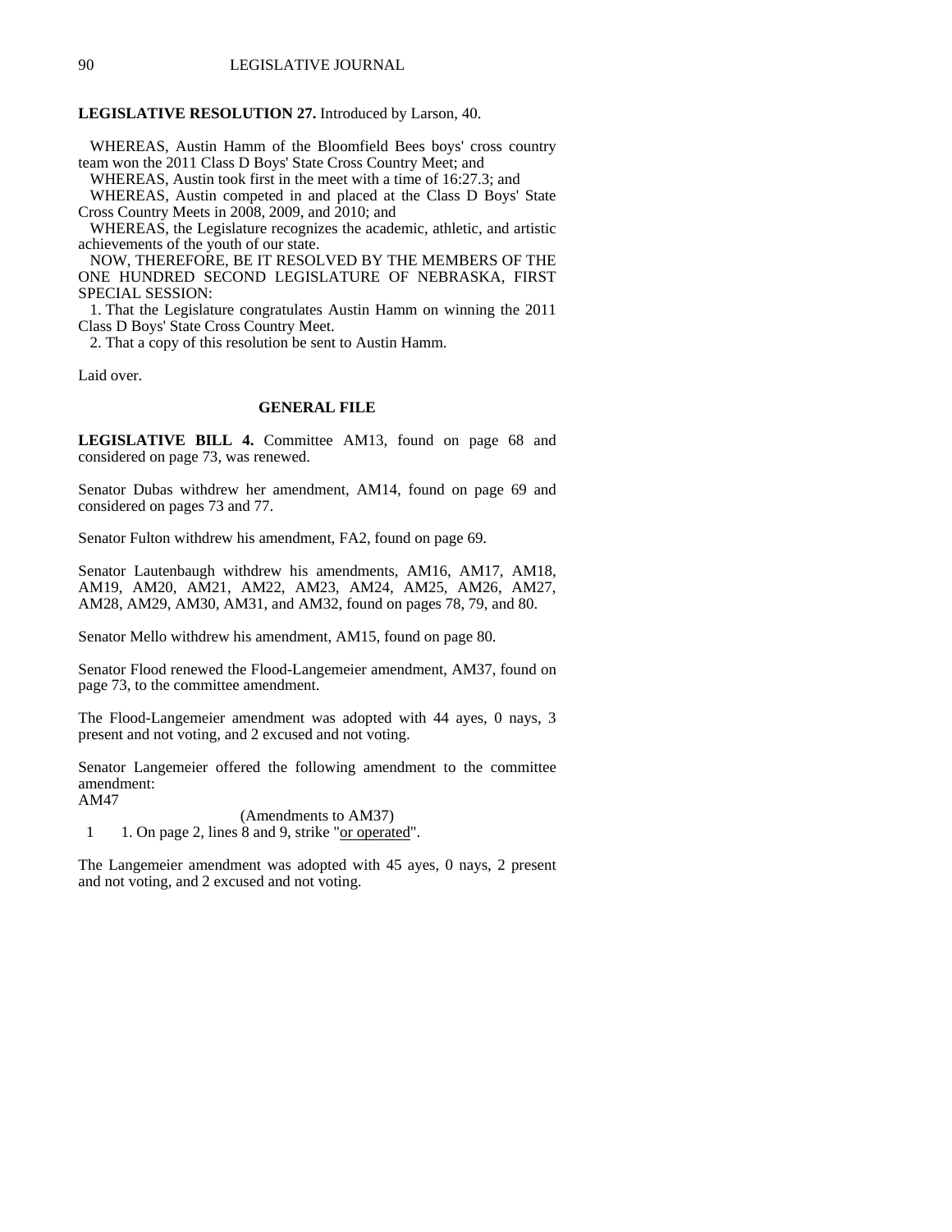**LEGISLATIVE RESOLUTION 27.** Introduced by Larson, 40.

WHEREAS, Austin Hamm of the Bloomfield Bees boys' cross country team won the 2011 Class D Boys' State Cross Country Meet; and

WHEREAS, Austin took first in the meet with a time of 16:27.3; and

WHEREAS, Austin competed in and placed at the Class D Boys' State Cross Country Meets in 2008, 2009, and 2010; and

WHEREAS, the Legislature recognizes the academic, athletic, and artistic achievements of the youth of our state.

NOW, THEREFORE, BE IT RESOLVED BY THE MEMBERS OF THE ONE HUNDRED SECOND LEGISLATURE OF NEBRASKA, FIRST SPECIAL SESSION:

1. That the Legislature congratulates Austin Hamm on winning the 2011 Class D Boys' State Cross Country Meet.

2. That a copy of this resolution be sent to Austin Hamm.

Laid over.

## GENERAL FILE

**LEGISLATIVE BILL 4.** Committee AM13, found on page 68 and considered on page 73, was renewed.

Senator Dubas withdrew her amendment, AM14, found on page 69 and considered on pages 73 and 77.

Senator Fulton withdrew his amendment, FA2, found on page 69.

Senator Lautenbaugh withdrew his amendments, AM16, AM17, AM18, AM19, AM20, AM21, AM22, AM23, AM24, AM25, AM26, AM27, AM28, AM29, AM30, AM31, and AM32, found on pages 78, 79, and 80.

Senator Mello withdrew his amendment, AM15, found on page 80.

Senator Flood renewed the Flood-Langemeier amendment, AM37, found on page 73, to the committee amendment.

The Flood-Langemeier amendment was adopted with 44 ayes, 0 nays, 3 present and not voting, and 2 excused and not voting.

Senator Langemeier offered the following amendment to the committee amendment:
AM47

(Amendments to AM37)

1 1. On page 2, lines 8 and 9, strike "or operated".

The Langemeier amendment was adopted with 45 ayes, 0 nays, 2 present and not voting, and 2 excused and not voting.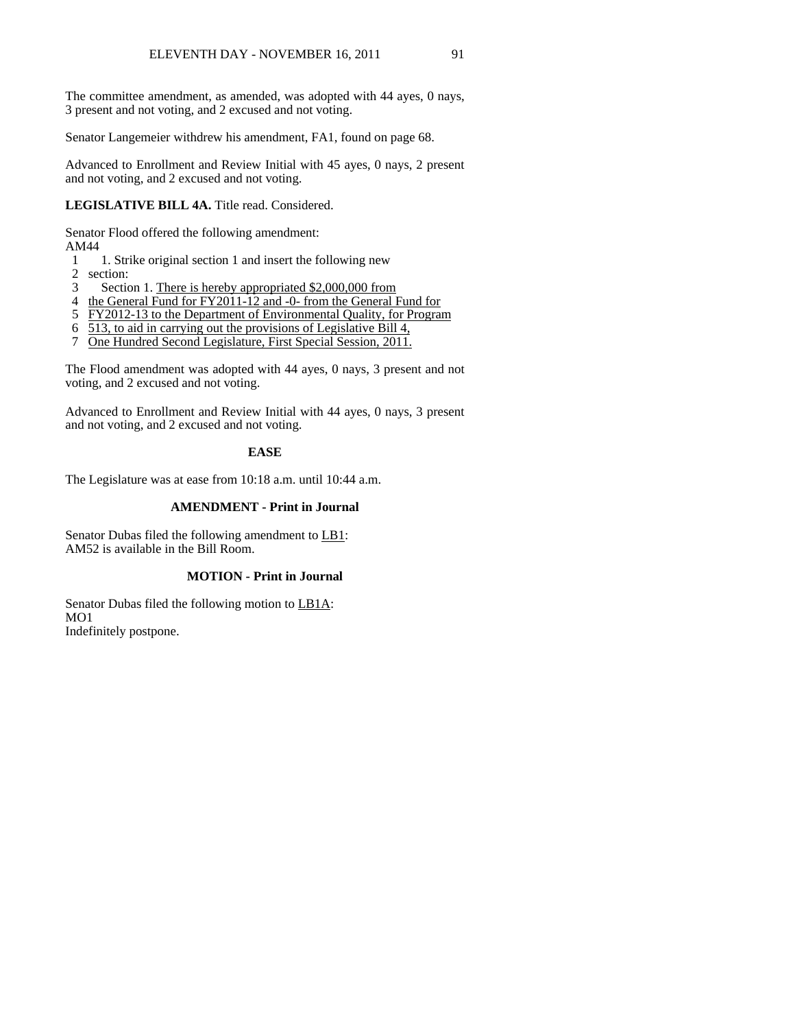The committee amendment, as amended, was adopted with 44 ayes, 0 nays, 3 present and not voting, and 2 excused and not voting.

Senator Langemeier withdrew his amendment, FA1, found on page 68.

Advanced to Enrollment and Review Initial with 45 ayes, 0 nays, 2 present and not voting, and 2 excused and not voting.

**LEGISLATIVE BILL 4A.** Title read. Considered.

Senator Flood offered the following amendment:
AM44

1 1. Strike original section 1 and insert the following new
2 section:
3 Section 1. <u>There is hereby appropriated $2,000,000 from</u>
4 <u>the General Fund for FY2011-12 and -0- from the General Fund for</u>
5 <u>FY2012-13 to the Department of Environmental Quality, for Program</u>
6 <u>513, to aid in carrying out the provisions of Legislative Bill 4,</u>
7 <u>One Hundred Second Legislature, First Special Session, 2011.</u>

The Flood amendment was adopted with 44 ayes, 0 nays, 3 present and not voting, and 2 excused and not voting.

Advanced to Enrollment and Review Initial with 44 ayes, 0 nays, 3 present and not voting, and 2 excused and not voting.

**EASE**

The Legislature was at ease from 10:18 a.m. until 10:44 a.m.

**AMENDMENT - Print in Journal**

Senator Dubas filed the following amendment to <u>LB1</u>:
AM52 is available in the Bill Room.

**MOTION - Print in Journal**

Senator Dubas filed the following motion to <u>LB1A</u>:
MO1
Indefinitely postpone.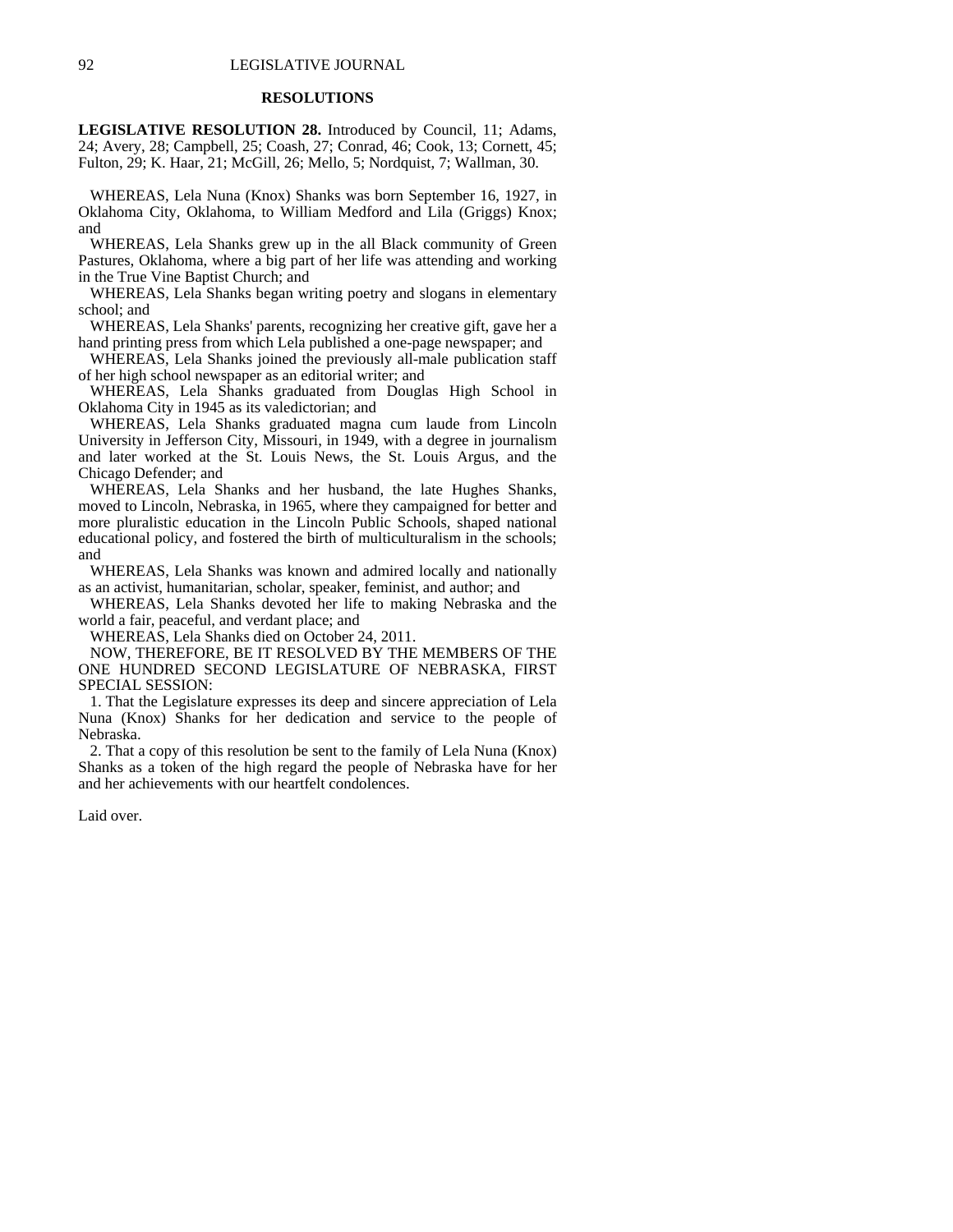## RESOLUTIONS

**LEGISLATIVE RESOLUTION 28.** Introduced by Council, 11; Adams, 24; Avery, 28; Campbell, 25; Coash, 27; Conrad, 46; Cook, 13; Cornett, 45; Fulton, 29; K. Haar, 21; McGill, 26; Mello, 5; Nordquist, 7; Wallman, 30.

WHEREAS, Lela Nuna (Knox) Shanks was born September 16, 1927, in Oklahoma City, Oklahoma, to William Medford and Lila (Griggs) Knox; and

WHEREAS, Lela Shanks grew up in the all Black community of Green Pastures, Oklahoma, where a big part of her life was attending and working in the True Vine Baptist Church; and

WHEREAS, Lela Shanks began writing poetry and slogans in elementary school; and

WHEREAS, Lela Shanks' parents, recognizing her creative gift, gave her a hand printing press from which Lela published a one-page newspaper; and

WHEREAS, Lela Shanks joined the previously all-male publication staff of her high school newspaper as an editorial writer; and

WHEREAS, Lela Shanks graduated from Douglas High School in Oklahoma City in 1945 as its valedictorian; and

WHEREAS, Lela Shanks graduated magna cum laude from Lincoln University in Jefferson City, Missouri, in 1949, with a degree in journalism and later worked at the St. Louis News, the St. Louis Argus, and the Chicago Defender; and

WHEREAS, Lela Shanks and her husband, the late Hughes Shanks, moved to Lincoln, Nebraska, in 1965, where they campaigned for better and more pluralistic education in the Lincoln Public Schools, shaped national educational policy, and fostered the birth of multiculturalism in the schools; and

WHEREAS, Lela Shanks was known and admired locally and nationally as an activist, humanitarian, scholar, speaker, feminist, and author; and

WHEREAS, Lela Shanks devoted her life to making Nebraska and the world a fair, peaceful, and verdant place; and

WHEREAS, Lela Shanks died on October 24, 2011.

NOW, THEREFORE, BE IT RESOLVED BY THE MEMBERS OF THE ONE HUNDRED SECOND LEGISLATURE OF NEBRASKA, FIRST SPECIAL SESSION:

1. That the Legislature expresses its deep and sincere appreciation of Lela Nuna (Knox) Shanks for her dedication and service to the people of Nebraska.

2. That a copy of this resolution be sent to the family of Lela Nuna (Knox) Shanks as a token of the high regard the people of Nebraska have for her and her achievements with our heartfelt condolences.

Laid over.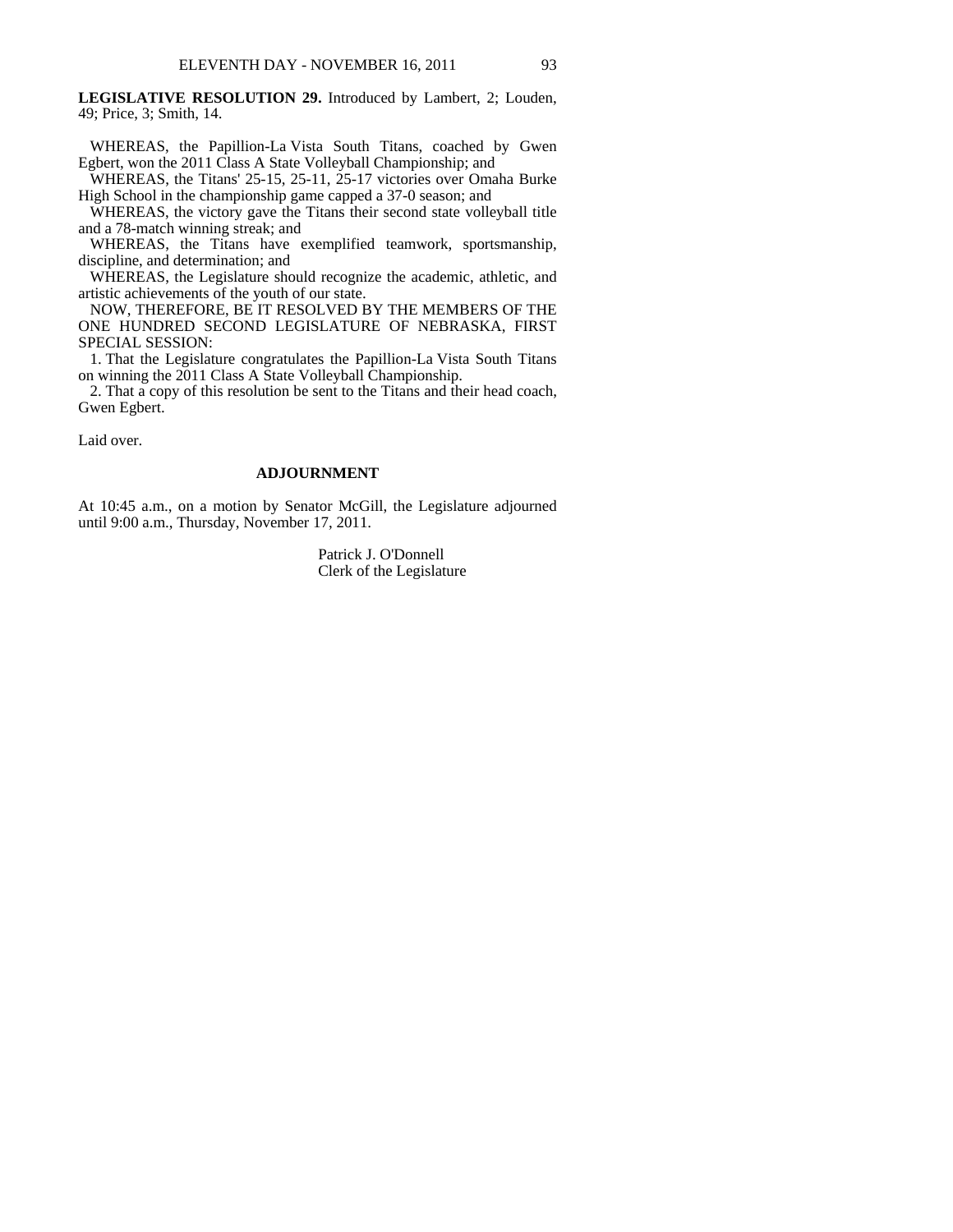**LEGISLATIVE RESOLUTION 29.** Introduced by Lambert, 2; Louden, 49; Price, 3; Smith, 14.

WHEREAS, the Papillion-La Vista South Titans, coached by Gwen Egbert, won the 2011 Class A State Volleyball Championship; and

WHEREAS, the Titans' 25-15, 25-11, 25-17 victories over Omaha Burke High School in the championship game capped a 37-0 season; and

WHEREAS, the victory gave the Titans their second state volleyball title and a 78-match winning streak; and

WHEREAS, the Titans have exemplified teamwork, sportsmanship, discipline, and determination; and

WHEREAS, the Legislature should recognize the academic, athletic, and artistic achievements of the youth of our state.

NOW, THEREFORE, BE IT RESOLVED BY THE MEMBERS OF THE ONE HUNDRED SECOND LEGISLATURE OF NEBRASKA, FIRST SPECIAL SESSION:

1. That the Legislature congratulates the Papillion-La Vista South Titans on winning the 2011 Class A State Volleyball Championship.

2. That a copy of this resolution be sent to the Titans and their head coach, Gwen Egbert.

Laid over.

## ADJOURNMENT

At 10:45 a.m., on a motion by Senator McGill, the Legislature adjourned until 9:00 a.m., Thursday, November 17, 2011.

Patrick J. O'Donnell
Clerk of the Legislature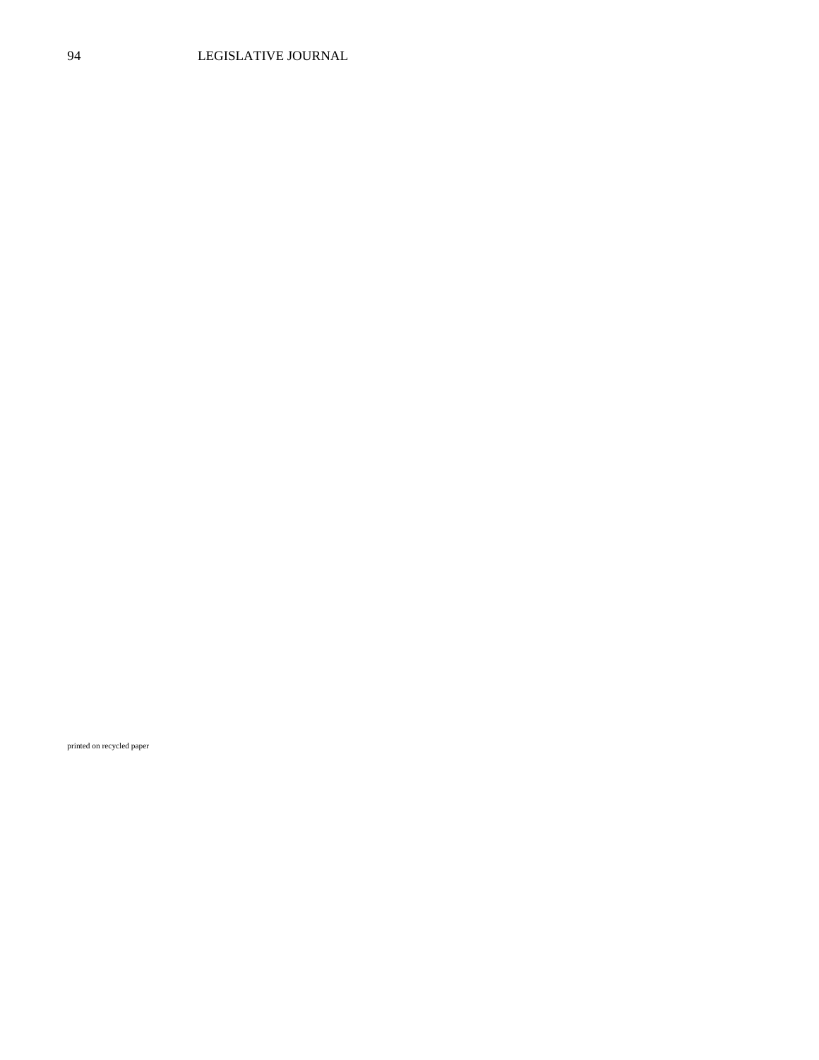printed on recycled paper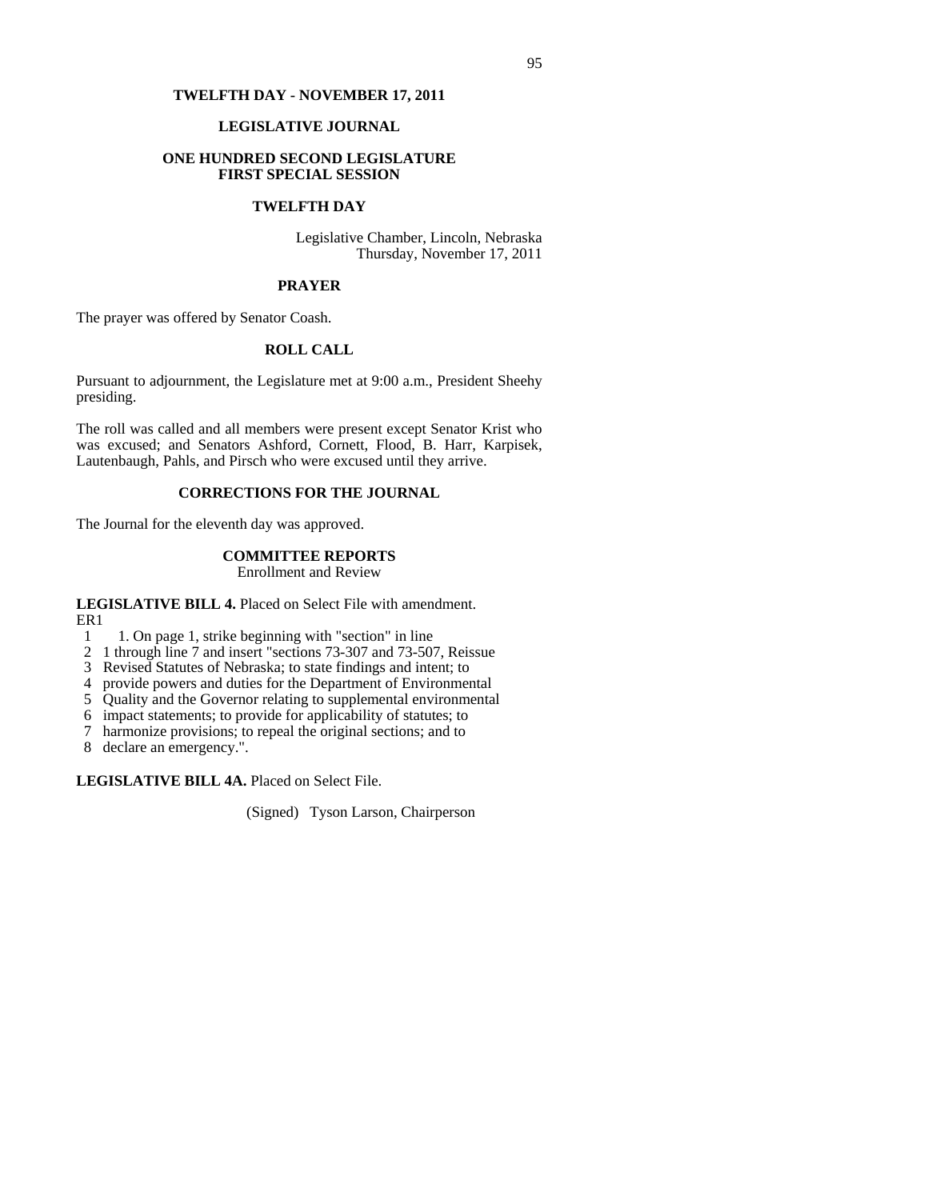# TWELFTH DAY - NOVEMBER 17, 2011

## LEGISLATIVE JOURNAL

## ONE HUNDRED SECOND LEGISLATURE
## FIRST SPECIAL SESSION

## TWELFTH DAY

Legislative Chamber, Lincoln, Nebraska
Thursday, November 17, 2011

## PRAYER

The prayer was offered by Senator Coash.

## ROLL CALL

Pursuant to adjournment, the Legislature met at 9:00 a.m., President Sheehy presiding.

The roll was called and all members were present except Senator Krist who was excused; and Senators Ashford, Cornett, Flood, B. Harr, Karpisek, Lautenbaugh, Pahls, and Pirsch who were excused until they arrive.

## CORRECTIONS FOR THE JOURNAL

The Journal for the eleventh day was approved.

## COMMITTEE REPORTS
Enrollment and Review

**LEGISLATIVE BILL 4.** Placed on Select File with amendment.
ER1

1 1. On page 1, strike beginning with "section" in line
2 1 through line 7 and insert "sections 73-307 and 73-507, Reissue
3 Revised Statutes of Nebraska; to state findings and intent; to
4 provide powers and duties for the Department of Environmental
5 Quality and the Governor relating to supplemental environmental
6 impact statements; to provide for applicability of statutes; to
7 harmonize provisions; to repeal the original sections; and to
8 declare an emergency.".

**LEGISLATIVE BILL 4A.** Placed on Select File.

(Signed) Tyson Larson, Chairperson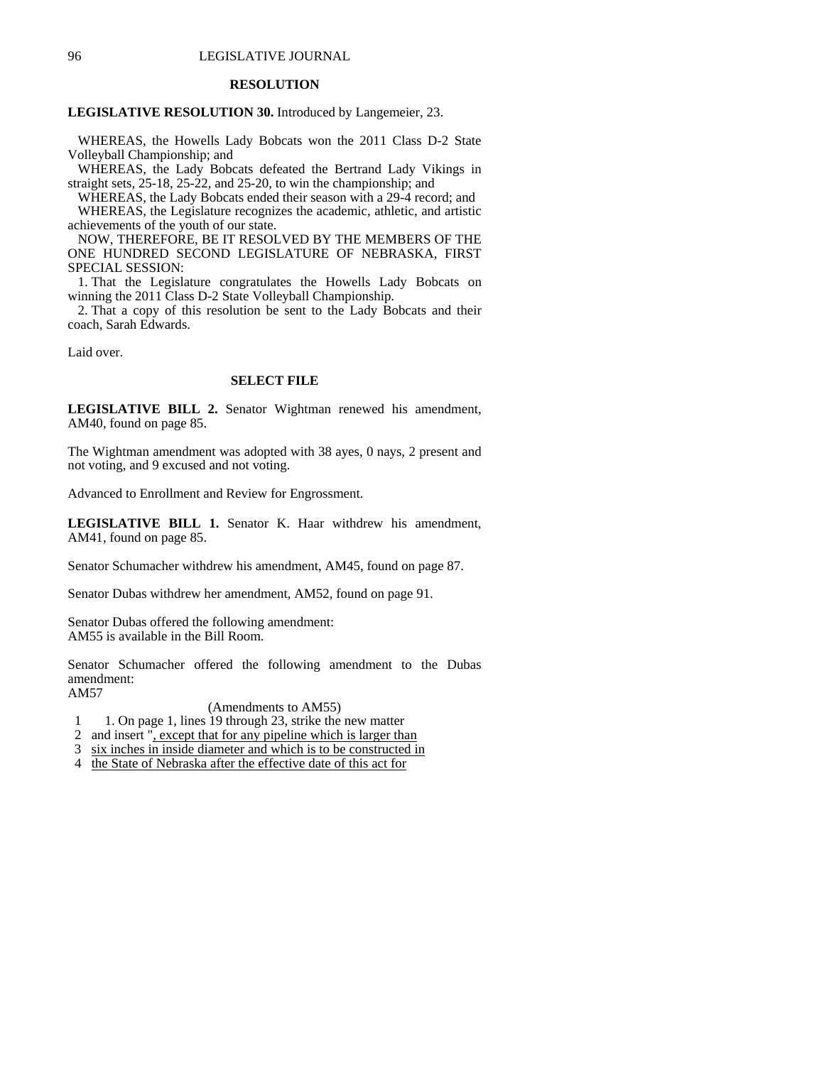## RESOLUTION

**LEGISLATIVE RESOLUTION 30.** Introduced by Langemeier, 23.

WHEREAS, the Howells Lady Bobcats won the 2011 Class D-2 State Volleyball Championship; and

WHEREAS, the Lady Bobcats defeated the Bertrand Lady Vikings in straight sets, 25-18, 25-22, and 25-20, to win the championship; and

WHEREAS, the Lady Bobcats ended their season with a 29-4 record; and

WHEREAS, the Legislature recognizes the academic, athletic, and artistic achievements of the youth of our state.

NOW, THEREFORE, BE IT RESOLVED BY THE MEMBERS OF THE ONE HUNDRED SECOND LEGISLATURE OF NEBRASKA, FIRST SPECIAL SESSION:

1. That the Legislature congratulates the Howells Lady Bobcats on winning the 2011 Class D-2 State Volleyball Championship.
2. That a copy of this resolution be sent to the Lady Bobcats and their coach, Sarah Edwards.

Laid over.

## SELECT FILE

**LEGISLATIVE BILL 2.** Senator Wightman renewed his amendment, AM40, found on page 85.

The Wightman amendment was adopted with 38 ayes, 0 nays, 2 present and not voting, and 9 excused and not voting.

Advanced to Enrollment and Review for Engrossment.

**LEGISLATIVE BILL 1.** Senator K. Haar withdrew his amendment, AM41, found on page 85.

Senator Schumacher withdrew his amendment, AM45, found on page 87.

Senator Dubas withdrew her amendment, AM52, found on page 91.

Senator Dubas offered the following amendment:
AM55 is available in the Bill Room.

Senator Schumacher offered the following amendment to the Dubas amendment:
AM57

(Amendments to AM55)

1 1. On page 1, lines 19 through 23, strike the new matter
2 and insert "<u>, except that for any pipeline which is larger than</u>
3 <u>six inches in inside diameter and which is to be constructed in</u>
4 <u>the State of Nebraska after the effective date of this act for</u>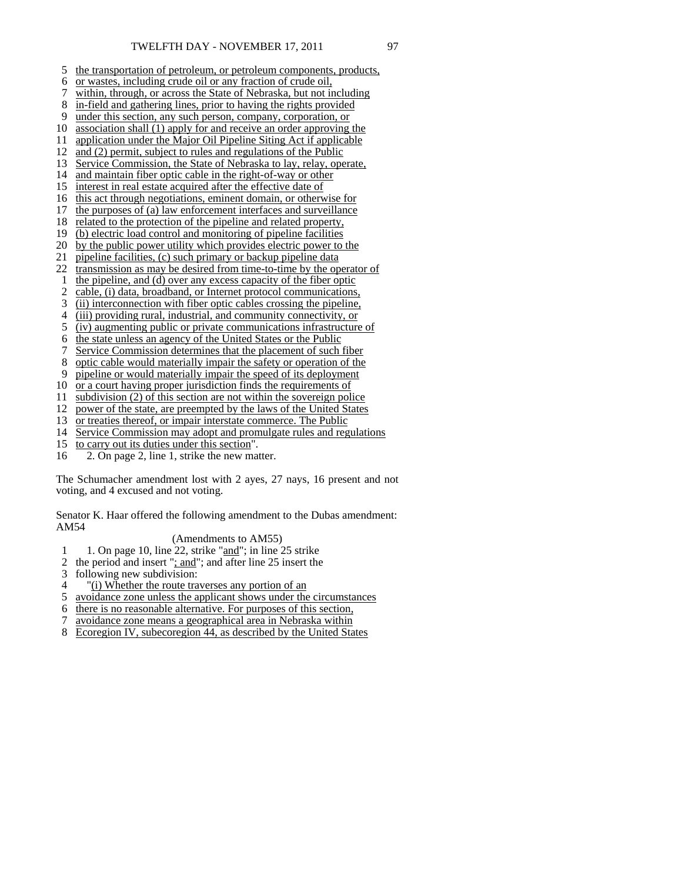5 the transportation of petroleum, or petroleum components, products,
6 or wastes, including crude oil or any fraction of crude oil,
7 within, through, or across the State of Nebraska, but not including
8 in-field and gathering lines, prior to having the rights provided
9 under this section, any such person, company, corporation, or
10 association shall (1) apply for and receive an order approving the
11 application under the Major Oil Pipeline Siting Act if applicable
12 and (2) permit, subject to rules and regulations of the Public
13 Service Commission, the State of Nebraska to lay, relay, operate,
14 and maintain fiber optic cable in the right-of-way or other
15 interest in real estate acquired after the effective date of
16 this act through negotiations, eminent domain, or otherwise for
17 the purposes of (a) law enforcement interfaces and surveillance
18 related to the protection of the pipeline and related property,
19 (b) electric load control and monitoring of pipeline facilities
20 by the public power utility which provides electric power to the
21 pipeline facilities, (c) such primary or backup pipeline data
22 transmission as may be desired from time-to-time by the operator of
1 the pipeline, and (d) over any excess capacity of the fiber optic
2 cable, (i) data, broadband, or Internet protocol communications,
3 (ii) interconnection with fiber optic cables crossing the pipeline,
4 (iii) providing rural, industrial, and community connectivity, or
5 (iv) augmenting public or private communications infrastructure of
6 the state unless an agency of the United States or the Public
7 Service Commission determines that the placement of such fiber
8 optic cable would materially impair the safety or operation of the
9 pipeline or would materially impair the speed of its deployment
10 or a court having proper jurisdiction finds the requirements of
11 subdivision (2) of this section are not within the sovereign police
12 power of the state, are preempted by the laws of the United States
13 or treaties thereof, or impair interstate commerce. The Public
14 Service Commission may adopt and promulgate rules and regulations
15 to carry out its duties under this section".
16 2. On page 2, line 1, strike the new matter.

The Schumacher amendment lost with 2 ayes, 27 nays, 16 present and not voting, and 4 excused and not voting.

Senator K. Haar offered the following amendment to the Dubas amendment:
AM54

(Amendments to AM55)

1 1. On page 10, line 22, strike "and"; in line 25 strike
2 the period and insert "; and"; and after line 25 insert the
3 following new subdivision:
4 "(i) Whether the route traverses any portion of an
5 avoidance zone unless the applicant shows under the circumstances
6 there is no reasonable alternative. For purposes of this section,
7 avoidance zone means a geographical area in Nebraska within
8 Ecoregion IV, subecoregion 44, as described by the United States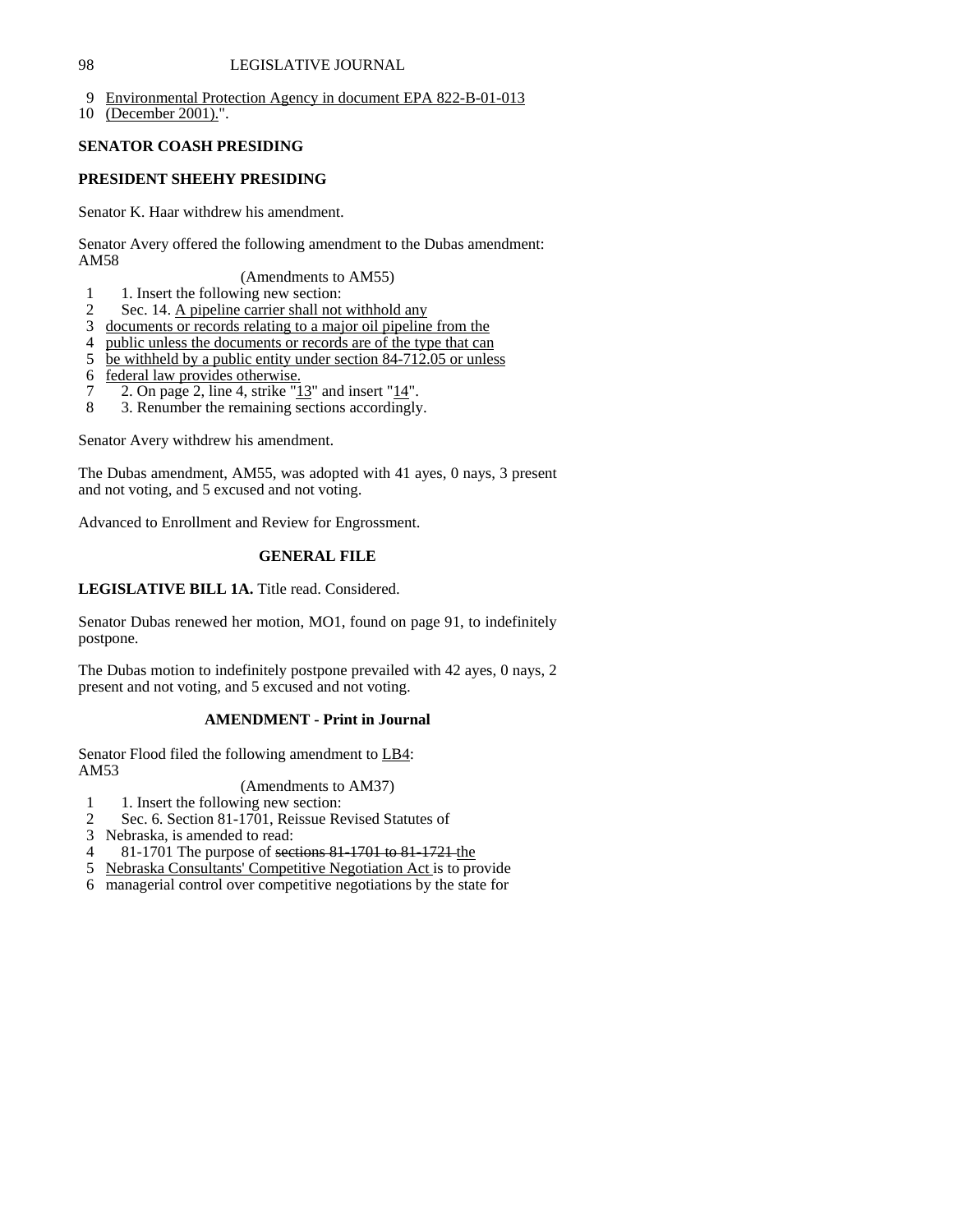9 Environmental Protection Agency in document EPA 822-B-01-013
10 (December 2001).".

**SENATOR COASH PRESIDING**

**PRESIDENT SHEEHY PRESIDING**

Senator K. Haar withdrew his amendment.

Senator Avery offered the following amendment to the Dubas amendment:
AM58

(Amendments to AM55)

1 1. Insert the following new section:
2 Sec. 14. A pipeline carrier shall not withhold any
3 documents or records relating to a major oil pipeline from the
4 public unless the documents or records are of the type that can
5 be withheld by a public entity under section 84-712.05 or unless
6 federal law provides otherwise.
7 2. On page 2, line 4, strike "13" and insert "14".
8 3. Renumber the remaining sections accordingly.

Senator Avery withdrew his amendment.

The Dubas amendment, AM55, was adopted with 41 ayes, 0 nays, 3 present and not voting, and 5 excused and not voting.

Advanced to Enrollment and Review for Engrossment.

## GENERAL FILE

**LEGISLATIVE BILL 1A.** Title read. Considered.

Senator Dubas renewed her motion, MO1, found on page 91, to indefinitely postpone.

The Dubas motion to indefinitely postpone prevailed with 42 ayes, 0 nays, 2 present and not voting, and 5 excused and not voting.

## AMENDMENT - Print in Journal

Senator Flood filed the following amendment to LB4:
AM53

(Amendments to AM37)

1 1. Insert the following new section:
2 Sec. 6. Section 81-1701, Reissue Revised Statutes of
3 Nebraska, is amended to read:
4 81-1701 The purpose of ~~sections 81-1701 to 81-1721~~ the
5 Nebraska Consultants' Competitive Negotiation Act is to provide
6 managerial control over competitive negotiations by the state for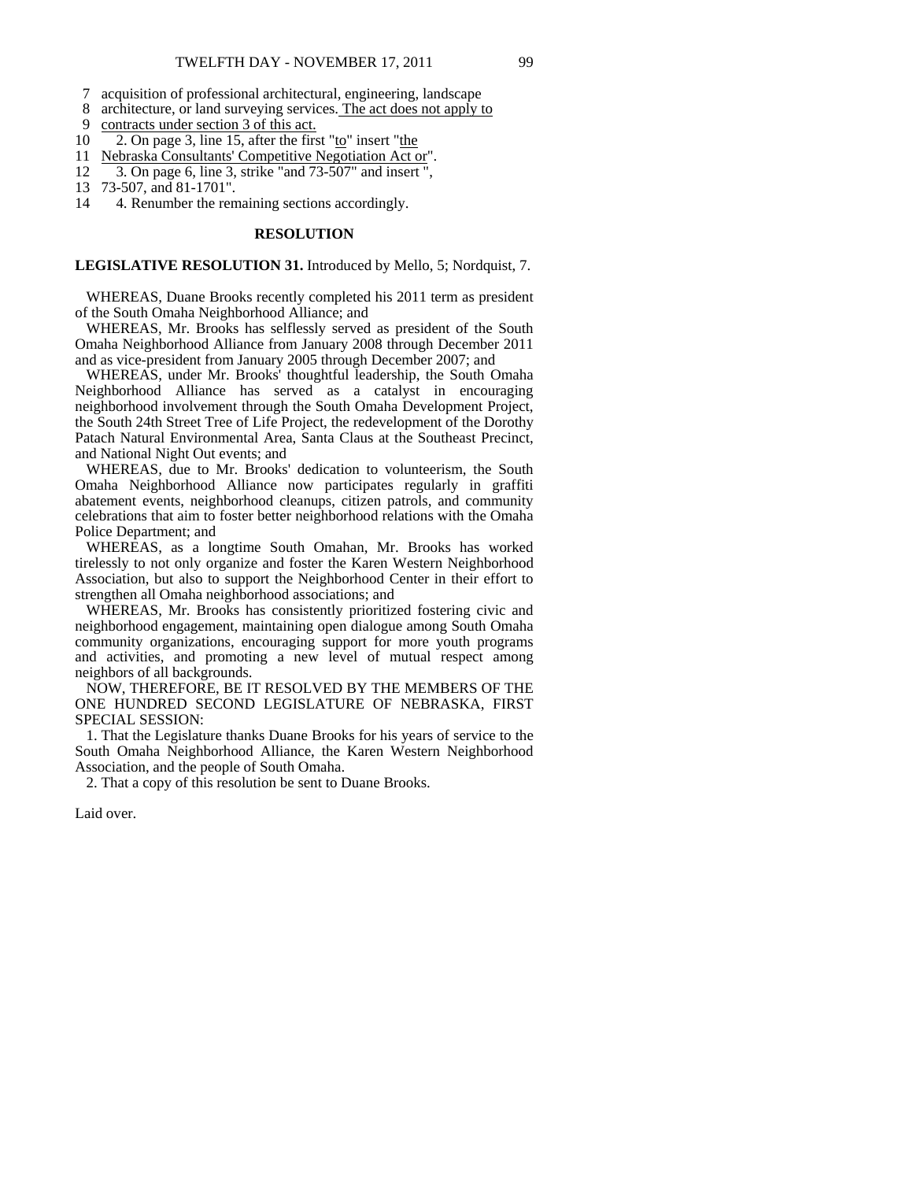7 acquisition of professional architectural, engineering, landscape
8 architecture, or land surveying services. <u>The act does not apply to</u>
9 <u>contracts under section 3 of this act.</u>
10 2. On page 3, line 15, after the first "<u>to</u>" insert "<u>the</u>
11 <u>Nebraska Consultants' Competitive Negotiation Act or</u>".
12 3. On page 6, line 3, strike "and 73-507" and insert ",
13 73-507, and 81-1701".
14 4. Renumber the remaining sections accordingly.

## RESOLUTION

**LEGISLATIVE RESOLUTION 31.** Introduced by Mello, 5; Nordquist, 7.

WHEREAS, Duane Brooks recently completed his 2011 term as president of the South Omaha Neighborhood Alliance; and

WHEREAS, Mr. Brooks has selflessly served as president of the South Omaha Neighborhood Alliance from January 2008 through December 2011 and as vice-president from January 2005 through December 2007; and

WHEREAS, under Mr. Brooks' thoughtful leadership, the South Omaha Neighborhood Alliance has served as a catalyst in encouraging neighborhood involvement through the South Omaha Development Project, the South 24th Street Tree of Life Project, the redevelopment of the Dorothy Patach Natural Environmental Area, Santa Claus at the Southeast Precinct, and National Night Out events; and

WHEREAS, due to Mr. Brooks' dedication to volunteerism, the South Omaha Neighborhood Alliance now participates regularly in graffiti abatement events, neighborhood cleanups, citizen patrols, and community celebrations that aim to foster better neighborhood relations with the Omaha Police Department; and

WHEREAS, as a longtime South Omahan, Mr. Brooks has worked tirelessly to not only organize and foster the Karen Western Neighborhood Association, but also to support the Neighborhood Center in their effort to strengthen all Omaha neighborhood associations; and

WHEREAS, Mr. Brooks has consistently prioritized fostering civic and neighborhood engagement, maintaining open dialogue among South Omaha community organizations, encouraging support for more youth programs and activities, and promoting a new level of mutual respect among neighbors of all backgrounds.

NOW, THEREFORE, BE IT RESOLVED BY THE MEMBERS OF THE ONE HUNDRED SECOND LEGISLATURE OF NEBRASKA, FIRST SPECIAL SESSION:

1. That the Legislature thanks Duane Brooks for his years of service to the South Omaha Neighborhood Alliance, the Karen Western Neighborhood Association, and the people of South Omaha.

2. That a copy of this resolution be sent to Duane Brooks.

Laid over.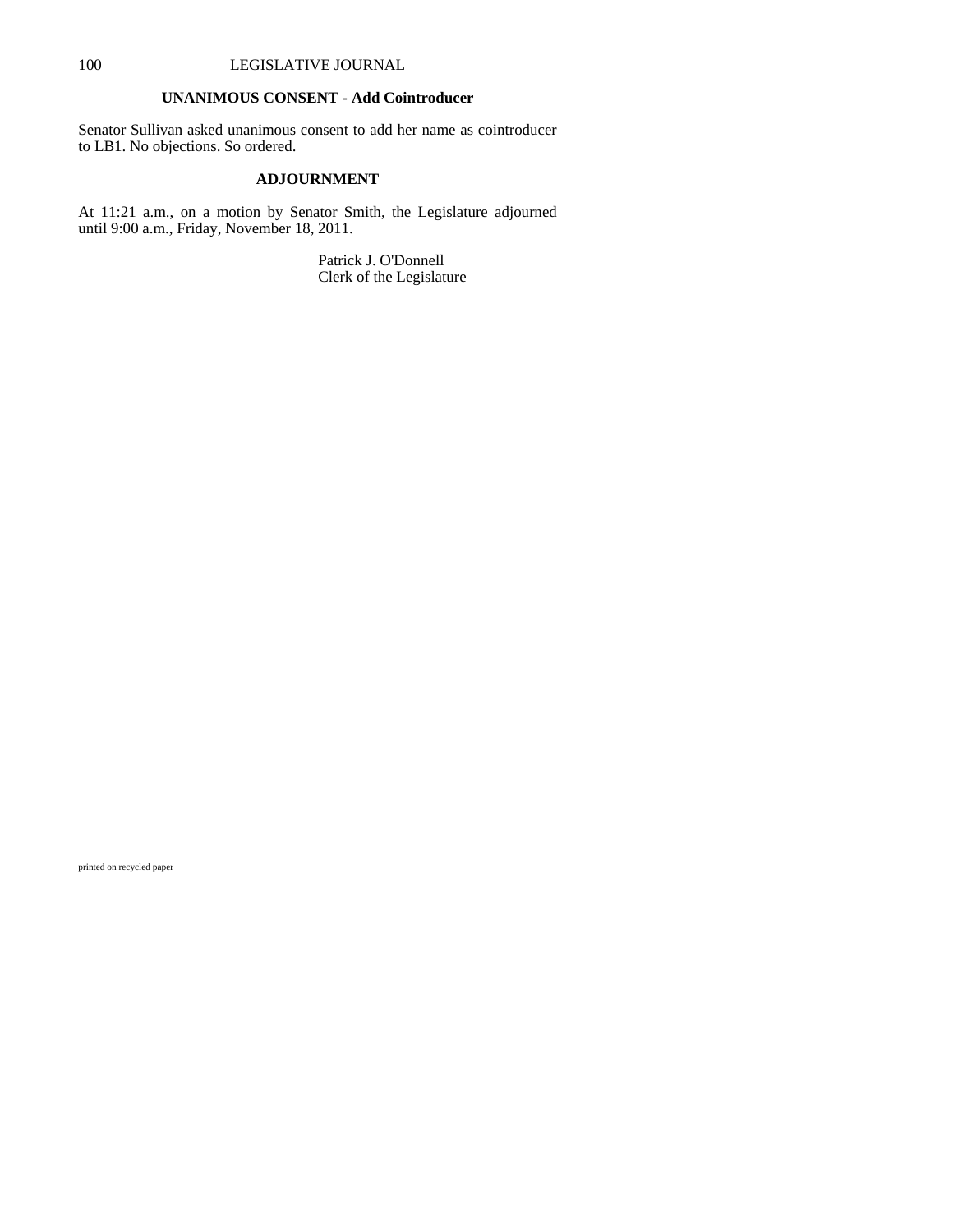### UNANIMOUS CONSENT - Add Cointroducer

Senator Sullivan asked unanimous consent to add her name as cointroducer to LB1. No objections. So ordered.

### ADJOURNMENT

At 11:21 a.m., on a motion by Senator Smith, the Legislature adjourned until 9:00 a.m., Friday, November 18, 2011.

Patrick J. O'Donnell
Clerk of the Legislature

printed on recycled paper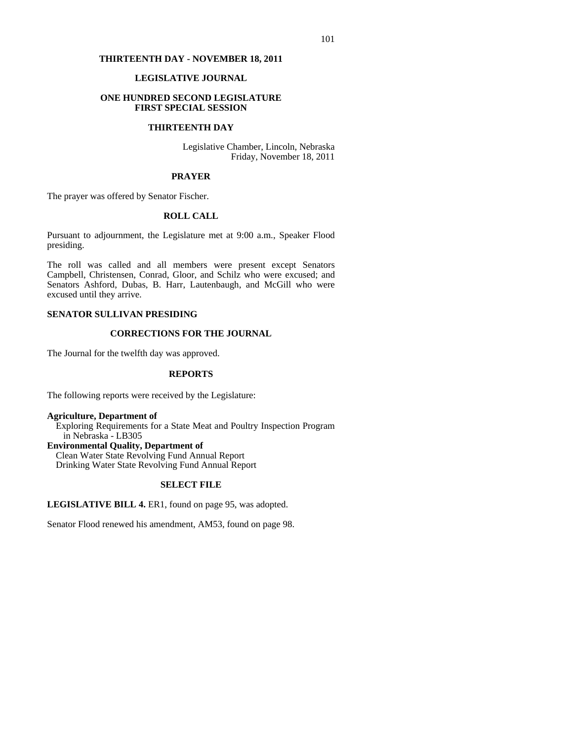# THIRTEENTH DAY - NOVEMBER 18, 2011

## LEGISLATIVE JOURNAL

## ONE HUNDRED SECOND LEGISLATURE
## FIRST SPECIAL SESSION

## THIRTEENTH DAY

Legislative Chamber, Lincoln, Nebraska
Friday, November 18, 2011

### PRAYER

The prayer was offered by Senator Fischer.

### ROLL CALL

Pursuant to adjournment, the Legislature met at 9:00 a.m., Speaker Flood presiding.

The roll was called and all members were present except Senators Campbell, Christensen, Conrad, Gloor, and Schilz who were excused; and Senators Ashford, Dubas, B. Harr, Lautenbaugh, and McGill who were excused until they arrive.

### SENATOR SULLIVAN PRESIDING

### CORRECTIONS FOR THE JOURNAL

The Journal for the twelfth day was approved.

### REPORTS

The following reports were received by the Legislature:

**Agriculture, Department of**
 Exploring Requirements for a State Meat and Poultry Inspection Program in Nebraska - LB305
**Environmental Quality, Department of**
 Clean Water State Revolving Fund Annual Report
 Drinking Water State Revolving Fund Annual Report

### SELECT FILE

**LEGISLATIVE BILL 4.** ER1, found on page 95, was adopted.

Senator Flood renewed his amendment, AM53, found on page 98.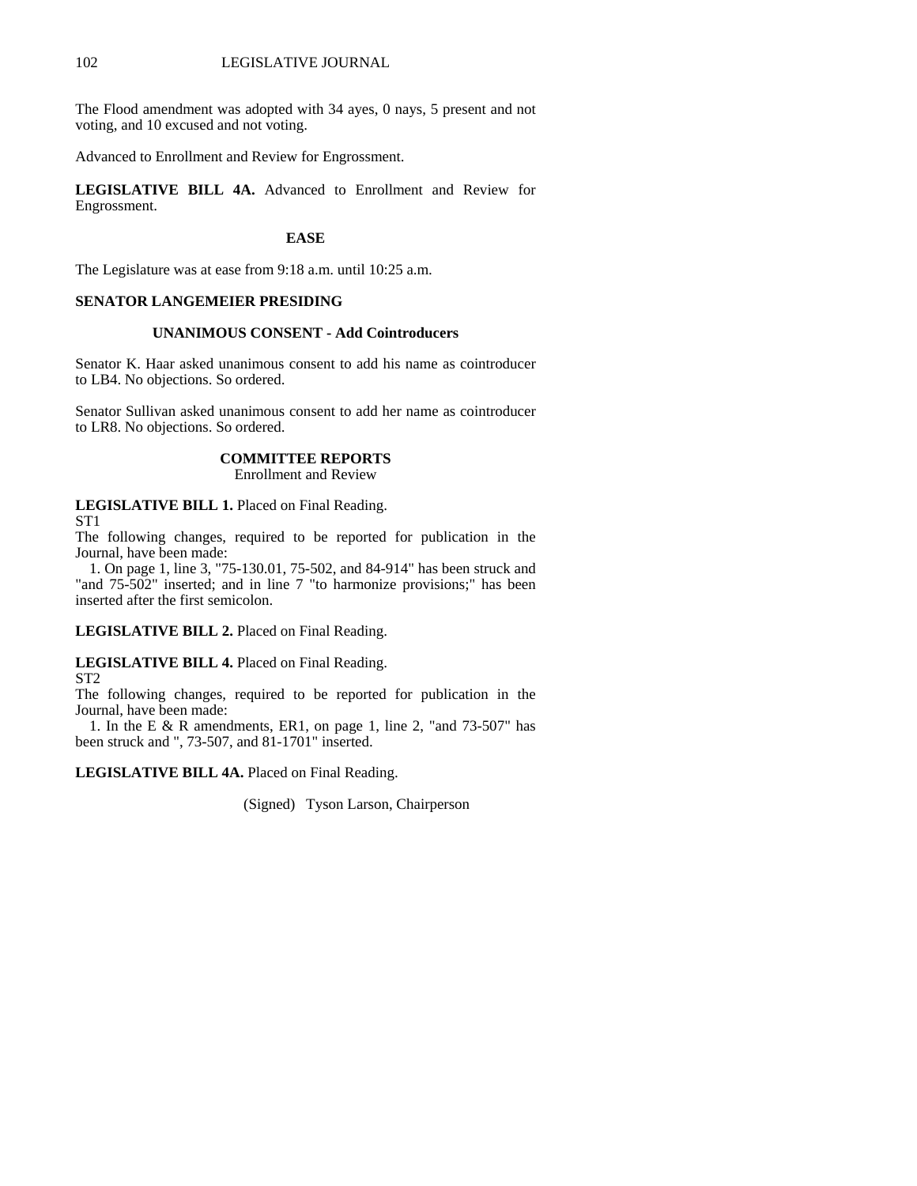The Flood amendment was adopted with 34 ayes, 0 nays, 5 present and not voting, and 10 excused and not voting.

Advanced to Enrollment and Review for Engrossment.

**LEGISLATIVE BILL 4A.** Advanced to Enrollment and Review for Engrossment.

**EASE**

The Legislature was at ease from 9:18 a.m. until 10:25 a.m.

**SENATOR LANGEMEIER PRESIDING**

**UNANIMOUS CONSENT - Add Cointroducers**

Senator K. Haar asked unanimous consent to add his name as cointroducer to LB4. No objections. So ordered.

Senator Sullivan asked unanimous consent to add her name as cointroducer to LR8. No objections. So ordered.

**COMMITTEE REPORTS**
Enrollment and Review

**LEGISLATIVE BILL 1.** Placed on Final Reading.
ST1
The following changes, required to be reported for publication in the Journal, have been made:
1. On page 1, line 3, "75-130.01, 75-502, and 84-914" has been struck and "and 75-502" inserted; and in line 7 "to harmonize provisions;" has been inserted after the first semicolon.

**LEGISLATIVE BILL 2.** Placed on Final Reading.

**LEGISLATIVE BILL 4.** Placed on Final Reading.
ST2
The following changes, required to be reported for publication in the Journal, have been made:
1. In the E & R amendments, ER1, on page 1, line 2, "and 73-507" has been struck and ", 73-507, and 81-1701" inserted.

**LEGISLATIVE BILL 4A.** Placed on Final Reading.

(Signed) Tyson Larson, Chairperson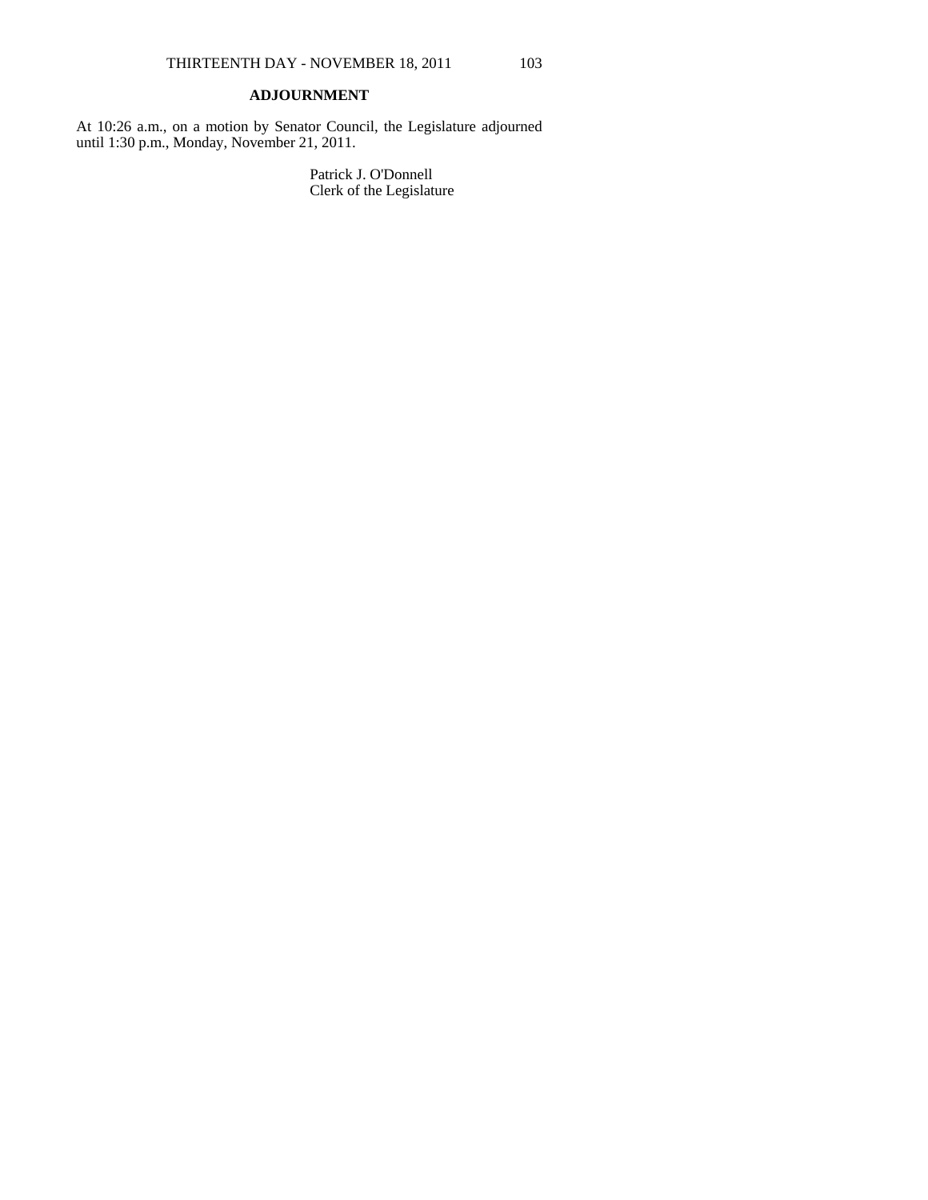## ADJOURNMENT

At 10:26 a.m., on a motion by Senator Council, the Legislature adjourned until 1:30 p.m., Monday, November 21, 2011.

Patrick J. O'Donnell
Clerk of the Legislature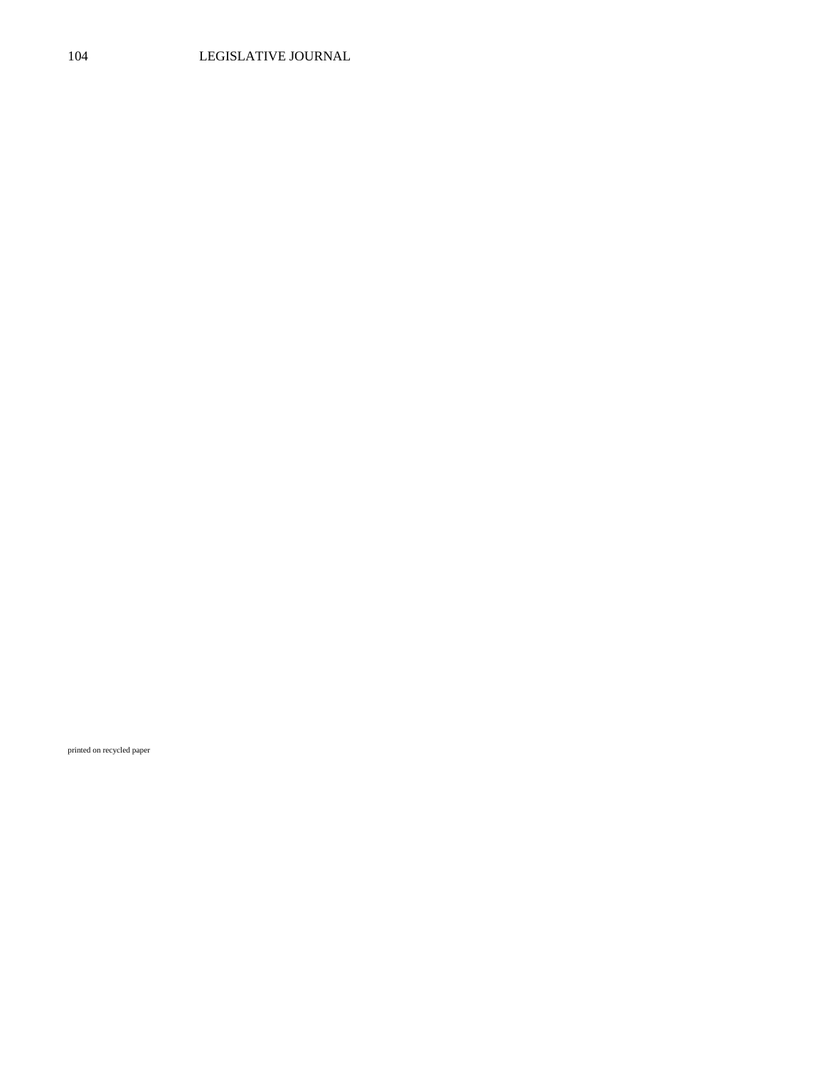printed on recycled paper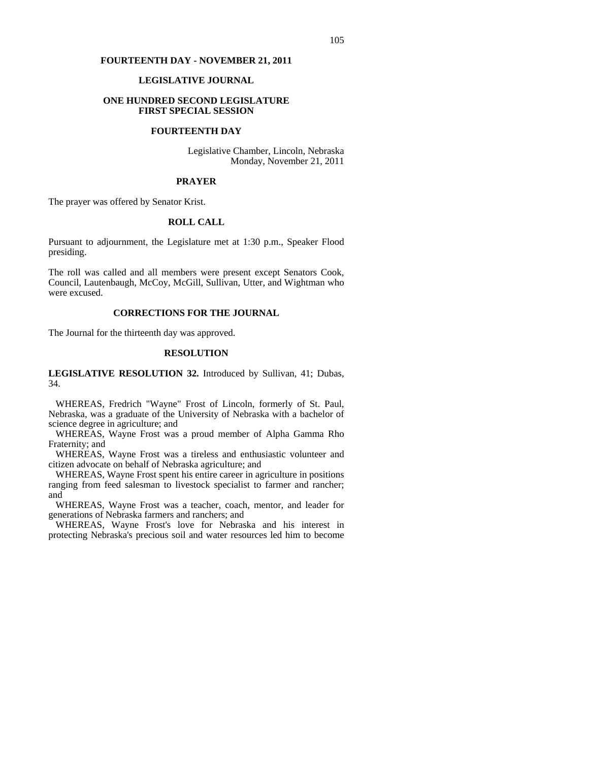# FOURTEENTH DAY - NOVEMBER 21, 2011

## LEGISLATIVE JOURNAL

## ONE HUNDRED SECOND LEGISLATURE
## FIRST SPECIAL SESSION

## FOURTEENTH DAY

Legislative Chamber, Lincoln, Nebraska
Monday, November 21, 2011

## PRAYER

The prayer was offered by Senator Krist.

## ROLL CALL

Pursuant to adjournment, the Legislature met at 1:30 p.m., Speaker Flood presiding.

The roll was called and all members were present except Senators Cook, Council, Lautenbaugh, McCoy, McGill, Sullivan, Utter, and Wightman who were excused.

## CORRECTIONS FOR THE JOURNAL

The Journal for the thirteenth day was approved.

## RESOLUTION

**LEGISLATIVE RESOLUTION 32.** Introduced by Sullivan, 41; Dubas, 34.

WHEREAS, Fredrich "Wayne" Frost of Lincoln, formerly of St. Paul, Nebraska, was a graduate of the University of Nebraska with a bachelor of science degree in agriculture; and

WHEREAS, Wayne Frost was a proud member of Alpha Gamma Rho Fraternity; and

WHEREAS, Wayne Frost was a tireless and enthusiastic volunteer and citizen advocate on behalf of Nebraska agriculture; and

WHEREAS, Wayne Frost spent his entire career in agriculture in positions ranging from feed salesman to livestock specialist to farmer and rancher; and

WHEREAS, Wayne Frost was a teacher, coach, mentor, and leader for generations of Nebraska farmers and ranchers; and

WHEREAS, Wayne Frost's love for Nebraska and his interest in protecting Nebraska's precious soil and water resources led him to become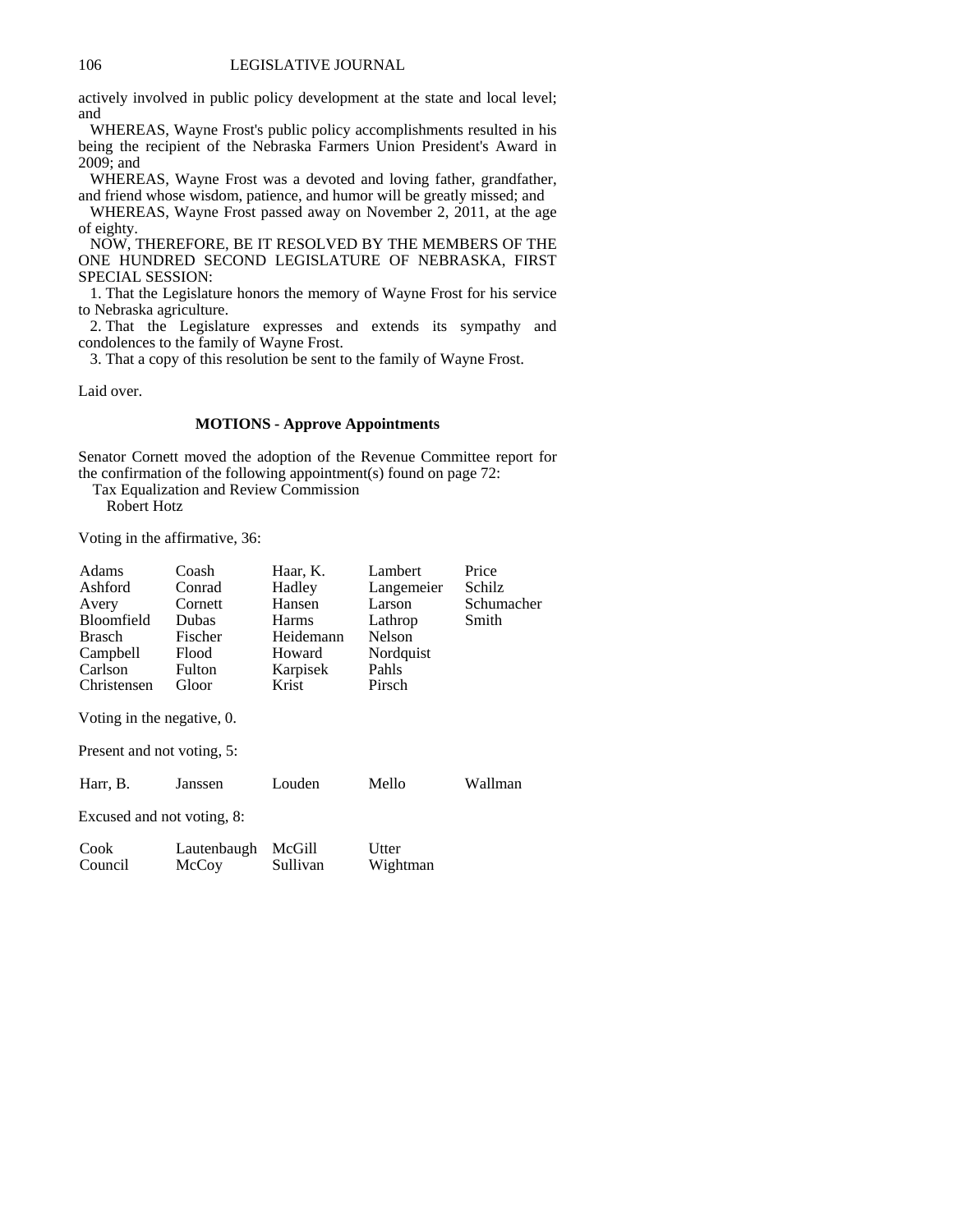actively involved in public policy development at the state and local level; and

WHEREAS, Wayne Frost's public policy accomplishments resulted in his being the recipient of the Nebraska Farmers Union President's Award in 2009; and

WHEREAS, Wayne Frost was a devoted and loving father, grandfather, and friend whose wisdom, patience, and humor will be greatly missed; and

WHEREAS, Wayne Frost passed away on November 2, 2011, at the age of eighty.

NOW, THEREFORE, BE IT RESOLVED BY THE MEMBERS OF THE ONE HUNDRED SECOND LEGISLATURE OF NEBRASKA, FIRST SPECIAL SESSION:

1. That the Legislature honors the memory of Wayne Frost for his service to Nebraska agriculture.

2. That the Legislature expresses and extends its sympathy and condolences to the family of Wayne Frost.

3. That a copy of this resolution be sent to the family of Wayne Frost.

Laid over.

**MOTIONS - Approve Appointments**

Senator Cornett moved the adoption of the Revenue Committee report for the confirmation of the following appointment(s) found on page 72:

Tax Equalization and Review Commission
Robert Hotz

Voting in the affirmative, 36:

| | | | | |
|---|---|---|---|---|
| Adams | Coash | Haar, K. | Lambert | Price |
| Ashford | Conrad | Hadley | Langemeier | Schilz |
| Avery | Cornett | Hansen | Larson | Schumacher |
| Bloomfield | Dubas | Harms | Lathrop | Smith |
| Brasch | Fischer | Heidemann | Nelson | |
| Campbell | Flood | Howard | Nordquist | |
| Carlson | Fulton | Karpisek | Pahls | |
| Christensen | Gloor | Krist | Pirsch | |

Voting in the negative, 0.

Present and not voting, 5:

| | | | | |
|---|---|---|---|---|
| Harr, B. | Janssen | Louden | Mello | Wallman |

Excused and not voting, 8:

| | | | |
|---|---|---|---|
| Cook | Lautenbaugh | McGill | Utter |
| Council | McCoy | Sullivan | Wightman |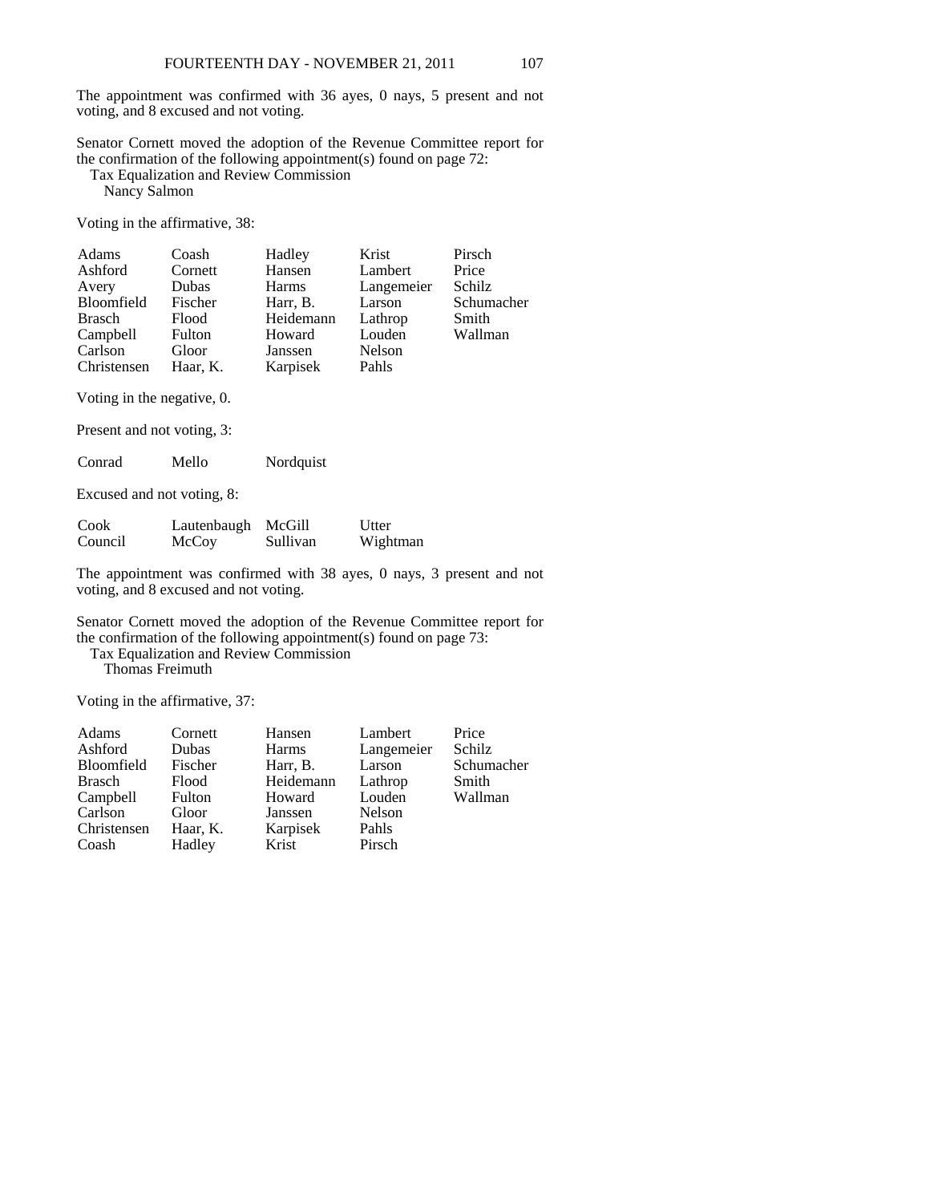The appointment was confirmed with 36 ayes, 0 nays, 5 present and not voting, and 8 excused and not voting.

Senator Cornett moved the adoption of the Revenue Committee report for the confirmation of the following appointment(s) found on page 72:

Tax Equalization and Review Commission
Nancy Salmon

Voting in the affirmative, 38:

| | | | | |
|---|---|---|---|---|
| Adams | Coash | Hadley | Krist | Pirsch |
| Ashford | Cornett | Hansen | Lambert | Price |
| Avery | Dubas | Harms | Langemeier | Schilz |
| Bloomfield | Fischer | Harr, B. | Larson | Schumacher |
| Brasch | Flood | Heidemann | Lathrop | Smith |
| Campbell | Fulton | Howard | Louden | Wallman |
| Carlson | Gloor | Janssen | Nelson | |
| Christensen | Haar, K. | Karpisek | Pahls | |

Voting in the negative, 0.

Present and not voting, 3:

| | | |
|---|---|---|
| Conrad | Mello | Nordquist |

Excused and not voting, 8:

| | | | |
|---|---|---|---|
| Cook | Lautenbaugh | McGill | Utter |
| Council | McCoy | Sullivan | Wightman |

The appointment was confirmed with 38 ayes, 0 nays, 3 present and not voting, and 8 excused and not voting.

Senator Cornett moved the adoption of the Revenue Committee report for the confirmation of the following appointment(s) found on page 73:

Tax Equalization and Review Commission
Thomas Freimuth

Voting in the affirmative, 37:

| | | | | |
|---|---|---|---|---|
| Adams | Cornett | Hansen | Lambert | Price |
| Ashford | Dubas | Harms | Langemeier | Schilz |
| Bloomfield | Fischer | Harr, B. | Larson | Schumacher |
| Brasch | Flood | Heidemann | Lathrop | Smith |
| Campbell | Fulton | Howard | Louden | Wallman |
| Carlson | Gloor | Janssen | Nelson | |
| Christensen | Haar, K. | Karpisek | Pahls | |
| Coash | Hadley | Krist | Pirsch | |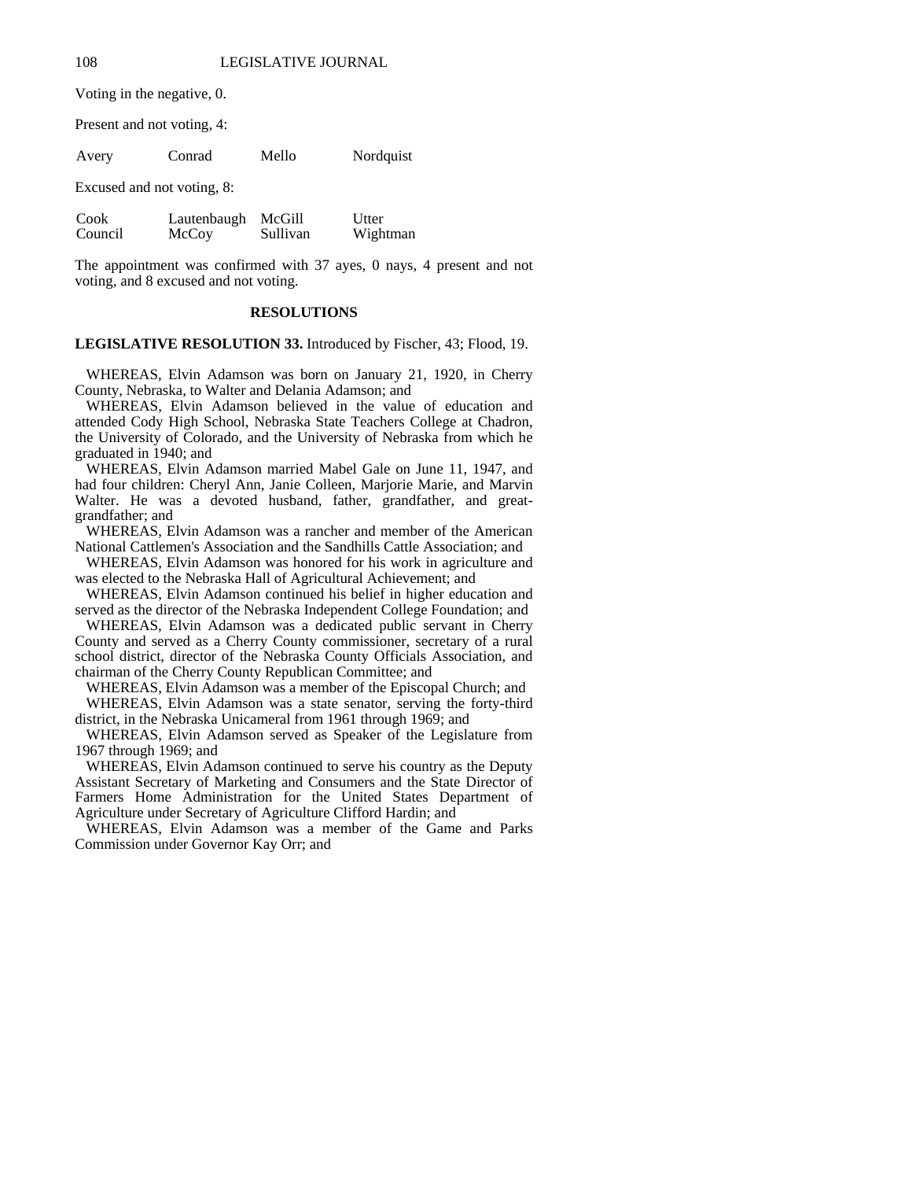Voting in the negative, 0.

Present and not voting, 4:

| | | | |
|---|---|---|---|
| Avery | Conrad | Mello | Nordquist |

Excused and not voting, 8:

| | | | |
|---|---|---|---|
| Cook | Lautenbaugh | McGill | Utter |
| Council | McCoy | Sullivan | Wightman |

The appointment was confirmed with 37 ayes, 0 nays, 4 present and not voting, and 8 excused and not voting.

## RESOLUTIONS

**LEGISLATIVE RESOLUTION 33.** Introduced by Fischer, 43; Flood, 19.

WHEREAS, Elvin Adamson was born on January 21, 1920, in Cherry County, Nebraska, to Walter and Delania Adamson; and

WHEREAS, Elvin Adamson believed in the value of education and attended Cody High School, Nebraska State Teachers College at Chadron, the University of Colorado, and the University of Nebraska from which he graduated in 1940; and

WHEREAS, Elvin Adamson married Mabel Gale on June 11, 1947, and had four children: Cheryl Ann, Janie Colleen, Marjorie Marie, and Marvin Walter. He was a devoted husband, father, grandfather, and great-grandfather; and

WHEREAS, Elvin Adamson was a rancher and member of the American National Cattlemen's Association and the Sandhills Cattle Association; and

WHEREAS, Elvin Adamson was honored for his work in agriculture and was elected to the Nebraska Hall of Agricultural Achievement; and

WHEREAS, Elvin Adamson continued his belief in higher education and served as the director of the Nebraska Independent College Foundation; and

WHEREAS, Elvin Adamson was a dedicated public servant in Cherry County and served as a Cherry County commissioner, secretary of a rural school district, director of the Nebraska County Officials Association, and chairman of the Cherry County Republican Committee; and

WHEREAS, Elvin Adamson was a member of the Episcopal Church; and

WHEREAS, Elvin Adamson was a state senator, serving the forty-third district, in the Nebraska Unicameral from 1961 through 1969; and

WHEREAS, Elvin Adamson served as Speaker of the Legislature from 1967 through 1969; and

WHEREAS, Elvin Adamson continued to serve his country as the Deputy Assistant Secretary of Marketing and Consumers and the State Director of Farmers Home Administration for the United States Department of Agriculture under Secretary of Agriculture Clifford Hardin; and

WHEREAS, Elvin Adamson was a member of the Game and Parks Commission under Governor Kay Orr; and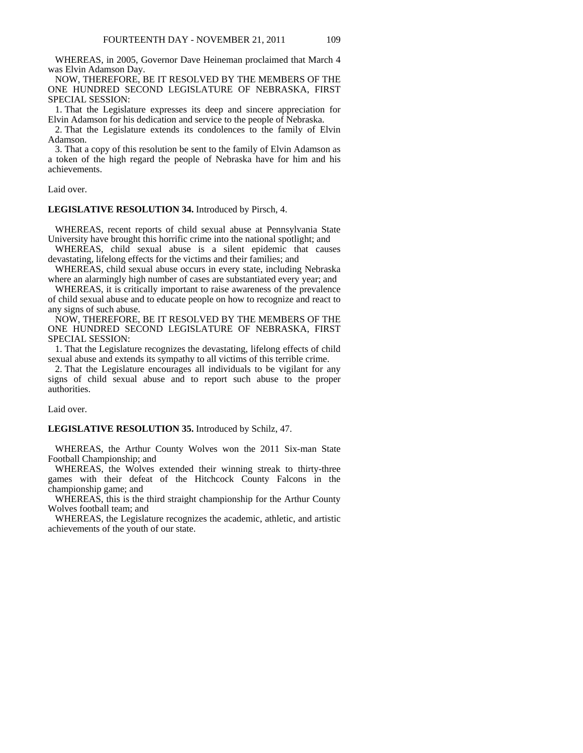WHEREAS, in 2005, Governor Dave Heineman proclaimed that March 4 was Elvin Adamson Day.

NOW, THEREFORE, BE IT RESOLVED BY THE MEMBERS OF THE ONE HUNDRED SECOND LEGISLATURE OF NEBRASKA, FIRST SPECIAL SESSION:

1. That the Legislature expresses its deep and sincere appreciation for Elvin Adamson for his dedication and service to the people of Nebraska.

2. That the Legislature extends its condolences to the family of Elvin Adamson.

3. That a copy of this resolution be sent to the family of Elvin Adamson as a token of the high regard the people of Nebraska have for him and his achievements.

Laid over.

**LEGISLATIVE RESOLUTION 34.** Introduced by Pirsch, 4.

WHEREAS, recent reports of child sexual abuse at Pennsylvania State University have brought this horrific crime into the national spotlight; and

WHEREAS, child sexual abuse is a silent epidemic that causes devastating, lifelong effects for the victims and their families; and

WHEREAS, child sexual abuse occurs in every state, including Nebraska where an alarmingly high number of cases are substantiated every year; and

WHEREAS, it is critically important to raise awareness of the prevalence of child sexual abuse and to educate people on how to recognize and react to any signs of such abuse.

NOW, THEREFORE, BE IT RESOLVED BY THE MEMBERS OF THE ONE HUNDRED SECOND LEGISLATURE OF NEBRASKA, FIRST SPECIAL SESSION:

1. That the Legislature recognizes the devastating, lifelong effects of child sexual abuse and extends its sympathy to all victims of this terrible crime.

2. That the Legislature encourages all individuals to be vigilant for any signs of child sexual abuse and to report such abuse to the proper authorities.

Laid over.

**LEGISLATIVE RESOLUTION 35.** Introduced by Schilz, 47.

WHEREAS, the Arthur County Wolves won the 2011 Six-man State Football Championship; and

WHEREAS, the Wolves extended their winning streak to thirty-three games with their defeat of the Hitchcock County Falcons in the championship game; and

WHEREAS, this is the third straight championship for the Arthur County Wolves football team; and

WHEREAS, the Legislature recognizes the academic, athletic, and artistic achievements of the youth of our state.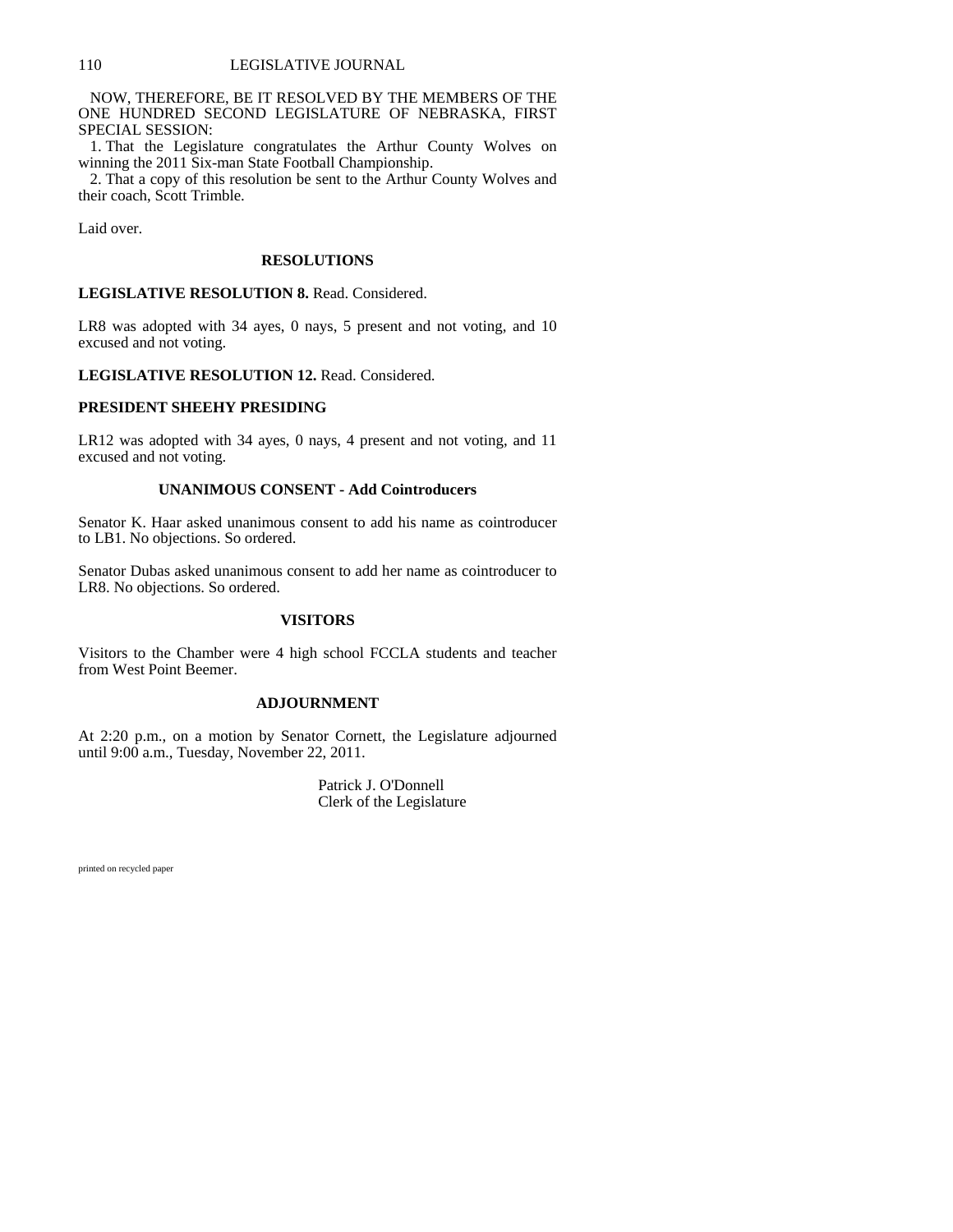NOW, THEREFORE, BE IT RESOLVED BY THE MEMBERS OF THE ONE HUNDRED SECOND LEGISLATURE OF NEBRASKA, FIRST SPECIAL SESSION:

1. That the Legislature congratulates the Arthur County Wolves on winning the 2011 Six-man State Football Championship.

2. That a copy of this resolution be sent to the Arthur County Wolves and their coach, Scott Trimble.

Laid over.

## RESOLUTIONS

**LEGISLATIVE RESOLUTION 8.** Read. Considered.

LR8 was adopted with 34 ayes, 0 nays, 5 present and not voting, and 10 excused and not voting.

**LEGISLATIVE RESOLUTION 12.** Read. Considered.

**PRESIDENT SHEEHY PRESIDING**

LR12 was adopted with 34 ayes, 0 nays, 4 present and not voting, and 11 excused and not voting.

## UNANIMOUS CONSENT - Add Cointroducers

Senator K. Haar asked unanimous consent to add his name as cointroducer to LB1. No objections. So ordered.

Senator Dubas asked unanimous consent to add her name as cointroducer to LR8. No objections. So ordered.

## VISITORS

Visitors to the Chamber were 4 high school FCCLA students and teacher from West Point Beemer.

## ADJOURNMENT

At 2:20 p.m., on a motion by Senator Cornett, the Legislature adjourned until 9:00 a.m., Tuesday, November 22, 2011.

Patrick J. O'Donnell
Clerk of the Legislature

printed on recycled paper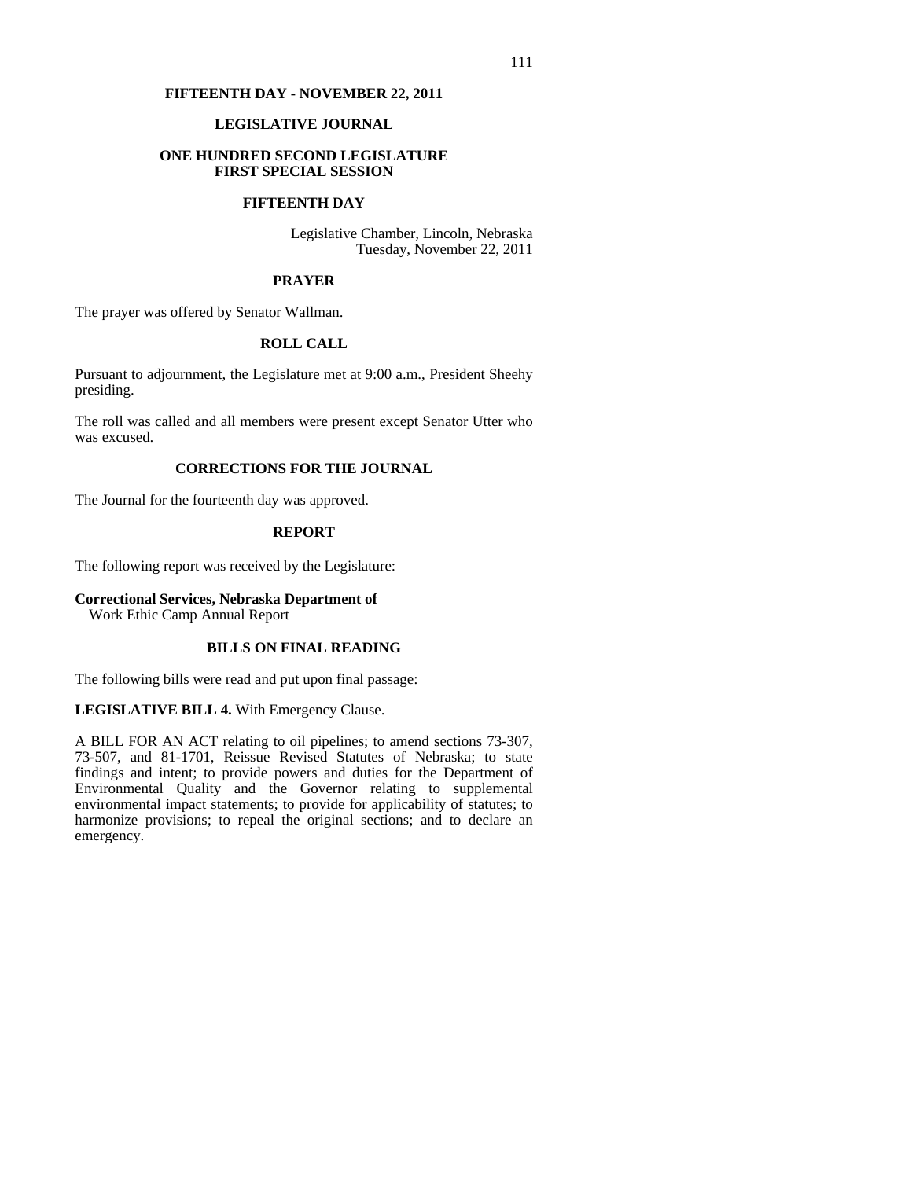# FIFTEENTH DAY - NOVEMBER 22, 2011

## LEGISLATIVE JOURNAL

## ONE HUNDRED SECOND LEGISLATURE
## FIRST SPECIAL SESSION

## FIFTEENTH DAY

Legislative Chamber, Lincoln, Nebraska
Tuesday, November 22, 2011

### PRAYER

The prayer was offered by Senator Wallman.

### ROLL CALL

Pursuant to adjournment, the Legislature met at 9:00 a.m., President Sheehy presiding.

The roll was called and all members were present except Senator Utter who was excused.

### CORRECTIONS FOR THE JOURNAL

The Journal for the fourteenth day was approved.

### REPORT

The following report was received by the Legislature:

**Correctional Services, Nebraska Department of**
Work Ethic Camp Annual Report

### BILLS ON FINAL READING

The following bills were read and put upon final passage:

**LEGISLATIVE BILL 4.** With Emergency Clause.

A BILL FOR AN ACT relating to oil pipelines; to amend sections 73-307, 73-507, and 81-1701, Reissue Revised Statutes of Nebraska; to state findings and intent; to provide powers and duties for the Department of Environmental Quality and the Governor relating to supplemental environmental impact statements; to provide for applicability of statutes; to harmonize provisions; to repeal the original sections; and to declare an emergency.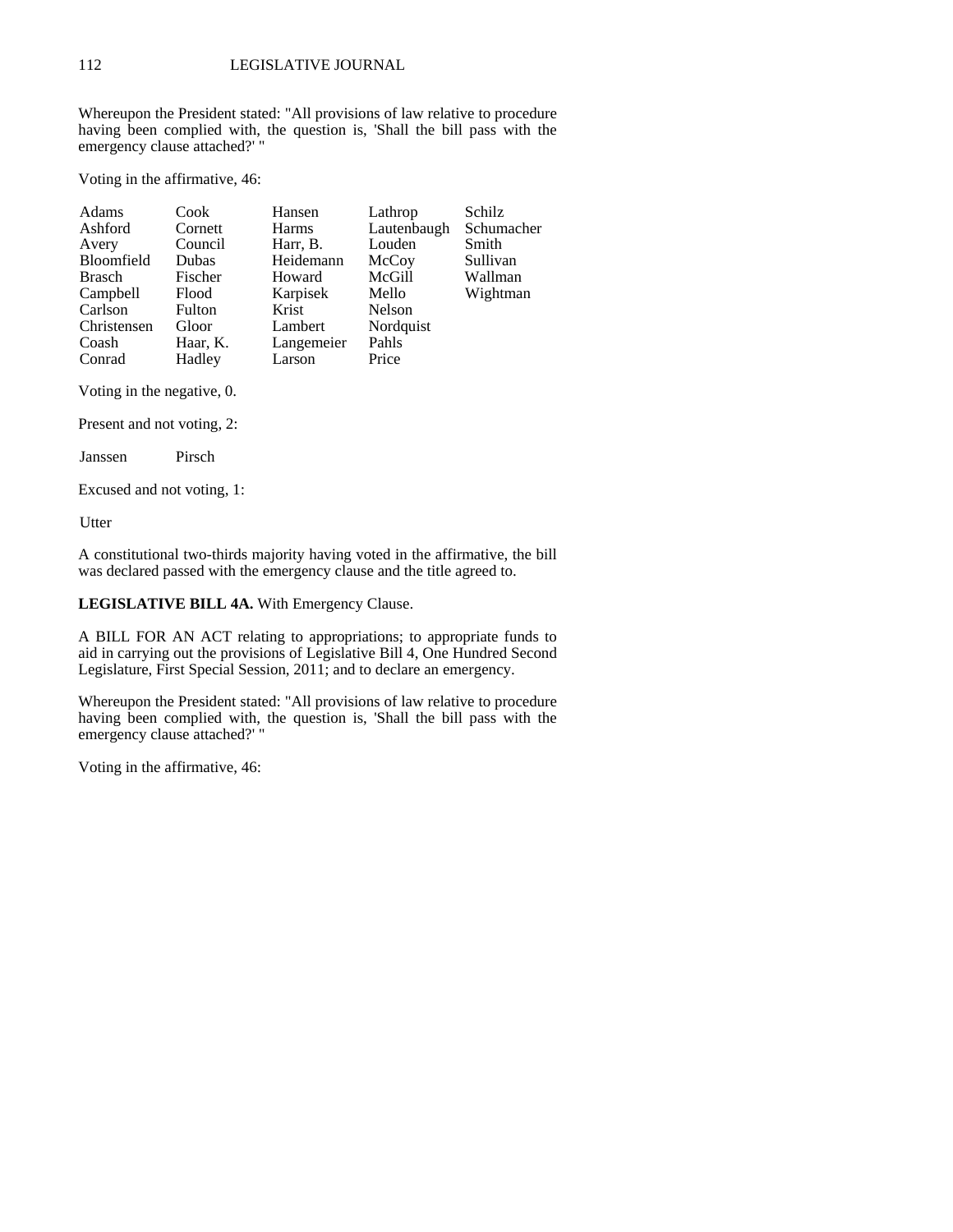Whereupon the President stated: "All provisions of law relative to procedure having been complied with, the question is, 'Shall the bill pass with the emergency clause attached?' "

Voting in the affirmative, 46:

| | | | | |
|---|---|---|---|---|
| Adams | Cook | Hansen | Lathrop | Schilz |
| Ashford | Cornett | Harms | Lautenbaugh | Schumacher |
| Avery | Council | Harr, B. | Louden | Smith |
| Bloomfield | Dubas | Heidemann | McCoy | Sullivan |
| Brasch | Fischer | Howard | McGill | Wallman |
| Campbell | Flood | Karpisek | Mello | Wightman |
| Carlson | Fulton | Krist | Nelson | |
| Christensen | Gloor | Lambert | Nordquist | |
| Coash | Haar, K. | Langemeier | Pahls | |
| Conrad | Hadley | Larson | Price | |

Voting in the negative, 0.

Present and not voting, 2:

Janssen Pirsch

Excused and not voting, 1:

Utter

A constitutional two-thirds majority having voted in the affirmative, the bill was declared passed with the emergency clause and the title agreed to.

**LEGISLATIVE BILL 4A.** With Emergency Clause.

A BILL FOR AN ACT relating to appropriations; to appropriate funds to aid in carrying out the provisions of Legislative Bill 4, One Hundred Second Legislature, First Special Session, 2011; and to declare an emergency.

Whereupon the President stated: "All provisions of law relative to procedure having been complied with, the question is, 'Shall the bill pass with the emergency clause attached?' "

Voting in the affirmative, 46: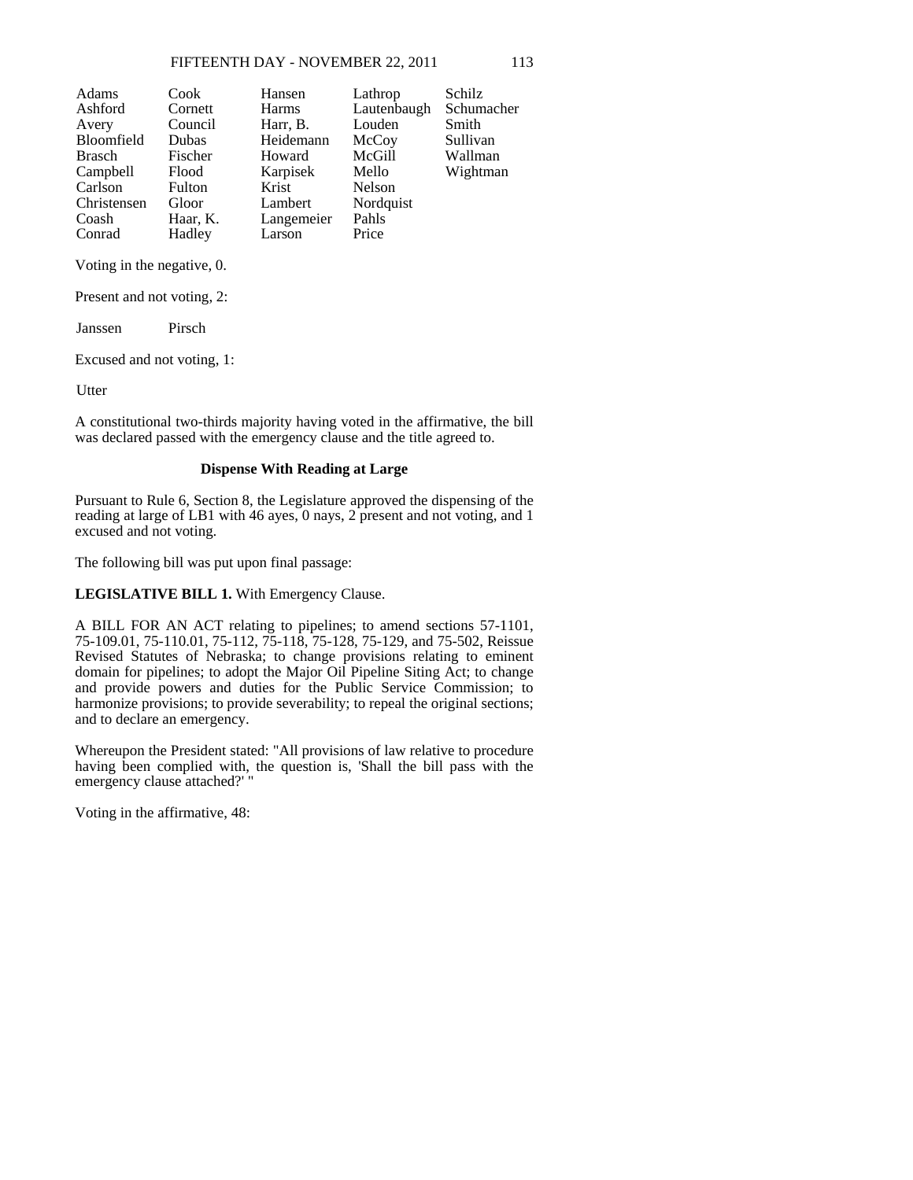| | | | | |
|---|---|---|---|---|
| Adams | Cook | Hansen | Lathrop | Schilz |
| Ashford | Cornett | Harms | Lautenbaugh | Schumacher |
| Avery | Council | Harr, B. | Louden | Smith |
| Bloomfield | Dubas | Heidemann | McCoy | Sullivan |
| Brasch | Fischer | Howard | McGill | Wallman |
| Campbell | Flood | Karpisek | Mello | Wightman |
| Carlson | Fulton | Krist | Nelson | |
| Christensen | Gloor | Lambert | Nordquist | |
| Coash | Haar, K. | Langemeier | Pahls | |
| Conrad | Hadley | Larson | Price | |

Voting in the negative, 0.

Present and not voting, 2:

Janssen Pirsch

Excused and not voting, 1:

Utter

A constitutional two-thirds majority having voted in the affirmative, the bill was declared passed with the emergency clause and the title agreed to.

### Dispense With Reading at Large

Pursuant to Rule 6, Section 8, the Legislature approved the dispensing of the reading at large of LB1 with 46 ayes, 0 nays, 2 present and not voting, and 1 excused and not voting.

The following bill was put upon final passage:

**LEGISLATIVE BILL 1.** With Emergency Clause.

A BILL FOR AN ACT relating to pipelines; to amend sections 57-1101, 75-109.01, 75-110.01, 75-112, 75-118, 75-128, 75-129, and 75-502, Reissue Revised Statutes of Nebraska; to change provisions relating to eminent domain for pipelines; to adopt the Major Oil Pipeline Siting Act; to change and provide powers and duties for the Public Service Commission; to harmonize provisions; to provide severability; to repeal the original sections; and to declare an emergency.

Whereupon the President stated: "All provisions of law relative to procedure having been complied with, the question is, 'Shall the bill pass with the emergency clause attached?' "

Voting in the affirmative, 48: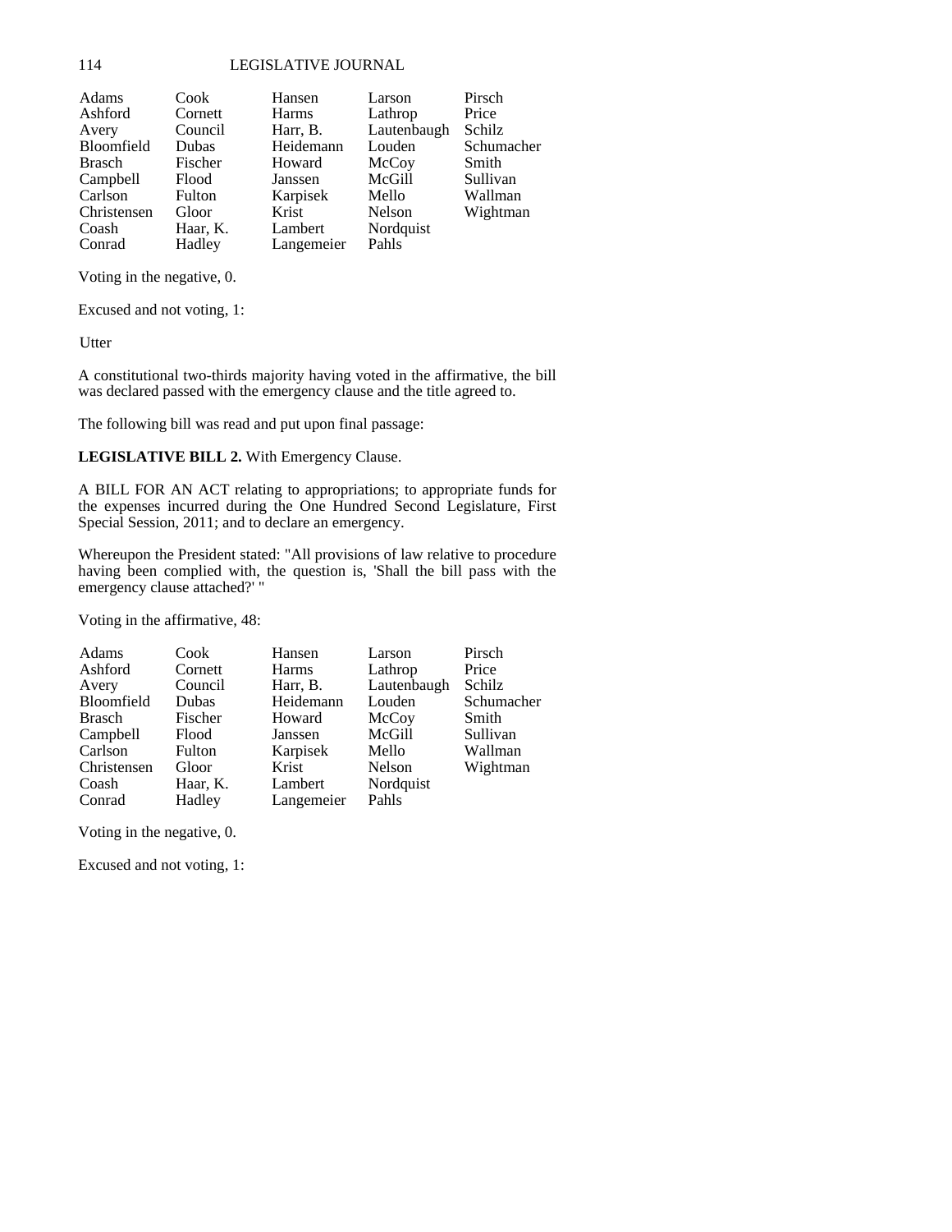| | | | | |
|---|---|---|---|---|
| Adams | Cook | Hansen | Larson | Pirsch |
| Ashford | Cornett | Harms | Lathrop | Price |
| Avery | Council | Harr, B. | Lautenbaugh | Schilz |
| Bloomfield | Dubas | Heidemann | Louden | Schumacher |
| Brasch | Fischer | Howard | McCoy | Smith |
| Campbell | Flood | Janssen | McGill | Sullivan |
| Carlson | Fulton | Karpisek | Mello | Wallman |
| Christensen | Gloor | Krist | Nelson | Wightman |
| Coash | Haar, K. | Lambert | Nordquist | |
| Conrad | Hadley | Langemeier | Pahls | |

Voting in the negative, 0.

Excused and not voting, 1:

Utter

A constitutional two-thirds majority having voted in the affirmative, the bill was declared passed with the emergency clause and the title agreed to.

The following bill was read and put upon final passage:

**LEGISLATIVE BILL 2.** With Emergency Clause.

A BILL FOR AN ACT relating to appropriations; to appropriate funds for the expenses incurred during the One Hundred Second Legislature, First Special Session, 2011; and to declare an emergency.

Whereupon the President stated: "All provisions of law relative to procedure having been complied with, the question is, 'Shall the bill pass with the emergency clause attached?' "

Voting in the affirmative, 48:

| | | | | |
|---|---|---|---|---|
| Adams | Cook | Hansen | Larson | Pirsch |
| Ashford | Cornett | Harms | Lathrop | Price |
| Avery | Council | Harr, B. | Lautenbaugh | Schilz |
| Bloomfield | Dubas | Heidemann | Louden | Schumacher |
| Brasch | Fischer | Howard | McCoy | Smith |
| Campbell | Flood | Janssen | McGill | Sullivan |
| Carlson | Fulton | Karpisek | Mello | Wallman |
| Christensen | Gloor | Krist | Nelson | Wightman |
| Coash | Haar, K. | Lambert | Nordquist | |
| Conrad | Hadley | Langemeier | Pahls | |

Voting in the negative, 0.

Excused and not voting, 1: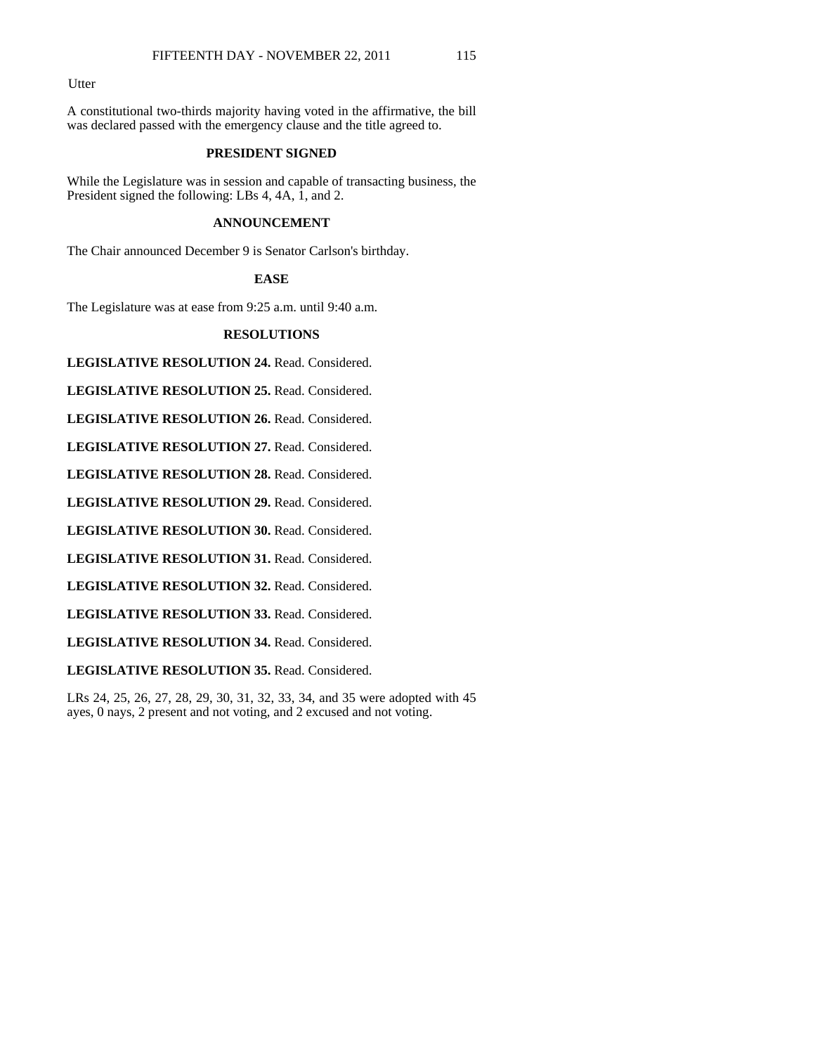Utter

A constitutional two-thirds majority having voted in the affirmative, the bill was declared passed with the emergency clause and the title agreed to.

### PRESIDENT SIGNED

While the Legislature was in session and capable of transacting business, the President signed the following: LBs 4, 4A, 1, and 2.

### ANNOUNCEMENT

The Chair announced December 9 is Senator Carlson's birthday.

### EASE

The Legislature was at ease from 9:25 a.m. until 9:40 a.m.

### RESOLUTIONS

**LEGISLATIVE RESOLUTION 24.** Read. Considered.

**LEGISLATIVE RESOLUTION 25.** Read. Considered.

**LEGISLATIVE RESOLUTION 26.** Read. Considered.

**LEGISLATIVE RESOLUTION 27.** Read. Considered.

**LEGISLATIVE RESOLUTION 28.** Read. Considered.

**LEGISLATIVE RESOLUTION 29.** Read. Considered.

**LEGISLATIVE RESOLUTION 30.** Read. Considered.

**LEGISLATIVE RESOLUTION 31.** Read. Considered.

**LEGISLATIVE RESOLUTION 32.** Read. Considered.

**LEGISLATIVE RESOLUTION 33.** Read. Considered.

**LEGISLATIVE RESOLUTION 34.** Read. Considered.

**LEGISLATIVE RESOLUTION 35.** Read. Considered.

LRs 24, 25, 26, 27, 28, 29, 30, 31, 32, 33, 34, and 35 were adopted with 45 ayes, 0 nays, 2 present and not voting, and 2 excused and not voting.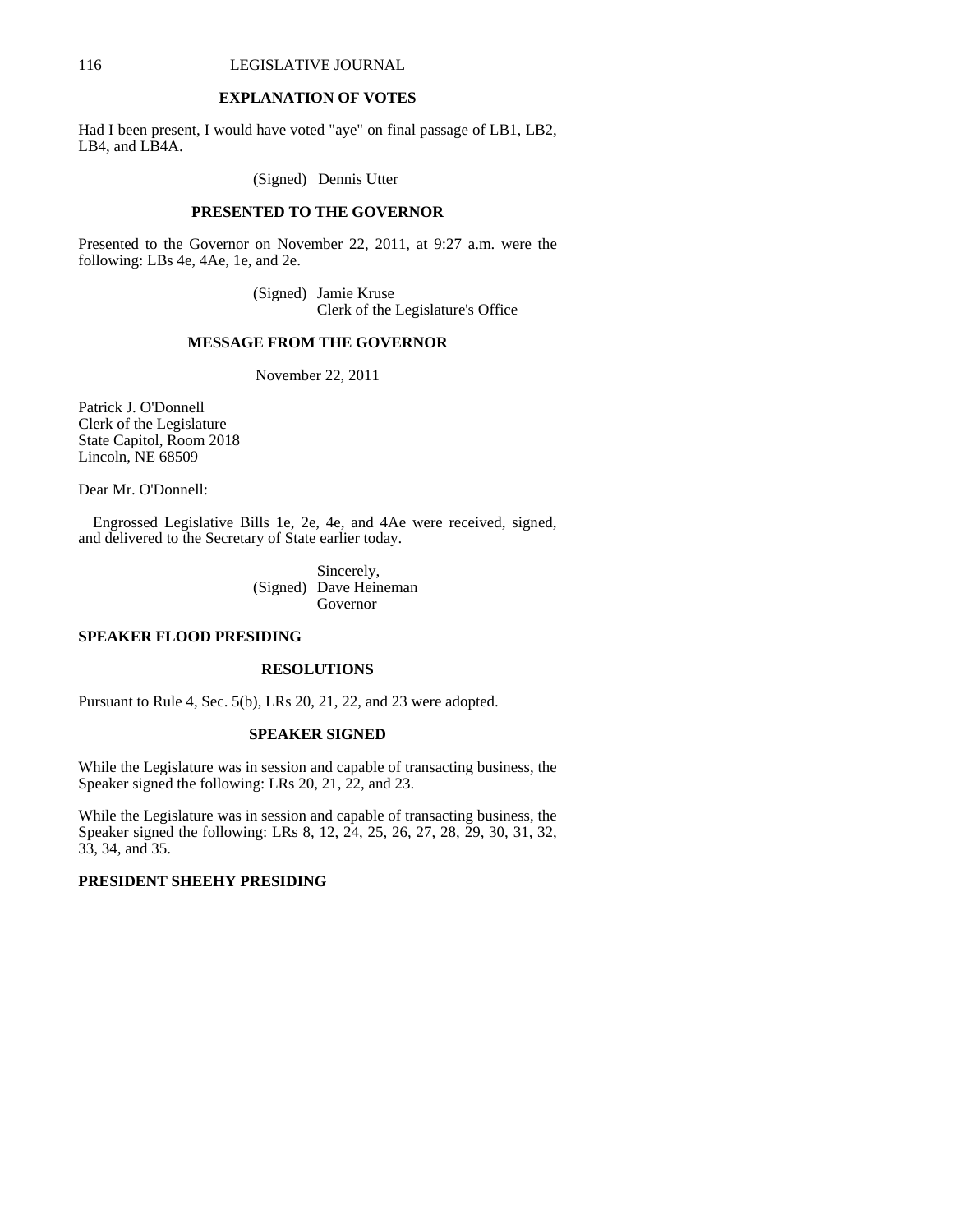## EXPLANATION OF VOTES

Had I been present, I would have voted "aye" on final passage of LB1, LB2, LB4, and LB4A.

(Signed) Dennis Utter

## PRESENTED TO THE GOVERNOR

Presented to the Governor on November 22, 2011, at 9:27 a.m. were the following: LBs 4e, 4Ae, 1e, and 2e.

(Signed) Jamie Kruse
Clerk of the Legislature's Office

## MESSAGE FROM THE GOVERNOR

November 22, 2011

Patrick J. O'Donnell
Clerk of the Legislature
State Capitol, Room 2018
Lincoln, NE 68509

Dear Mr. O'Donnell:

Engrossed Legislative Bills 1e, 2e, 4e, and 4Ae were received, signed, and delivered to the Secretary of State earlier today.

Sincerely,
(Signed) Dave Heineman
Governor

**SPEAKER FLOOD PRESIDING**

## RESOLUTIONS

Pursuant to Rule 4, Sec. 5(b), LRs 20, 21, 22, and 23 were adopted.

## SPEAKER SIGNED

While the Legislature was in session and capable of transacting business, the Speaker signed the following: LRs 20, 21, 22, and 23.

While the Legislature was in session and capable of transacting business, the Speaker signed the following: LRs 8, 12, 24, 25, 26, 27, 28, 29, 30, 31, 32, 33, 34, and 35.

**PRESIDENT SHEEHY PRESIDING**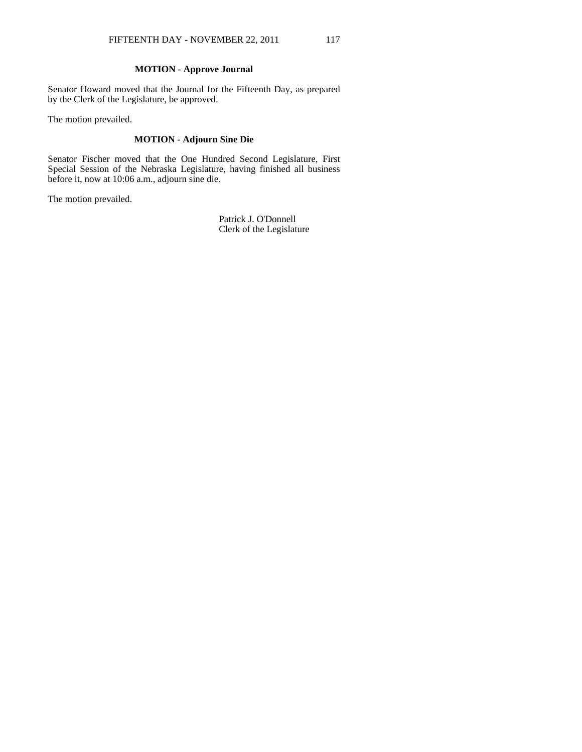### MOTION - Approve Journal

Senator Howard moved that the Journal for the Fifteenth Day, as prepared by the Clerk of the Legislature, be approved.

The motion prevailed.

### MOTION - Adjourn Sine Die

Senator Fischer moved that the One Hundred Second Legislature, First Special Session of the Nebraska Legislature, having finished all business before it, now at 10:06 a.m., adjourn sine die.

The motion prevailed.

Patrick J. O'Donnell
Clerk of the Legislature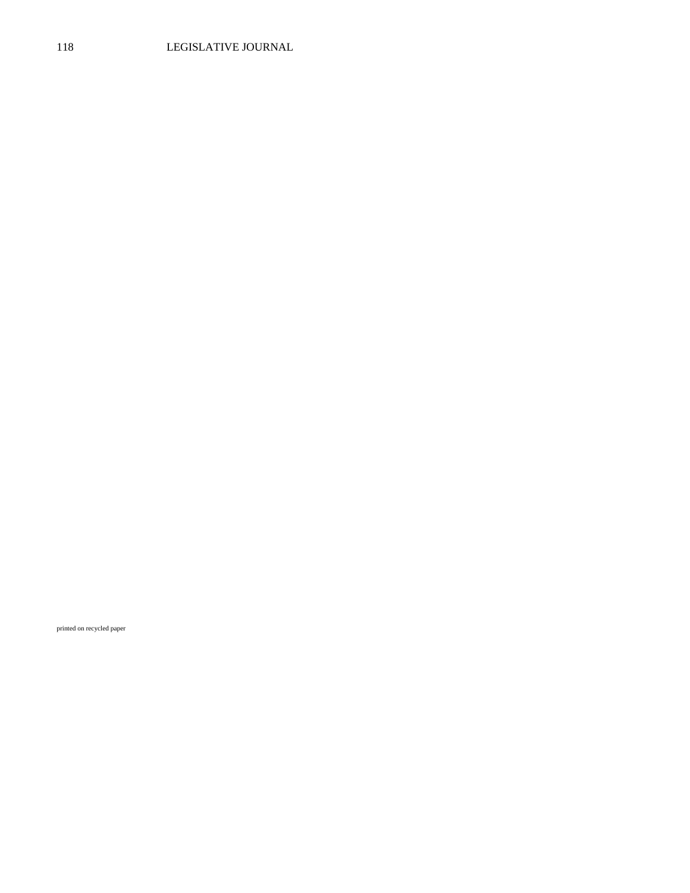printed on recycled paper